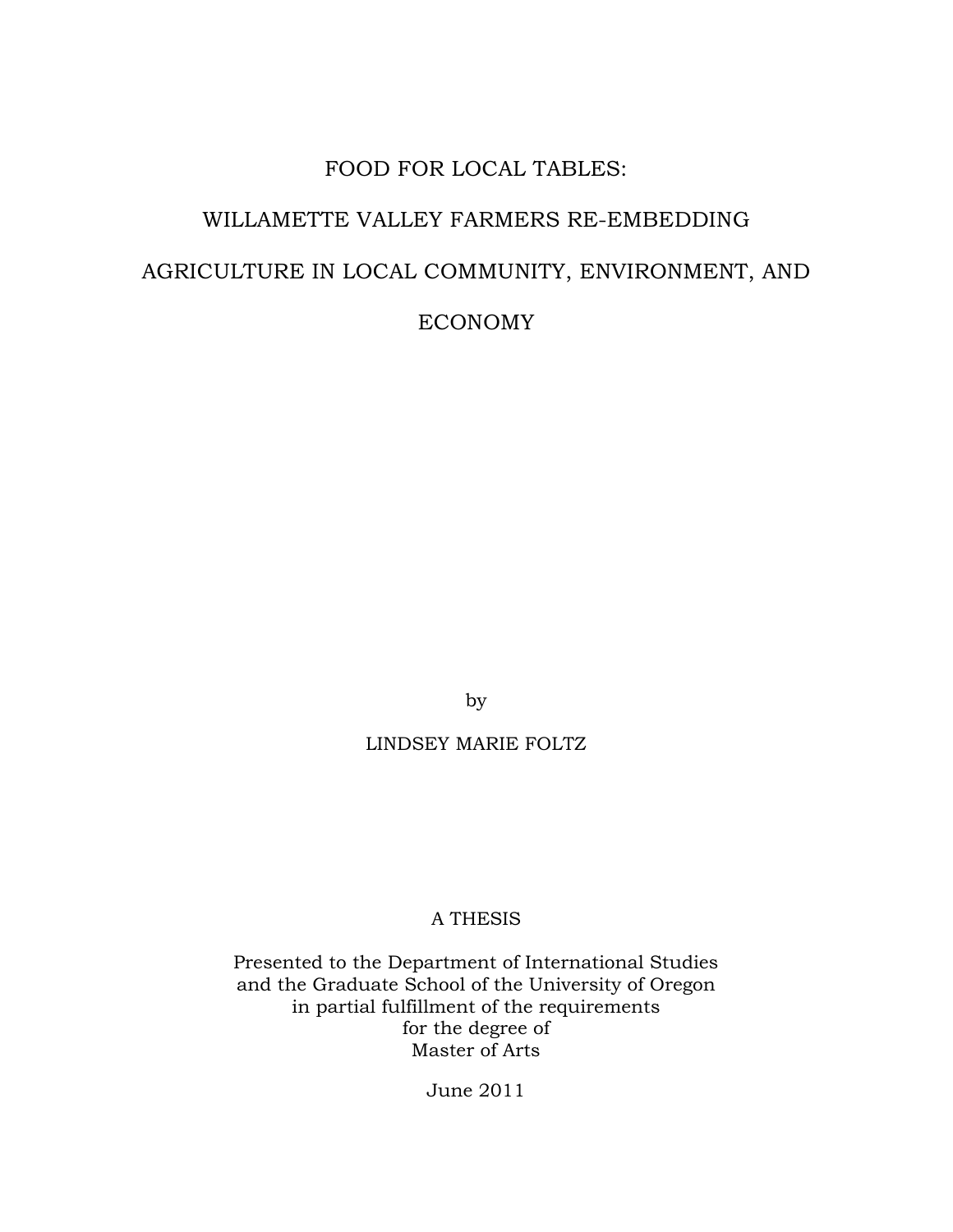# FOOD FOR LOCAL TABLES:

# WILLAMETTE VALLEY FARMERS RE-EMBEDDING

# AGRICULTURE IN LOCAL COMMUNITY, ENVIRONMENT, AND

# ECONOMY

by

LINDSEY MARIE FOLTZ

A THESIS

Presented to the Department of International Studies
and the Graduate School of the University of Oregon
in partial fulfillment of the requirements
for the degree of
Master of Arts

June 2011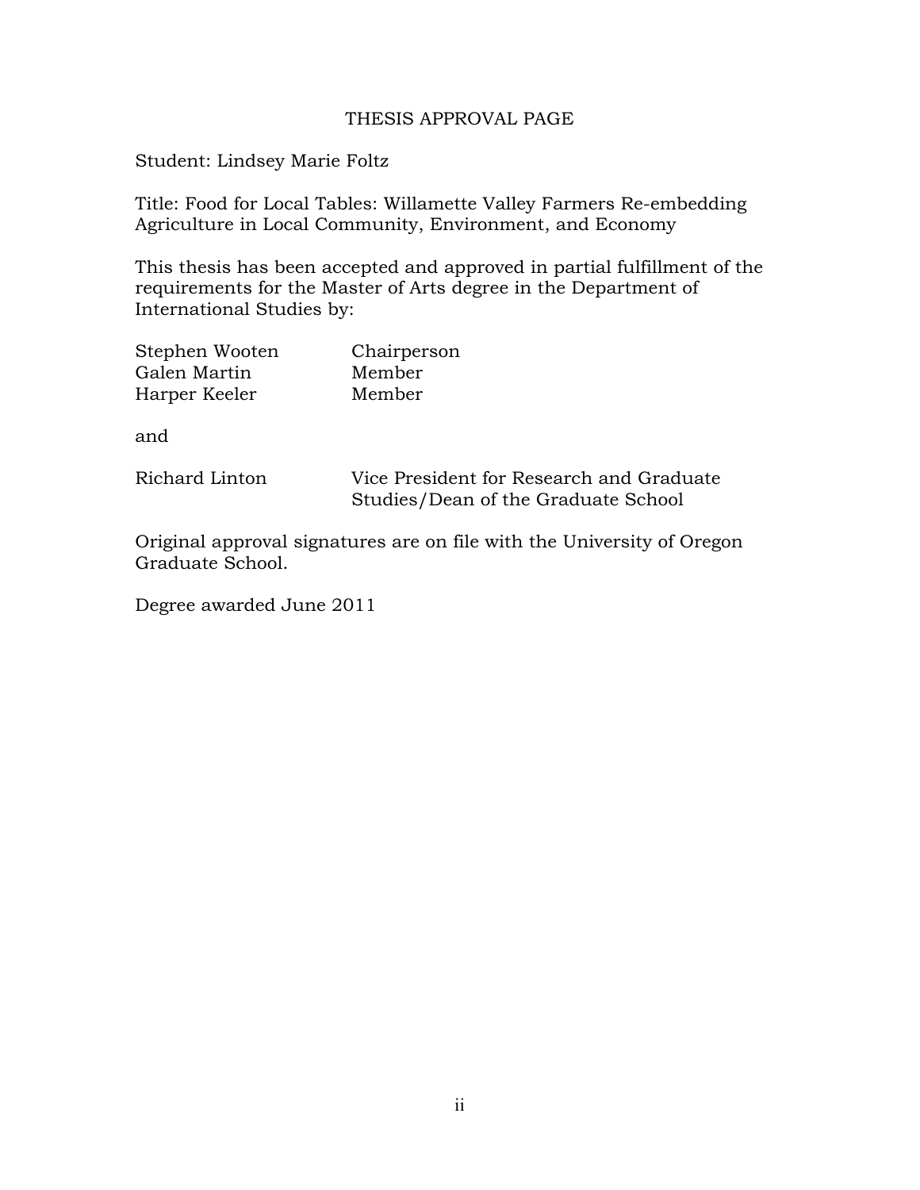# THESIS APPROVAL PAGE

Student: Lindsey Marie Foltz

Title: Food for Local Tables: Willamette Valley Farmers Re-embedding Agriculture in Local Community, Environment, and Economy

This thesis has been accepted and approved in partial fulfillment of the requirements for the Master of Arts degree in the Department of International Studies by:

| | |
|---|---|
| Stephen Wooten | Chairperson |
| Galen Martin | Member |
| Harper Keeler | Member |

and

| | |
|---|---|
| Richard Linton | Vice President for Research and Graduate Studies/Dean of the Graduate School |

Original approval signatures are on file with the University of Oregon Graduate School.

Degree awarded June 2011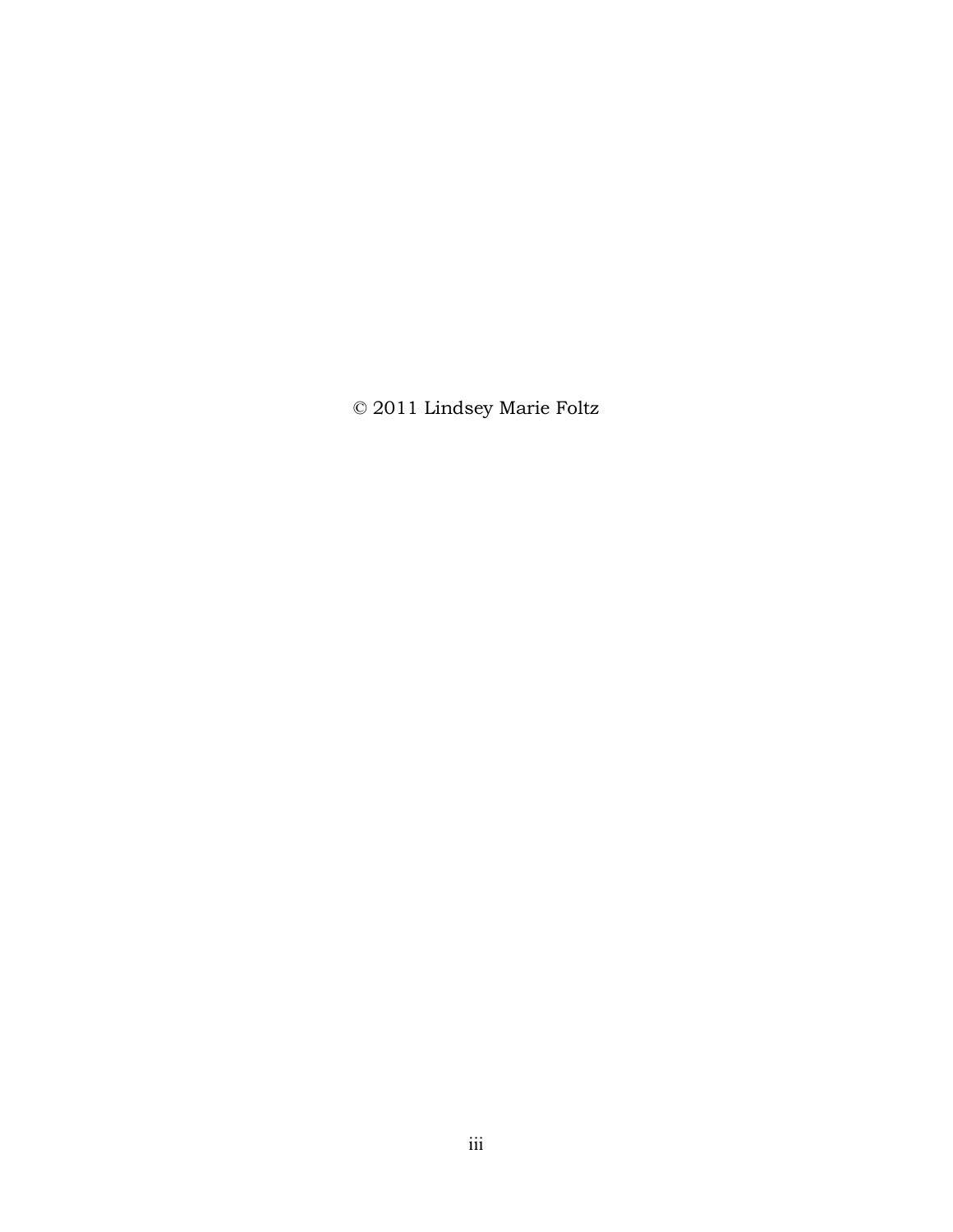© 2011 Lindsey Marie Foltz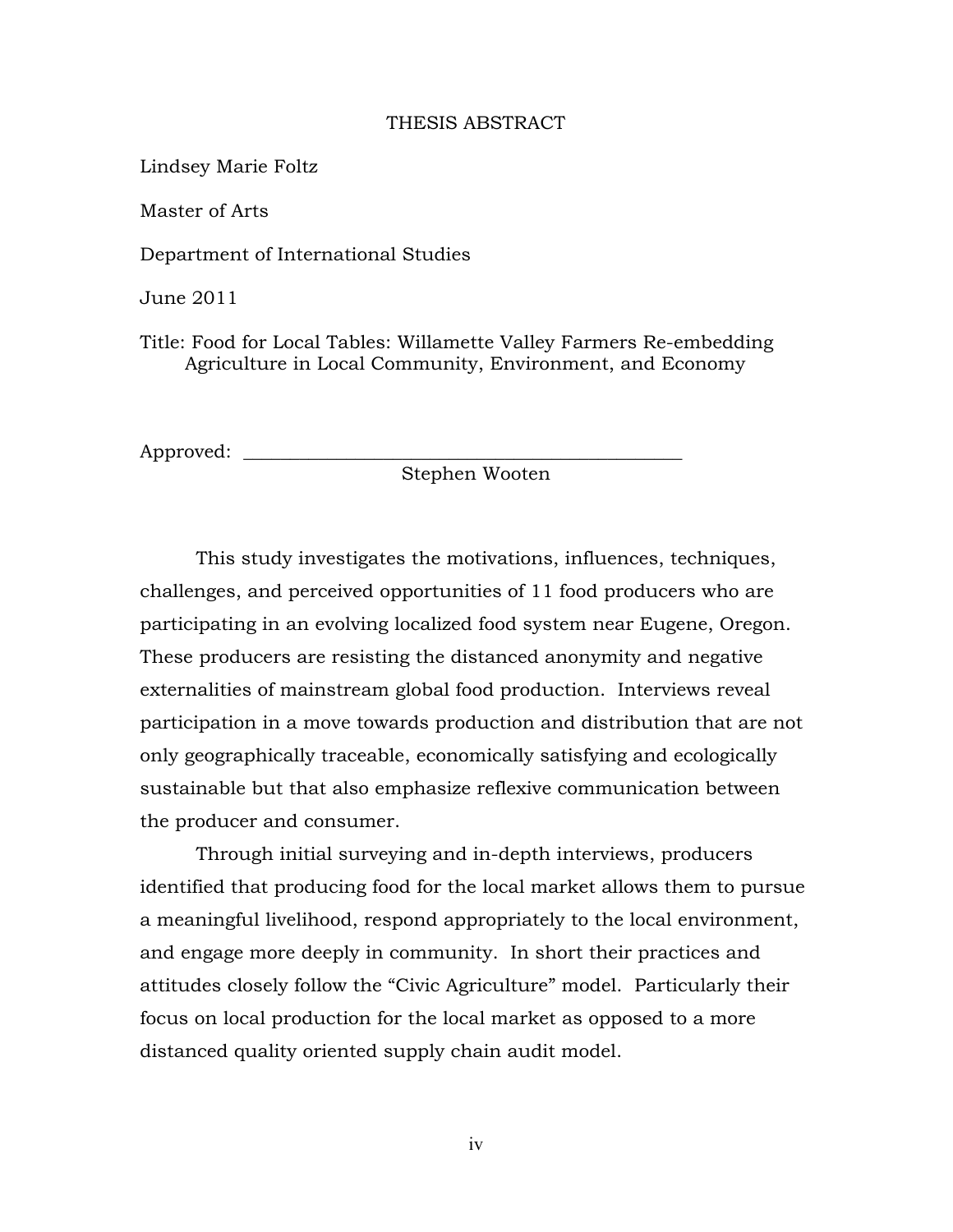# THESIS ABSTRACT

Lindsey Marie Foltz

Master of Arts

Department of International Studies

June 2011

Title: Food for Local Tables: Willamette Valley Farmers Re-embedding Agriculture in Local Community, Environment, and Economy

Approved: _______________________________________________
Stephen Wooten

This study investigates the motivations, influences, techniques, challenges, and perceived opportunities of 11 food producers who are participating in an evolving localized food system near Eugene, Oregon. These producers are resisting the distanced anonymity and negative externalities of mainstream global food production. Interviews reveal participation in a move towards production and distribution that are not only geographically traceable, economically satisfying and ecologically sustainable but that also emphasize reflexive communication between the producer and consumer.

Through initial surveying and in-depth interviews, producers identified that producing food for the local market allows them to pursue a meaningful livelihood, respond appropriately to the local environment, and engage more deeply in community. In short their practices and attitudes closely follow the "Civic Agriculture" model. Particularly their focus on local production for the local market as opposed to a more distanced quality oriented supply chain audit model.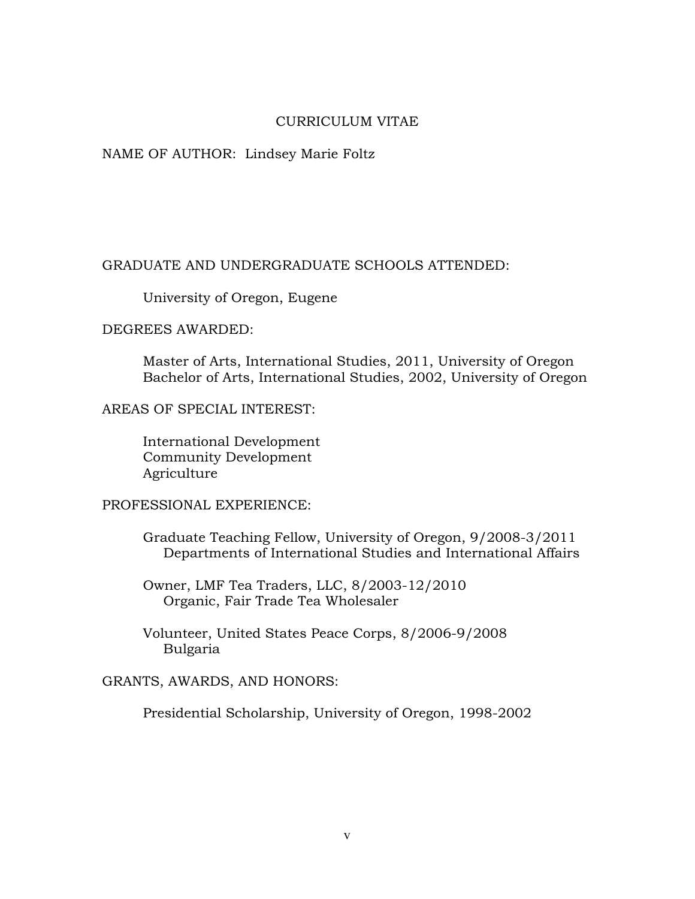# CURRICULUM VITAE

NAME OF AUTHOR: Lindsey Marie Foltz

GRADUATE AND UNDERGRADUATE SCHOOLS ATTENDED:

University of Oregon, Eugene

DEGREES AWARDED:

Master of Arts, International Studies, 2011, University of Oregon
Bachelor of Arts, International Studies, 2002, University of Oregon

AREAS OF SPECIAL INTEREST:

International Development
Community Development
Agriculture

PROFESSIONAL EXPERIENCE:

Graduate Teaching Fellow, University of Oregon, 9/2008-3/2011
Departments of International Studies and International Affairs

Owner, LMF Tea Traders, LLC, 8/2003-12/2010
Organic, Fair Trade Tea Wholesaler

Volunteer, United States Peace Corps, 8/2006-9/2008
Bulgaria

GRANTS, AWARDS, AND HONORS:

Presidential Scholarship, University of Oregon, 1998-2002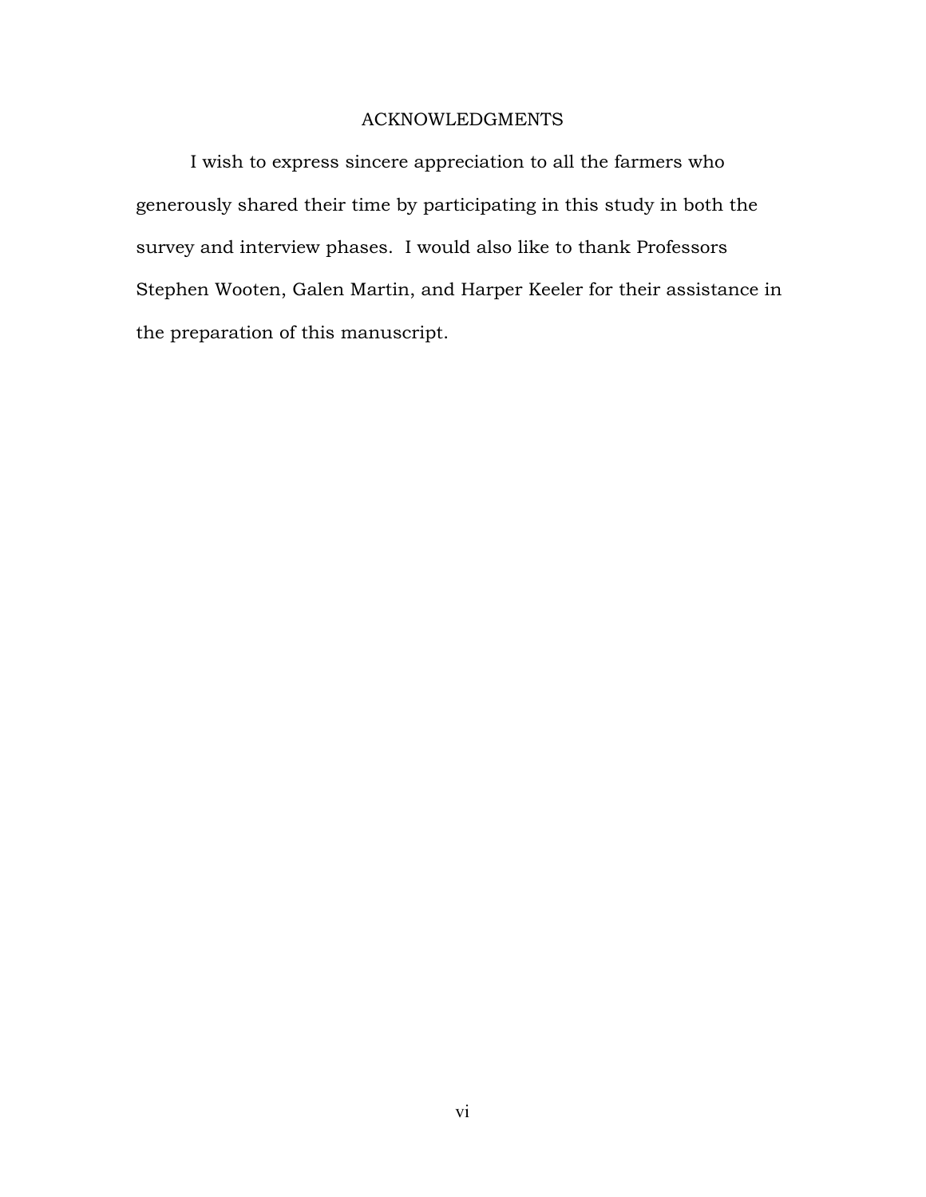# ACKNOWLEDGMENTS

I wish to express sincere appreciation to all the farmers who generously shared their time by participating in this study in both the survey and interview phases. I would also like to thank Professors Stephen Wooten, Galen Martin, and Harper Keeler for their assistance in the preparation of this manuscript.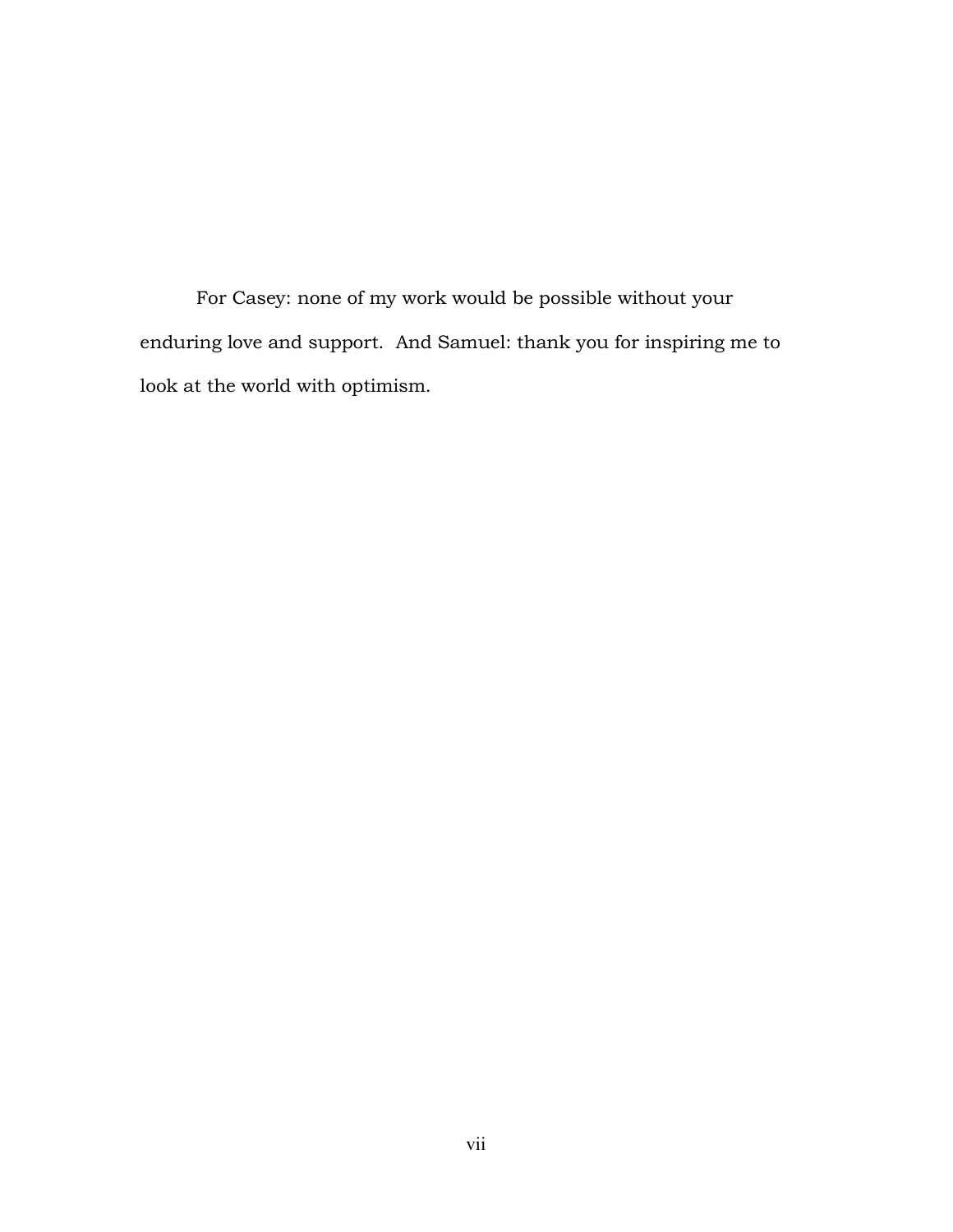For Casey: none of my work would be possible without your enduring love and support. And Samuel: thank you for inspiring me to look at the world with optimism.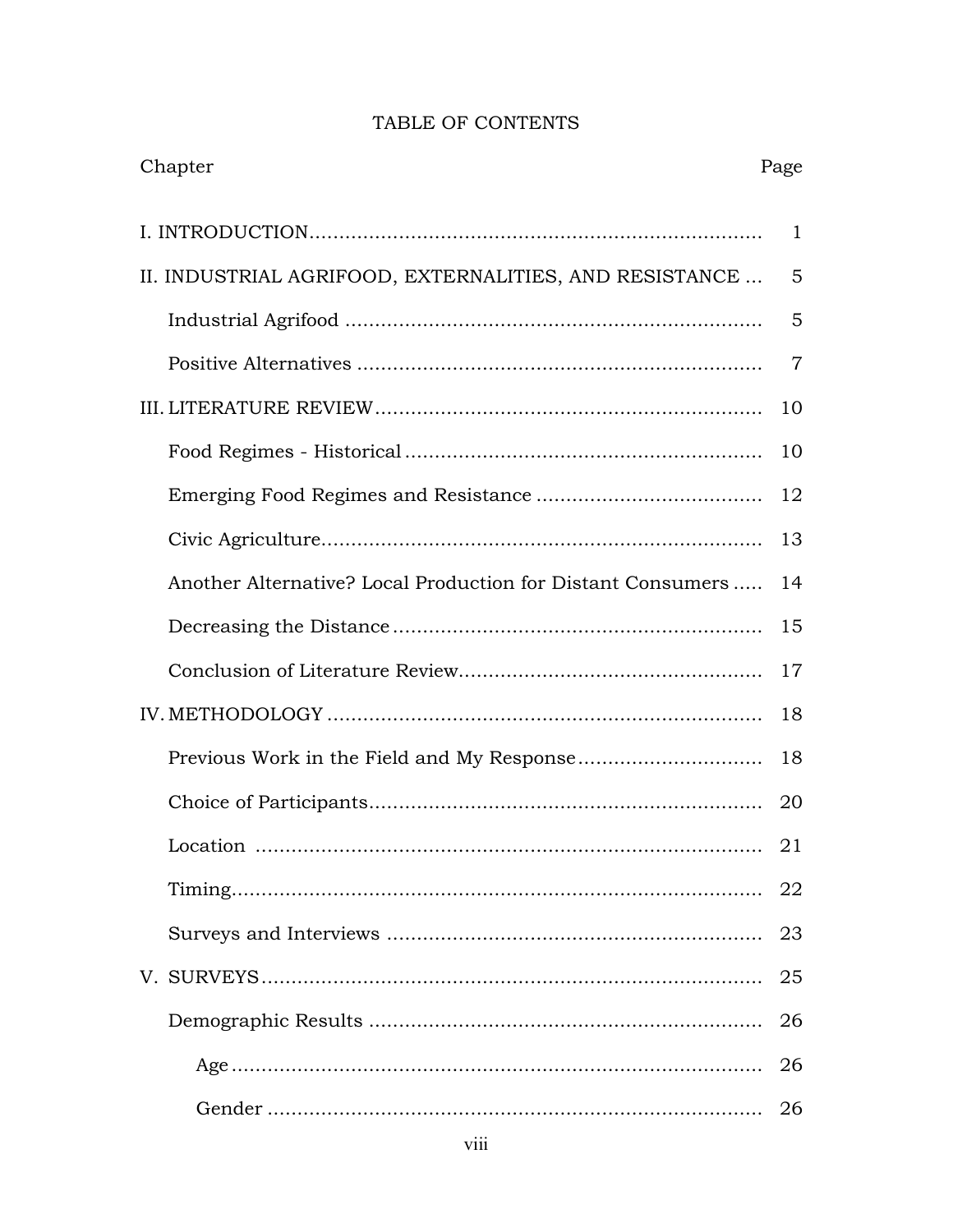# TABLE OF CONTENTS

| Chapter | Page |
|---|---|
| I. INTRODUCTION | 1 |
| II. INDUSTRIAL AGRIFOOD, EXTERNALITIES, AND RESISTANCE | 5 |
| Industrial Agrifood | 5 |
| Positive Alternatives | 7 |
| III. LITERATURE REVIEW | 10 |
| Food Regimes - Historical | 10 |
| Emerging Food Regimes and Resistance | 12 |
| Civic Agriculture | 13 |
| Another Alternative? Local Production for Distant Consumers | 14 |
| Decreasing the Distance | 15 |
| Conclusion of Literature Review | 17 |
| IV. METHODOLOGY | 18 |
| Previous Work in the Field and My Response | 18 |
| Choice of Participants | 20 |
| Location | 21 |
| Timing | 22 |
| Surveys and Interviews | 23 |
| V. SURVEYS | 25 |
| Demographic Results | 26 |
| Age | 26 |
| Gender | 26 |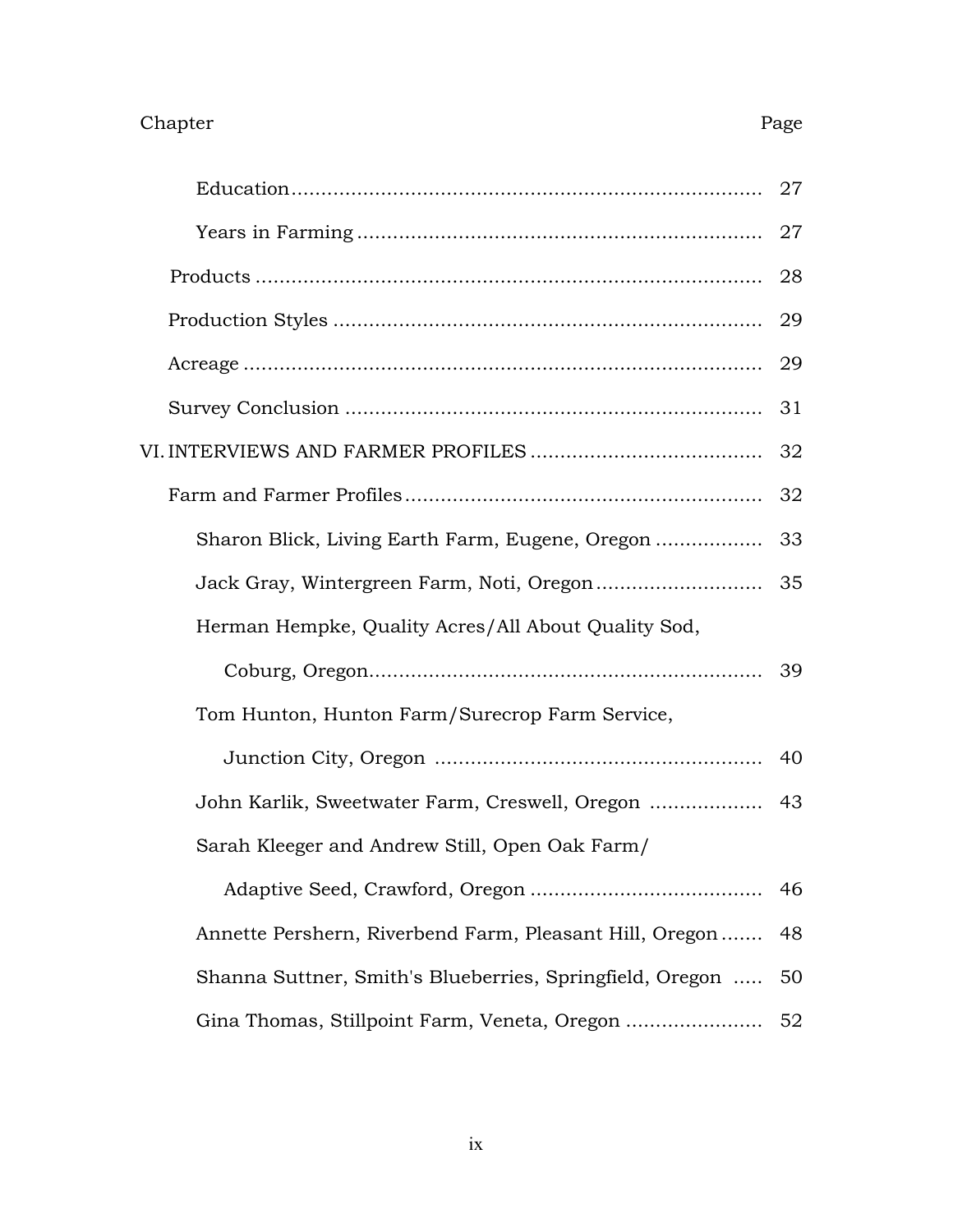Chapter Page

Education ........................................................................ 27

Years in Farming ............................................................. 27

Products ............................................................................ 28

Production Styles ............................................................. 29

Acreage ............................................................................. 29

Survey Conclusion ............................................................ 31

VI. INTERVIEWS AND FARMER PROFILES ...................................... 32

Farm and Farmer Profiles ................................................. 32

Sharon Blick, Living Earth Farm, Eugene, Oregon .................. 33

Jack Gray, Wintergreen Farm, Noti, Oregon ........................... 35

Herman Hempke, Quality Acres/All About Quality Sod, Coburg, Oregon ........................................................... 39

Tom Hunton, Hunton Farm/Surecrop Farm Service, Junction City, Oregon ................................................ 40

John Karlik, Sweetwater Farm, Creswell, Oregon .................. 43

Sarah Kleeger and Andrew Still, Open Oak Farm/ Adaptive Seed, Crawford, Oregon ...................................... 46

Annette Pershern, Riverbend Farm, Pleasant Hill, Oregon ....... 48

Shanna Suttner, Smith's Blueberries, Springfield, Oregon ..... 50

Gina Thomas, Stillpoint Farm, Veneta, Oregon ....................... 52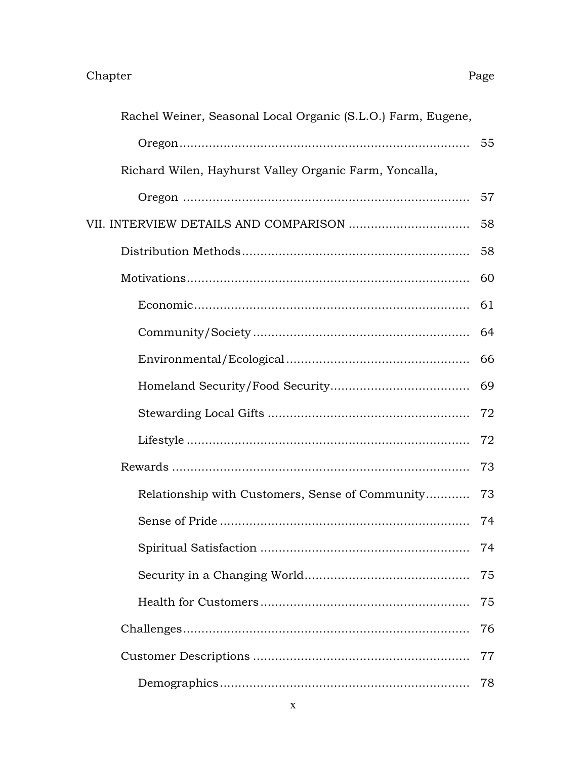| Chapter | Page |
|---|---|
| Rachel Weiner, Seasonal Local Organic (S.L.O.) Farm, Eugene, Oregon | 55 |
| Richard Wilen, Hayhurst Valley Organic Farm, Yoncalla, Oregon | 57 |
| VII. INTERVIEW DETAILS AND COMPARISON | 58 |
| Distribution Methods | 58 |
| Motivations | 60 |
| Economic | 61 |
| Community/Society | 64 |
| Environmental/Ecological | 66 |
| Homeland Security/Food Security | 69 |
| Stewarding Local Gifts | 72 |
| Lifestyle | 72 |
| Rewards | 73 |
| Relationship with Customers, Sense of Community | 73 |
| Sense of Pride | 74 |
| Spiritual Satisfaction | 74 |
| Security in a Changing World | 75 |
| Health for Customers | 75 |
| Challenges | 76 |
| Customer Descriptions | 77 |
| Demographics | 78 |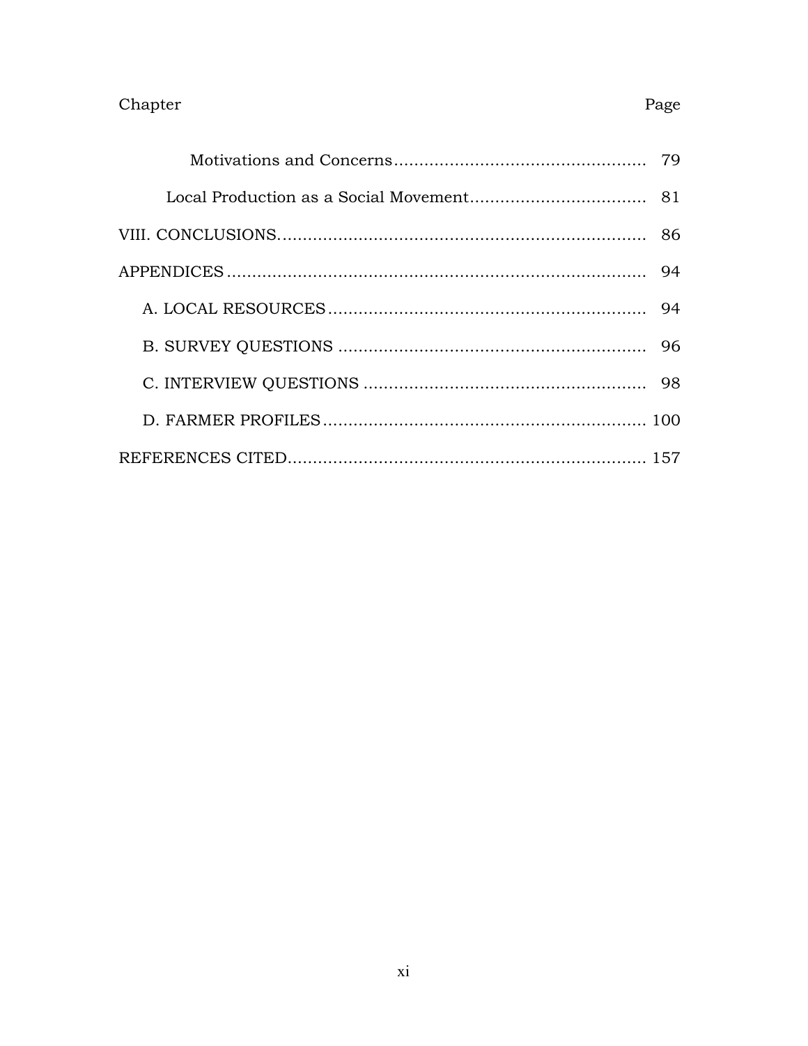Chapter Page

Motivations and Concerns.................................................. 79

Local Production as a Social Movement.................................. 81

VIII. CONCLUSIONS......................................................................... 86

APPENDICES .................................................................................. 94

A. LOCAL RESOURCES .............................................................. 94

B. SURVEY QUESTIONS ............................................................. 96

C. INTERVIEW QUESTIONS ....................................................... 98

D. FARMER PROFILES ................................................................ 100

REFERENCES CITED....................................................................... 157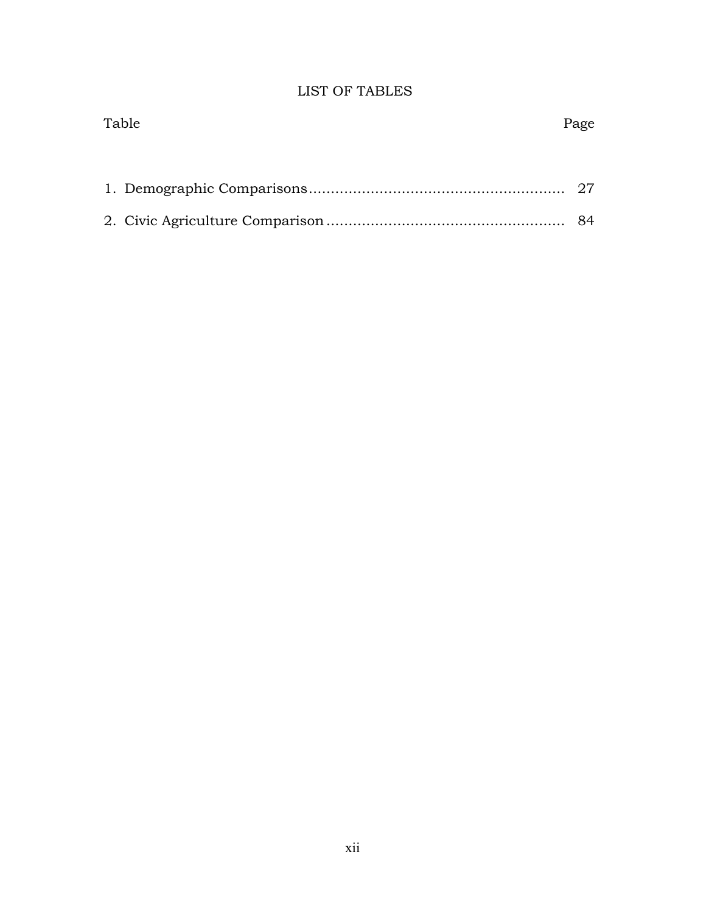# LIST OF TABLES

| Table | Page |
|---|---|
| 1. Demographic Comparisons | 27 |
| 2. Civic Agriculture Comparison | 84 |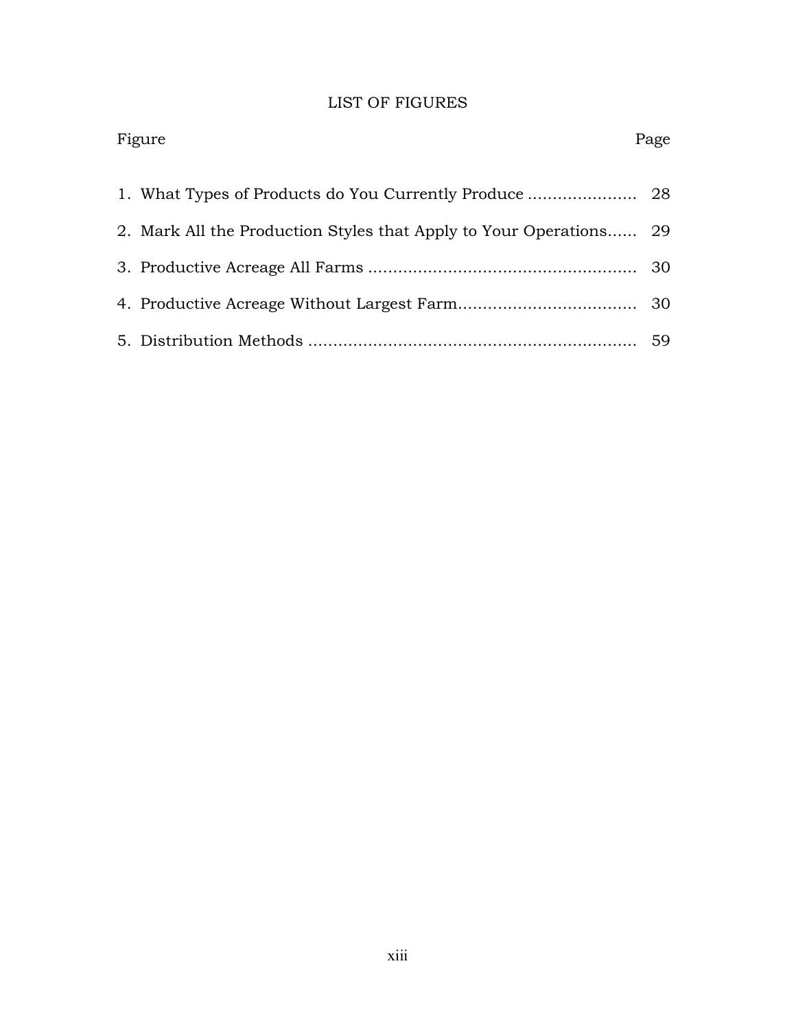# LIST OF FIGURES

| Figure | Page |
|---|---|
| 1. What Types of Products do You Currently Produce | 28 |
| 2. Mark All the Production Styles that Apply to Your Operations | 29 |
| 3. Productive Acreage All Farms | 30 |
| 4. Productive Acreage Without Largest Farm | 30 |
| 5. Distribution Methods | 59 |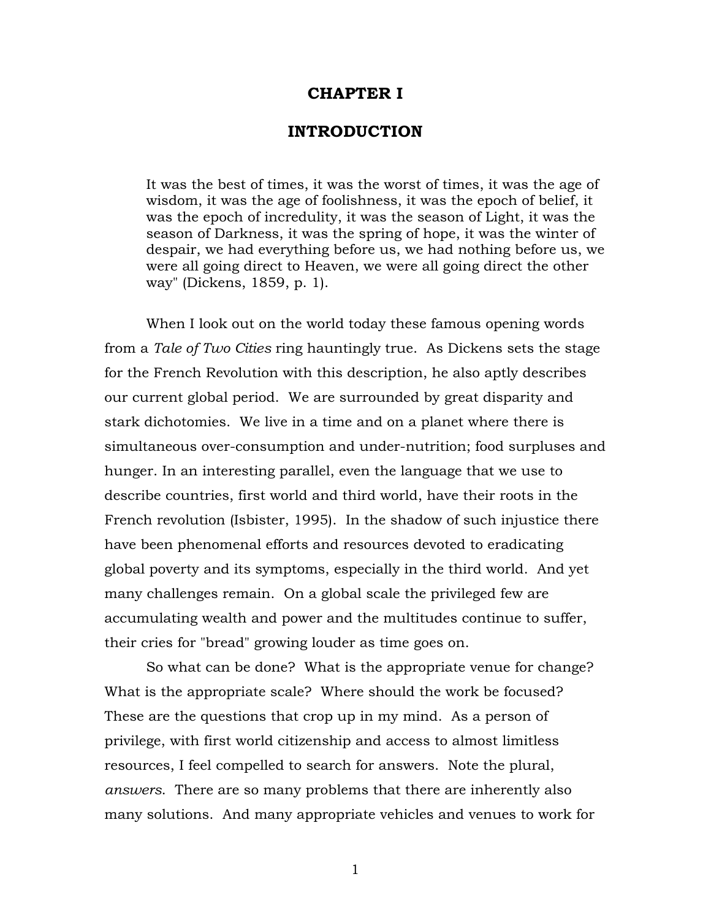# CHAPTER I

# INTRODUCTION

> It was the best of times, it was the worst of times, it was the age of wisdom, it was the age of foolishness, it was the epoch of belief, it was the epoch of incredulity, it was the season of Light, it was the season of Darkness, it was the spring of hope, it was the winter of despair, we had everything before us, we had nothing before us, we were all going direct to Heaven, we were all going direct the other way" (Dickens, 1859, p. 1).

When I look out on the world today these famous opening words from a *Tale of Two Cities* ring hauntingly true. As Dickens sets the stage for the French Revolution with this description, he also aptly describes our current global period. We are surrounded by great disparity and stark dichotomies. We live in a time and on a planet where there is simultaneous over-consumption and under-nutrition; food surpluses and hunger. In an interesting parallel, even the language that we use to describe countries, first world and third world, have their roots in the French revolution (Isbister, 1995). In the shadow of such injustice there have been phenomenal efforts and resources devoted to eradicating global poverty and its symptoms, especially in the third world. And yet many challenges remain. On a global scale the privileged few are accumulating wealth and power and the multitudes continue to suffer, their cries for "bread" growing louder as time goes on.

So what can be done? What is the appropriate venue for change? What is the appropriate scale? Where should the work be focused? These are the questions that crop up in my mind. As a person of privilege, with first world citizenship and access to almost limitless resources, I feel compelled to search for answers. Note the plural, *answers*. There are so many problems that there are inherently also many solutions. And many appropriate vehicles and venues to work for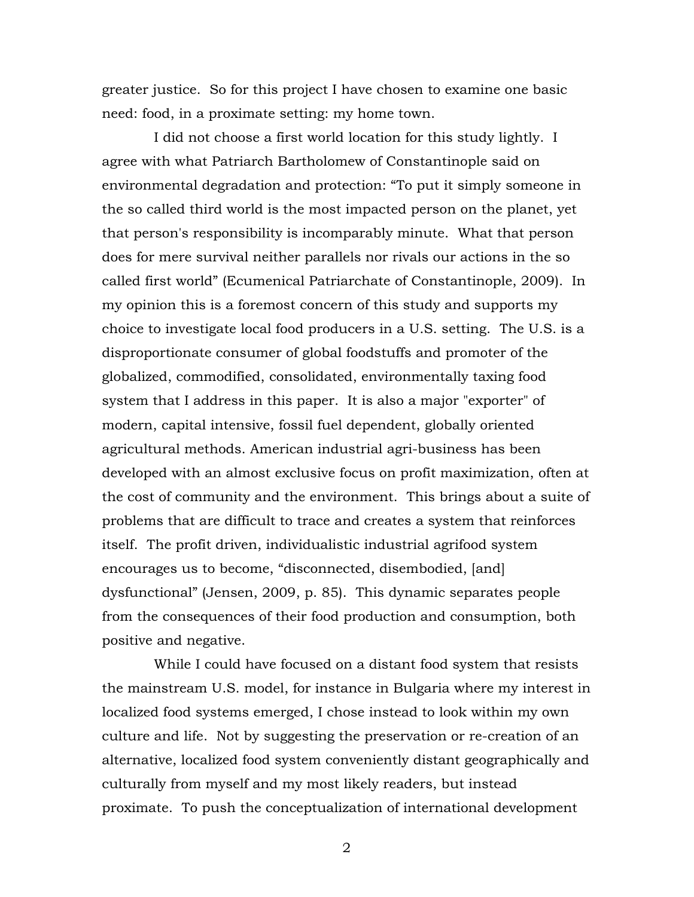greater justice. So for this project I have chosen to examine one basic need: food, in a proximate setting: my home town.

I did not choose a first world location for this study lightly. I agree with what Patriarch Bartholomew of Constantinople said on environmental degradation and protection: "To put it simply someone in the so called third world is the most impacted person on the planet, yet that person's responsibility is incomparably minute. What that person does for mere survival neither parallels nor rivals our actions in the so called first world" (Ecumenical Patriarchate of Constantinople, 2009). In my opinion this is a foremost concern of this study and supports my choice to investigate local food producers in a U.S. setting. The U.S. is a disproportionate consumer of global foodstuffs and promoter of the globalized, commodified, consolidated, environmentally taxing food system that I address in this paper. It is also a major "exporter" of modern, capital intensive, fossil fuel dependent, globally oriented agricultural methods. American industrial agri-business has been developed with an almost exclusive focus on profit maximization, often at the cost of community and the environment. This brings about a suite of problems that are difficult to trace and creates a system that reinforces itself. The profit driven, individualistic industrial agrifood system encourages us to become, "disconnected, disembodied, [and] dysfunctional" (Jensen, 2009, p. 85). This dynamic separates people from the consequences of their food production and consumption, both positive and negative.

While I could have focused on a distant food system that resists the mainstream U.S. model, for instance in Bulgaria where my interest in localized food systems emerged, I chose instead to look within my own culture and life. Not by suggesting the preservation or re-creation of an alternative, localized food system conveniently distant geographically and culturally from myself and my most likely readers, but instead proximate. To push the conceptualization of international development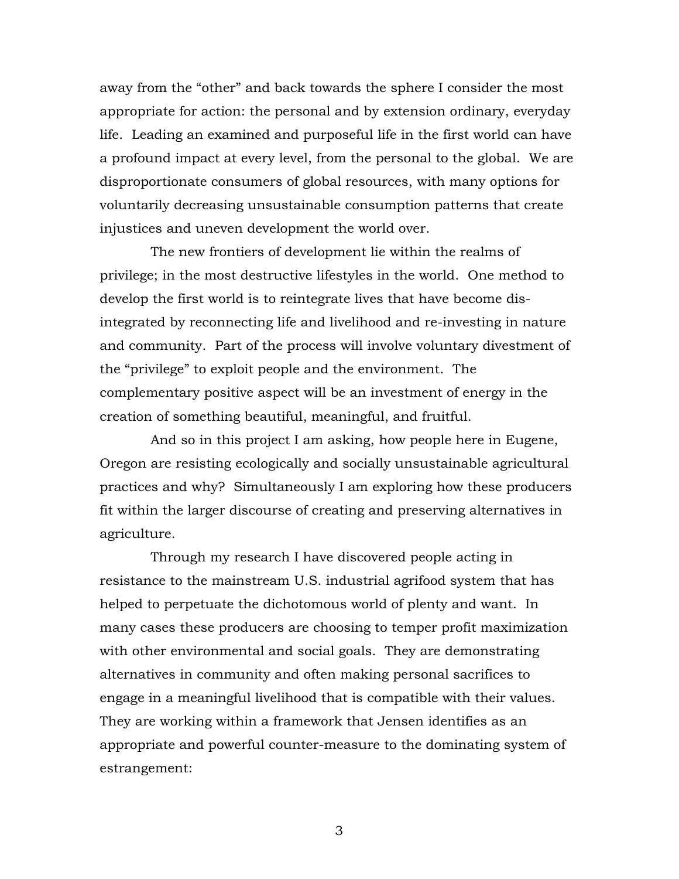away from the "other" and back towards the sphere I consider the most appropriate for action: the personal and by extension ordinary, everyday life. Leading an examined and purposeful life in the first world can have a profound impact at every level, from the personal to the global. We are disproportionate consumers of global resources, with many options for voluntarily decreasing unsustainable consumption patterns that create injustices and uneven development the world over.

The new frontiers of development lie within the realms of privilege; in the most destructive lifestyles in the world. One method to develop the first world is to reintegrate lives that have become dis-integrated by reconnecting life and livelihood and re-investing in nature and community. Part of the process will involve voluntary divestment of the "privilege" to exploit people and the environment. The complementary positive aspect will be an investment of energy in the creation of something beautiful, meaningful, and fruitful.

And so in this project I am asking, how people here in Eugene, Oregon are resisting ecologically and socially unsustainable agricultural practices and why? Simultaneously I am exploring how these producers fit within the larger discourse of creating and preserving alternatives in agriculture.

Through my research I have discovered people acting in resistance to the mainstream U.S. industrial agrifood system that has helped to perpetuate the dichotomous world of plenty and want. In many cases these producers are choosing to temper profit maximization with other environmental and social goals. They are demonstrating alternatives in community and often making personal sacrifices to engage in a meaningful livelihood that is compatible with their values. They are working within a framework that Jensen identifies as an appropriate and powerful counter-measure to the dominating system of estrangement: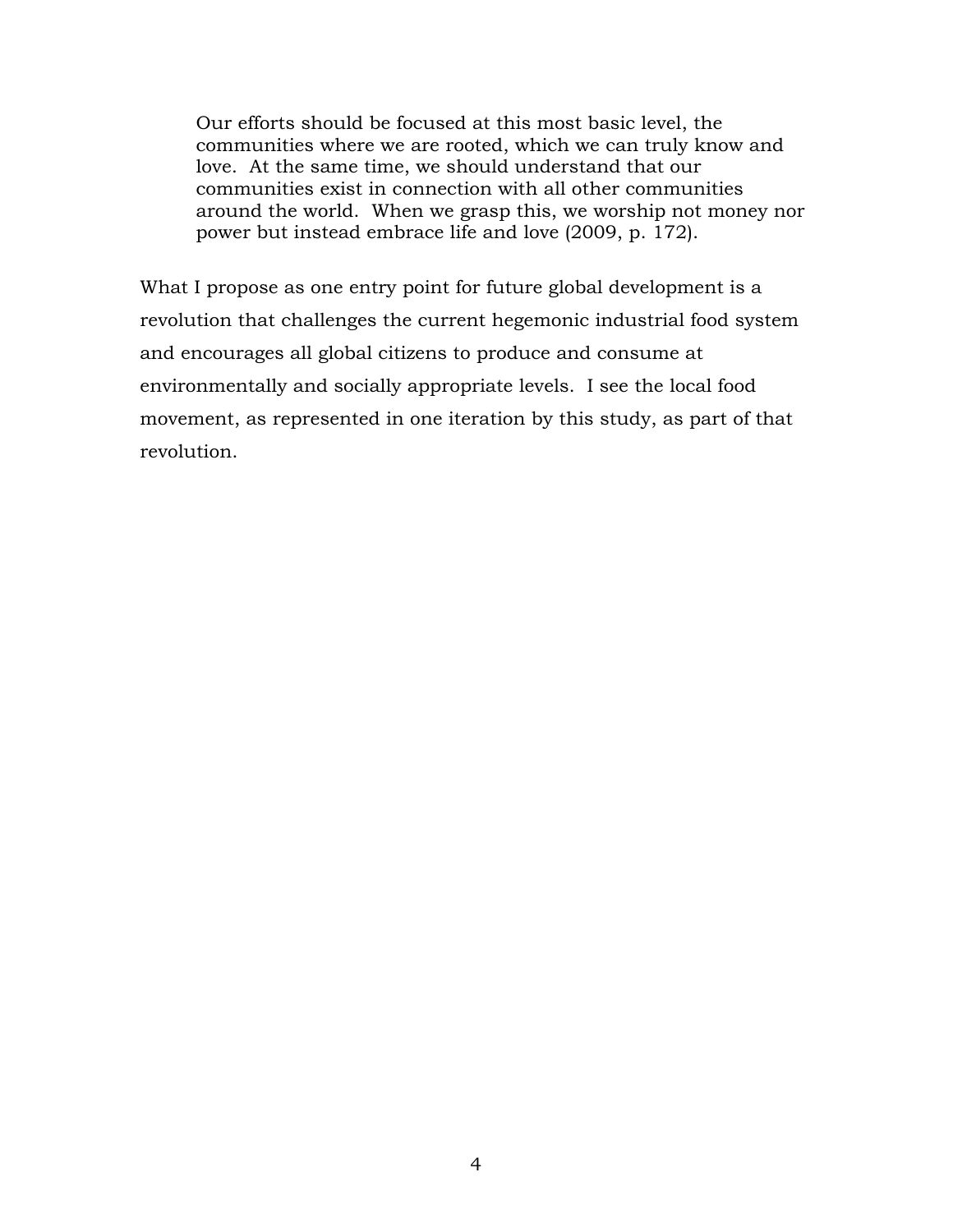> Our efforts should be focused at this most basic level, the communities where we are rooted, which we can truly know and love. At the same time, we should understand that our communities exist in connection with all other communities around the world. When we grasp this, we worship not money nor power but instead embrace life and love (2009, p. 172).

What I propose as one entry point for future global development is a revolution that challenges the current hegemonic industrial food system and encourages all global citizens to produce and consume at environmentally and socially appropriate levels. I see the local food movement, as represented in one iteration by this study, as part of that revolution.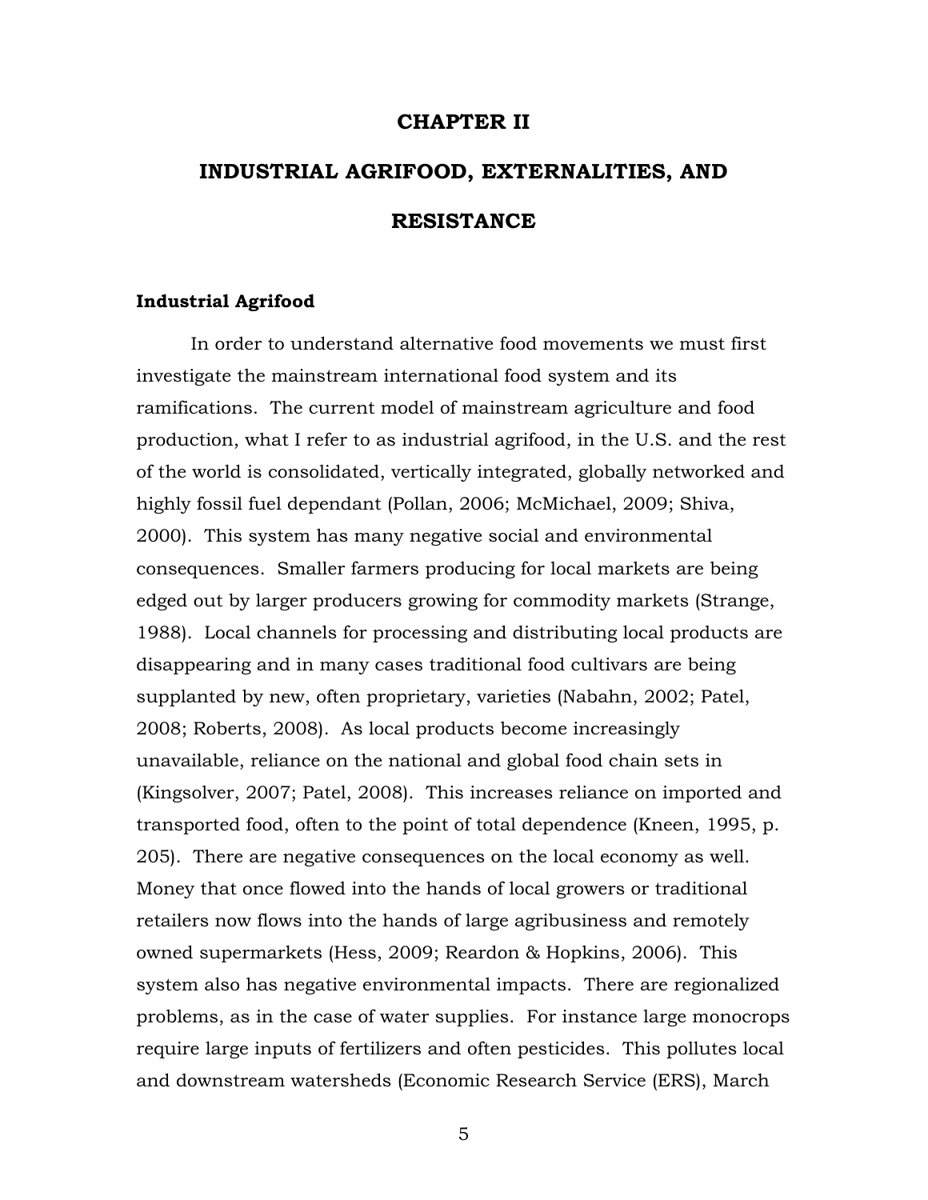# CHAPTER II

# INDUSTRIAL AGRIFOOD, EXTERNALITIES, AND RESISTANCE

## Industrial Agrifood

In order to understand alternative food movements we must first investigate the mainstream international food system and its ramifications. The current model of mainstream agriculture and food production, what I refer to as industrial agrifood, in the U.S. and the rest of the world is consolidated, vertically integrated, globally networked and highly fossil fuel dependant (Pollan, 2006; McMichael, 2009; Shiva, 2000). This system has many negative social and environmental consequences. Smaller farmers producing for local markets are being edged out by larger producers growing for commodity markets (Strange, 1988). Local channels for processing and distributing local products are disappearing and in many cases traditional food cultivars are being supplanted by new, often proprietary, varieties (Nabahn, 2002; Patel, 2008; Roberts, 2008). As local products become increasingly unavailable, reliance on the national and global food chain sets in (Kingsolver, 2007; Patel, 2008). This increases reliance on imported and transported food, often to the point of total dependence (Kneen, 1995, p. 205). There are negative consequences on the local economy as well. Money that once flowed into the hands of local growers or traditional retailers now flows into the hands of large agribusiness and remotely owned supermarkets (Hess, 2009; Reardon & Hopkins, 2006). This system also has negative environmental impacts. There are regionalized problems, as in the case of water supplies. For instance large monocrops require large inputs of fertilizers and often pesticides. This pollutes local and downstream watersheds (Economic Research Service (ERS), March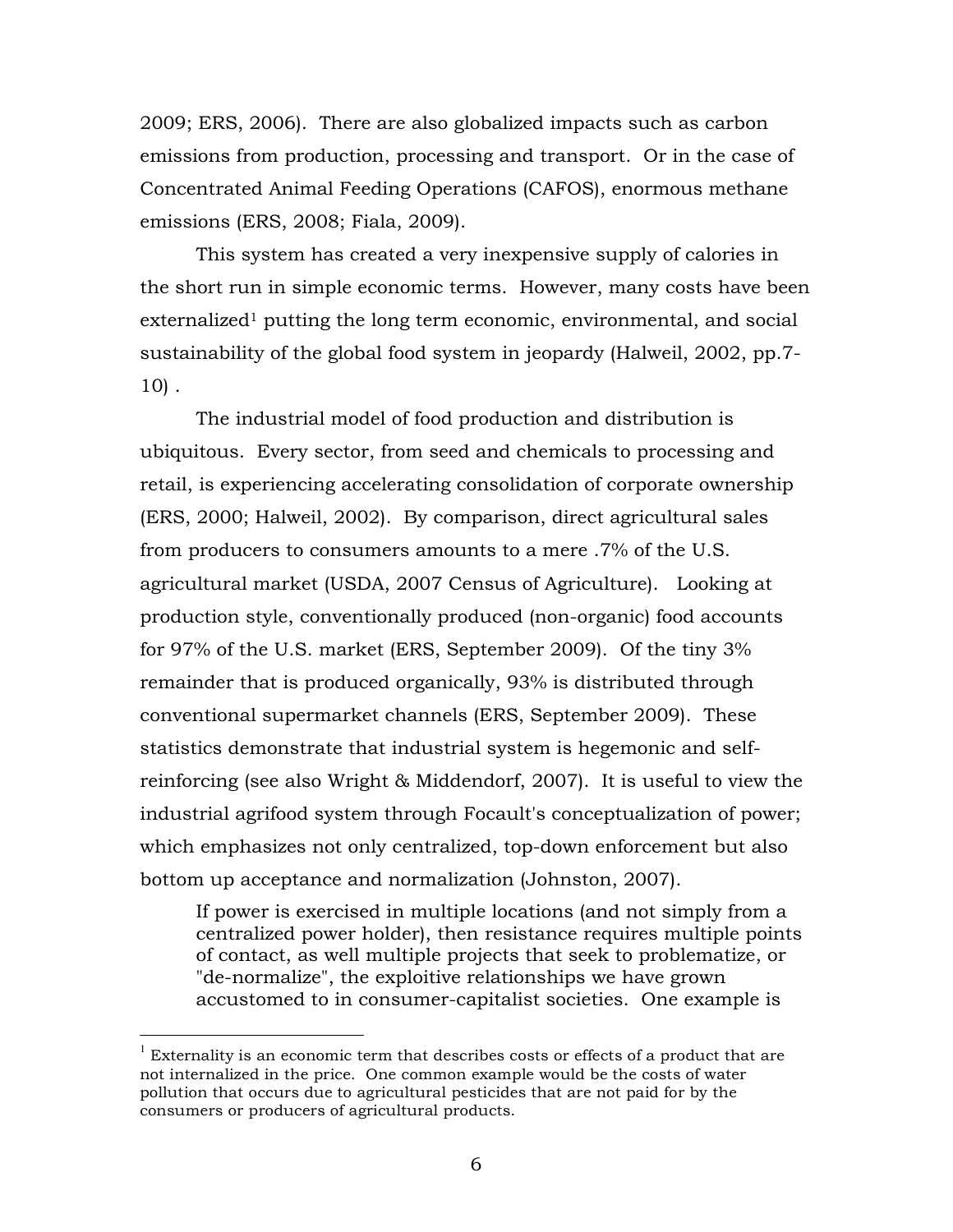2009; ERS, 2006). There are also globalized impacts such as carbon emissions from production, processing and transport. Or in the case of Concentrated Animal Feeding Operations (CAFOS), enormous methane emissions (ERS, 2008; Fiala, 2009).

This system has created a very inexpensive supply of calories in the short run in simple economic terms. However, many costs have been externalized[1] putting the long term economic, environmental, and social sustainability of the global food system in jeopardy (Halweil, 2002, pp.7-10) .

The industrial model of food production and distribution is ubiquitous. Every sector, from seed and chemicals to processing and retail, is experiencing accelerating consolidation of corporate ownership (ERS, 2000; Halweil, 2002). By comparison, direct agricultural sales from producers to consumers amounts to a mere .7% of the U.S. agricultural market (USDA, 2007 Census of Agriculture). Looking at production style, conventionally produced (non-organic) food accounts for 97% of the U.S. market (ERS, September 2009). Of the tiny 3% remainder that is produced organically, 93% is distributed through conventional supermarket channels (ERS, September 2009). These statistics demonstrate that industrial system is hegemonic and self-reinforcing (see also Wright & Middendorf, 2007). It is useful to view the industrial agrifood system through Focault's conceptualization of power; which emphasizes not only centralized, top-down enforcement but also bottom up acceptance and normalization (Johnston, 2007).

> If power is exercised in multiple locations (and not simply from a centralized power holder), then resistance requires multiple points of contact, as well multiple projects that seek to problematize, or "de-normalize", the exploitive relationships we have grown accustomed to in consumer-capitalist societies. One example is

[1] Externality is an economic term that describes costs or effects of a product that are not internalized in the price. One common example would be the costs of water pollution that occurs due to agricultural pesticides that are not paid for by the consumers or producers of agricultural products.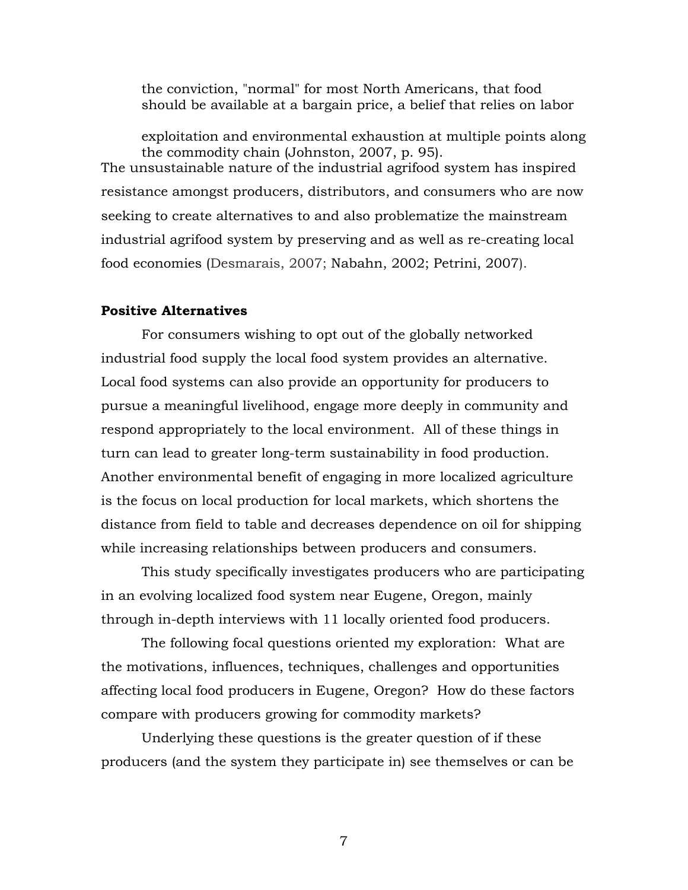> the conviction, "normal" for most North Americans, that food should be available at a bargain price, a belief that relies on labor exploitation and environmental exhaustion at multiple points along the commodity chain (Johnston, 2007, p. 95).

The unsustainable nature of the industrial agrifood system has inspired resistance amongst producers, distributors, and consumers who are now seeking to create alternatives to and also problematize the mainstream industrial agrifood system by preserving and as well as re-creating local food economies (Desmarais, 2007; Nabahn, 2002; Petrini, 2007).

**Positive Alternatives**

For consumers wishing to opt out of the globally networked industrial food supply the local food system provides an alternative. Local food systems can also provide an opportunity for producers to pursue a meaningful livelihood, engage more deeply in community and respond appropriately to the local environment. All of these things in turn can lead to greater long-term sustainability in food production. Another environmental benefit of engaging in more localized agriculture is the focus on local production for local markets, which shortens the distance from field to table and decreases dependence on oil for shipping while increasing relationships between producers and consumers.

This study specifically investigates producers who are participating in an evolving localized food system near Eugene, Oregon, mainly through in-depth interviews with 11 locally oriented food producers.

The following focal questions oriented my exploration: What are the motivations, influences, techniques, challenges and opportunities affecting local food producers in Eugene, Oregon? How do these factors compare with producers growing for commodity markets?

Underlying these questions is the greater question of if these producers (and the system they participate in) see themselves or can be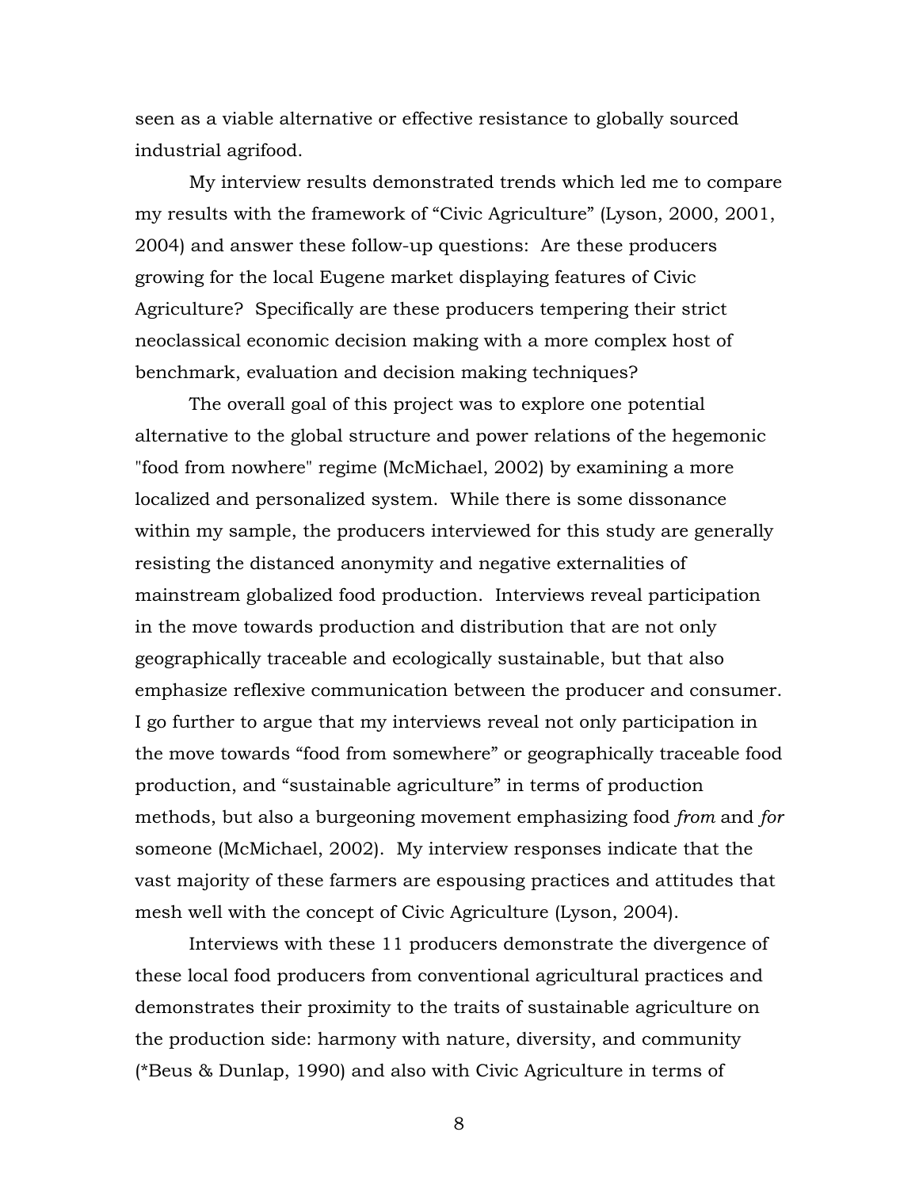seen as a viable alternative or effective resistance to globally sourced industrial agrifood.

My interview results demonstrated trends which led me to compare my results with the framework of "Civic Agriculture" (Lyson, 2000, 2001, 2004) and answer these follow-up questions: Are these producers growing for the local Eugene market displaying features of Civic Agriculture? Specifically are these producers tempering their strict neoclassical economic decision making with a more complex host of benchmark, evaluation and decision making techniques?

The overall goal of this project was to explore one potential alternative to the global structure and power relations of the hegemonic "food from nowhere" regime (McMichael, 2002) by examining a more localized and personalized system. While there is some dissonance within my sample, the producers interviewed for this study are generally resisting the distanced anonymity and negative externalities of mainstream globalized food production. Interviews reveal participation in the move towards production and distribution that are not only geographically traceable and ecologically sustainable, but that also emphasize reflexive communication between the producer and consumer. I go further to argue that my interviews reveal not only participation in the move towards "food from somewhere" or geographically traceable food production, and "sustainable agriculture" in terms of production methods, but also a burgeoning movement emphasizing food *from* and *for* someone (McMichael, 2002). My interview responses indicate that the vast majority of these farmers are espousing practices and attitudes that mesh well with the concept of Civic Agriculture (Lyson, 2004).

Interviews with these 11 producers demonstrate the divergence of these local food producers from conventional agricultural practices and demonstrates their proximity to the traits of sustainable agriculture on the production side: harmony with nature, diversity, and community (*Beus & Dunlap, 1990) and also with Civic Agriculture in terms of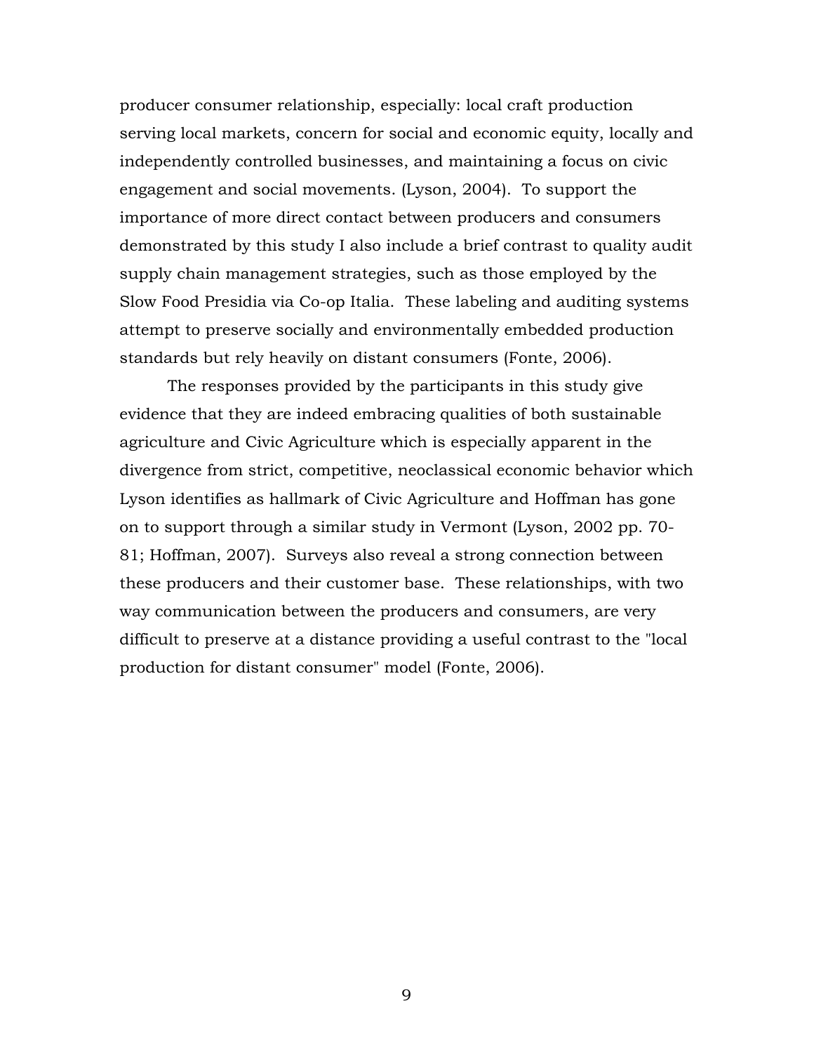producer consumer relationship, especially: local craft production serving local markets, concern for social and economic equity, locally and independently controlled businesses, and maintaining a focus on civic engagement and social movements. (Lyson, 2004). To support the importance of more direct contact between producers and consumers demonstrated by this study I also include a brief contrast to quality audit supply chain management strategies, such as those employed by the Slow Food Presidia via Co-op Italia. These labeling and auditing systems attempt to preserve socially and environmentally embedded production standards but rely heavily on distant consumers (Fonte, 2006).

The responses provided by the participants in this study give evidence that they are indeed embracing qualities of both sustainable agriculture and Civic Agriculture which is especially apparent in the divergence from strict, competitive, neoclassical economic behavior which Lyson identifies as hallmark of Civic Agriculture and Hoffman has gone on to support through a similar study in Vermont (Lyson, 2002 pp. 70-81; Hoffman, 2007). Surveys also reveal a strong connection between these producers and their customer base. These relationships, with two way communication between the producers and consumers, are very difficult to preserve at a distance providing a useful contrast to the "local production for distant consumer" model (Fonte, 2006).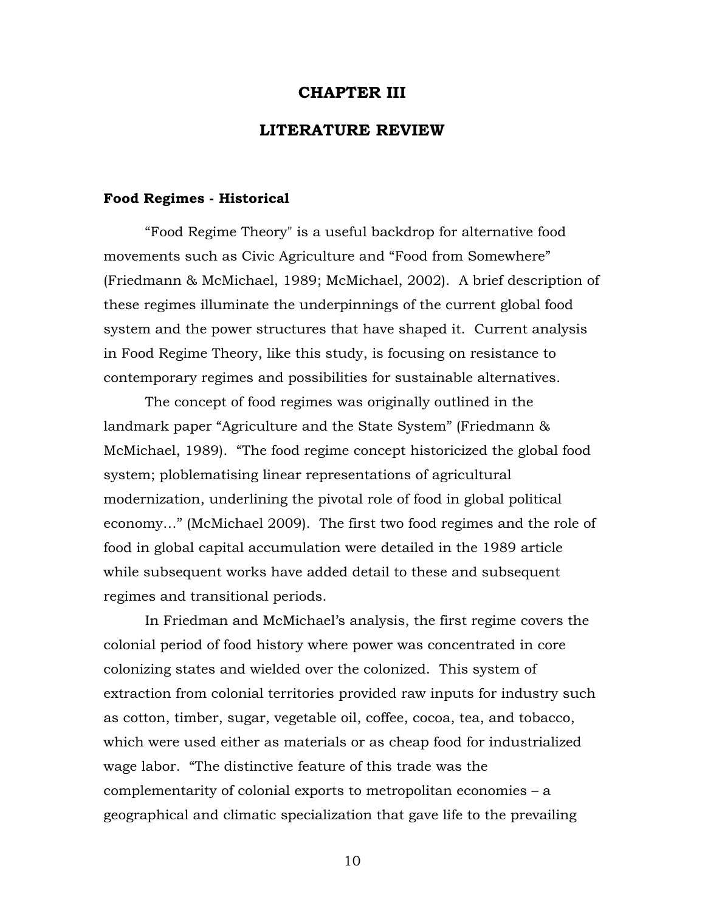# CHAPTER III

# LITERATURE REVIEW

### Food Regimes - Historical

"Food Regime Theory" is a useful backdrop for alternative food movements such as Civic Agriculture and "Food from Somewhere" (Friedmann & McMichael, 1989; McMichael, 2002). A brief description of these regimes illuminate the underpinnings of the current global food system and the power structures that have shaped it. Current analysis in Food Regime Theory, like this study, is focusing on resistance to contemporary regimes and possibilities for sustainable alternatives.

The concept of food regimes was originally outlined in the landmark paper "Agriculture and the State System" (Friedmann & McMichael, 1989). "The food regime concept historicized the global food system; ploblematising linear representations of agricultural modernization, underlining the pivotal role of food in global political economy…" (McMichael 2009). The first two food regimes and the role of food in global capital accumulation were detailed in the 1989 article while subsequent works have added detail to these and subsequent regimes and transitional periods.

In Friedman and McMichael's analysis, the first regime covers the colonial period of food history where power was concentrated in core colonizing states and wielded over the colonized. This system of extraction from colonial territories provided raw inputs for industry such as cotton, timber, sugar, vegetable oil, coffee, cocoa, tea, and tobacco, which were used either as materials or as cheap food for industrialized wage labor. "The distinctive feature of this trade was the complementarity of colonial exports to metropolitan economies – a geographical and climatic specialization that gave life to the prevailing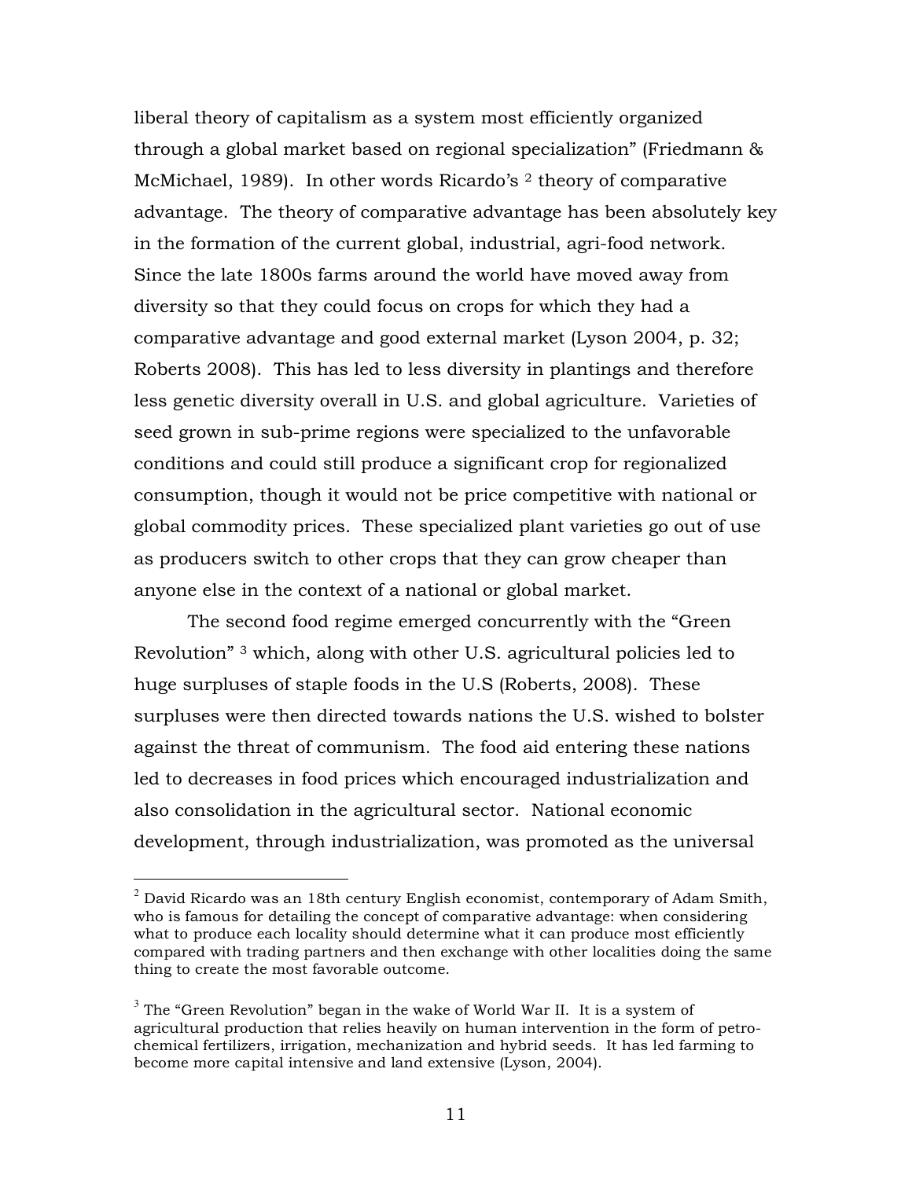liberal theory of capitalism as a system most efficiently organized through a global market based on regional specialization" (Friedmann & McMichael, 1989). In other words Ricardo's [2] theory of comparative advantage. The theory of comparative advantage has been absolutely key in the formation of the current global, industrial, agri-food network. Since the late 1800s farms around the world have moved away from diversity so that they could focus on crops for which they had a comparative advantage and good external market (Lyson 2004, p. 32; Roberts 2008). This has led to less diversity in plantings and therefore less genetic diversity overall in U.S. and global agriculture. Varieties of seed grown in sub-prime regions were specialized to the unfavorable conditions and could still produce a significant crop for regionalized consumption, though it would not be price competitive with national or global commodity prices. These specialized plant varieties go out of use as producers switch to other crops that they can grow cheaper than anyone else in the context of a national or global market.

The second food regime emerged concurrently with the "Green Revolution" [3] which, along with other U.S. agricultural policies led to huge surpluses of staple foods in the U.S (Roberts, 2008). These surpluses were then directed towards nations the U.S. wished to bolster against the threat of communism. The food aid entering these nations led to decreases in food prices which encouraged industrialization and also consolidation in the agricultural sector. National economic development, through industrialization, was promoted as the universal

---

[2] David Ricardo was an 18th century English economist, contemporary of Adam Smith, who is famous for detailing the concept of comparative advantage: when considering what to produce each locality should determine what it can produce most efficiently compared with trading partners and then exchange with other localities doing the same thing to create the most favorable outcome.

[3] The "Green Revolution" began in the wake of World War II. It is a system of agricultural production that relies heavily on human intervention in the form of petro-chemical fertilizers, irrigation, mechanization and hybrid seeds. It has led farming to become more capital intensive and land extensive (Lyson, 2004).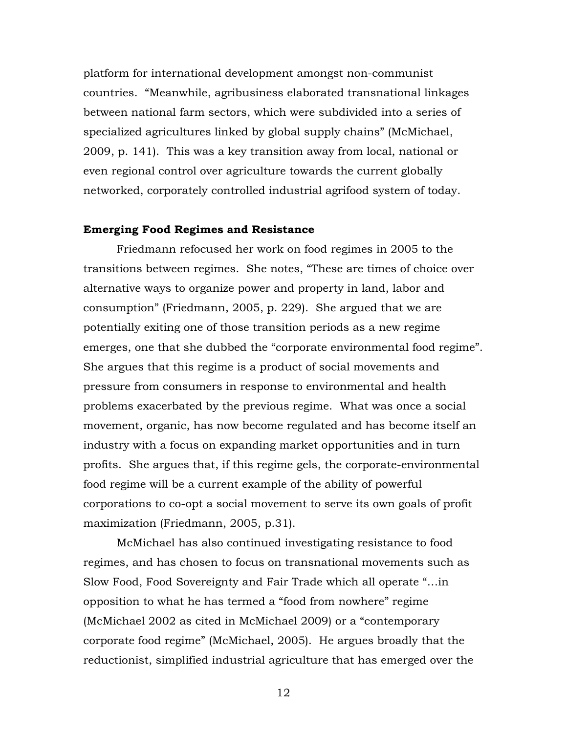platform for international development amongst non-communist countries. "Meanwhile, agribusiness elaborated transnational linkages between national farm sectors, which were subdivided into a series of specialized agricultures linked by global supply chains" (McMichael, 2009, p. 141). This was a key transition away from local, national or even regional control over agriculture towards the current globally networked, corporately controlled industrial agrifood system of today.

**Emerging Food Regimes and Resistance**

Friedmann refocused her work on food regimes in 2005 to the transitions between regimes. She notes, "These are times of choice over alternative ways to organize power and property in land, labor and consumption" (Friedmann, 2005, p. 229). She argued that we are potentially exiting one of those transition periods as a new regime emerges, one that she dubbed the "corporate environmental food regime". She argues that this regime is a product of social movements and pressure from consumers in response to environmental and health problems exacerbated by the previous regime. What was once a social movement, organic, has now become regulated and has become itself an industry with a focus on expanding market opportunities and in turn profits. She argues that, if this regime gels, the corporate-environmental food regime will be a current example of the ability of powerful corporations to co-opt a social movement to serve its own goals of profit maximization (Friedmann, 2005, p.31).

McMichael has also continued investigating resistance to food regimes, and has chosen to focus on transnational movements such as Slow Food, Food Sovereignty and Fair Trade which all operate "…in opposition to what he has termed a "food from nowhere" regime (McMichael 2002 as cited in McMichael 2009) or a "contemporary corporate food regime" (McMichael, 2005). He argues broadly that the reductionist, simplified industrial agriculture that has emerged over the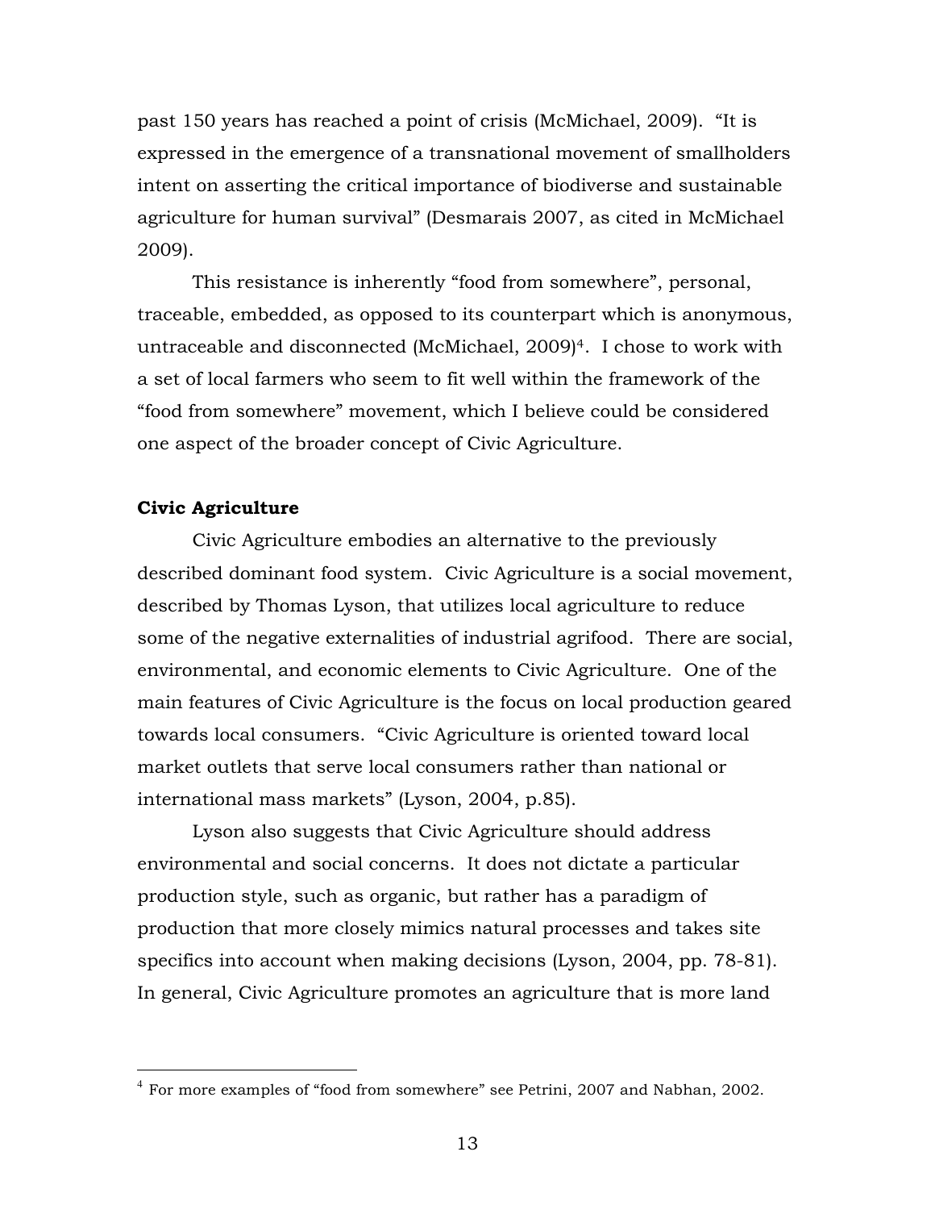past 150 years has reached a point of crisis (McMichael, 2009). "It is expressed in the emergence of a transnational movement of smallholders intent on asserting the critical importance of biodiverse and sustainable agriculture for human survival" (Desmarais 2007, as cited in McMichael 2009).

This resistance is inherently "food from somewhere", personal, traceable, embedded, as opposed to its counterpart which is anonymous, untraceable and disconnected (McMichael, 2009)[4]. I chose to work with a set of local farmers who seem to fit well within the framework of the "food from somewhere" movement, which I believe could be considered one aspect of the broader concept of Civic Agriculture.

**Civic Agriculture**

Civic Agriculture embodies an alternative to the previously described dominant food system. Civic Agriculture is a social movement, described by Thomas Lyson, that utilizes local agriculture to reduce some of the negative externalities of industrial agrifood. There are social, environmental, and economic elements to Civic Agriculture. One of the main features of Civic Agriculture is the focus on local production geared towards local consumers. "Civic Agriculture is oriented toward local market outlets that serve local consumers rather than national or international mass markets" (Lyson, 2004, p.85).

Lyson also suggests that Civic Agriculture should address environmental and social concerns. It does not dictate a particular production style, such as organic, but rather has a paradigm of production that more closely mimics natural processes and takes site specifics into account when making decisions (Lyson, 2004, pp. 78-81). In general, Civic Agriculture promotes an agriculture that is more land

[4] For more examples of "food from somewhere" see Petrini, 2007 and Nabhan, 2002.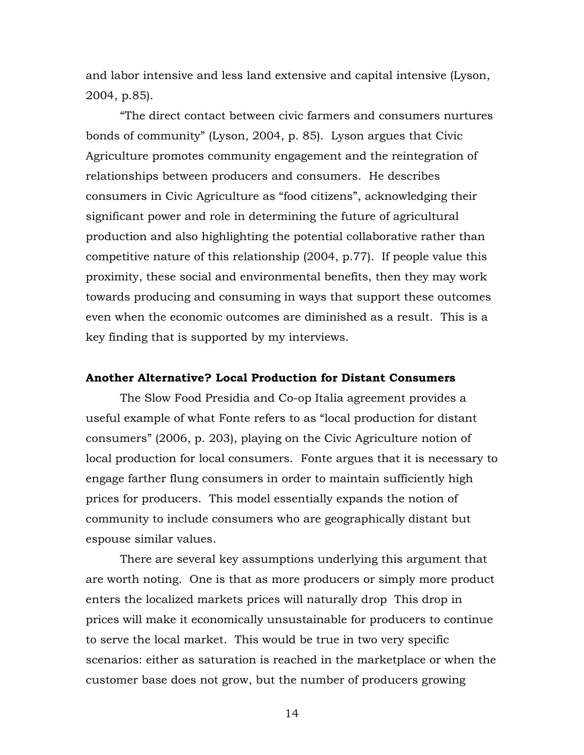and labor intensive and less land extensive and capital intensive (Lyson, 2004, p.85).

"The direct contact between civic farmers and consumers nurtures bonds of community" (Lyson, 2004, p. 85). Lyson argues that Civic Agriculture promotes community engagement and the reintegration of relationships between producers and consumers. He describes consumers in Civic Agriculture as "food citizens", acknowledging their significant power and role in determining the future of agricultural production and also highlighting the potential collaborative rather than competitive nature of this relationship (2004, p.77). If people value this proximity, these social and environmental benefits, then they may work towards producing and consuming in ways that support these outcomes even when the economic outcomes are diminished as a result. This is a key finding that is supported by my interviews.

**Another Alternative? Local Production for Distant Consumers**

The Slow Food Presidia and Co-op Italia agreement provides a useful example of what Fonte refers to as "local production for distant consumers" (2006, p. 203), playing on the Civic Agriculture notion of local production for local consumers. Fonte argues that it is necessary to engage farther flung consumers in order to maintain sufficiently high prices for producers. This model essentially expands the notion of community to include consumers who are geographically distant but espouse similar values.

There are several key assumptions underlying this argument that are worth noting. One is that as more producers or simply more product enters the localized markets prices will naturally drop This drop in prices will make it economically unsustainable for producers to continue to serve the local market. This would be true in two very specific scenarios: either as saturation is reached in the marketplace or when the customer base does not grow, but the number of producers growing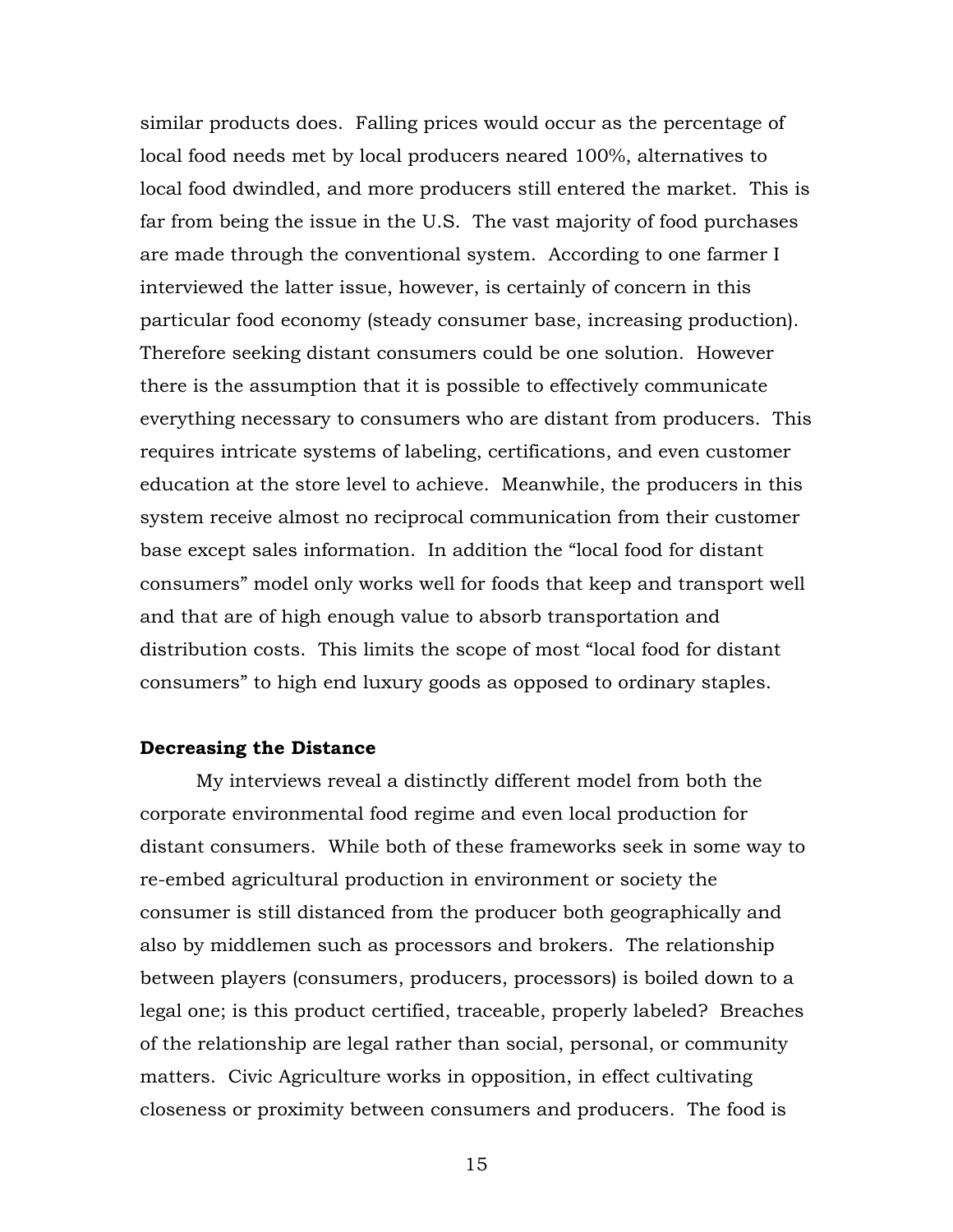similar products does. Falling prices would occur as the percentage of local food needs met by local producers neared 100%, alternatives to local food dwindled, and more producers still entered the market. This is far from being the issue in the U.S. The vast majority of food purchases are made through the conventional system. According to one farmer I interviewed the latter issue, however, is certainly of concern in this particular food economy (steady consumer base, increasing production). Therefore seeking distant consumers could be one solution. However there is the assumption that it is possible to effectively communicate everything necessary to consumers who are distant from producers. This requires intricate systems of labeling, certifications, and even customer education at the store level to achieve. Meanwhile, the producers in this system receive almost no reciprocal communication from their customer base except sales information. In addition the "local food for distant consumers" model only works well for foods that keep and transport well and that are of high enough value to absorb transportation and distribution costs. This limits the scope of most "local food for distant consumers" to high end luxury goods as opposed to ordinary staples.

**Decreasing the Distance**

My interviews reveal a distinctly different model from both the corporate environmental food regime and even local production for distant consumers. While both of these frameworks seek in some way to re-embed agricultural production in environment or society the consumer is still distanced from the producer both geographically and also by middlemen such as processors and brokers. The relationship between players (consumers, producers, processors) is boiled down to a legal one; is this product certified, traceable, properly labeled? Breaches of the relationship are legal rather than social, personal, or community matters. Civic Agriculture works in opposition, in effect cultivating closeness or proximity between consumers and producers. The food is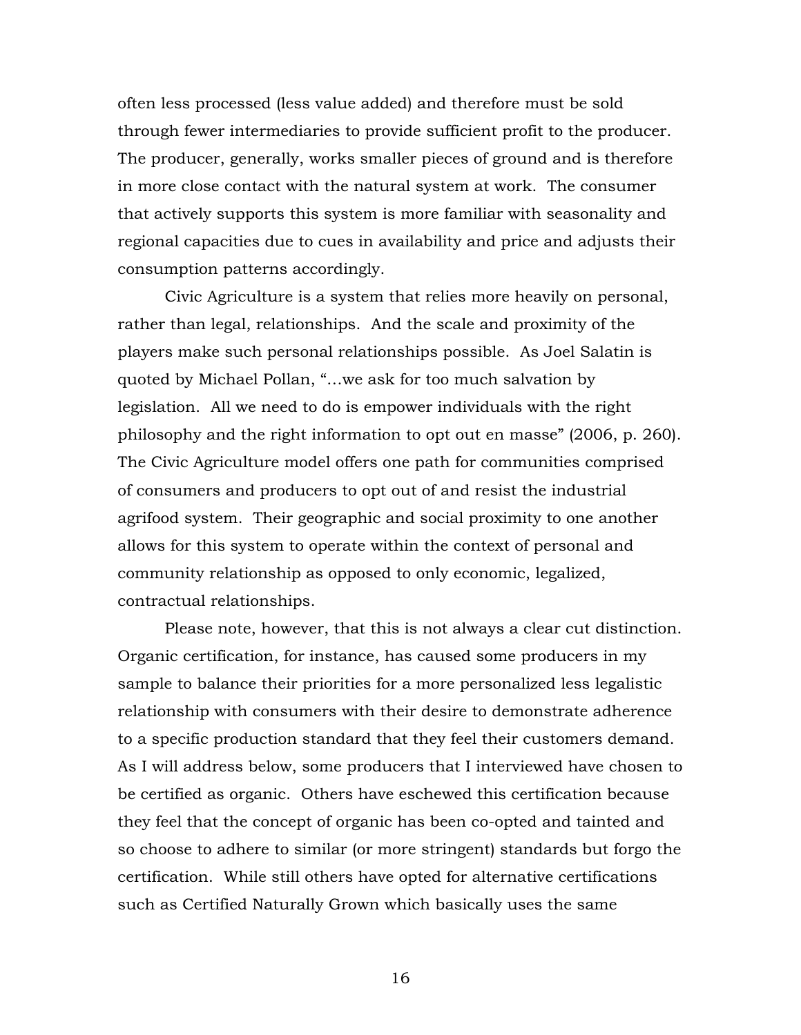often less processed (less value added) and therefore must be sold through fewer intermediaries to provide sufficient profit to the producer. The producer, generally, works smaller pieces of ground and is therefore in more close contact with the natural system at work. The consumer that actively supports this system is more familiar with seasonality and regional capacities due to cues in availability and price and adjusts their consumption patterns accordingly.

Civic Agriculture is a system that relies more heavily on personal, rather than legal, relationships. And the scale and proximity of the players make such personal relationships possible. As Joel Salatin is quoted by Michael Pollan, "…we ask for too much salvation by legislation. All we need to do is empower individuals with the right philosophy and the right information to opt out en masse" (2006, p. 260). The Civic Agriculture model offers one path for communities comprised of consumers and producers to opt out of and resist the industrial agrifood system. Their geographic and social proximity to one another allows for this system to operate within the context of personal and community relationship as opposed to only economic, legalized, contractual relationships.

Please note, however, that this is not always a clear cut distinction. Organic certification, for instance, has caused some producers in my sample to balance their priorities for a more personalized less legalistic relationship with consumers with their desire to demonstrate adherence to a specific production standard that they feel their customers demand. As I will address below, some producers that I interviewed have chosen to be certified as organic. Others have eschewed this certification because they feel that the concept of organic has been co-opted and tainted and so choose to adhere to similar (or more stringent) standards but forgo the certification. While still others have opted for alternative certifications such as Certified Naturally Grown which basically uses the same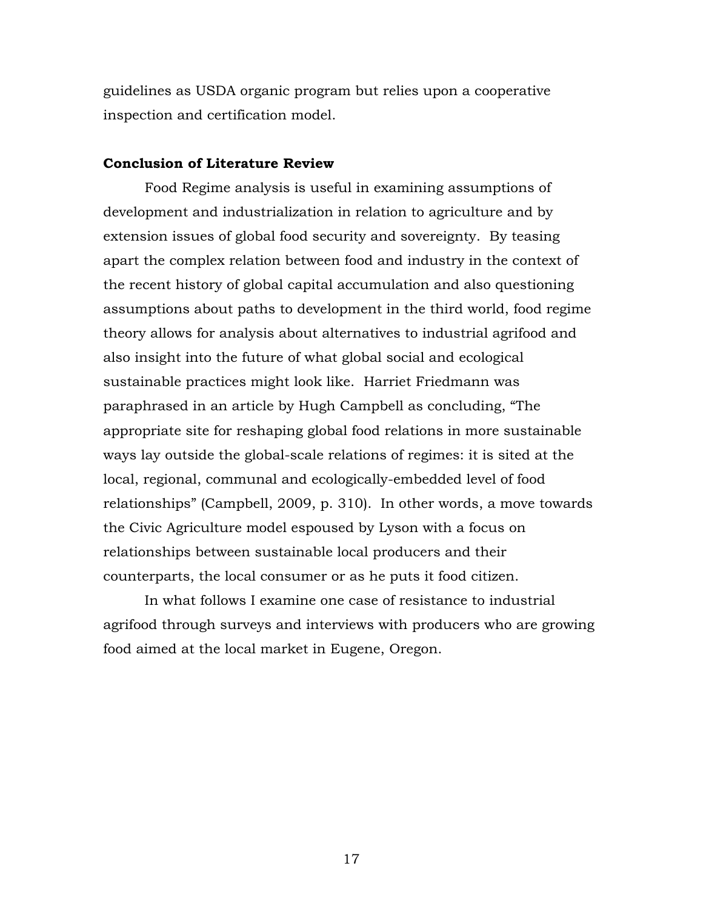guidelines as USDA organic program but relies upon a cooperative inspection and certification model.

### Conclusion of Literature Review

Food Regime analysis is useful in examining assumptions of development and industrialization in relation to agriculture and by extension issues of global food security and sovereignty. By teasing apart the complex relation between food and industry in the context of the recent history of global capital accumulation and also questioning assumptions about paths to development in the third world, food regime theory allows for analysis about alternatives to industrial agrifood and also insight into the future of what global social and ecological sustainable practices might look like. Harriet Friedmann was paraphrased in an article by Hugh Campbell as concluding, "The appropriate site for reshaping global food relations in more sustainable ways lay outside the global-scale relations of regimes: it is sited at the local, regional, communal and ecologically-embedded level of food relationships" (Campbell, 2009, p. 310). In other words, a move towards the Civic Agriculture model espoused by Lyson with a focus on relationships between sustainable local producers and their counterparts, the local consumer or as he puts it food citizen.

In what follows I examine one case of resistance to industrial agrifood through surveys and interviews with producers who are growing food aimed at the local market in Eugene, Oregon.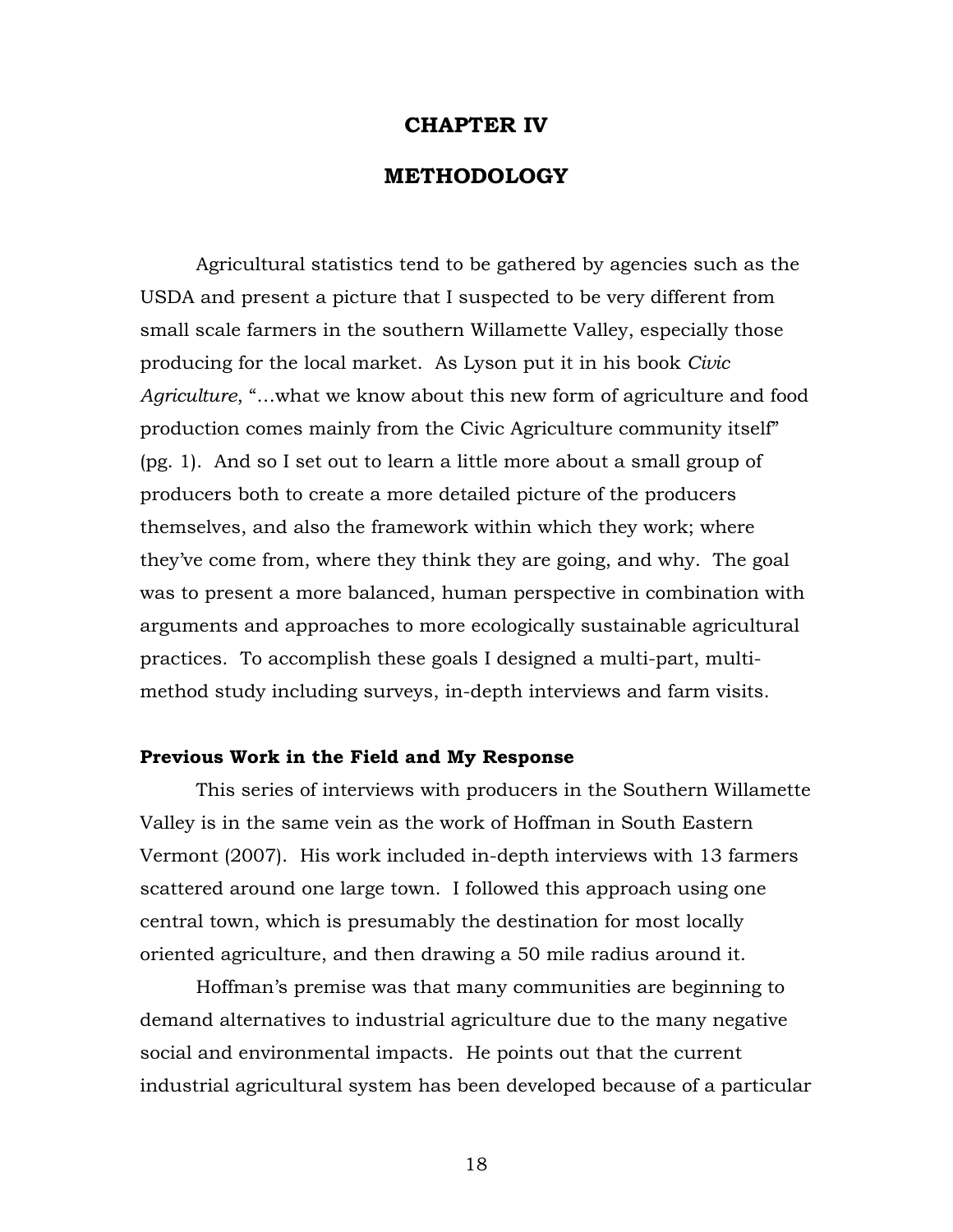# CHAPTER IV

# METHODOLOGY

Agricultural statistics tend to be gathered by agencies such as the USDA and present a picture that I suspected to be very different from small scale farmers in the southern Willamette Valley, especially those producing for the local market. As Lyson put it in his book *Civic Agriculture*, "…what we know about this new form of agriculture and food production comes mainly from the Civic Agriculture community itself" (pg. 1). And so I set out to learn a little more about a small group of producers both to create a more detailed picture of the producers themselves, and also the framework within which they work; where they've come from, where they think they are going, and why. The goal was to present a more balanced, human perspective in combination with arguments and approaches to more ecologically sustainable agricultural practices. To accomplish these goals I designed a multi-part, multi-method study including surveys, in-depth interviews and farm visits.

**Previous Work in the Field and My Response**

This series of interviews with producers in the Southern Willamette Valley is in the same vein as the work of Hoffman in South Eastern Vermont (2007). His work included in-depth interviews with 13 farmers scattered around one large town. I followed this approach using one central town, which is presumably the destination for most locally oriented agriculture, and then drawing a 50 mile radius around it.

Hoffman's premise was that many communities are beginning to demand alternatives to industrial agriculture due to the many negative social and environmental impacts. He points out that the current industrial agricultural system has been developed because of a particular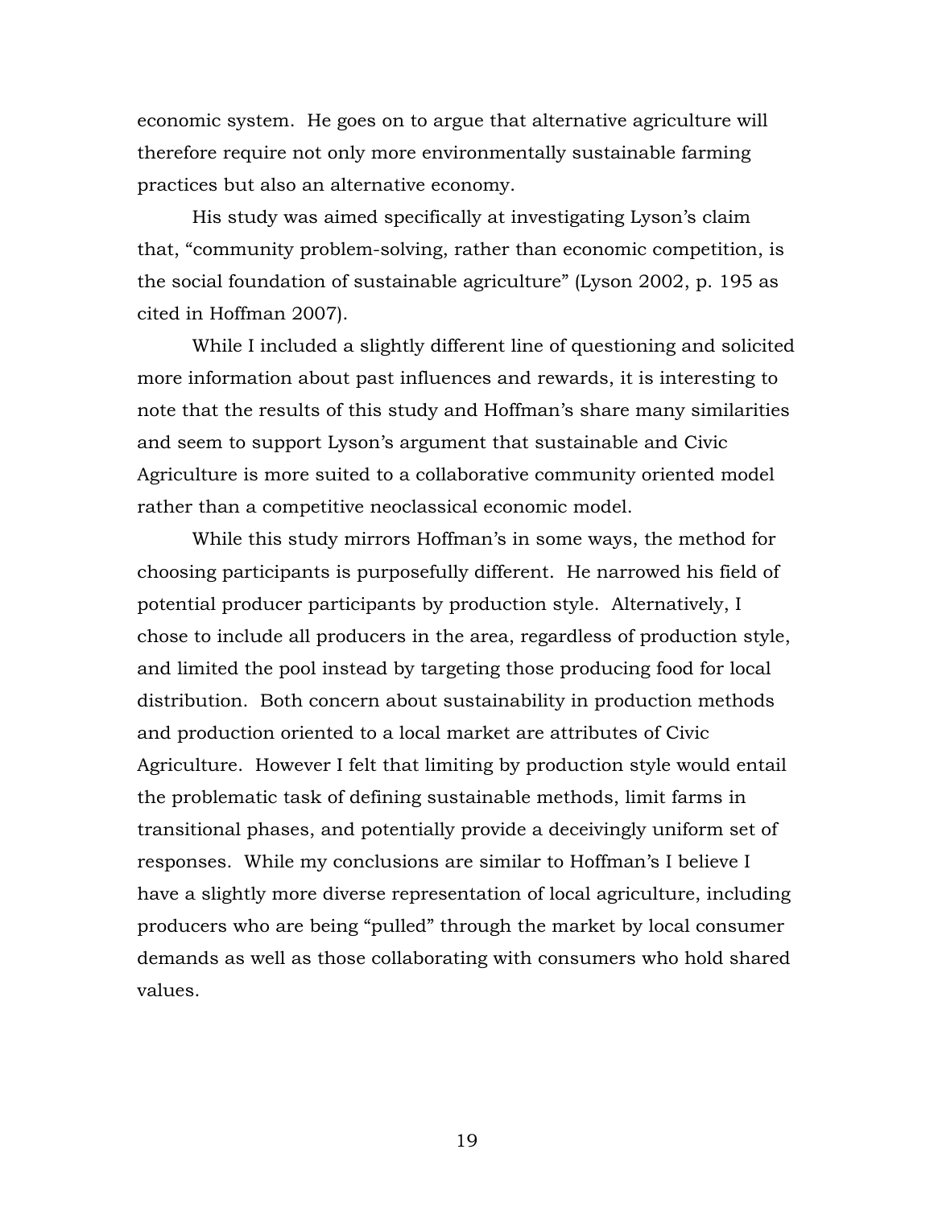economic system. He goes on to argue that alternative agriculture will therefore require not only more environmentally sustainable farming practices but also an alternative economy.

His study was aimed specifically at investigating Lyson's claim that, "community problem-solving, rather than economic competition, is the social foundation of sustainable agriculture" (Lyson 2002, p. 195 as cited in Hoffman 2007).

While I included a slightly different line of questioning and solicited more information about past influences and rewards, it is interesting to note that the results of this study and Hoffman's share many similarities and seem to support Lyson's argument that sustainable and Civic Agriculture is more suited to a collaborative community oriented model rather than a competitive neoclassical economic model.

While this study mirrors Hoffman's in some ways, the method for choosing participants is purposefully different. He narrowed his field of potential producer participants by production style. Alternatively, I chose to include all producers in the area, regardless of production style, and limited the pool instead by targeting those producing food for local distribution. Both concern about sustainability in production methods and production oriented to a local market are attributes of Civic Agriculture. However I felt that limiting by production style would entail the problematic task of defining sustainable methods, limit farms in transitional phases, and potentially provide a deceivingly uniform set of responses. While my conclusions are similar to Hoffman's I believe I have a slightly more diverse representation of local agriculture, including producers who are being "pulled" through the market by local consumer demands as well as those collaborating with consumers who hold shared values.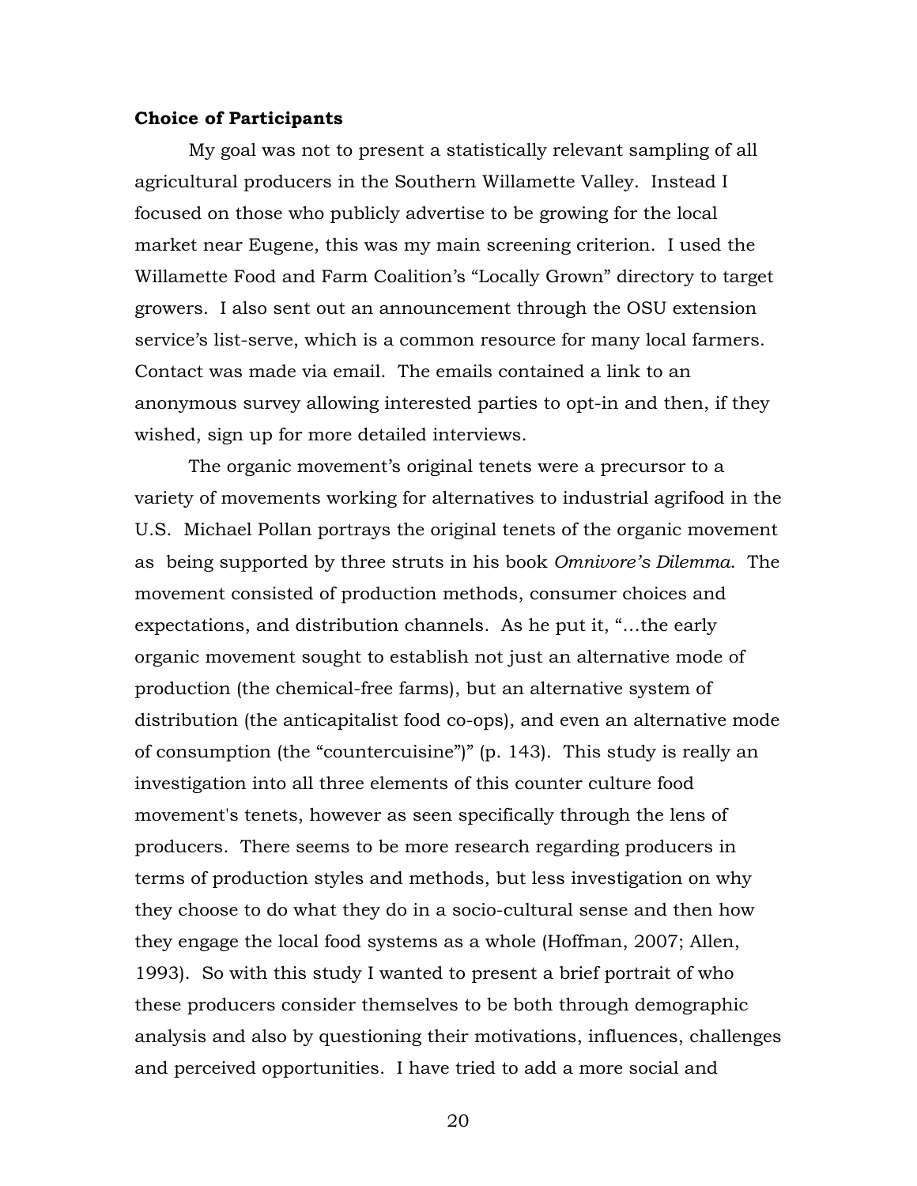**Choice of Participants**

My goal was not to present a statistically relevant sampling of all agricultural producers in the Southern Willamette Valley. Instead I focused on those who publicly advertise to be growing for the local market near Eugene, this was my main screening criterion. I used the Willamette Food and Farm Coalition's "Locally Grown" directory to target growers. I also sent out an announcement through the OSU extension service's list-serve, which is a common resource for many local farmers. Contact was made via email. The emails contained a link to an anonymous survey allowing interested parties to opt-in and then, if they wished, sign up for more detailed interviews.

The organic movement's original tenets were a precursor to a variety of movements working for alternatives to industrial agrifood in the U.S. Michael Pollan portrays the original tenets of the organic movement as being supported by three struts in his book *Omnivore's Dilemma*. The movement consisted of production methods, consumer choices and expectations, and distribution channels. As he put it, "…the early organic movement sought to establish not just an alternative mode of production (the chemical-free farms), but an alternative system of distribution (the anticapitalist food co-ops), and even an alternative mode of consumption (the "countercuisine")" (p. 143). This study is really an investigation into all three elements of this counter culture food movement's tenets, however as seen specifically through the lens of producers. There seems to be more research regarding producers in terms of production styles and methods, but less investigation on why they choose to do what they do in a socio-cultural sense and then how they engage the local food systems as a whole (Hoffman, 2007; Allen, 1993). So with this study I wanted to present a brief portrait of who these producers consider themselves to be both through demographic analysis and also by questioning their motivations, influences, challenges and perceived opportunities. I have tried to add a more social and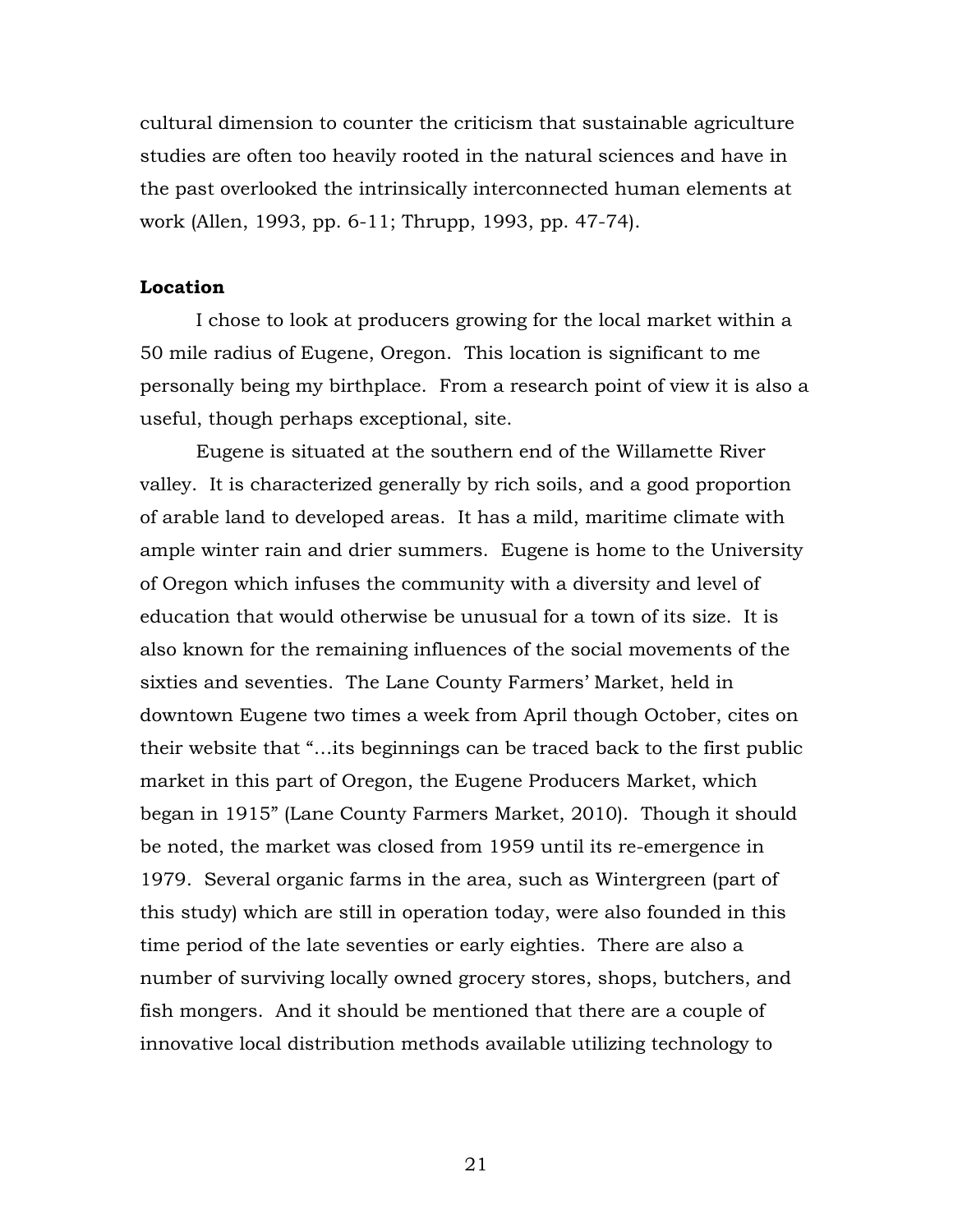cultural dimension to counter the criticism that sustainable agriculture studies are often too heavily rooted in the natural sciences and have in the past overlooked the intrinsically interconnected human elements at work (Allen, 1993, pp. 6-11; Thrupp, 1993, pp. 47-74).

### Location

I chose to look at producers growing for the local market within a 50 mile radius of Eugene, Oregon. This location is significant to me personally being my birthplace. From a research point of view it is also a useful, though perhaps exceptional, site.

Eugene is situated at the southern end of the Willamette River valley. It is characterized generally by rich soils, and a good proportion of arable land to developed areas. It has a mild, maritime climate with ample winter rain and drier summers. Eugene is home to the University of Oregon which infuses the community with a diversity and level of education that would otherwise be unusual for a town of its size. It is also known for the remaining influences of the social movements of the sixties and seventies. The Lane County Farmers' Market, held in downtown Eugene two times a week from April though October, cites on their website that "…its beginnings can be traced back to the first public market in this part of Oregon, the Eugene Producers Market, which began in 1915" (Lane County Farmers Market, 2010). Though it should be noted, the market was closed from 1959 until its re-emergence in 1979. Several organic farms in the area, such as Wintergreen (part of this study) which are still in operation today, were also founded in this time period of the late seventies or early eighties. There are also a number of surviving locally owned grocery stores, shops, butchers, and fish mongers. And it should be mentioned that there are a couple of innovative local distribution methods available utilizing technology to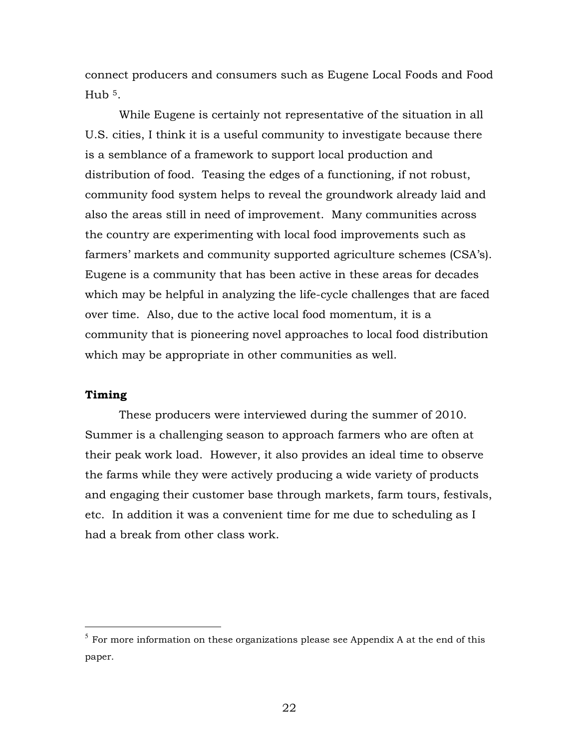connect producers and consumers such as Eugene Local Foods and Food Hub [5].

While Eugene is certainly not representative of the situation in all U.S. cities, I think it is a useful community to investigate because there is a semblance of a framework to support local production and distribution of food. Teasing the edges of a functioning, if not robust, community food system helps to reveal the groundwork already laid and also the areas still in need of improvement. Many communities across the country are experimenting with local food improvements such as farmers' markets and community supported agriculture schemes (CSA's). Eugene is a community that has been active in these areas for decades which may be helpful in analyzing the life-cycle challenges that are faced over time. Also, due to the active local food momentum, it is a community that is pioneering novel approaches to local food distribution which may be appropriate in other communities as well.

**Timing**

These producers were interviewed during the summer of 2010. Summer is a challenging season to approach farmers who are often at their peak work load. However, it also provides an ideal time to observe the farms while they were actively producing a wide variety of products and engaging their customer base through markets, farm tours, festivals, etc. In addition it was a convenient time for me due to scheduling as I had a break from other class work.

---

[5] For more information on these organizations please see Appendix A at the end of this paper.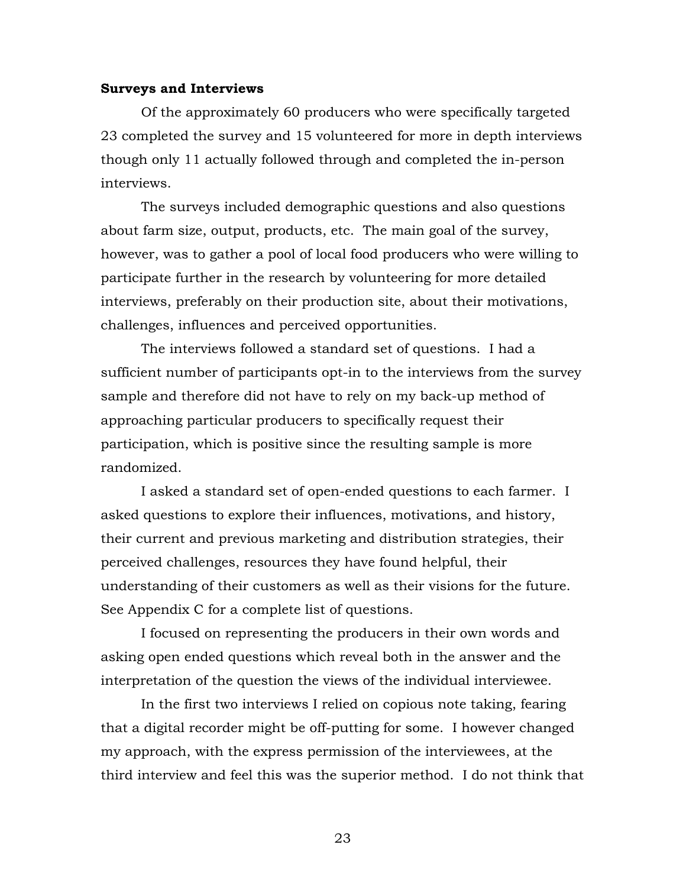**Surveys and Interviews**

Of the approximately 60 producers who were specifically targeted 23 completed the survey and 15 volunteered for more in depth interviews though only 11 actually followed through and completed the in-person interviews.

The surveys included demographic questions and also questions about farm size, output, products, etc. The main goal of the survey, however, was to gather a pool of local food producers who were willing to participate further in the research by volunteering for more detailed interviews, preferably on their production site, about their motivations, challenges, influences and perceived opportunities.

The interviews followed a standard set of questions. I had a sufficient number of participants opt-in to the interviews from the survey sample and therefore did not have to rely on my back-up method of approaching particular producers to specifically request their participation, which is positive since the resulting sample is more randomized.

I asked a standard set of open-ended questions to each farmer. I asked questions to explore their influences, motivations, and history, their current and previous marketing and distribution strategies, their perceived challenges, resources they have found helpful, their understanding of their customers as well as their visions for the future. See Appendix C for a complete list of questions.

I focused on representing the producers in their own words and asking open ended questions which reveal both in the answer and the interpretation of the question the views of the individual interviewee.

In the first two interviews I relied on copious note taking, fearing that a digital recorder might be off-putting for some. I however changed my approach, with the express permission of the interviewees, at the third interview and feel this was the superior method. I do not think that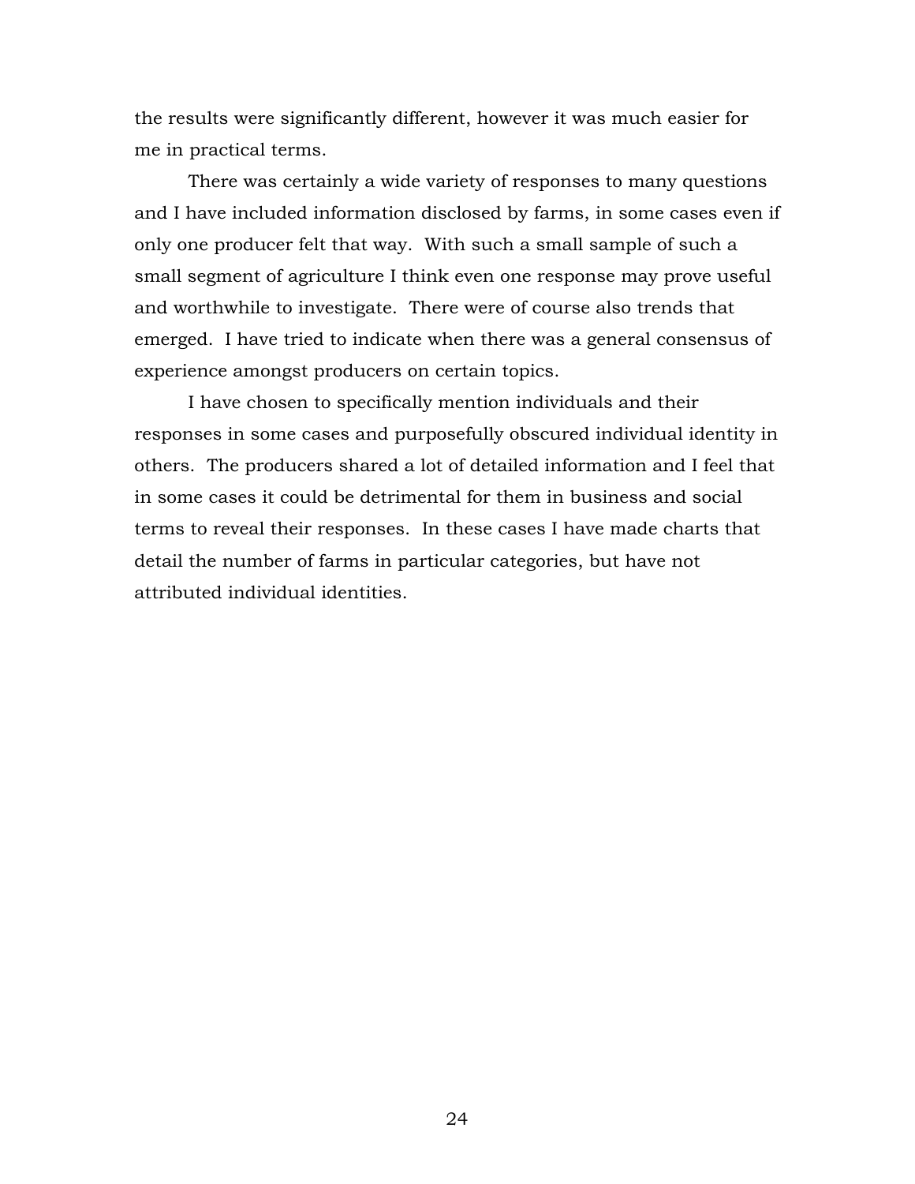the results were significantly different, however it was much easier for me in practical terms.

There was certainly a wide variety of responses to many questions and I have included information disclosed by farms, in some cases even if only one producer felt that way. With such a small sample of such a small segment of agriculture I think even one response may prove useful and worthwhile to investigate. There were of course also trends that emerged. I have tried to indicate when there was a general consensus of experience amongst producers on certain topics.

I have chosen to specifically mention individuals and their responses in some cases and purposefully obscured individual identity in others. The producers shared a lot of detailed information and I feel that in some cases it could be detrimental for them in business and social terms to reveal their responses. In these cases I have made charts that detail the number of farms in particular categories, but have not attributed individual identities.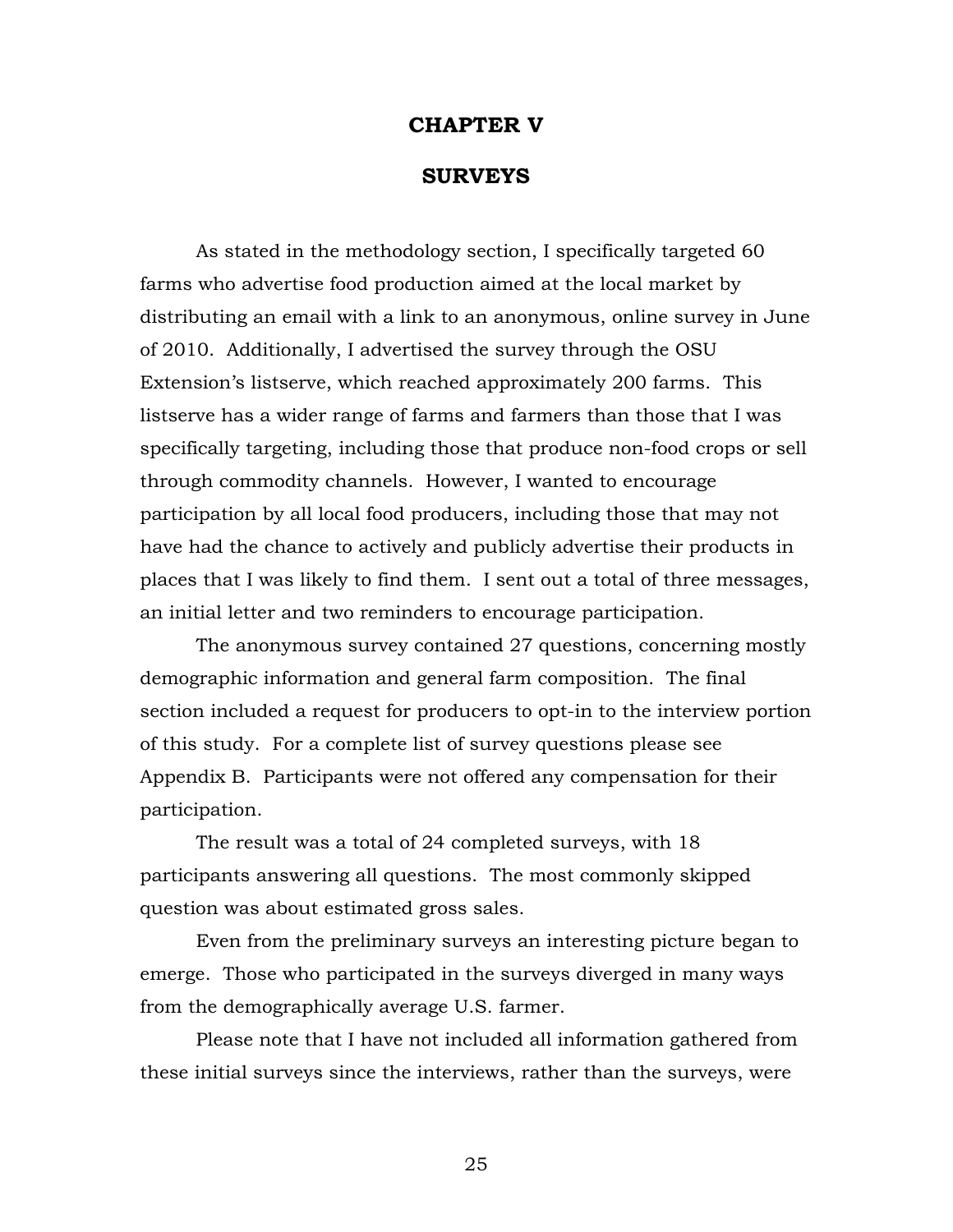# CHAPTER V

# SURVEYS

As stated in the methodology section, I specifically targeted 60 farms who advertise food production aimed at the local market by distributing an email with a link to an anonymous, online survey in June of 2010. Additionally, I advertised the survey through the OSU Extension's listserve, which reached approximately 200 farms. This listserve has a wider range of farms and farmers than those that I was specifically targeting, including those that produce non-food crops or sell through commodity channels. However, I wanted to encourage participation by all local food producers, including those that may not have had the chance to actively and publicly advertise their products in places that I was likely to find them. I sent out a total of three messages, an initial letter and two reminders to encourage participation.

The anonymous survey contained 27 questions, concerning mostly demographic information and general farm composition. The final section included a request for producers to opt-in to the interview portion of this study. For a complete list of survey questions please see Appendix B. Participants were not offered any compensation for their participation.

The result was a total of 24 completed surveys, with 18 participants answering all questions. The most commonly skipped question was about estimated gross sales.

Even from the preliminary surveys an interesting picture began to emerge. Those who participated in the surveys diverged in many ways from the demographically average U.S. farmer.

Please note that I have not included all information gathered from these initial surveys since the interviews, rather than the surveys, were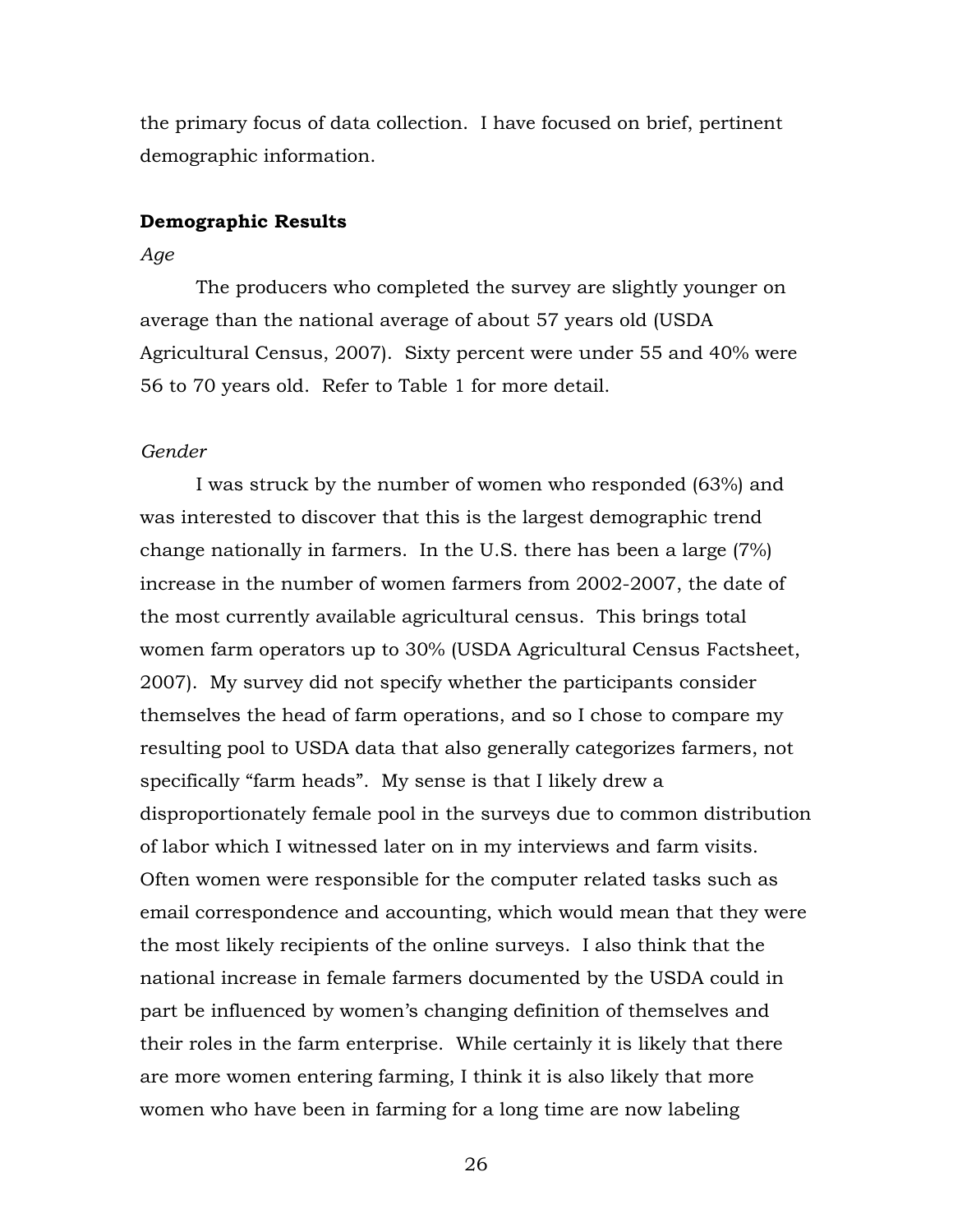the primary focus of data collection. I have focused on brief, pertinent demographic information.

**Demographic Results**

*Age*

The producers who completed the survey are slightly younger on average than the national average of about 57 years old (USDA Agricultural Census, 2007). Sixty percent were under 55 and 40% were 56 to 70 years old. Refer to Table 1 for more detail.

*Gender*

I was struck by the number of women who responded (63%) and was interested to discover that this is the largest demographic trend change nationally in farmers. In the U.S. there has been a large (7%) increase in the number of women farmers from 2002-2007, the date of the most currently available agricultural census. This brings total women farm operators up to 30% (USDA Agricultural Census Factsheet, 2007). My survey did not specify whether the participants consider themselves the head of farm operations, and so I chose to compare my resulting pool to USDA data that also generally categorizes farmers, not specifically "farm heads". My sense is that I likely drew a disproportionately female pool in the surveys due to common distribution of labor which I witnessed later on in my interviews and farm visits. Often women were responsible for the computer related tasks such as email correspondence and accounting, which would mean that they were the most likely recipients of the online surveys. I also think that the national increase in female farmers documented by the USDA could in part be influenced by women's changing definition of themselves and their roles in the farm enterprise. While certainly it is likely that there are more women entering farming, I think it is also likely that more women who have been in farming for a long time are now labeling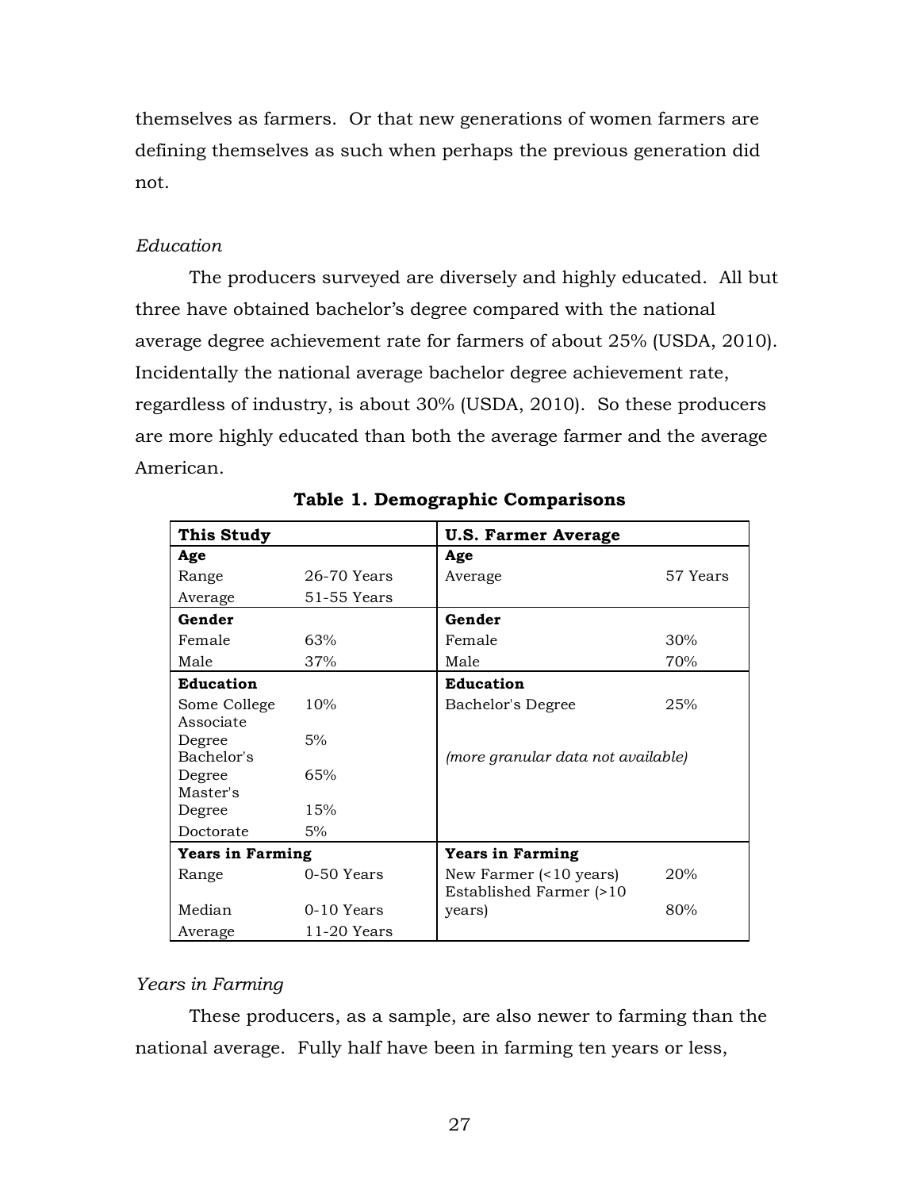themselves as farmers. Or that new generations of women farmers are defining themselves as such when perhaps the previous generation did not.

*Education*

The producers surveyed are diversely and highly educated. All but three have obtained bachelor's degree compared with the national average degree achievement rate for farmers of about 25% (USDA, 2010). Incidentally the national average bachelor degree achievement rate, regardless of industry, is about 30% (USDA, 2010). So these producers are more highly educated than both the average farmer and the average American.

**Table 1. Demographic Comparisons**

| **This Study** | | **U.S. Farmer Average** | |
|---|---|---|---|
| **Age** | | **Age** | |
| Range | 26-70 Years | Average | 57 Years |
| Average | 51-55 Years | | |
| **Gender** | | **Gender** | |
| Female | 63% | Female | 30% |
| Male | 37% | Male | 70% |
| **Education** | | **Education** | |
| Some College | 10% | Bachelor's Degree | 25% |
| Associate Degree | 5% | | |
| Bachelor's Degree | 65% | *(more granular data not available)* | |
| Master's Degree | 15% | | |
| Doctorate | 5% | | |
| **Years in Farming** | | **Years in Farming** | |
| Range | 0-50 Years | New Farmer (<10 years) | 20% |
| Median | 0-10 Years | Established Farmer (>10 years) | 80% |
| Average | 11-20 Years | | |

*Years in Farming*

These producers, as a sample, are also newer to farming than the national average. Fully half have been in farming ten years or less,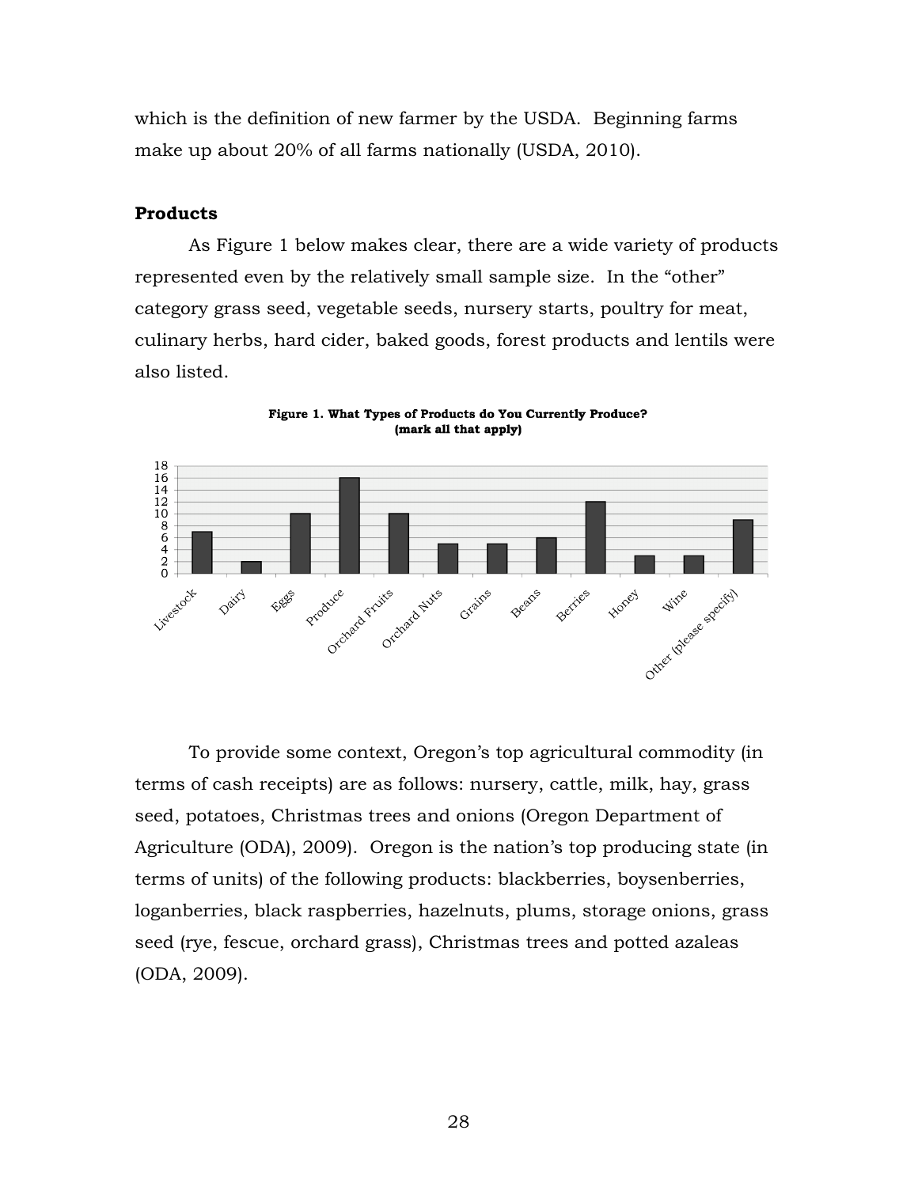which is the definition of new farmer by the USDA. Beginning farms make up about 20% of all farms nationally (USDA, 2010).

**Products**

As Figure 1 below makes clear, there are a wide variety of products represented even by the relatively small sample size. In the "other" category grass seed, vegetable seeds, nursery starts, poultry for meat, culinary herbs, hard cider, baked goods, forest products and lentils were also listed.

**Figure 1. What Types of Products do You Currently Produce? (mark all that apply)**

| Product | Count |
| --- | --- |
| Livestock | 7 |
| Dairy | 2 |
| Eggs | 10 |
| Produce | 16 |
| Orchard Fruits | 10 |
| Orchard Nuts | 5 |
| Grains | 5 |
| Beans | 6 |
| Berries | 12 |
| Honey | 3 |
| Wine | 3 |
| Other (please specify) | 9 |

To provide some context, Oregon's top agricultural commodity (in terms of cash receipts) are as follows: nursery, cattle, milk, hay, grass seed, potatoes, Christmas trees and onions (Oregon Department of Agriculture (ODA), 2009). Oregon is the nation's top producing state (in terms of units) of the following products: blackberries, boysenberries, loganberries, black raspberries, hazelnuts, plums, storage onions, grass seed (rye, fescue, orchard grass), Christmas trees and potted azaleas (ODA, 2009).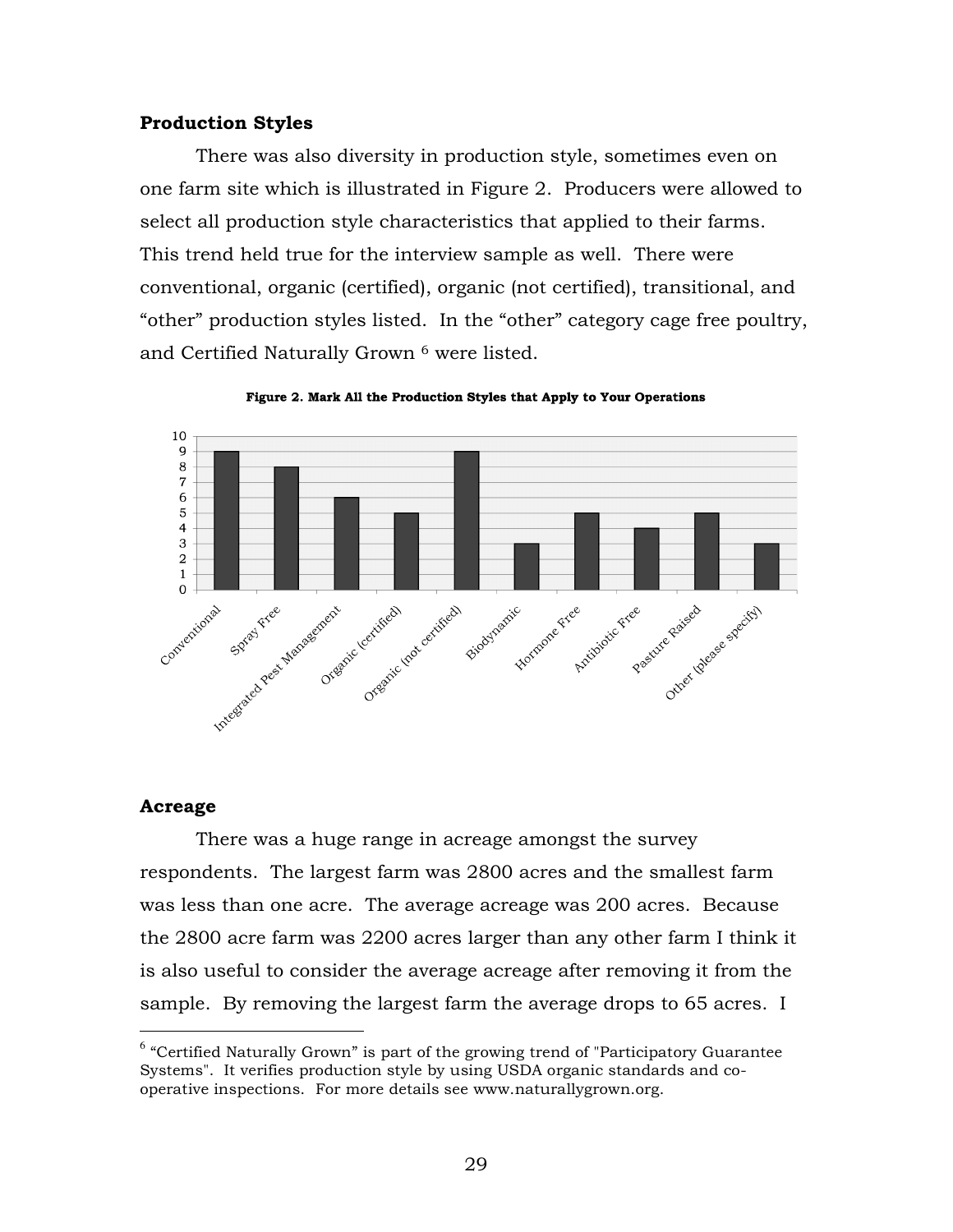### Production Styles

There was also diversity in production style, sometimes even on one farm site which is illustrated in Figure 2. Producers were allowed to select all production style characteristics that applied to their farms. This trend held true for the interview sample as well. There were conventional, organic (certified), organic (not certified), transitional, and "other" production styles listed. In the "other" category cage free poultry, and Certified Naturally Grown [6] were listed.

**Figure 2. Mark All the Production Styles that Apply to Your Operations**

| Production Style | Count |
|---|---|
| Conventional | 9 |
| Spray Free | 8 |
| Integrated Pest Management | 6 |
| Organic (certified) | 5 |
| Organic (not certified) | 9 |
| Biodynamic | 3 |
| Hormone Free | 5 |
| Antibiotic Free | 4 |
| Pasture Raised | 5 |
| Other (please specify) | 3 |

### Acreage

There was a huge range in acreage amongst the survey respondents. The largest farm was 2800 acres and the smallest farm was less than one acre. The average acreage was 200 acres. Because the 2800 acre farm was 2200 acres larger than any other farm I think it is also useful to consider the average acreage after removing it from the sample. By removing the largest farm the average drops to 65 acres. I

[6] "Certified Naturally Grown" is part of the growing trend of "Participatory Guarantee Systems". It verifies production style by using USDA organic standards and co-operative inspections. For more details see www.naturallygrown.org.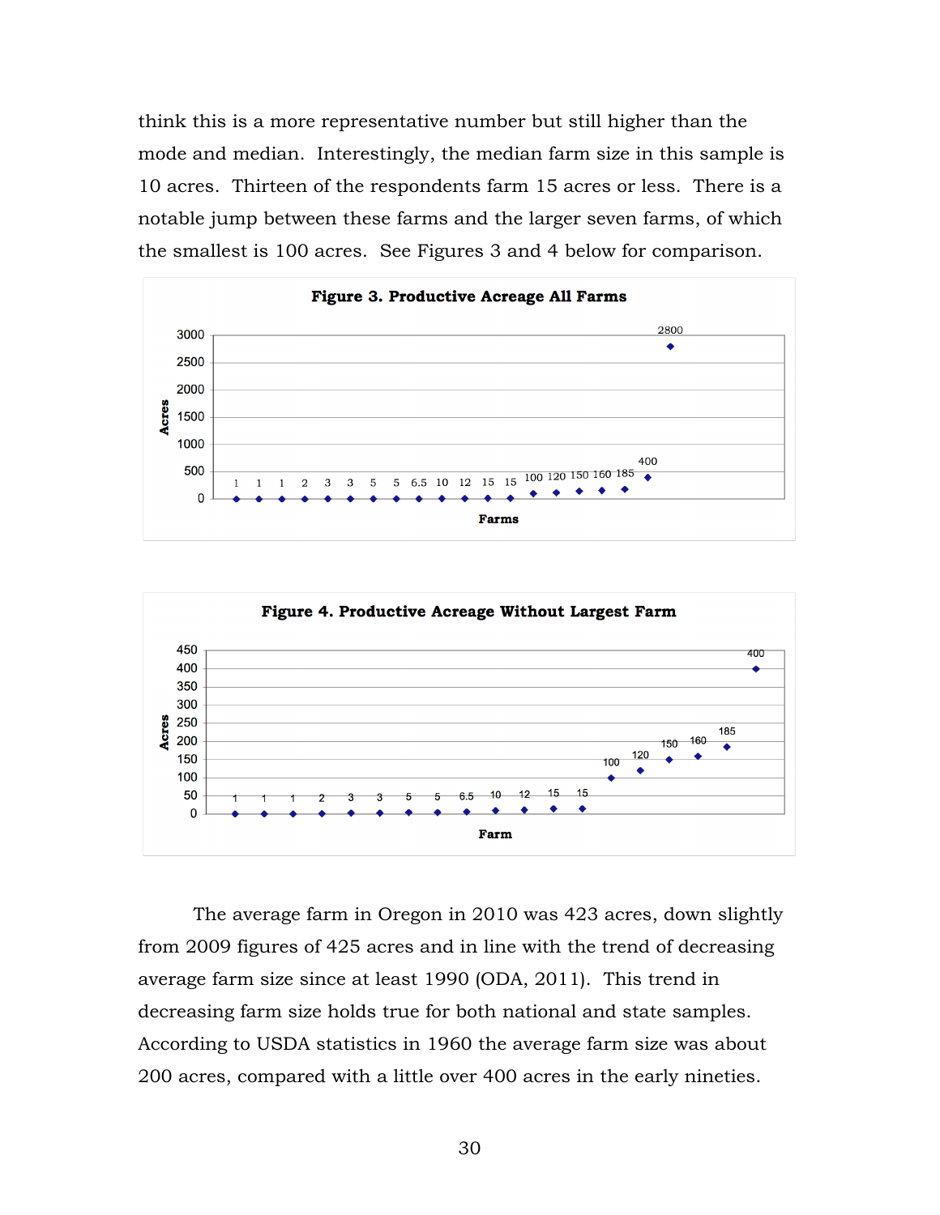think this is a more representative number but still higher than the mode and median. Interestingly, the median farm size in this sample is 10 acres. Thirteen of the respondents farm 15 acres or less. There is a notable jump between these farms and the larger seven farms, of which the smallest is 100 acres. See Figures 3 and 4 below for comparison.

**Figure 3. Productive Acreage All Farms**

**Figure 4. Productive Acreage Without Largest Farm**

The average farm in Oregon in 2010 was 423 acres, down slightly from 2009 figures of 425 acres and in line with the trend of decreasing average farm size since at least 1990 (ODA, 2011). This trend in decreasing farm size holds true for both national and state samples. According to USDA statistics in 1960 the average farm size was about 200 acres, compared with a little over 400 acres in the early nineties.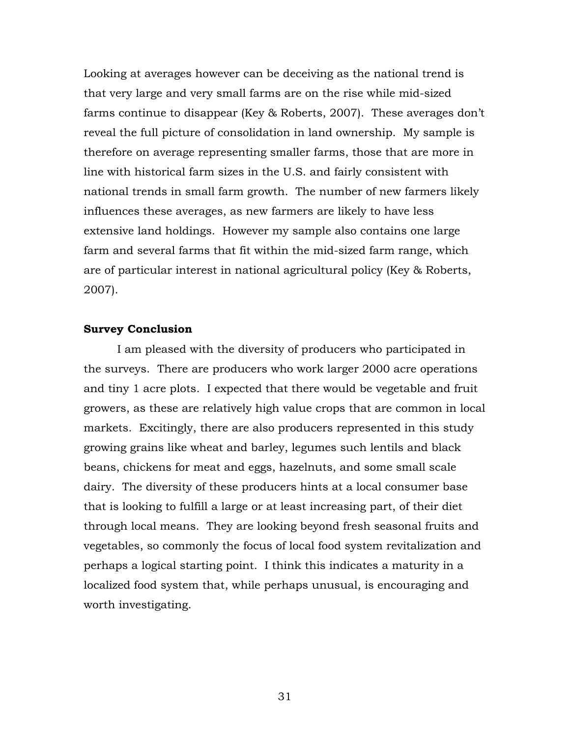Looking at averages however can be deceiving as the national trend is that very large and very small farms are on the rise while mid-sized farms continue to disappear (Key & Roberts, 2007). These averages don't reveal the full picture of consolidation in land ownership. My sample is therefore on average representing smaller farms, those that are more in line with historical farm sizes in the U.S. and fairly consistent with national trends in small farm growth. The number of new farmers likely influences these averages, as new farmers are likely to have less extensive land holdings. However my sample also contains one large farm and several farms that fit within the mid-sized farm range, which are of particular interest in national agricultural policy (Key & Roberts, 2007).

**Survey Conclusion**

I am pleased with the diversity of producers who participated in the surveys. There are producers who work larger 2000 acre operations and tiny 1 acre plots. I expected that there would be vegetable and fruit growers, as these are relatively high value crops that are common in local markets. Excitingly, there are also producers represented in this study growing grains like wheat and barley, legumes such lentils and black beans, chickens for meat and eggs, hazelnuts, and some small scale dairy. The diversity of these producers hints at a local consumer base that is looking to fulfill a large or at least increasing part, of their diet through local means. They are looking beyond fresh seasonal fruits and vegetables, so commonly the focus of local food system revitalization and perhaps a logical starting point. I think this indicates a maturity in a localized food system that, while perhaps unusual, is encouraging and worth investigating.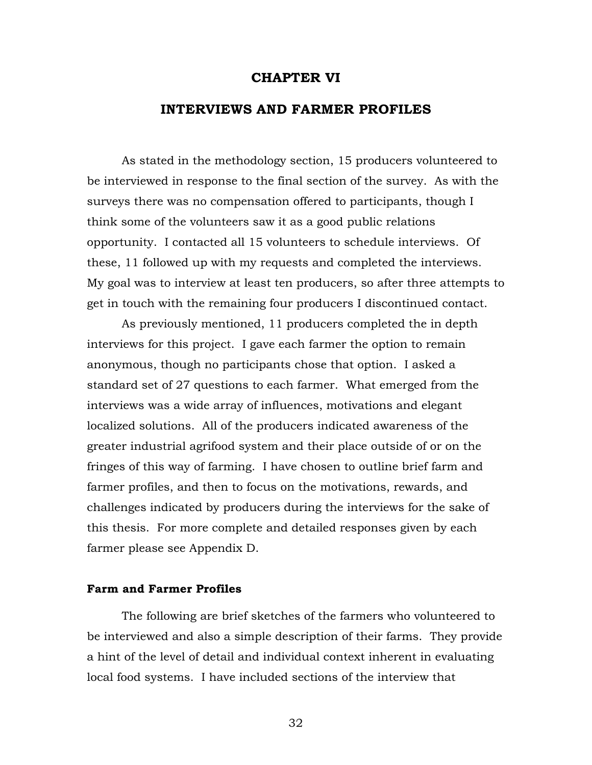# CHAPTER VI

# INTERVIEWS AND FARMER PROFILES

As stated in the methodology section, 15 producers volunteered to be interviewed in response to the final section of the survey. As with the surveys there was no compensation offered to participants, though I think some of the volunteers saw it as a good public relations opportunity. I contacted all 15 volunteers to schedule interviews. Of these, 11 followed up with my requests and completed the interviews. My goal was to interview at least ten producers, so after three attempts to get in touch with the remaining four producers I discontinued contact.

As previously mentioned, 11 producers completed the in depth interviews for this project. I gave each farmer the option to remain anonymous, though no participants chose that option. I asked a standard set of 27 questions to each farmer. What emerged from the interviews was a wide array of influences, motivations and elegant localized solutions. All of the producers indicated awareness of the greater industrial agrifood system and their place outside of or on the fringes of this way of farming. I have chosen to outline brief farm and farmer profiles, and then to focus on the motivations, rewards, and challenges indicated by producers during the interviews for the sake of this thesis. For more complete and detailed responses given by each farmer please see Appendix D.

### Farm and Farmer Profiles

The following are brief sketches of the farmers who volunteered to be interviewed and also a simple description of their farms. They provide a hint of the level of detail and individual context inherent in evaluating local food systems. I have included sections of the interview that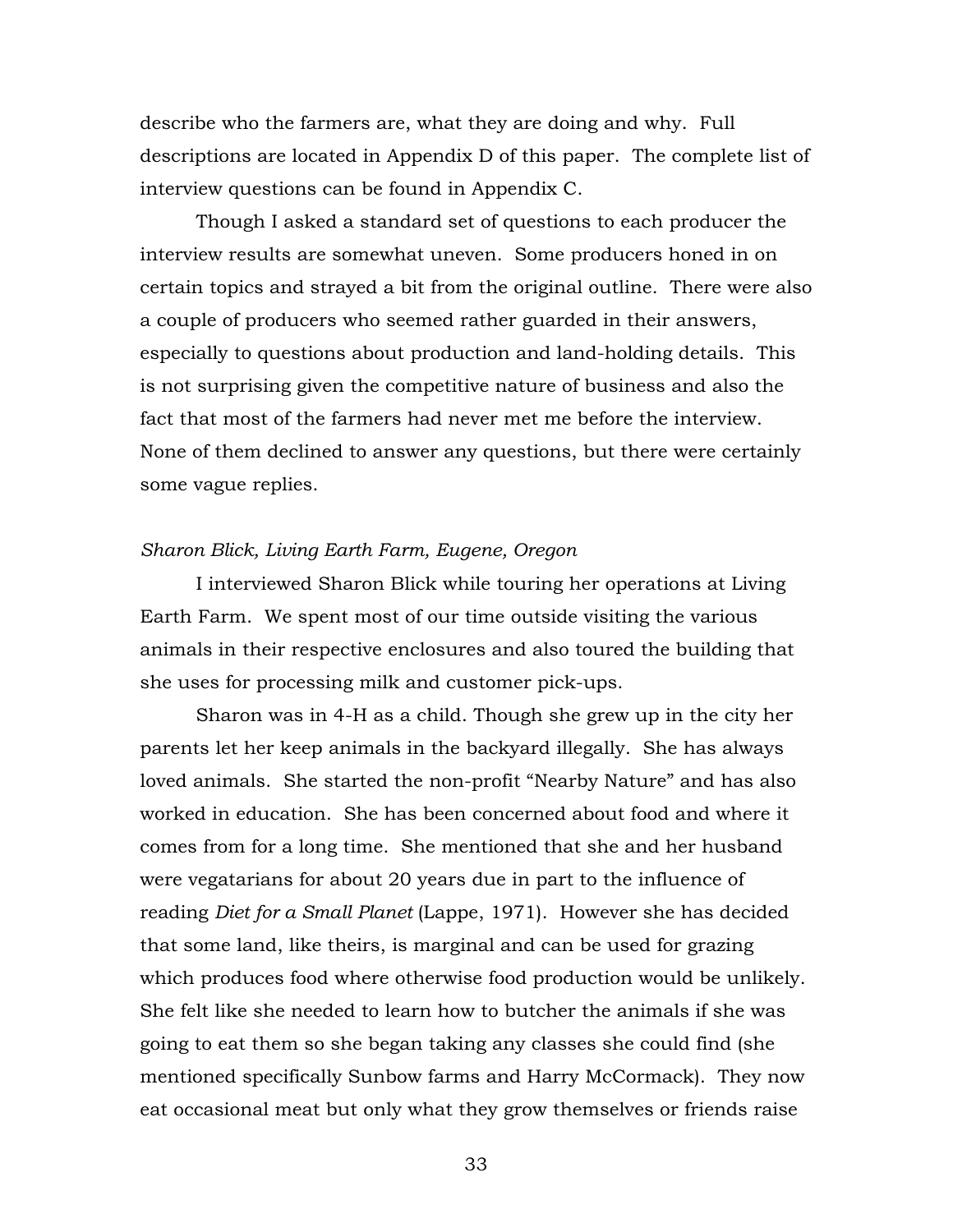describe who the farmers are, what they are doing and why. Full descriptions are located in Appendix D of this paper. The complete list of interview questions can be found in Appendix C.

Though I asked a standard set of questions to each producer the interview results are somewhat uneven. Some producers honed in on certain topics and strayed a bit from the original outline. There were also a couple of producers who seemed rather guarded in their answers, especially to questions about production and land-holding details. This is not surprising given the competitive nature of business and also the fact that most of the farmers had never met me before the interview. None of them declined to answer any questions, but there were certainly some vague replies.

*Sharon Blick, Living Earth Farm, Eugene, Oregon*

I interviewed Sharon Blick while touring her operations at Living Earth Farm. We spent most of our time outside visiting the various animals in their respective enclosures and also toured the building that she uses for processing milk and customer pick-ups.

Sharon was in 4-H as a child. Though she grew up in the city her parents let her keep animals in the backyard illegally. She has always loved animals. She started the non-profit "Nearby Nature" and has also worked in education. She has been concerned about food and where it comes from for a long time. She mentioned that she and her husband were vegatarians for about 20 years due in part to the influence of reading *Diet for a Small Planet* (Lappe, 1971). However she has decided that some land, like theirs, is marginal and can be used for grazing which produces food where otherwise food production would be unlikely. She felt like she needed to learn how to butcher the animals if she was going to eat them so she began taking any classes she could find (she mentioned specifically Sunbow farms and Harry McCormack). They now eat occasional meat but only what they grow themselves or friends raise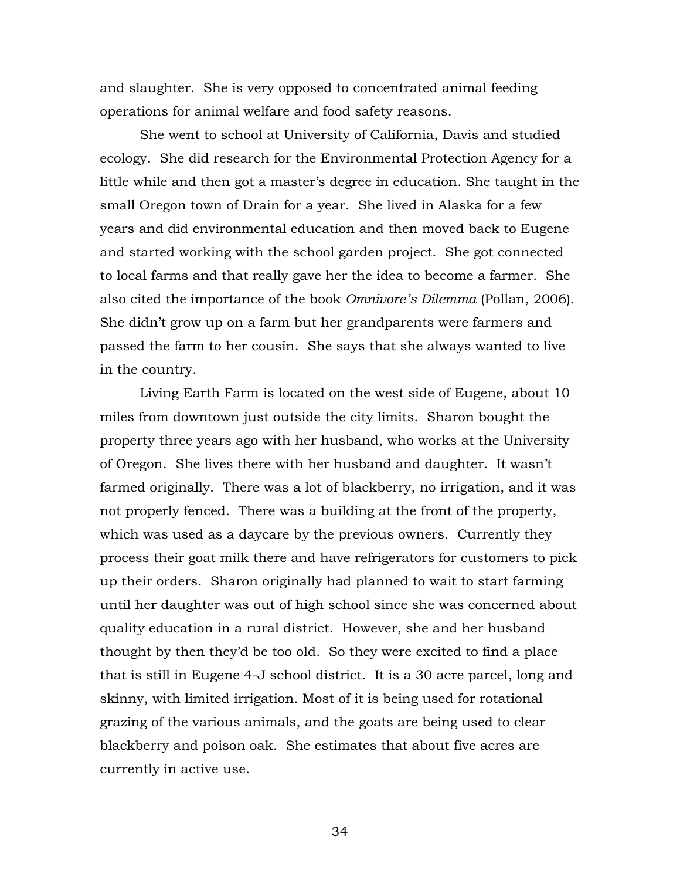and slaughter. She is very opposed to concentrated animal feeding operations for animal welfare and food safety reasons.

She went to school at University of California, Davis and studied ecology. She did research for the Environmental Protection Agency for a little while and then got a master's degree in education. She taught in the small Oregon town of Drain for a year. She lived in Alaska for a few years and did environmental education and then moved back to Eugene and started working with the school garden project. She got connected to local farms and that really gave her the idea to become a farmer. She also cited the importance of the book *Omnivore's Dilemma* (Pollan, 2006). She didn't grow up on a farm but her grandparents were farmers and passed the farm to her cousin. She says that she always wanted to live in the country.

Living Earth Farm is located on the west side of Eugene, about 10 miles from downtown just outside the city limits. Sharon bought the property three years ago with her husband, who works at the University of Oregon. She lives there with her husband and daughter. It wasn't farmed originally. There was a lot of blackberry, no irrigation, and it was not properly fenced. There was a building at the front of the property, which was used as a daycare by the previous owners. Currently they process their goat milk there and have refrigerators for customers to pick up their orders. Sharon originally had planned to wait to start farming until her daughter was out of high school since she was concerned about quality education in a rural district. However, she and her husband thought by then they'd be too old. So they were excited to find a place that is still in Eugene 4-J school district. It is a 30 acre parcel, long and skinny, with limited irrigation. Most of it is being used for rotational grazing of the various animals, and the goats are being used to clear blackberry and poison oak. She estimates that about five acres are currently in active use.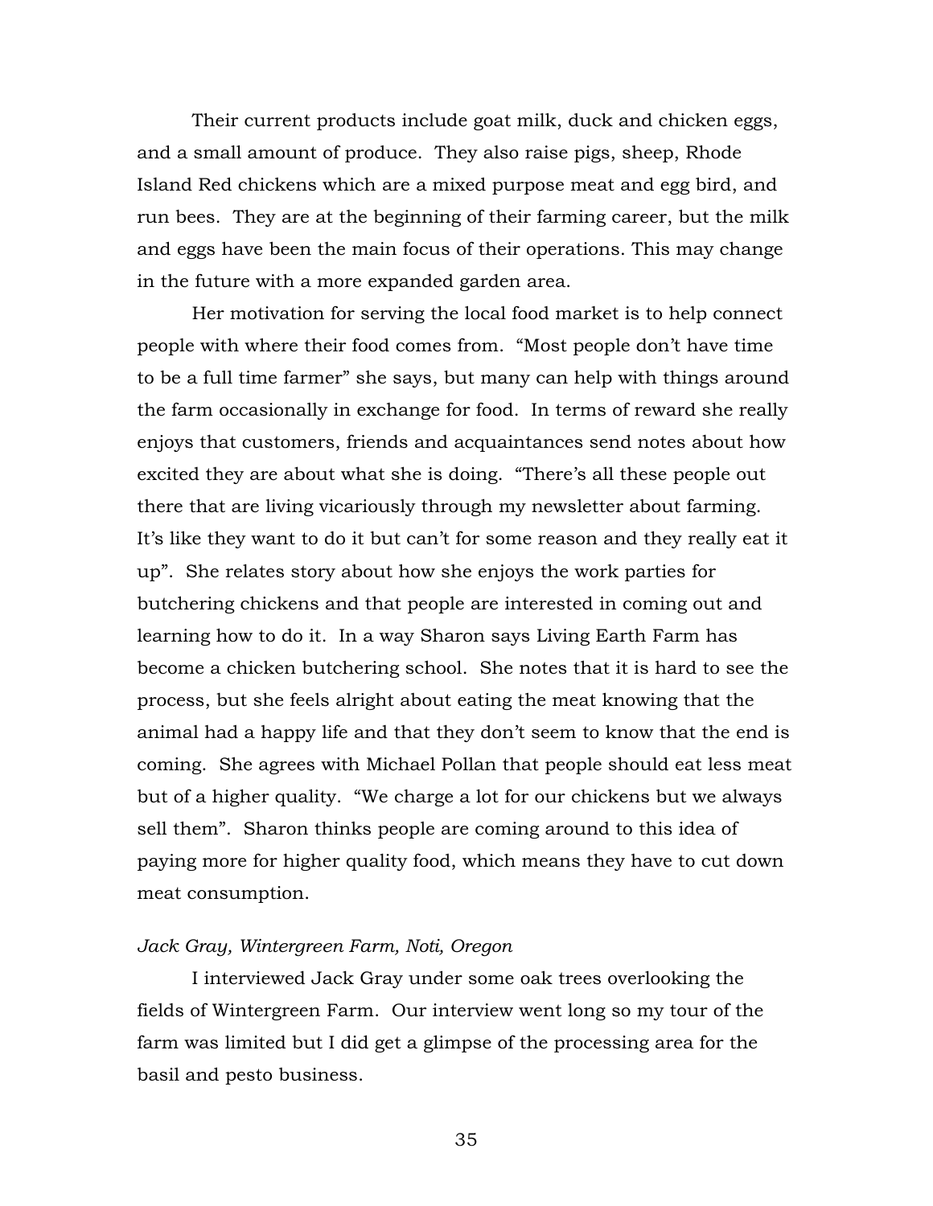Their current products include goat milk, duck and chicken eggs, and a small amount of produce. They also raise pigs, sheep, Rhode Island Red chickens which are a mixed purpose meat and egg bird, and run bees. They are at the beginning of their farming career, but the milk and eggs have been the main focus of their operations. This may change in the future with a more expanded garden area.

Her motivation for serving the local food market is to help connect people with where their food comes from. "Most people don't have time to be a full time farmer" she says, but many can help with things around the farm occasionally in exchange for food. In terms of reward she really enjoys that customers, friends and acquaintances send notes about how excited they are about what she is doing. "There's all these people out there that are living vicariously through my newsletter about farming. It's like they want to do it but can't for some reason and they really eat it up". She relates story about how she enjoys the work parties for butchering chickens and that people are interested in coming out and learning how to do it. In a way Sharon says Living Earth Farm has become a chicken butchering school. She notes that it is hard to see the process, but she feels alright about eating the meat knowing that the animal had a happy life and that they don't seem to know that the end is coming. She agrees with Michael Pollan that people should eat less meat but of a higher quality. "We charge a lot for our chickens but we always sell them". Sharon thinks people are coming around to this idea of paying more for higher quality food, which means they have to cut down meat consumption.

*Jack Gray, Wintergreen Farm, Noti, Oregon*

I interviewed Jack Gray under some oak trees overlooking the fields of Wintergreen Farm. Our interview went long so my tour of the farm was limited but I did get a glimpse of the processing area for the basil and pesto business.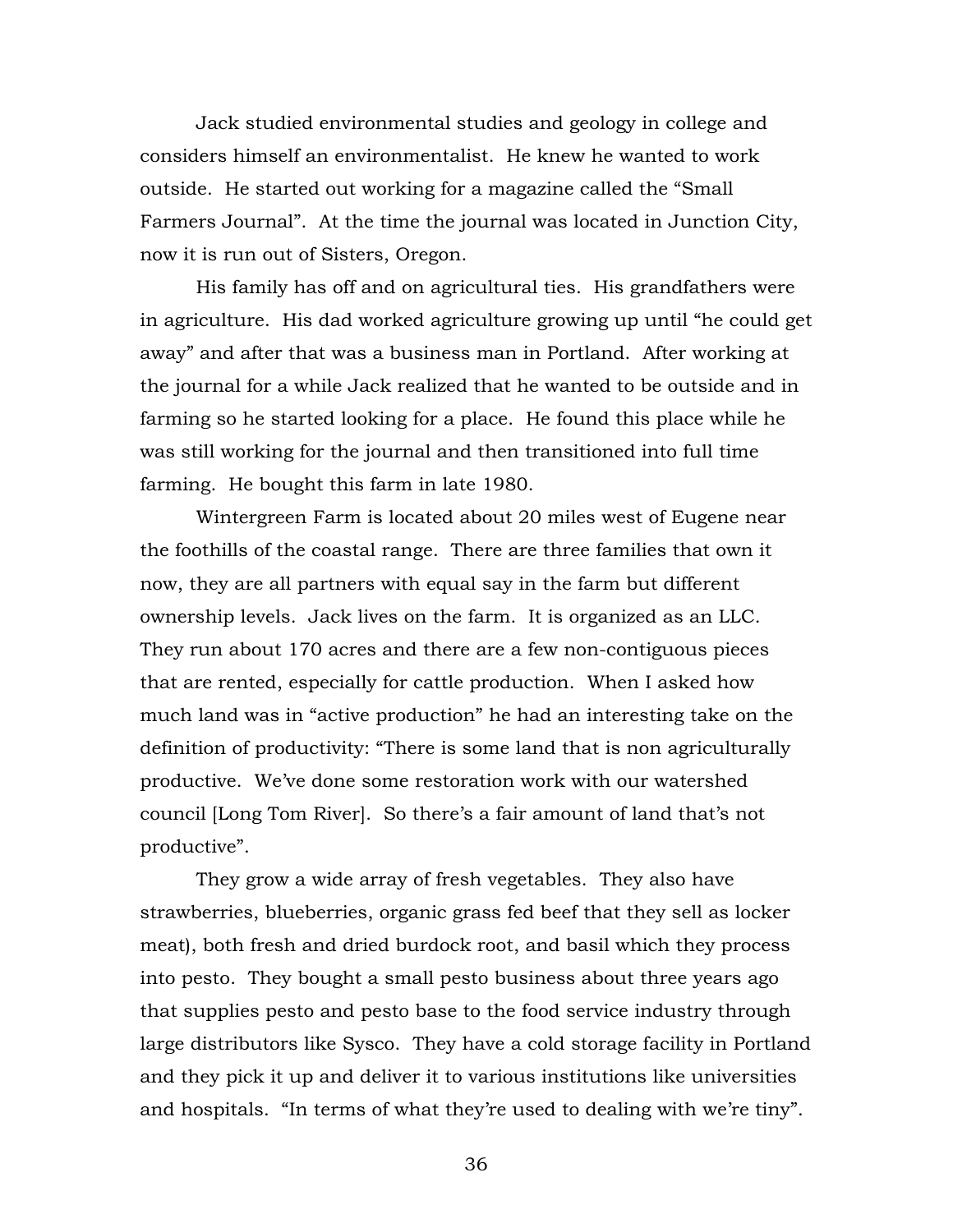Jack studied environmental studies and geology in college and considers himself an environmentalist. He knew he wanted to work outside. He started out working for a magazine called the "Small Farmers Journal". At the time the journal was located in Junction City, now it is run out of Sisters, Oregon.

His family has off and on agricultural ties. His grandfathers were in agriculture. His dad worked agriculture growing up until "he could get away" and after that was a business man in Portland. After working at the journal for a while Jack realized that he wanted to be outside and in farming so he started looking for a place. He found this place while he was still working for the journal and then transitioned into full time farming. He bought this farm in late 1980.

Wintergreen Farm is located about 20 miles west of Eugene near the foothills of the coastal range. There are three families that own it now, they are all partners with equal say in the farm but different ownership levels. Jack lives on the farm. It is organized as an LLC. They run about 170 acres and there are a few non-contiguous pieces that are rented, especially for cattle production. When I asked how much land was in "active production" he had an interesting take on the definition of productivity: "There is some land that is non agriculturally productive. We've done some restoration work with our watershed council [Long Tom River]. So there's a fair amount of land that's not productive".

They grow a wide array of fresh vegetables. They also have strawberries, blueberries, organic grass fed beef that they sell as locker meat), both fresh and dried burdock root, and basil which they process into pesto. They bought a small pesto business about three years ago that supplies pesto and pesto base to the food service industry through large distributors like Sysco. They have a cold storage facility in Portland and they pick it up and deliver it to various institutions like universities and hospitals. "In terms of what they're used to dealing with we're tiny".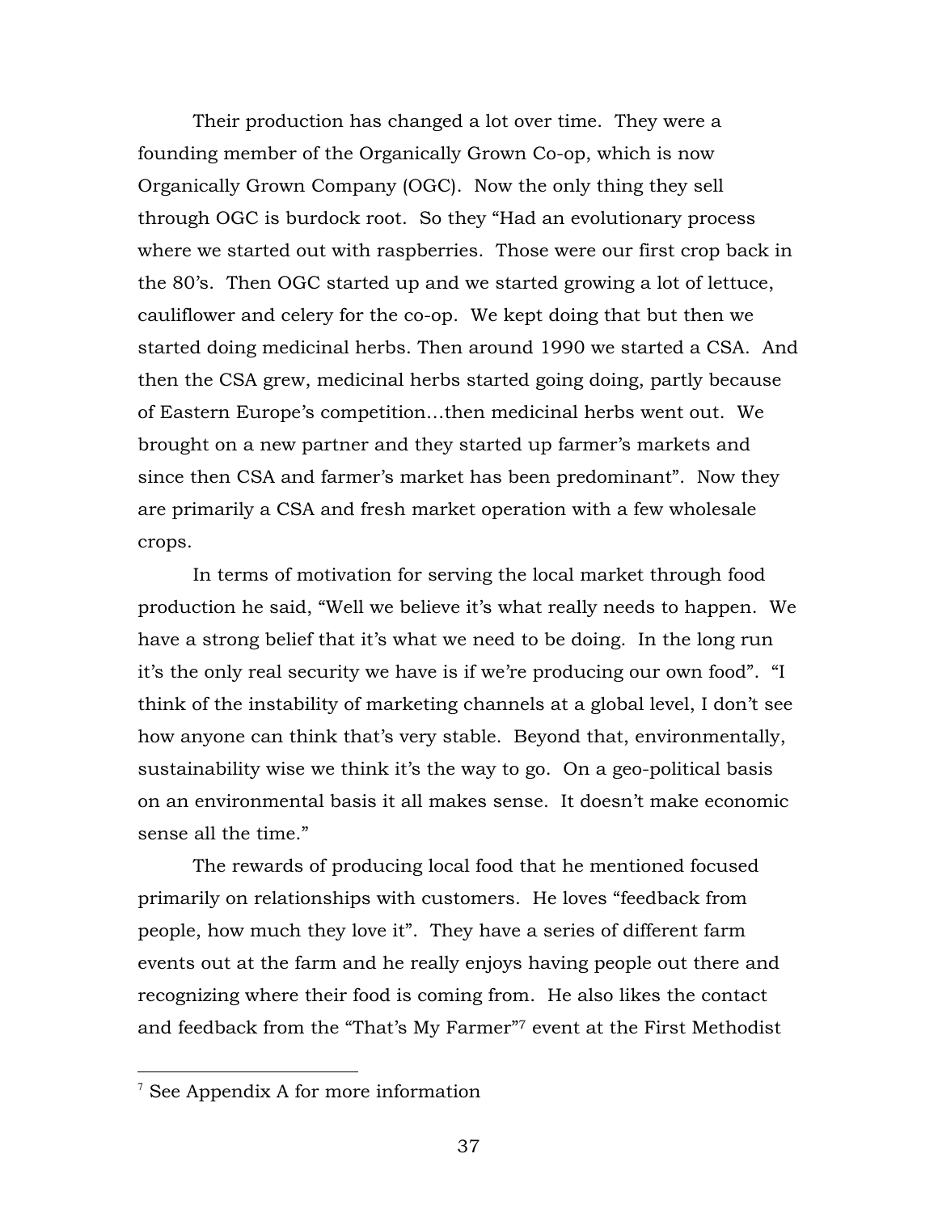Their production has changed a lot over time. They were a founding member of the Organically Grown Co-op, which is now Organically Grown Company (OGC). Now the only thing they sell through OGC is burdock root. So they "Had an evolutionary process where we started out with raspberries. Those were our first crop back in the 80's. Then OGC started up and we started growing a lot of lettuce, cauliflower and celery for the co-op. We kept doing that but then we started doing medicinal herbs. Then around 1990 we started a CSA. And then the CSA grew, medicinal herbs started going doing, partly because of Eastern Europe's competition…then medicinal herbs went out. We brought on a new partner and they started up farmer's markets and since then CSA and farmer's market has been predominant". Now they are primarily a CSA and fresh market operation with a few wholesale crops.

In terms of motivation for serving the local market through food production he said, "Well we believe it's what really needs to happen. We have a strong belief that it's what we need to be doing. In the long run it's the only real security we have is if we're producing our own food". "I think of the instability of marketing channels at a global level, I don't see how anyone can think that's very stable. Beyond that, environmentally, sustainability wise we think it's the way to go. On a geo-political basis on an environmental basis it all makes sense. It doesn't make economic sense all the time."

The rewards of producing local food that he mentioned focused primarily on relationships with customers. He loves "feedback from people, how much they love it". They have a series of different farm events out at the farm and he really enjoys having people out there and recognizing where their food is coming from. He also likes the contact and feedback from the "That's My Farmer"[7] event at the First Methodist

[7] See Appendix A for more information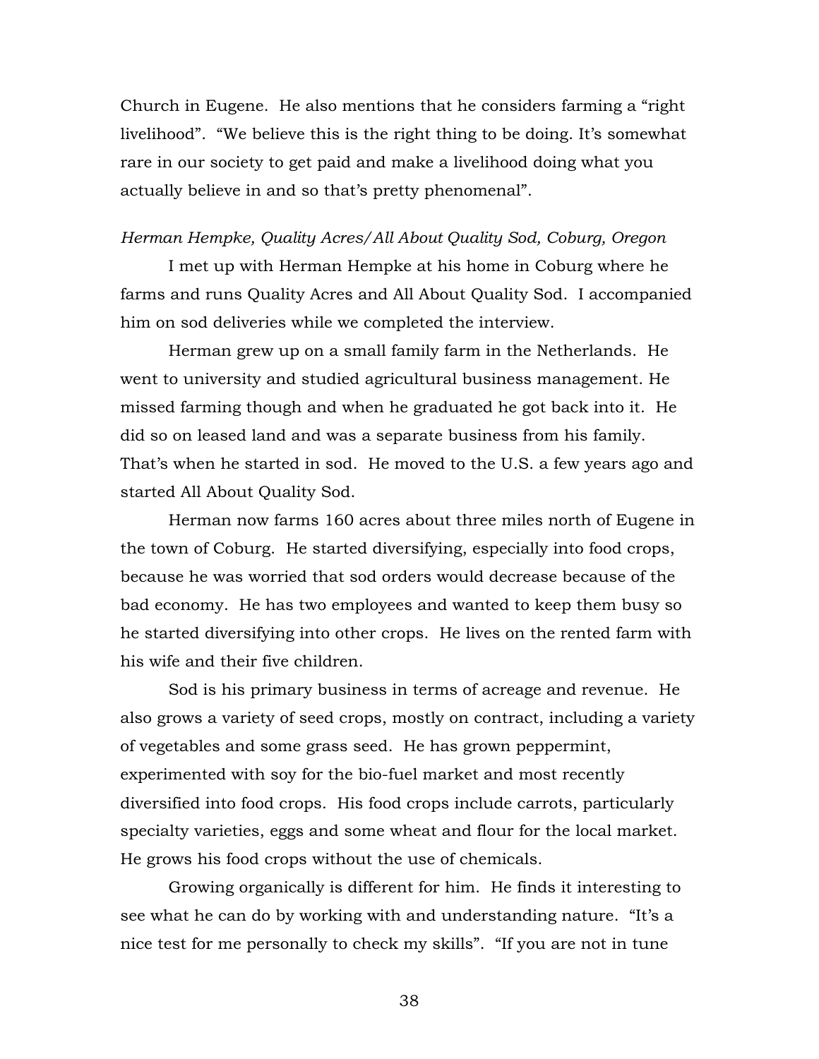Church in Eugene. He also mentions that he considers farming a "right livelihood". "We believe this is the right thing to be doing. It's somewhat rare in our society to get paid and make a livelihood doing what you actually believe in and so that's pretty phenomenal".

*Herman Hempke, Quality Acres/All About Quality Sod, Coburg, Oregon*

I met up with Herman Hempke at his home in Coburg where he farms and runs Quality Acres and All About Quality Sod. I accompanied him on sod deliveries while we completed the interview.

Herman grew up on a small family farm in the Netherlands. He went to university and studied agricultural business management. He missed farming though and when he graduated he got back into it. He did so on leased land and was a separate business from his family. That's when he started in sod. He moved to the U.S. a few years ago and started All About Quality Sod.

Herman now farms 160 acres about three miles north of Eugene in the town of Coburg. He started diversifying, especially into food crops, because he was worried that sod orders would decrease because of the bad economy. He has two employees and wanted to keep them busy so he started diversifying into other crops. He lives on the rented farm with his wife and their five children.

Sod is his primary business in terms of acreage and revenue. He also grows a variety of seed crops, mostly on contract, including a variety of vegetables and some grass seed. He has grown peppermint, experimented with soy for the bio-fuel market and most recently diversified into food crops. His food crops include carrots, particularly specialty varieties, eggs and some wheat and flour for the local market. He grows his food crops without the use of chemicals.

Growing organically is different for him. He finds it interesting to see what he can do by working with and understanding nature. "It's a nice test for me personally to check my skills". "If you are not in tune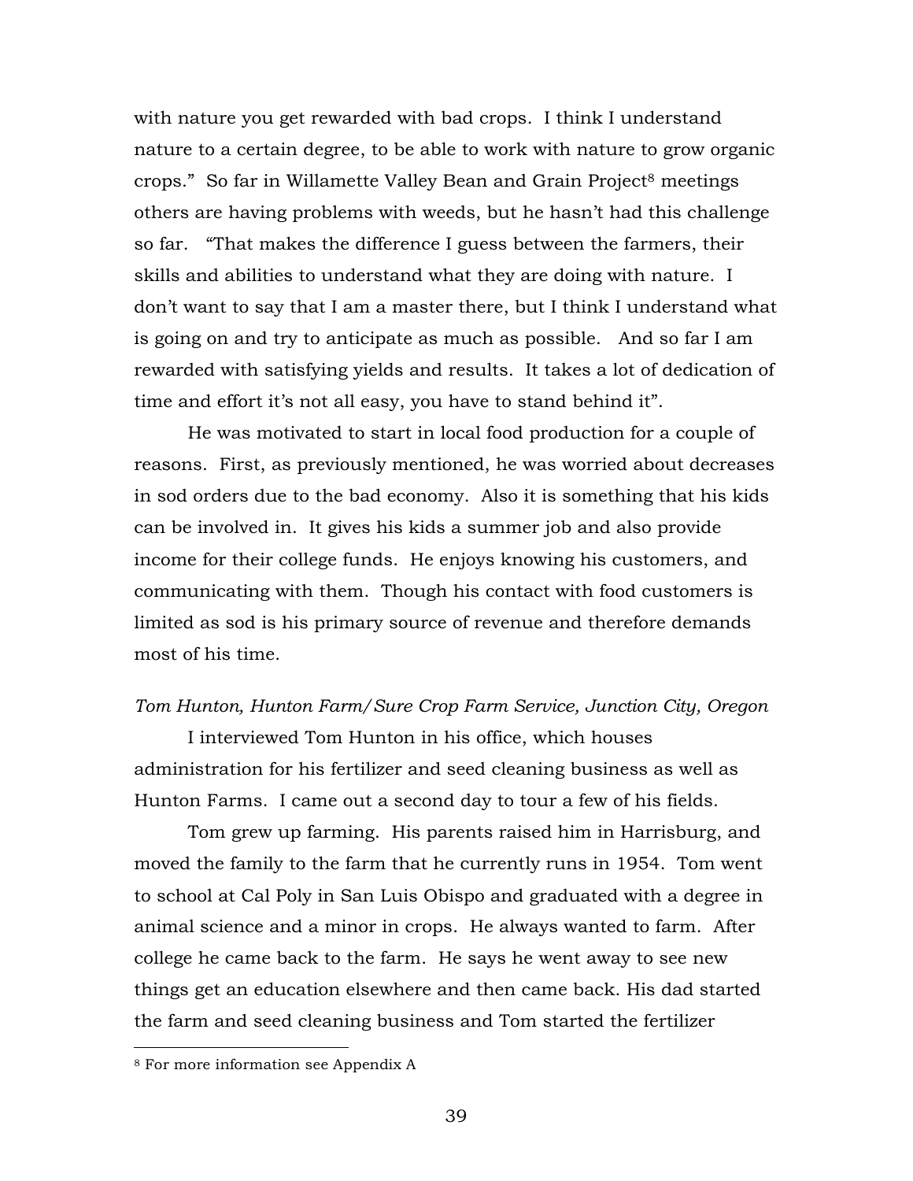with nature you get rewarded with bad crops. I think I understand nature to a certain degree, to be able to work with nature to grow organic crops." So far in Willamette Valley Bean and Grain Project[8] meetings others are having problems with weeds, but he hasn't had this challenge so far. "That makes the difference I guess between the farmers, their skills and abilities to understand what they are doing with nature. I don't want to say that I am a master there, but I think I understand what is going on and try to anticipate as much as possible. And so far I am rewarded with satisfying yields and results. It takes a lot of dedication of time and effort it's not all easy, you have to stand behind it".

He was motivated to start in local food production for a couple of reasons. First, as previously mentioned, he was worried about decreases in sod orders due to the bad economy. Also it is something that his kids can be involved in. It gives his kids a summer job and also provide income for their college funds. He enjoys knowing his customers, and communicating with them. Though his contact with food customers is limited as sod is his primary source of revenue and therefore demands most of his time.

*Tom Hunton, Hunton Farm/Sure Crop Farm Service, Junction City, Oregon*

I interviewed Tom Hunton in his office, which houses administration for his fertilizer and seed cleaning business as well as Hunton Farms. I came out a second day to tour a few of his fields.

Tom grew up farming. His parents raised him in Harrisburg, and moved the family to the farm that he currently runs in 1954. Tom went to school at Cal Poly in San Luis Obispo and graduated with a degree in animal science and a minor in crops. He always wanted to farm. After college he came back to the farm. He says he went away to see new things get an education elsewhere and then came back. His dad started the farm and seed cleaning business and Tom started the fertilizer

[8] For more information see Appendix A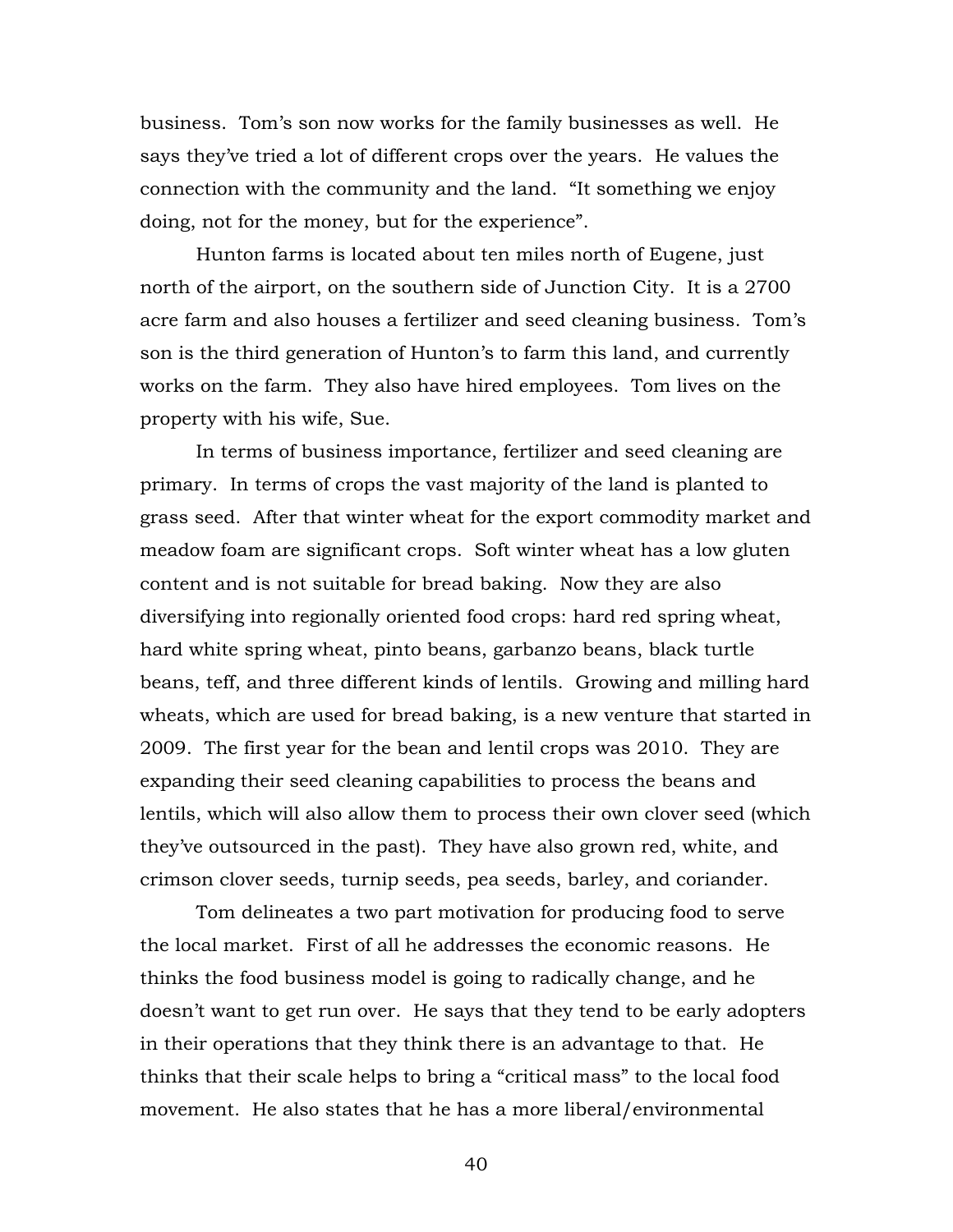business. Tom's son now works for the family businesses as well. He says they've tried a lot of different crops over the years. He values the connection with the community and the land. "It something we enjoy doing, not for the money, but for the experience".

Hunton farms is located about ten miles north of Eugene, just north of the airport, on the southern side of Junction City. It is a 2700 acre farm and also houses a fertilizer and seed cleaning business. Tom's son is the third generation of Hunton's to farm this land, and currently works on the farm. They also have hired employees. Tom lives on the property with his wife, Sue.

In terms of business importance, fertilizer and seed cleaning are primary. In terms of crops the vast majority of the land is planted to grass seed. After that winter wheat for the export commodity market and meadow foam are significant crops. Soft winter wheat has a low gluten content and is not suitable for bread baking. Now they are also diversifying into regionally oriented food crops: hard red spring wheat, hard white spring wheat, pinto beans, garbanzo beans, black turtle beans, teff, and three different kinds of lentils. Growing and milling hard wheats, which are used for bread baking, is a new venture that started in 2009. The first year for the bean and lentil crops was 2010. They are expanding their seed cleaning capabilities to process the beans and lentils, which will also allow them to process their own clover seed (which they've outsourced in the past). They have also grown red, white, and crimson clover seeds, turnip seeds, pea seeds, barley, and coriander.

Tom delineates a two part motivation for producing food to serve the local market. First of all he addresses the economic reasons. He thinks the food business model is going to radically change, and he doesn't want to get run over. He says that they tend to be early adopters in their operations that they think there is an advantage to that. He thinks that their scale helps to bring a "critical mass" to the local food movement. He also states that he has a more liberal/environmental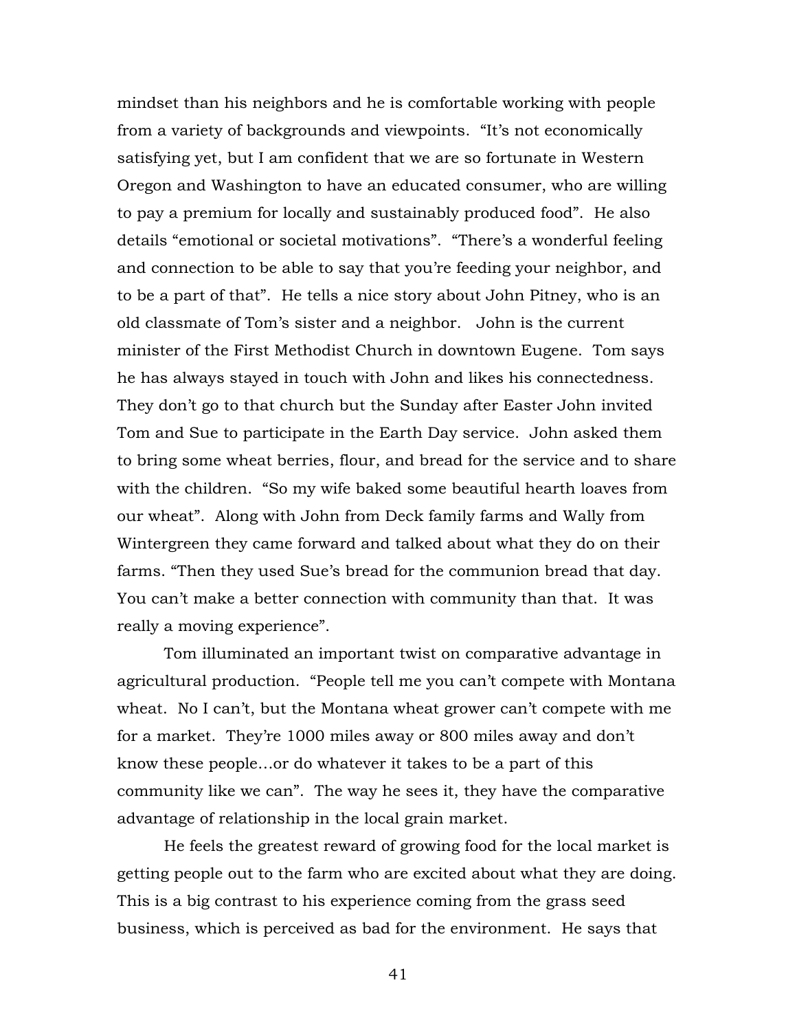mindset than his neighbors and he is comfortable working with people from a variety of backgrounds and viewpoints. "It's not economically satisfying yet, but I am confident that we are so fortunate in Western Oregon and Washington to have an educated consumer, who are willing to pay a premium for locally and sustainably produced food". He also details "emotional or societal motivations". "There's a wonderful feeling and connection to be able to say that you're feeding your neighbor, and to be a part of that". He tells a nice story about John Pitney, who is an old classmate of Tom's sister and a neighbor. John is the current minister of the First Methodist Church in downtown Eugene. Tom says he has always stayed in touch with John and likes his connectedness. They don't go to that church but the Sunday after Easter John invited Tom and Sue to participate in the Earth Day service. John asked them to bring some wheat berries, flour, and bread for the service and to share with the children. "So my wife baked some beautiful hearth loaves from our wheat". Along with John from Deck family farms and Wally from Wintergreen they came forward and talked about what they do on their farms. "Then they used Sue's bread for the communion bread that day. You can't make a better connection with community than that. It was really a moving experience".

Tom illuminated an important twist on comparative advantage in agricultural production. "People tell me you can't compete with Montana wheat. No I can't, but the Montana wheat grower can't compete with me for a market. They're 1000 miles away or 800 miles away and don't know these people…or do whatever it takes to be a part of this community like we can". The way he sees it, they have the comparative advantage of relationship in the local grain market.

He feels the greatest reward of growing food for the local market is getting people out to the farm who are excited about what they are doing. This is a big contrast to his experience coming from the grass seed business, which is perceived as bad for the environment. He says that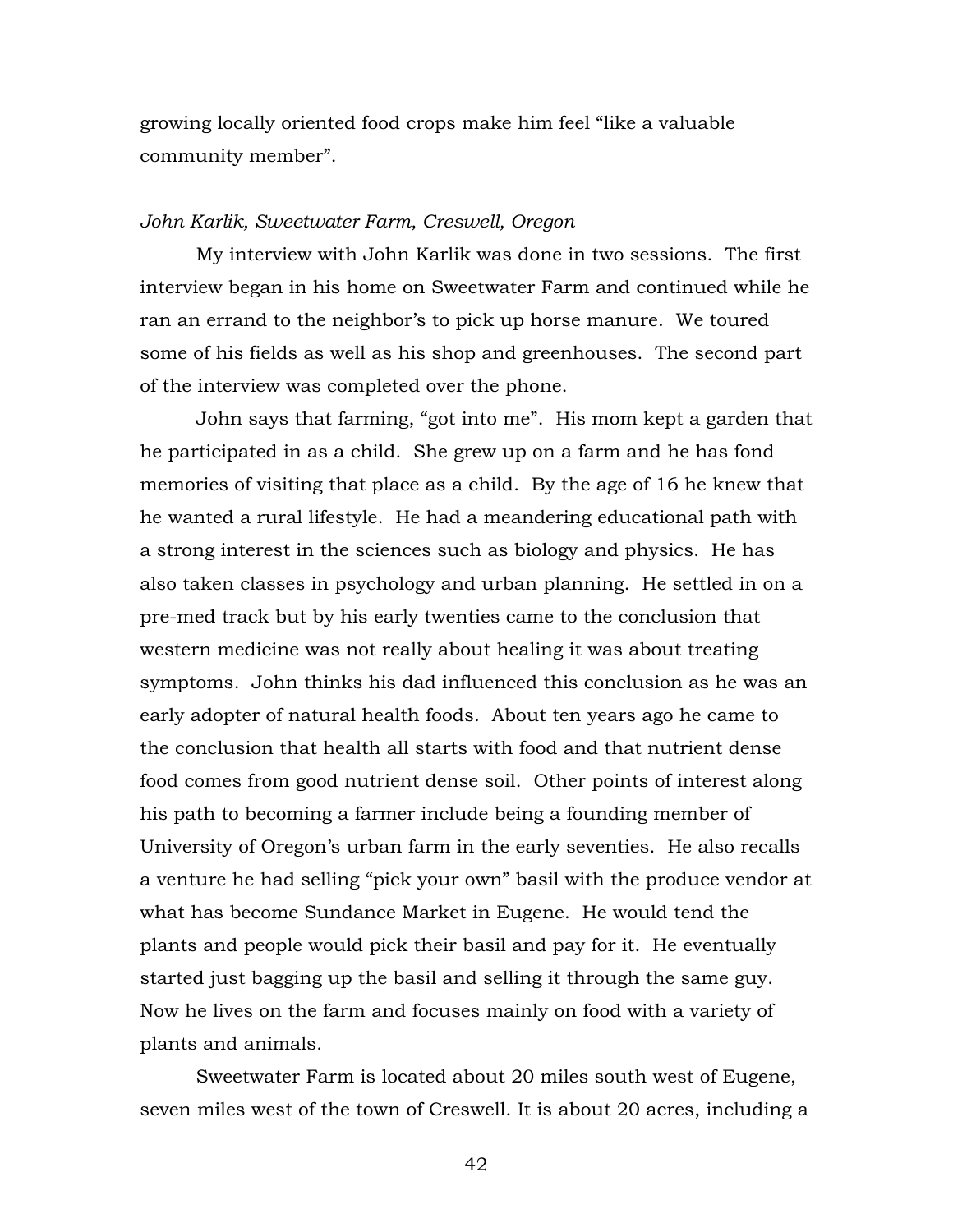growing locally oriented food crops make him feel “like a valuable community member”.

*John Karlik, Sweetwater Farm, Creswell, Oregon*

My interview with John Karlik was done in two sessions. The first interview began in his home on Sweetwater Farm and continued while he ran an errand to the neighbor's to pick up horse manure. We toured some of his fields as well as his shop and greenhouses. The second part of the interview was completed over the phone.

John says that farming, “got into me”. His mom kept a garden that he participated in as a child. She grew up on a farm and he has fond memories of visiting that place as a child. By the age of 16 he knew that he wanted a rural lifestyle. He had a meandering educational path with a strong interest in the sciences such as biology and physics. He has also taken classes in psychology and urban planning. He settled in on a pre-med track but by his early twenties came to the conclusion that western medicine was not really about healing it was about treating symptoms. John thinks his dad influenced this conclusion as he was an early adopter of natural health foods. About ten years ago he came to the conclusion that health all starts with food and that nutrient dense food comes from good nutrient dense soil. Other points of interest along his path to becoming a farmer include being a founding member of University of Oregon's urban farm in the early seventies. He also recalls a venture he had selling “pick your own” basil with the produce vendor at what has become Sundance Market in Eugene. He would tend the plants and people would pick their basil and pay for it. He eventually started just bagging up the basil and selling it through the same guy. Now he lives on the farm and focuses mainly on food with a variety of plants and animals.

Sweetwater Farm is located about 20 miles south west of Eugene, seven miles west of the town of Creswell. It is about 20 acres, including a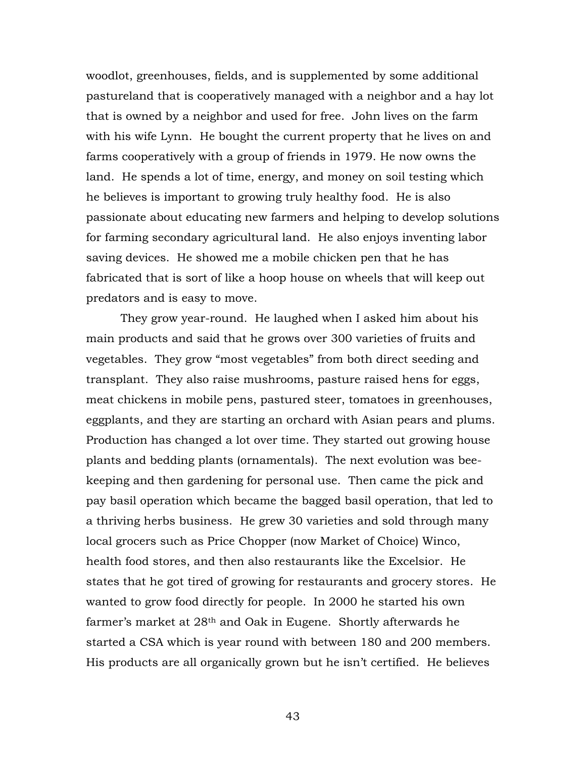woodlot, greenhouses, fields, and is supplemented by some additional pastureland that is cooperatively managed with a neighbor and a hay lot that is owned by a neighbor and used for free. John lives on the farm with his wife Lynn. He bought the current property that he lives on and farms cooperatively with a group of friends in 1979. He now owns the land. He spends a lot of time, energy, and money on soil testing which he believes is important to growing truly healthy food. He is also passionate about educating new farmers and helping to develop solutions for farming secondary agricultural land. He also enjoys inventing labor saving devices. He showed me a mobile chicken pen that he has fabricated that is sort of like a hoop house on wheels that will keep out predators and is easy to move.

They grow year-round. He laughed when I asked him about his main products and said that he grows over 300 varieties of fruits and vegetables. They grow "most vegetables" from both direct seeding and transplant. They also raise mushrooms, pasture raised hens for eggs, meat chickens in mobile pens, pastured steer, tomatoes in greenhouses, eggplants, and they are starting an orchard with Asian pears and plums. Production has changed a lot over time. They started out growing house plants and bedding plants (ornamentals). The next evolution was bee-keeping and then gardening for personal use. Then came the pick and pay basil operation which became the bagged basil operation, that led to a thriving herbs business. He grew 30 varieties and sold through many local grocers such as Price Chopper (now Market of Choice) Winco, health food stores, and then also restaurants like the Excelsior. He states that he got tired of growing for restaurants and grocery stores. He wanted to grow food directly for people. In 2000 he started his own farmer's market at 28th and Oak in Eugene. Shortly afterwards he started a CSA which is year round with between 180 and 200 members. His products are all organically grown but he isn't certified. He believes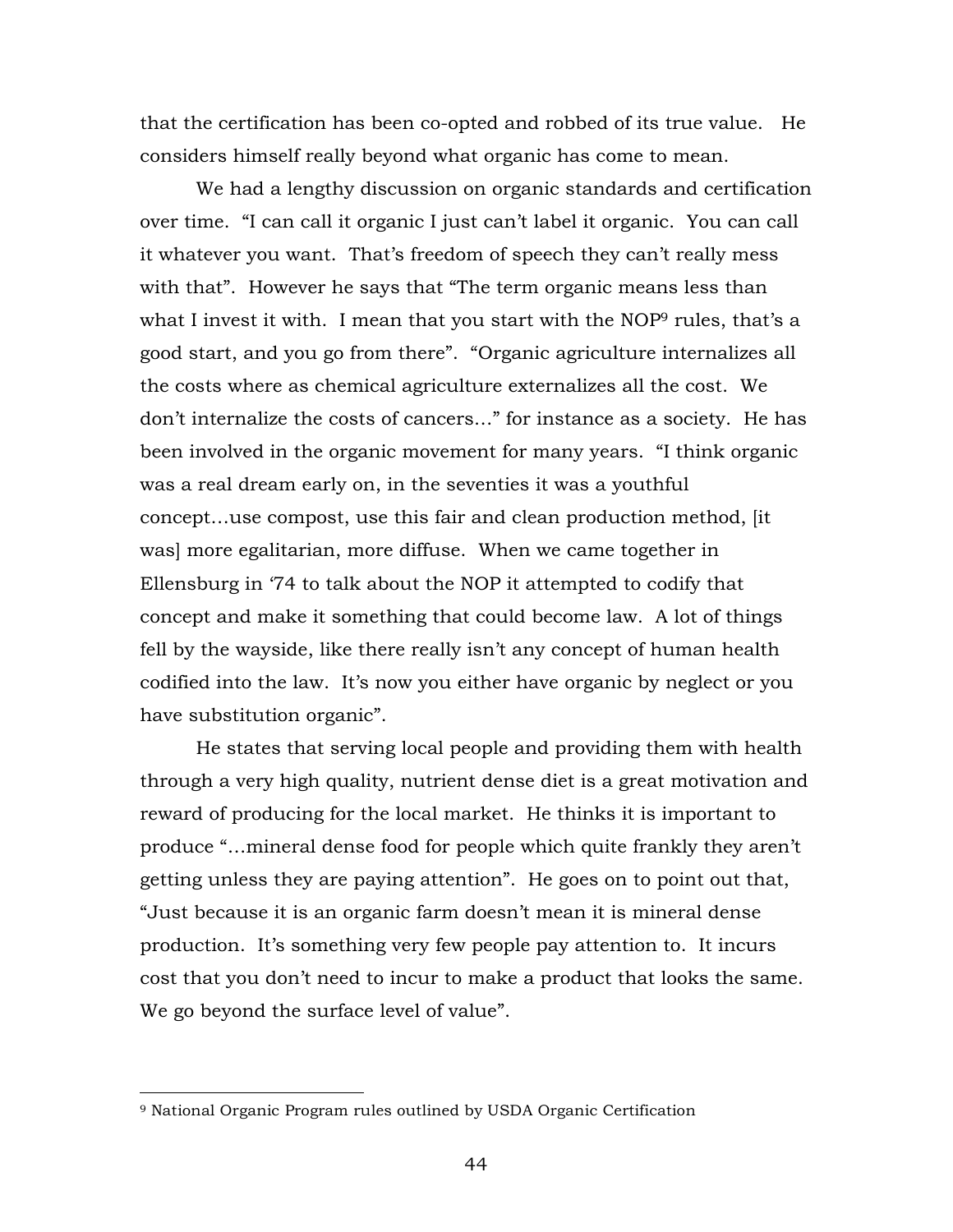that the certification has been co-opted and robbed of its true value. He considers himself really beyond what organic has come to mean.

We had a lengthy discussion on organic standards and certification over time. "I can call it organic I just can't label it organic. You can call it whatever you want. That's freedom of speech they can't really mess with that". However he says that "The term organic means less than what I invest it with. I mean that you start with the NOP[9] rules, that's a good start, and you go from there". "Organic agriculture internalizes all the costs where as chemical agriculture externalizes all the cost. We don't internalize the costs of cancers…" for instance as a society. He has been involved in the organic movement for many years. "I think organic was a real dream early on, in the seventies it was a youthful concept…use compost, use this fair and clean production method, [it was] more egalitarian, more diffuse. When we came together in Ellensburg in '74 to talk about the NOP it attempted to codify that concept and make it something that could become law. A lot of things fell by the wayside, like there really isn't any concept of human health codified into the law. It's now you either have organic by neglect or you have substitution organic".

He states that serving local people and providing them with health through a very high quality, nutrient dense diet is a great motivation and reward of producing for the local market. He thinks it is important to produce "…mineral dense food for people which quite frankly they aren't getting unless they are paying attention". He goes on to point out that, "Just because it is an organic farm doesn't mean it is mineral dense production. It's something very few people pay attention to. It incurs cost that you don't need to incur to make a product that looks the same. We go beyond the surface level of value".

---

[9] National Organic Program rules outlined by USDA Organic Certification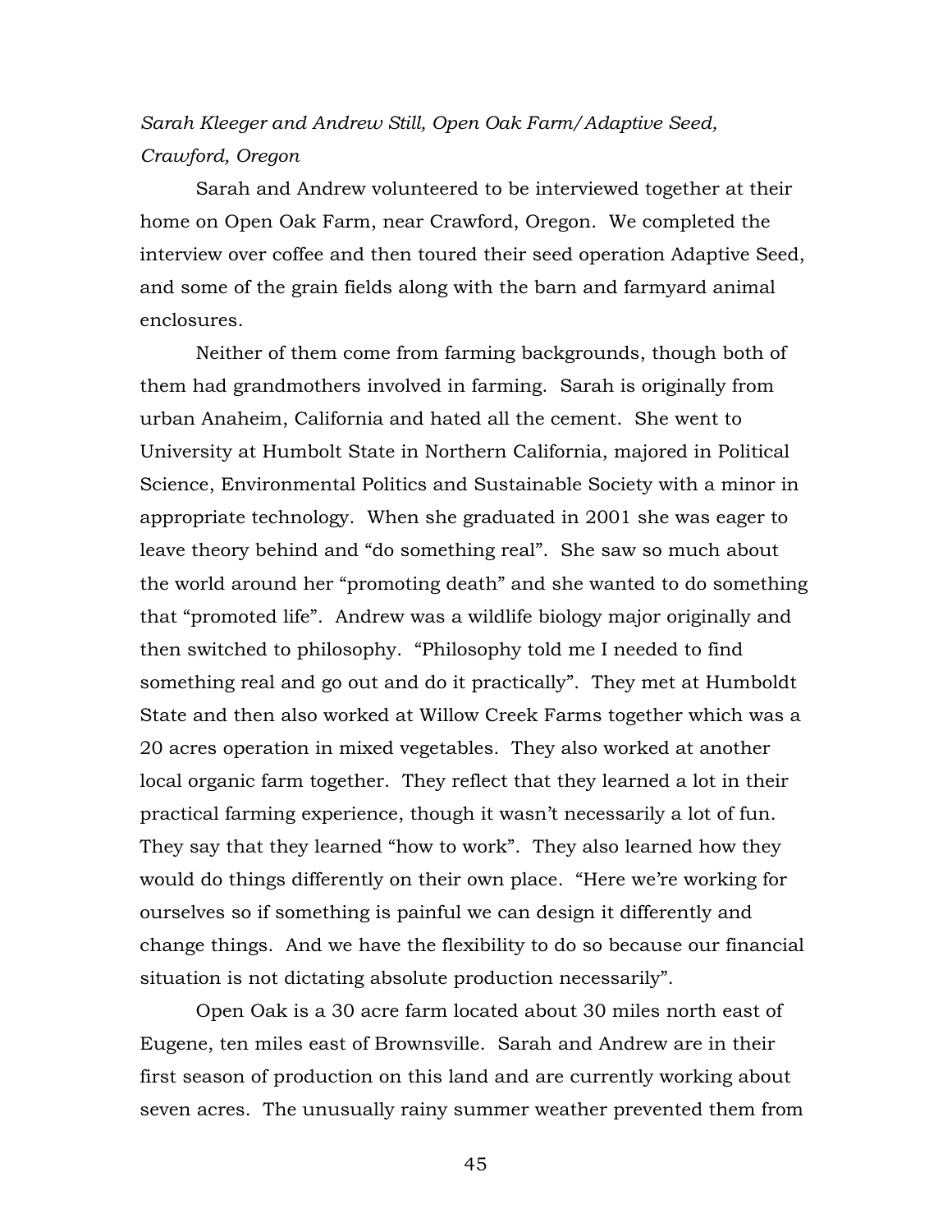*Sarah Kleeger and Andrew Still, Open Oak Farm/Adaptive Seed, Crawford, Oregon*

Sarah and Andrew volunteered to be interviewed together at their home on Open Oak Farm, near Crawford, Oregon. We completed the interview over coffee and then toured their seed operation Adaptive Seed, and some of the grain fields along with the barn and farmyard animal enclosures.

Neither of them come from farming backgrounds, though both of them had grandmothers involved in farming. Sarah is originally from urban Anaheim, California and hated all the cement. She went to University at Humbolt State in Northern California, majored in Political Science, Environmental Politics and Sustainable Society with a minor in appropriate technology. When she graduated in 2001 she was eager to leave theory behind and "do something real". She saw so much about the world around her "promoting death" and she wanted to do something that "promoted life". Andrew was a wildlife biology major originally and then switched to philosophy. "Philosophy told me I needed to find something real and go out and do it practically". They met at Humboldt State and then also worked at Willow Creek Farms together which was a 20 acres operation in mixed vegetables. They also worked at another local organic farm together. They reflect that they learned a lot in their practical farming experience, though it wasn't necessarily a lot of fun. They say that they learned "how to work". They also learned how they would do things differently on their own place. "Here we're working for ourselves so if something is painful we can design it differently and change things. And we have the flexibility to do so because our financial situation is not dictating absolute production necessarily".

Open Oak is a 30 acre farm located about 30 miles north east of Eugene, ten miles east of Brownsville. Sarah and Andrew are in their first season of production on this land and are currently working about seven acres. The unusually rainy summer weather prevented them from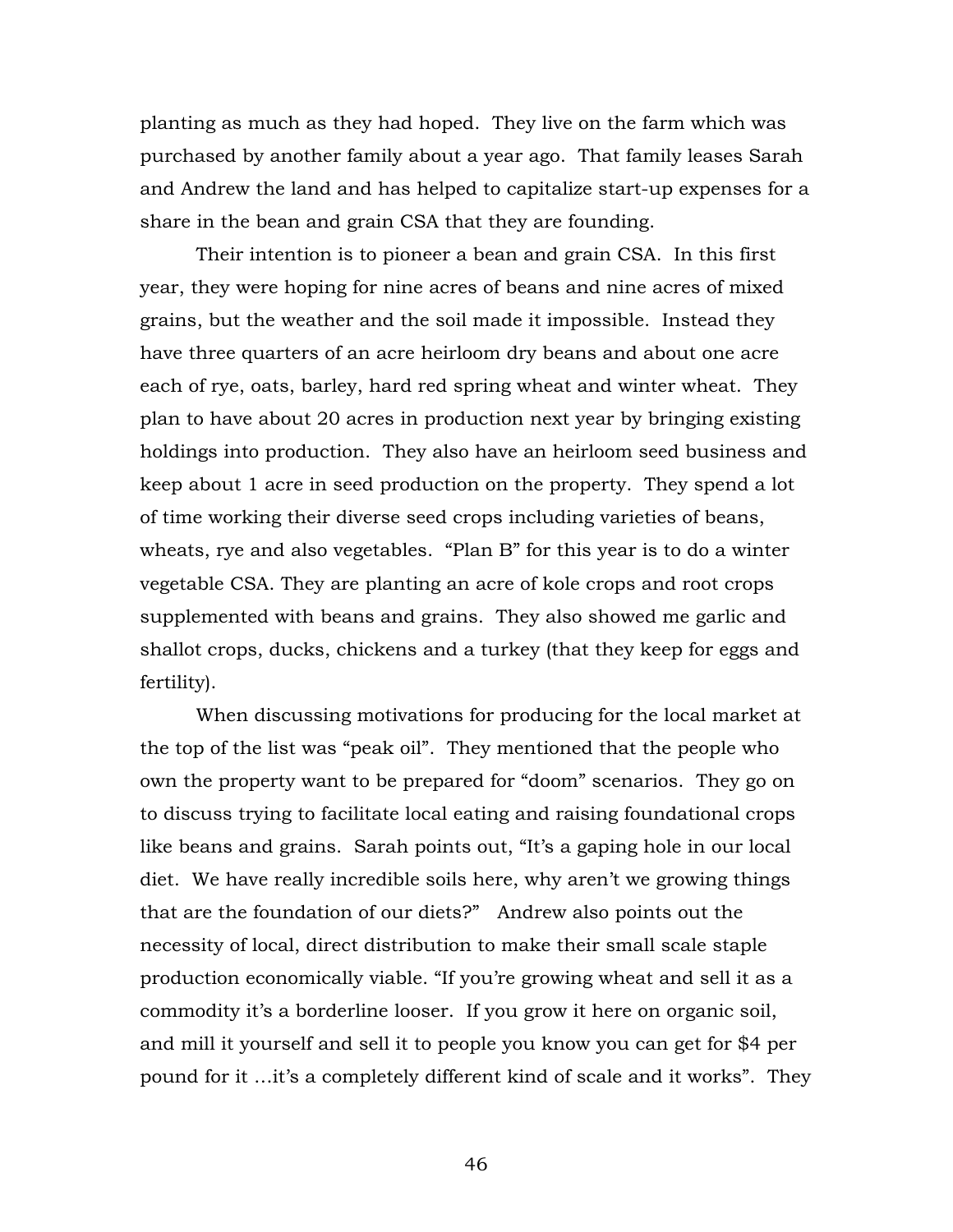planting as much as they had hoped. They live on the farm which was purchased by another family about a year ago. That family leases Sarah and Andrew the land and has helped to capitalize start-up expenses for a share in the bean and grain CSA that they are founding.

Their intention is to pioneer a bean and grain CSA. In this first year, they were hoping for nine acres of beans and nine acres of mixed grains, but the weather and the soil made it impossible. Instead they have three quarters of an acre heirloom dry beans and about one acre each of rye, oats, barley, hard red spring wheat and winter wheat. They plan to have about 20 acres in production next year by bringing existing holdings into production. They also have an heirloom seed business and keep about 1 acre in seed production on the property. They spend a lot of time working their diverse seed crops including varieties of beans, wheats, rye and also vegetables. "Plan B" for this year is to do a winter vegetable CSA. They are planting an acre of kole crops and root crops supplemented with beans and grains. They also showed me garlic and shallot crops, ducks, chickens and a turkey (that they keep for eggs and fertility).

When discussing motivations for producing for the local market at the top of the list was "peak oil". They mentioned that the people who own the property want to be prepared for "doom" scenarios. They go on to discuss trying to facilitate local eating and raising foundational crops like beans and grains. Sarah points out, "It's a gaping hole in our local diet. We have really incredible soils here, why aren't we growing things that are the foundation of our diets?" Andrew also points out the necessity of local, direct distribution to make their small scale staple production economically viable. "If you're growing wheat and sell it as a commodity it's a borderline looser. If you grow it here on organic soil, and mill it yourself and sell it to people you know you can get for $4 per pound for it …it's a completely different kind of scale and it works". They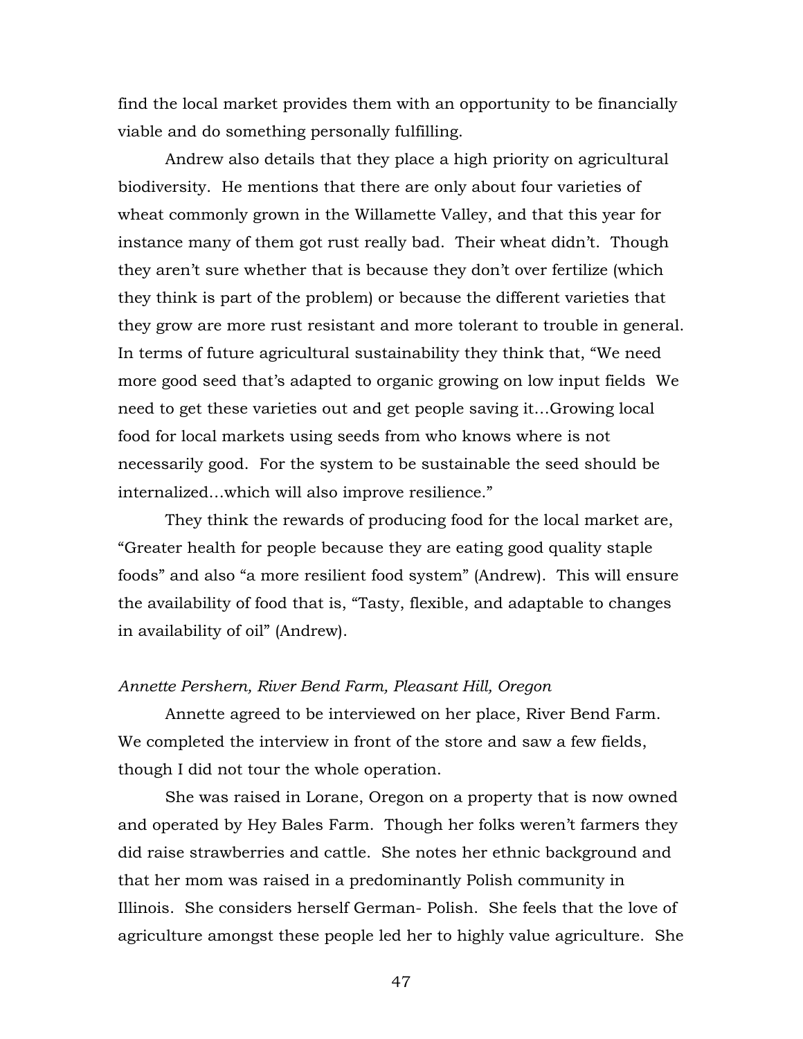find the local market provides them with an opportunity to be financially viable and do something personally fulfilling.

Andrew also details that they place a high priority on agricultural biodiversity. He mentions that there are only about four varieties of wheat commonly grown in the Willamette Valley, and that this year for instance many of them got rust really bad. Their wheat didn't. Though they aren't sure whether that is because they don't over fertilize (which they think is part of the problem) or because the different varieties that they grow are more rust resistant and more tolerant to trouble in general. In terms of future agricultural sustainability they think that, "We need more good seed that's adapted to organic growing on low input fields We need to get these varieties out and get people saving it…Growing local food for local markets using seeds from who knows where is not necessarily good. For the system to be sustainable the seed should be internalized…which will also improve resilience."

They think the rewards of producing food for the local market are, "Greater health for people because they are eating good quality staple foods" and also "a more resilient food system" (Andrew). This will ensure the availability of food that is, "Tasty, flexible, and adaptable to changes in availability of oil" (Andrew).

*Annette Pershern, River Bend Farm, Pleasant Hill, Oregon*

Annette agreed to be interviewed on her place, River Bend Farm. We completed the interview in front of the store and saw a few fields, though I did not tour the whole operation.

She was raised in Lorane, Oregon on a property that is now owned and operated by Hey Bales Farm. Though her folks weren't farmers they did raise strawberries and cattle. She notes her ethnic background and that her mom was raised in a predominantly Polish community in Illinois. She considers herself German- Polish. She feels that the love of agriculture amongst these people led her to highly value agriculture. She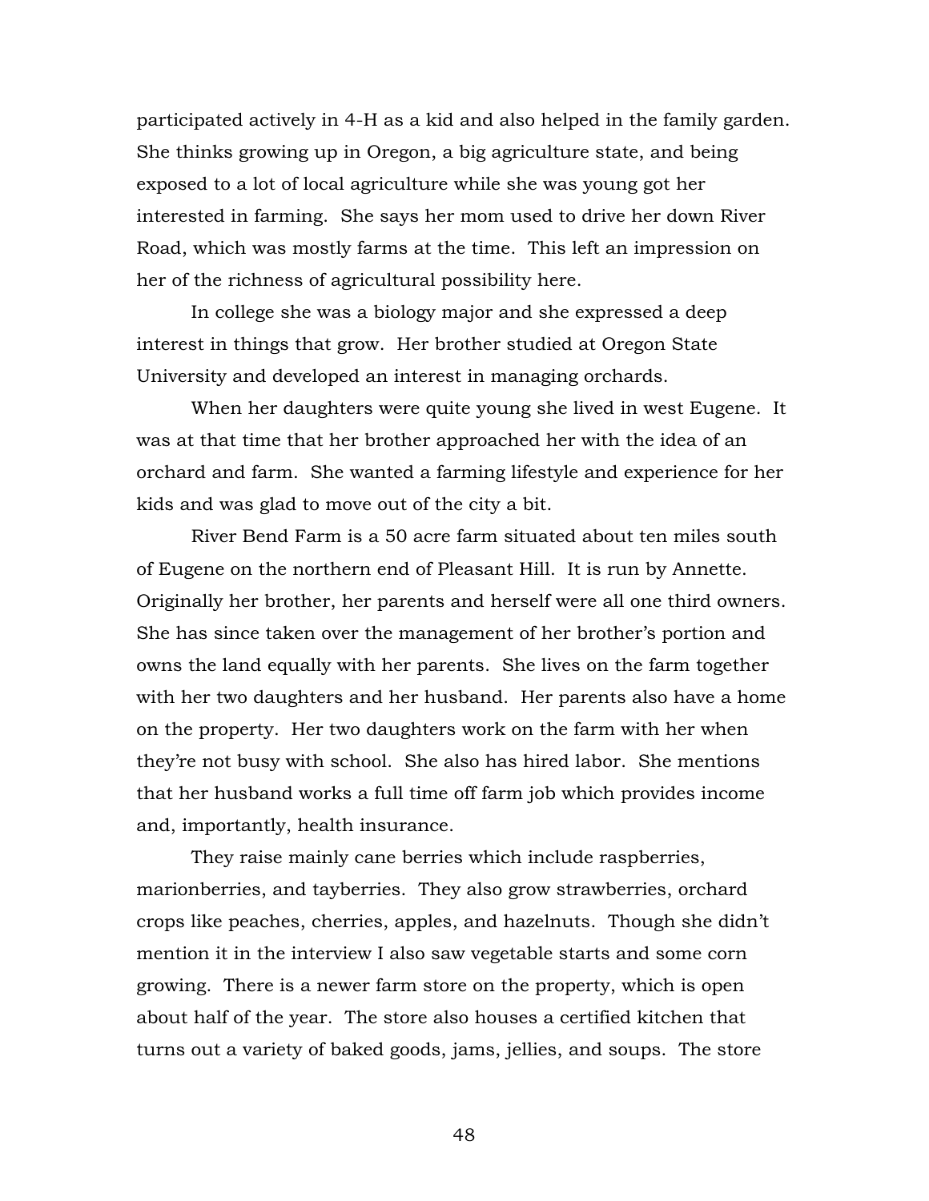participated actively in 4-H as a kid and also helped in the family garden. She thinks growing up in Oregon, a big agriculture state, and being exposed to a lot of local agriculture while she was young got her interested in farming. She says her mom used to drive her down River Road, which was mostly farms at the time. This left an impression on her of the richness of agricultural possibility here.

In college she was a biology major and she expressed a deep interest in things that grow. Her brother studied at Oregon State University and developed an interest in managing orchards.

When her daughters were quite young she lived in west Eugene. It was at that time that her brother approached her with the idea of an orchard and farm. She wanted a farming lifestyle and experience for her kids and was glad to move out of the city a bit.

River Bend Farm is a 50 acre farm situated about ten miles south of Eugene on the northern end of Pleasant Hill. It is run by Annette. Originally her brother, her parents and herself were all one third owners. She has since taken over the management of her brother's portion and owns the land equally with her parents. She lives on the farm together with her two daughters and her husband. Her parents also have a home on the property. Her two daughters work on the farm with her when they're not busy with school. She also has hired labor. She mentions that her husband works a full time off farm job which provides income and, importantly, health insurance.

They raise mainly cane berries which include raspberries, marionberries, and tayberries. They also grow strawberries, orchard crops like peaches, cherries, apples, and hazelnuts. Though she didn't mention it in the interview I also saw vegetable starts and some corn growing. There is a newer farm store on the property, which is open about half of the year. The store also houses a certified kitchen that turns out a variety of baked goods, jams, jellies, and soups. The store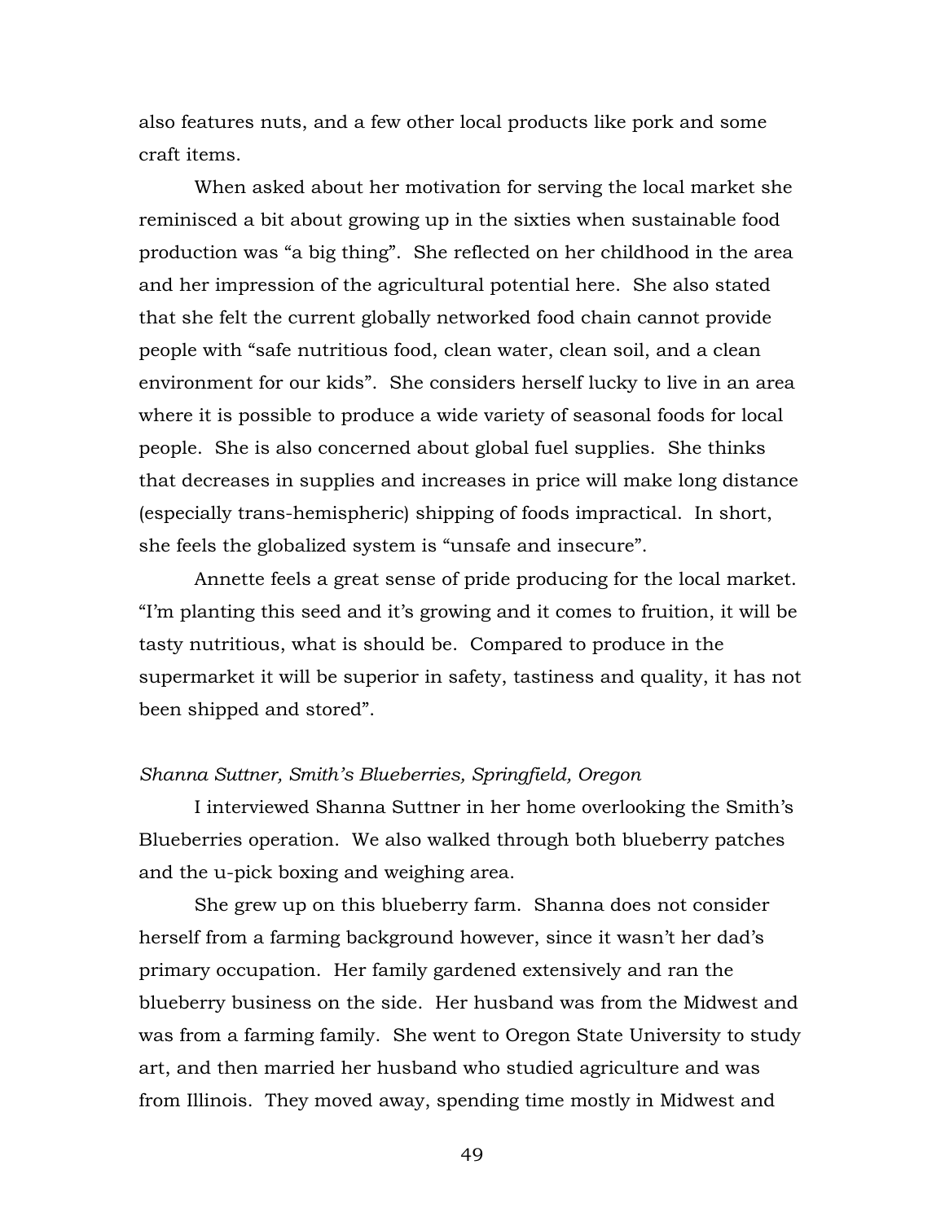also features nuts, and a few other local products like pork and some craft items.

When asked about her motivation for serving the local market she reminisced a bit about growing up in the sixties when sustainable food production was "a big thing". She reflected on her childhood in the area and her impression of the agricultural potential here. She also stated that she felt the current globally networked food chain cannot provide people with "safe nutritious food, clean water, clean soil, and a clean environment for our kids". She considers herself lucky to live in an area where it is possible to produce a wide variety of seasonal foods for local people. She is also concerned about global fuel supplies. She thinks that decreases in supplies and increases in price will make long distance (especially trans-hemispheric) shipping of foods impractical. In short, she feels the globalized system is "unsafe and insecure".

Annette feels a great sense of pride producing for the local market. "I'm planting this seed and it's growing and it comes to fruition, it will be tasty nutritious, what is should be. Compared to produce in the supermarket it will be superior in safety, tastiness and quality, it has not been shipped and stored".

*Shanna Suttner, Smith's Blueberries, Springfield, Oregon*

I interviewed Shanna Suttner in her home overlooking the Smith's Blueberries operation. We also walked through both blueberry patches and the u-pick boxing and weighing area.

She grew up on this blueberry farm. Shanna does not consider herself from a farming background however, since it wasn't her dad's primary occupation. Her family gardened extensively and ran the blueberry business on the side. Her husband was from the Midwest and was from a farming family. She went to Oregon State University to study art, and then married her husband who studied agriculture and was from Illinois. They moved away, spending time mostly in Midwest and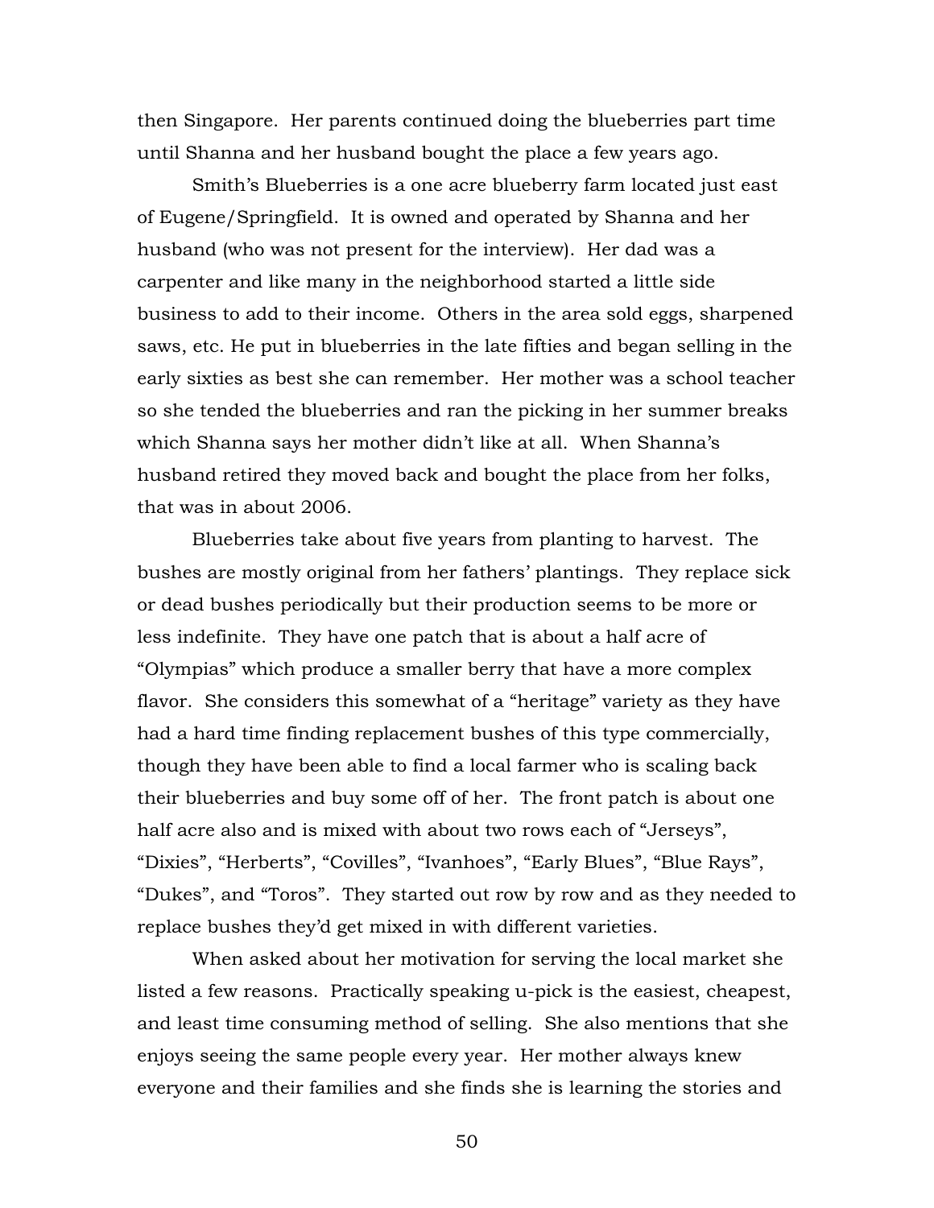then Singapore. Her parents continued doing the blueberries part time until Shanna and her husband bought the place a few years ago.

Smith's Blueberries is a one acre blueberry farm located just east of Eugene/Springfield. It is owned and operated by Shanna and her husband (who was not present for the interview). Her dad was a carpenter and like many in the neighborhood started a little side business to add to their income. Others in the area sold eggs, sharpened saws, etc. He put in blueberries in the late fifties and began selling in the early sixties as best she can remember. Her mother was a school teacher so she tended the blueberries and ran the picking in her summer breaks which Shanna says her mother didn't like at all. When Shanna's husband retired they moved back and bought the place from her folks, that was in about 2006.

Blueberries take about five years from planting to harvest. The bushes are mostly original from her fathers' plantings. They replace sick or dead bushes periodically but their production seems to be more or less indefinite. They have one patch that is about a half acre of "Olympias" which produce a smaller berry that have a more complex flavor. She considers this somewhat of a "heritage" variety as they have had a hard time finding replacement bushes of this type commercially, though they have been able to find a local farmer who is scaling back their blueberries and buy some off of her. The front patch is about one half acre also and is mixed with about two rows each of "Jerseys", "Dixies", "Herberts", "Covilles", "Ivanhoes", "Early Blues", "Blue Rays", "Dukes", and "Toros". They started out row by row and as they needed to replace bushes they'd get mixed in with different varieties.

When asked about her motivation for serving the local market she listed a few reasons. Practically speaking u-pick is the easiest, cheapest, and least time consuming method of selling. She also mentions that she enjoys seeing the same people every year. Her mother always knew everyone and their families and she finds she is learning the stories and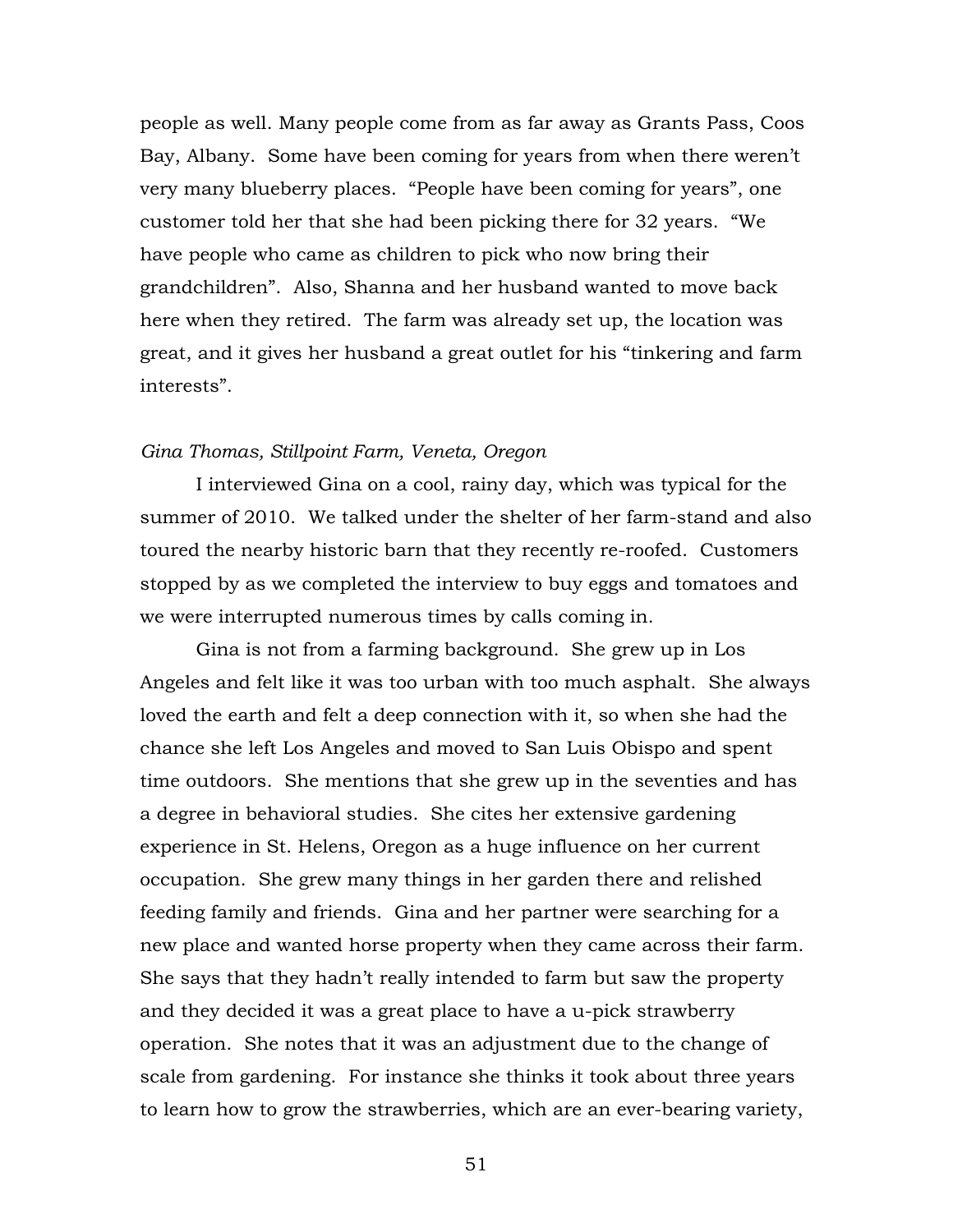people as well. Many people come from as far away as Grants Pass, Coos Bay, Albany. Some have been coming for years from when there weren't very many blueberry places. "People have been coming for years", one customer told her that she had been picking there for 32 years. "We have people who came as children to pick who now bring their grandchildren". Also, Shanna and her husband wanted to move back here when they retired. The farm was already set up, the location was great, and it gives her husband a great outlet for his "tinkering and farm interests".

*Gina Thomas, Stillpoint Farm, Veneta, Oregon*

I interviewed Gina on a cool, rainy day, which was typical for the summer of 2010. We talked under the shelter of her farm-stand and also toured the nearby historic barn that they recently re-roofed. Customers stopped by as we completed the interview to buy eggs and tomatoes and we were interrupted numerous times by calls coming in.

Gina is not from a farming background. She grew up in Los Angeles and felt like it was too urban with too much asphalt. She always loved the earth and felt a deep connection with it, so when she had the chance she left Los Angeles and moved to San Luis Obispo and spent time outdoors. She mentions that she grew up in the seventies and has a degree in behavioral studies. She cites her extensive gardening experience in St. Helens, Oregon as a huge influence on her current occupation. She grew many things in her garden there and relished feeding family and friends. Gina and her partner were searching for a new place and wanted horse property when they came across their farm. She says that they hadn't really intended to farm but saw the property and they decided it was a great place to have a u-pick strawberry operation. She notes that it was an adjustment due to the change of scale from gardening. For instance she thinks it took about three years to learn how to grow the strawberries, which are an ever-bearing variety,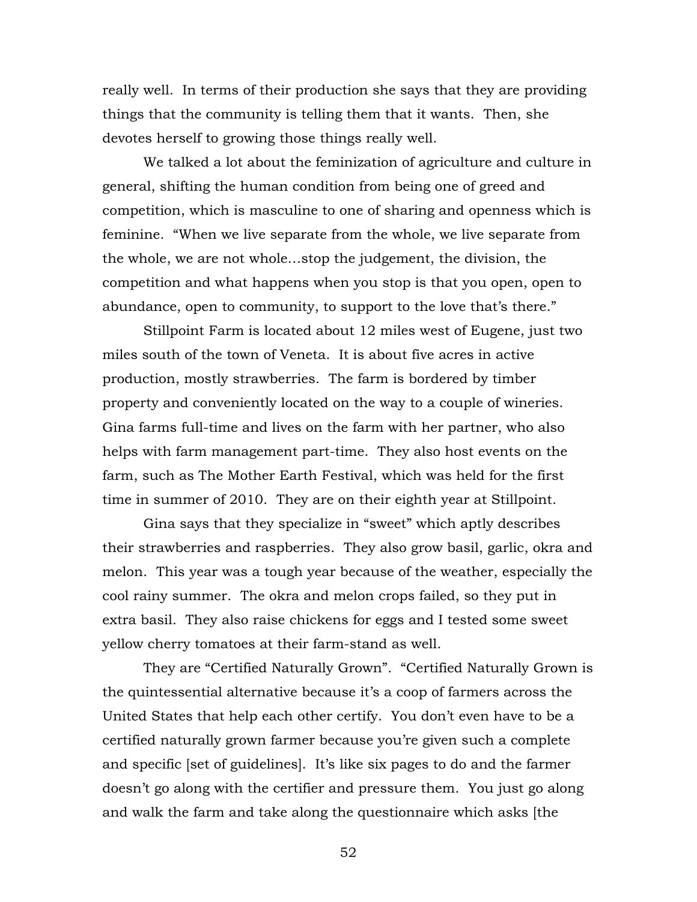really well. In terms of their production she says that they are providing things that the community is telling them that it wants. Then, she devotes herself to growing those things really well.

We talked a lot about the feminization of agriculture and culture in general, shifting the human condition from being one of greed and competition, which is masculine to one of sharing and openness which is feminine. "When we live separate from the whole, we live separate from the whole, we are not whole…stop the judgement, the division, the competition and what happens when you stop is that you open, open to abundance, open to community, to support to the love that's there."

Stillpoint Farm is located about 12 miles west of Eugene, just two miles south of the town of Veneta. It is about five acres in active production, mostly strawberries. The farm is bordered by timber property and conveniently located on the way to a couple of wineries. Gina farms full-time and lives on the farm with her partner, who also helps with farm management part-time. They also host events on the farm, such as The Mother Earth Festival, which was held for the first time in summer of 2010. They are on their eighth year at Stillpoint.

Gina says that they specialize in "sweet" which aptly describes their strawberries and raspberries. They also grow basil, garlic, okra and melon. This year was a tough year because of the weather, especially the cool rainy summer. The okra and melon crops failed, so they put in extra basil. They also raise chickens for eggs and I tested some sweet yellow cherry tomatoes at their farm-stand as well.

They are "Certified Naturally Grown". "Certified Naturally Grown is the quintessential alternative because it's a coop of farmers across the United States that help each other certify. You don't even have to be a certified naturally grown farmer because you're given such a complete and specific [set of guidelines]. It's like six pages to do and the farmer doesn't go along with the certifier and pressure them. You just go along and walk the farm and take along the questionnaire which asks [the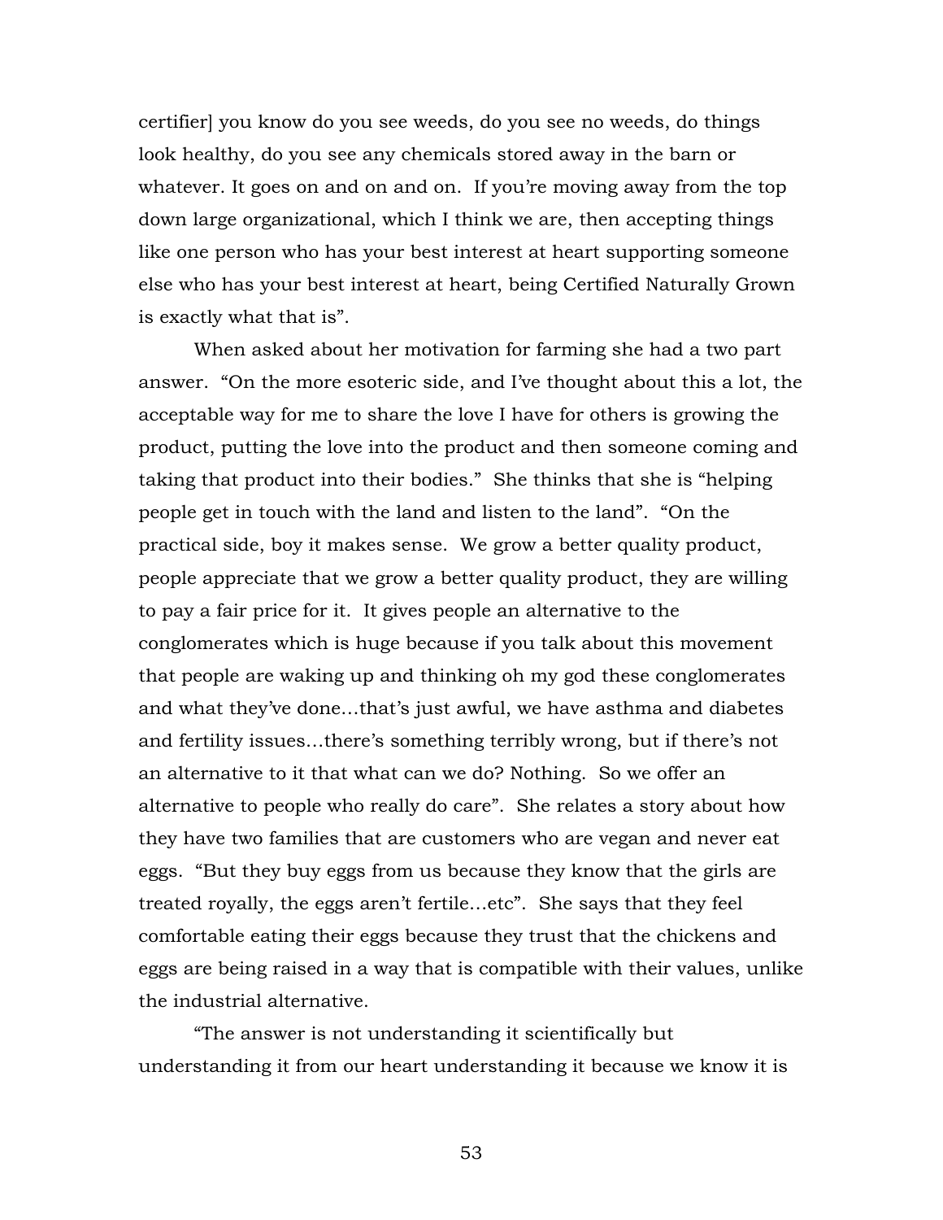certifier] you know do you see weeds, do you see no weeds, do things look healthy, do you see any chemicals stored away in the barn or whatever. It goes on and on and on. If you're moving away from the top down large organizational, which I think we are, then accepting things like one person who has your best interest at heart supporting someone else who has your best interest at heart, being Certified Naturally Grown is exactly what that is".

When asked about her motivation for farming she had a two part answer. "On the more esoteric side, and I've thought about this a lot, the acceptable way for me to share the love I have for others is growing the product, putting the love into the product and then someone coming and taking that product into their bodies." She thinks that she is "helping people get in touch with the land and listen to the land". "On the practical side, boy it makes sense. We grow a better quality product, people appreciate that we grow a better quality product, they are willing to pay a fair price for it. It gives people an alternative to the conglomerates which is huge because if you talk about this movement that people are waking up and thinking oh my god these conglomerates and what they've done…that's just awful, we have asthma and diabetes and fertility issues…there's something terribly wrong, but if there's not an alternative to it that what can we do? Nothing. So we offer an alternative to people who really do care". She relates a story about how they have two families that are customers who are vegan and never eat eggs. "But they buy eggs from us because they know that the girls are treated royally, the eggs aren't fertile…etc". She says that they feel comfortable eating their eggs because they trust that the chickens and eggs are being raised in a way that is compatible with their values, unlike the industrial alternative.

"The answer is not understanding it scientifically but understanding it from our heart understanding it because we know it is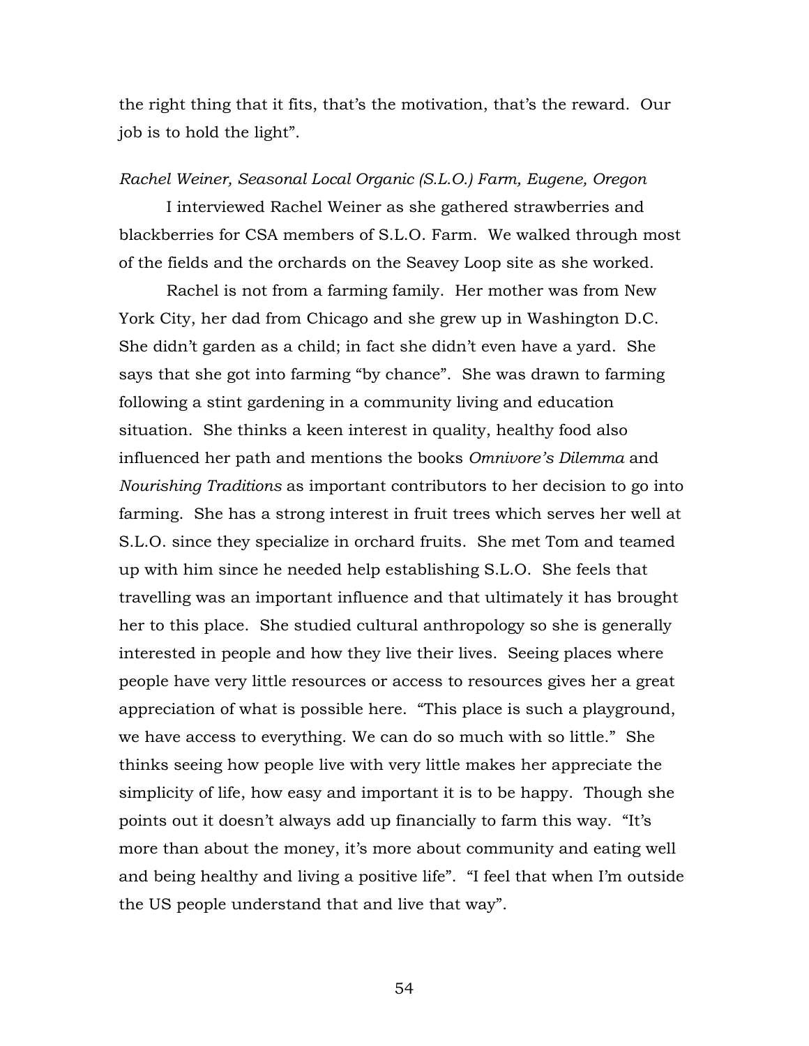the right thing that it fits, that's the motivation, that's the reward. Our job is to hold the light".

*Rachel Weiner, Seasonal Local Organic (S.L.O.) Farm, Eugene, Oregon*

I interviewed Rachel Weiner as she gathered strawberries and blackberries for CSA members of S.L.O. Farm. We walked through most of the fields and the orchards on the Seavey Loop site as she worked.

Rachel is not from a farming family. Her mother was from New York City, her dad from Chicago and she grew up in Washington D.C. She didn't garden as a child; in fact she didn't even have a yard. She says that she got into farming "by chance". She was drawn to farming following a stint gardening in a community living and education situation. She thinks a keen interest in quality, healthy food also influenced her path and mentions the books *Omnivore's Dilemma* and *Nourishing Traditions* as important contributors to her decision to go into farming. She has a strong interest in fruit trees which serves her well at S.L.O. since they specialize in orchard fruits. She met Tom and teamed up with him since he needed help establishing S.L.O. She feels that travelling was an important influence and that ultimately it has brought her to this place. She studied cultural anthropology so she is generally interested in people and how they live their lives. Seeing places where people have very little resources or access to resources gives her a great appreciation of what is possible here. "This place is such a playground, we have access to everything. We can do so much with so little." She thinks seeing how people live with very little makes her appreciate the simplicity of life, how easy and important it is to be happy. Though she points out it doesn't always add up financially to farm this way. "It's more than about the money, it's more about community and eating well and being healthy and living a positive life". "I feel that when I'm outside the US people understand that and live that way".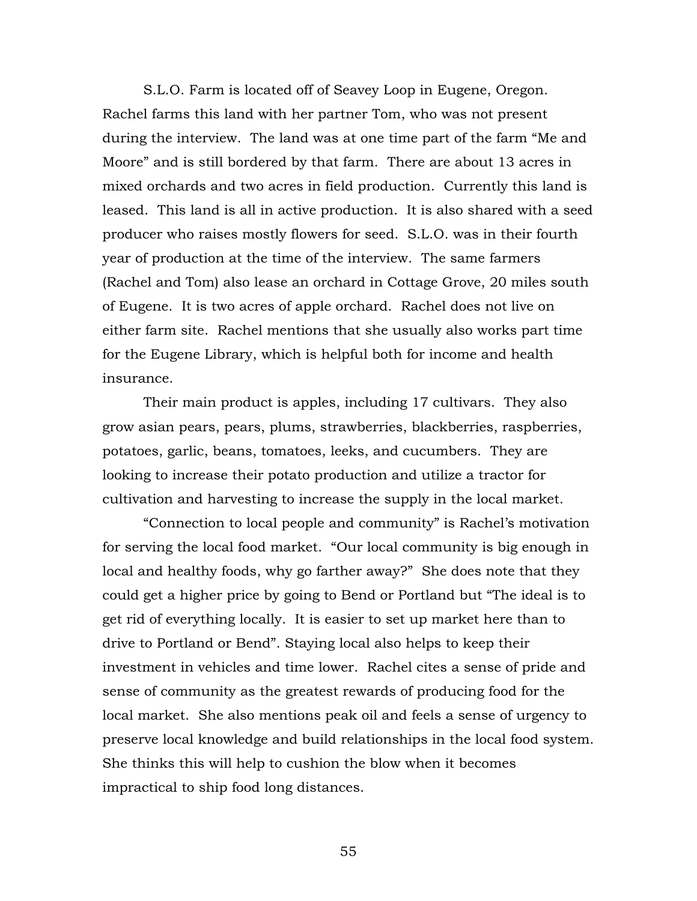S.L.O. Farm is located off of Seavey Loop in Eugene, Oregon. Rachel farms this land with her partner Tom, who was not present during the interview. The land was at one time part of the farm "Me and Moore" and is still bordered by that farm. There are about 13 acres in mixed orchards and two acres in field production. Currently this land is leased. This land is all in active production. It is also shared with a seed producer who raises mostly flowers for seed. S.L.O. was in their fourth year of production at the time of the interview. The same farmers (Rachel and Tom) also lease an orchard in Cottage Grove, 20 miles south of Eugene. It is two acres of apple orchard. Rachel does not live on either farm site. Rachel mentions that she usually also works part time for the Eugene Library, which is helpful both for income and health insurance.

Their main product is apples, including 17 cultivars. They also grow asian pears, pears, plums, strawberries, blackberries, raspberries, potatoes, garlic, beans, tomatoes, leeks, and cucumbers. They are looking to increase their potato production and utilize a tractor for cultivation and harvesting to increase the supply in the local market.

"Connection to local people and community" is Rachel's motivation for serving the local food market. "Our local community is big enough in local and healthy foods, why go farther away?" She does note that they could get a higher price by going to Bend or Portland but "The ideal is to get rid of everything locally. It is easier to set up market here than to drive to Portland or Bend". Staying local also helps to keep their investment in vehicles and time lower. Rachel cites a sense of pride and sense of community as the greatest rewards of producing food for the local market. She also mentions peak oil and feels a sense of urgency to preserve local knowledge and build relationships in the local food system. She thinks this will help to cushion the blow when it becomes impractical to ship food long distances.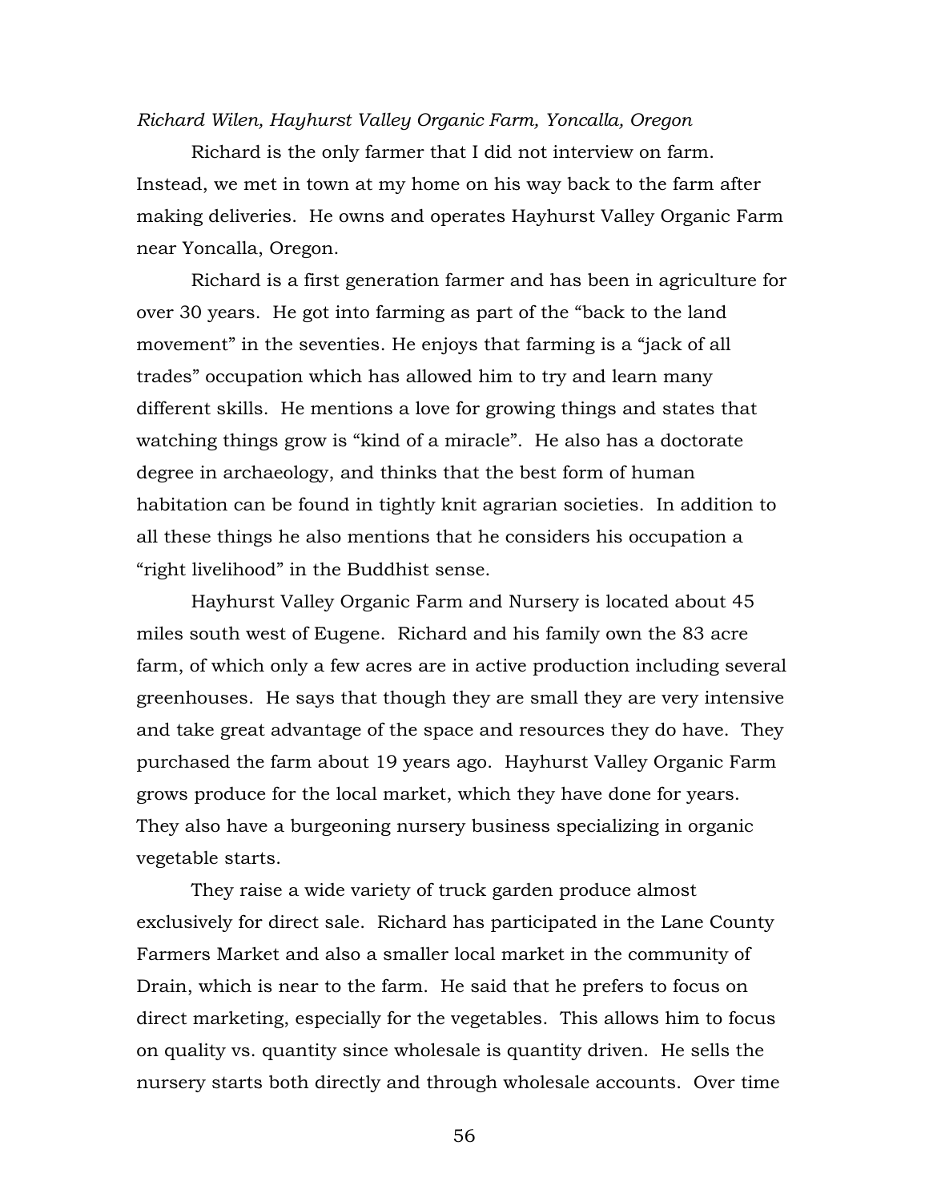*Richard Wilen, Hayhurst Valley Organic Farm, Yoncalla, Oregon*

Richard is the only farmer that I did not interview on farm. Instead, we met in town at my home on his way back to the farm after making deliveries. He owns and operates Hayhurst Valley Organic Farm near Yoncalla, Oregon.

Richard is a first generation farmer and has been in agriculture for over 30 years. He got into farming as part of the "back to the land movement" in the seventies. He enjoys that farming is a "jack of all trades" occupation which has allowed him to try and learn many different skills. He mentions a love for growing things and states that watching things grow is "kind of a miracle". He also has a doctorate degree in archaeology, and thinks that the best form of human habitation can be found in tightly knit agrarian societies. In addition to all these things he also mentions that he considers his occupation a "right livelihood" in the Buddhist sense.

Hayhurst Valley Organic Farm and Nursery is located about 45 miles south west of Eugene. Richard and his family own the 83 acre farm, of which only a few acres are in active production including several greenhouses. He says that though they are small they are very intensive and take great advantage of the space and resources they do have. They purchased the farm about 19 years ago. Hayhurst Valley Organic Farm grows produce for the local market, which they have done for years. They also have a burgeoning nursery business specializing in organic vegetable starts.

They raise a wide variety of truck garden produce almost exclusively for direct sale. Richard has participated in the Lane County Farmers Market and also a smaller local market in the community of Drain, which is near to the farm. He said that he prefers to focus on direct marketing, especially for the vegetables. This allows him to focus on quality vs. quantity since wholesale is quantity driven. He sells the nursery starts both directly and through wholesale accounts. Over time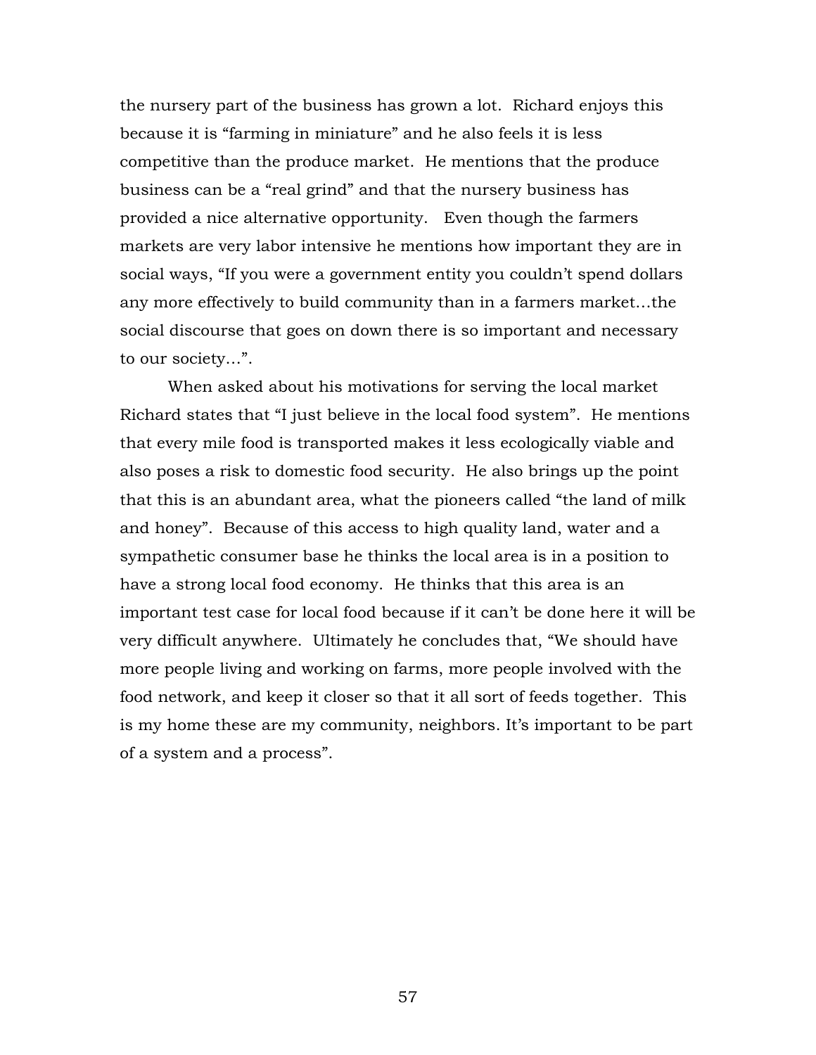the nursery part of the business has grown a lot. Richard enjoys this because it is "farming in miniature" and he also feels it is less competitive than the produce market. He mentions that the produce business can be a "real grind" and that the nursery business has provided a nice alternative opportunity. Even though the farmers markets are very labor intensive he mentions how important they are in social ways, "If you were a government entity you couldn't spend dollars any more effectively to build community than in a farmers market…the social discourse that goes on down there is so important and necessary to our society…".

When asked about his motivations for serving the local market Richard states that "I just believe in the local food system". He mentions that every mile food is transported makes it less ecologically viable and also poses a risk to domestic food security. He also brings up the point that this is an abundant area, what the pioneers called "the land of milk and honey". Because of this access to high quality land, water and a sympathetic consumer base he thinks the local area is in a position to have a strong local food economy. He thinks that this area is an important test case for local food because if it can't be done here it will be very difficult anywhere. Ultimately he concludes that, "We should have more people living and working on farms, more people involved with the food network, and keep it closer so that it all sort of feeds together. This is my home these are my community, neighbors. It's important to be part of a system and a process".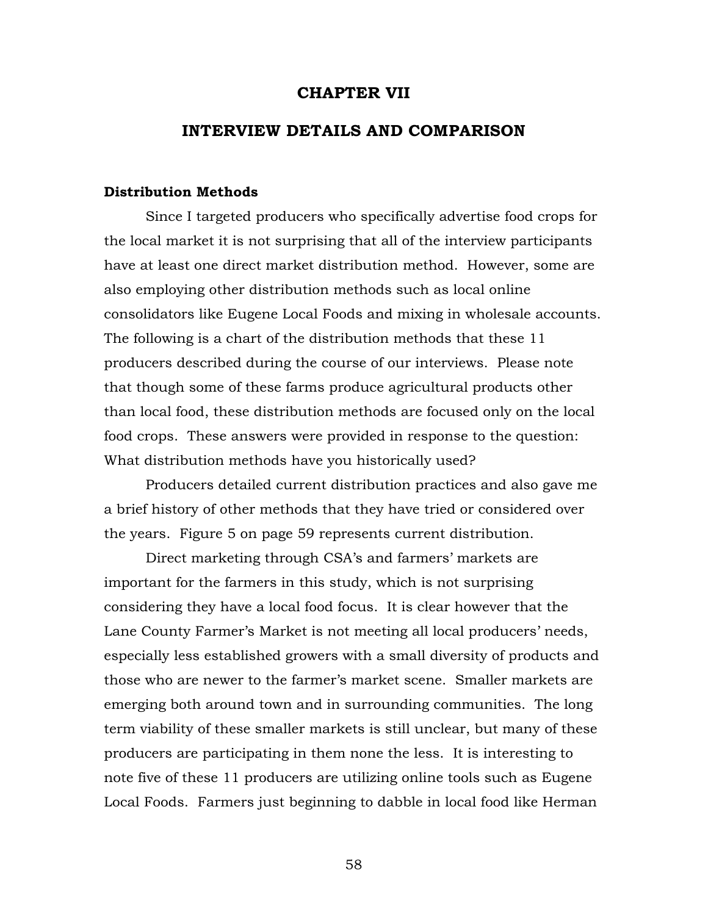# CHAPTER VII

## INTERVIEW DETAILS AND COMPARISON

### Distribution Methods

Since I targeted producers who specifically advertise food crops for the local market it is not surprising that all of the interview participants have at least one direct market distribution method. However, some are also employing other distribution methods such as local online consolidators like Eugene Local Foods and mixing in wholesale accounts. The following is a chart of the distribution methods that these 11 producers described during the course of our interviews. Please note that though some of these farms produce agricultural products other than local food, these distribution methods are focused only on the local food crops. These answers were provided in response to the question: What distribution methods have you historically used?

Producers detailed current distribution practices and also gave me a brief history of other methods that they have tried or considered over the years. Figure 5 on page 59 represents current distribution.

Direct marketing through CSA's and farmers' markets are important for the farmers in this study, which is not surprising considering they have a local food focus. It is clear however that the Lane County Farmer's Market is not meeting all local producers' needs, especially less established growers with a small diversity of products and those who are newer to the farmer's market scene. Smaller markets are emerging both around town and in surrounding communities. The long term viability of these smaller markets is still unclear, but many of these producers are participating in them none the less. It is interesting to note five of these 11 producers are utilizing online tools such as Eugene Local Foods. Farmers just beginning to dabble in local food like Herman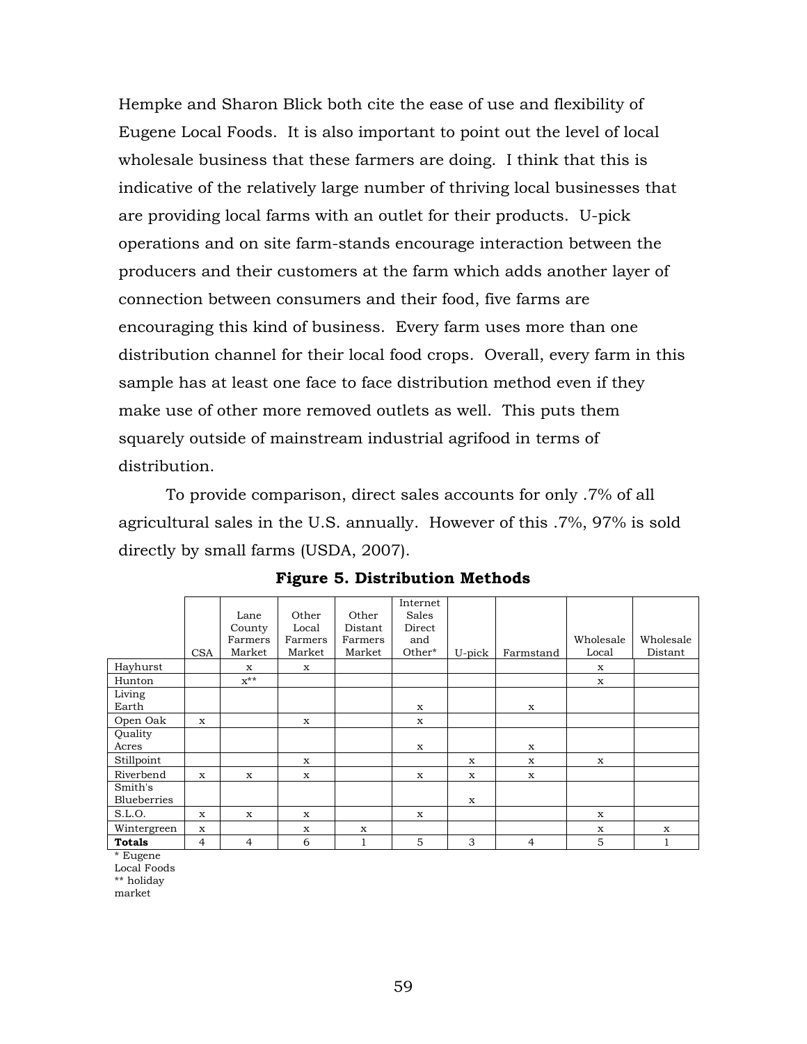Hempke and Sharon Blick both cite the ease of use and flexibility of Eugene Local Foods. It is also important to point out the level of local wholesale business that these farmers are doing. I think that this is indicative of the relatively large number of thriving local businesses that are providing local farms with an outlet for their products. U-pick operations and on site farm-stands encourage interaction between the producers and their customers at the farm which adds another layer of connection between consumers and their food, five farms are encouraging this kind of business. Every farm uses more than one distribution channel for their local food crops. Overall, every farm in this sample has at least one face to face distribution method even if they make use of other more removed outlets as well. This puts them squarely outside of mainstream industrial agrifood in terms of distribution.

To provide comparison, direct sales accounts for only .7% of all agricultural sales in the U.S. annually. However of this .7%, 97% is sold directly by small farms (USDA, 2007).

**Figure 5. Distribution Methods**

| | CSA | Lane County Farmers Market | Other Local Farmers Market | Other Distant Farmers Market | Internet Sales Direct and Other* | U-pick | Farmstand | Wholesale Local | Wholesale Distant |
|---|---|---|---|---|---|---|---|---|---|
| Hayhurst | | x | x | | | | | x | |
| Hunton | | x** | | | | | | x | |
| Living Earth | | | | | x | | x | | |
| Open Oak | x | | x | | x | | | | |
| Quality Acres | | | | | x | | x | | |
| Stillpoint | | | x | | | x | x | x | |
| Riverbend | x | x | x | | x | x | x | | |
| Smith's Blueberries | | | | | | x | | | |
| S.L.O. | x | x | x | | x | | | x | |
| Wintergreen | x | | x | x | | | | x | x |
| **Totals** | 4 | 4 | 6 | 1 | 5 | 3 | 4 | 5 | 1 |

\* Eugene Local Foods
** holiday market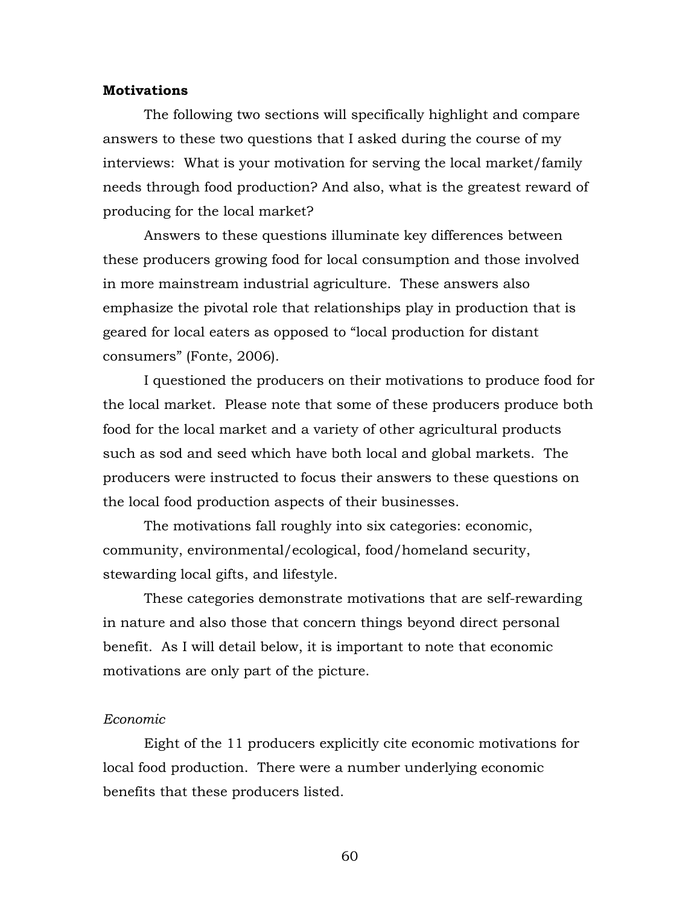**Motivations**

The following two sections will specifically highlight and compare answers to these two questions that I asked during the course of my interviews: What is your motivation for serving the local market/family needs through food production? And also, what is the greatest reward of producing for the local market?

Answers to these questions illuminate key differences between these producers growing food for local consumption and those involved in more mainstream industrial agriculture. These answers also emphasize the pivotal role that relationships play in production that is geared for local eaters as opposed to "local production for distant consumers" (Fonte, 2006).

I questioned the producers on their motivations to produce food for the local market. Please note that some of these producers produce both food for the local market and a variety of other agricultural products such as sod and seed which have both local and global markets. The producers were instructed to focus their answers to these questions on the local food production aspects of their businesses.

The motivations fall roughly into six categories: economic, community, environmental/ecological, food/homeland security, stewarding local gifts, and lifestyle.

These categories demonstrate motivations that are self-rewarding in nature and also those that concern things beyond direct personal benefit. As I will detail below, it is important to note that economic motivations are only part of the picture.

*Economic*

Eight of the 11 producers explicitly cite economic motivations for local food production. There were a number underlying economic benefits that these producers listed.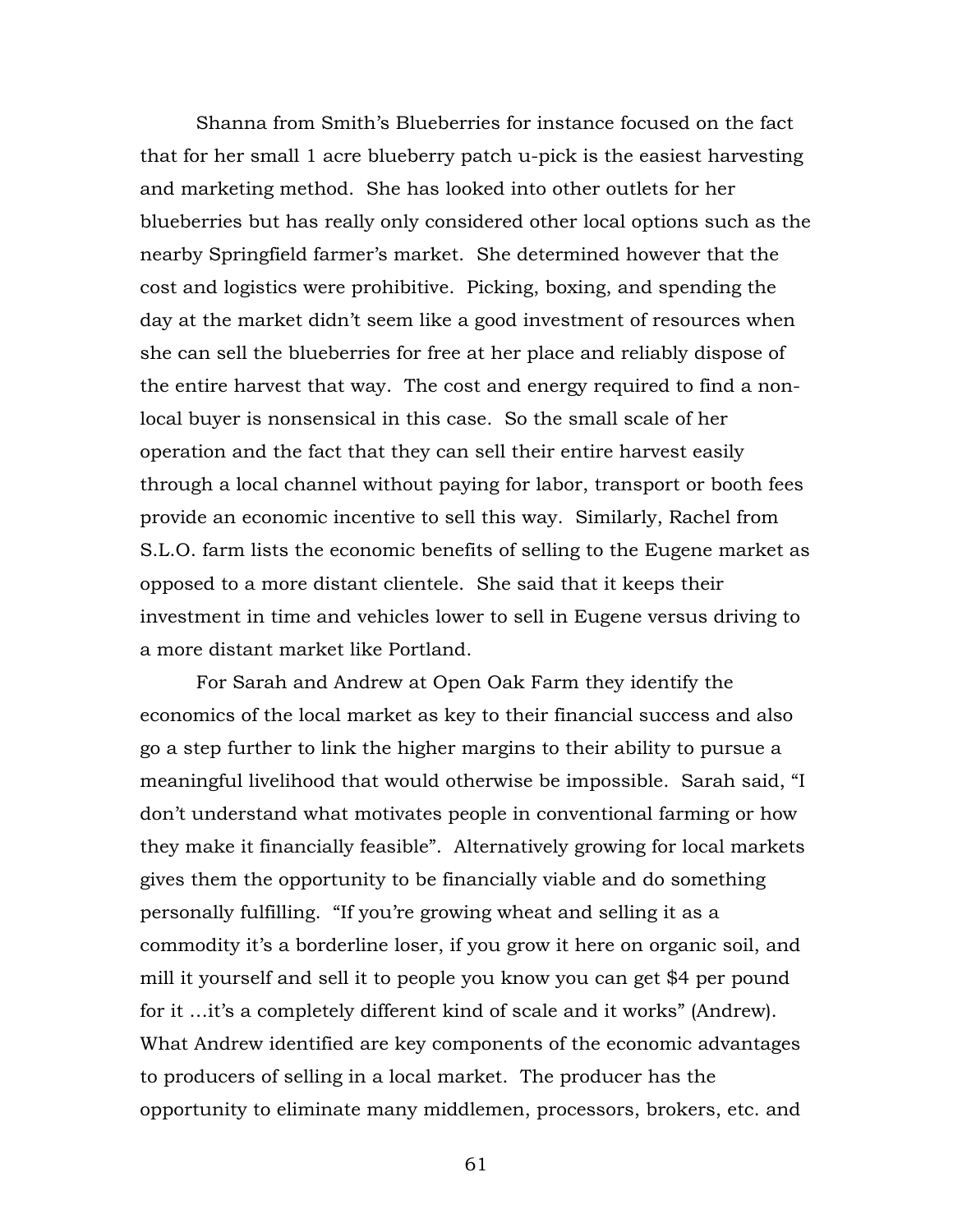Shanna from Smith's Blueberries for instance focused on the fact that for her small 1 acre blueberry patch u-pick is the easiest harvesting and marketing method. She has looked into other outlets for her blueberries but has really only considered other local options such as the nearby Springfield farmer's market. She determined however that the cost and logistics were prohibitive. Picking, boxing, and spending the day at the market didn't seem like a good investment of resources when she can sell the blueberries for free at her place and reliably dispose of the entire harvest that way. The cost and energy required to find a non-local buyer is nonsensical in this case. So the small scale of her operation and the fact that they can sell their entire harvest easily through a local channel without paying for labor, transport or booth fees provide an economic incentive to sell this way. Similarly, Rachel from S.L.O. farm lists the economic benefits of selling to the Eugene market as opposed to a more distant clientele. She said that it keeps their investment in time and vehicles lower to sell in Eugene versus driving to a more distant market like Portland.

For Sarah and Andrew at Open Oak Farm they identify the economics of the local market as key to their financial success and also go a step further to link the higher margins to their ability to pursue a meaningful livelihood that would otherwise be impossible. Sarah said, "I don't understand what motivates people in conventional farming or how they make it financially feasible". Alternatively growing for local markets gives them the opportunity to be financially viable and do something personally fulfilling. "If you're growing wheat and selling it as a commodity it's a borderline loser, if you grow it here on organic soil, and mill it yourself and sell it to people you know you can get $4 per pound for it …it's a completely different kind of scale and it works" (Andrew). What Andrew identified are key components of the economic advantages to producers of selling in a local market. The producer has the opportunity to eliminate many middlemen, processors, brokers, etc. and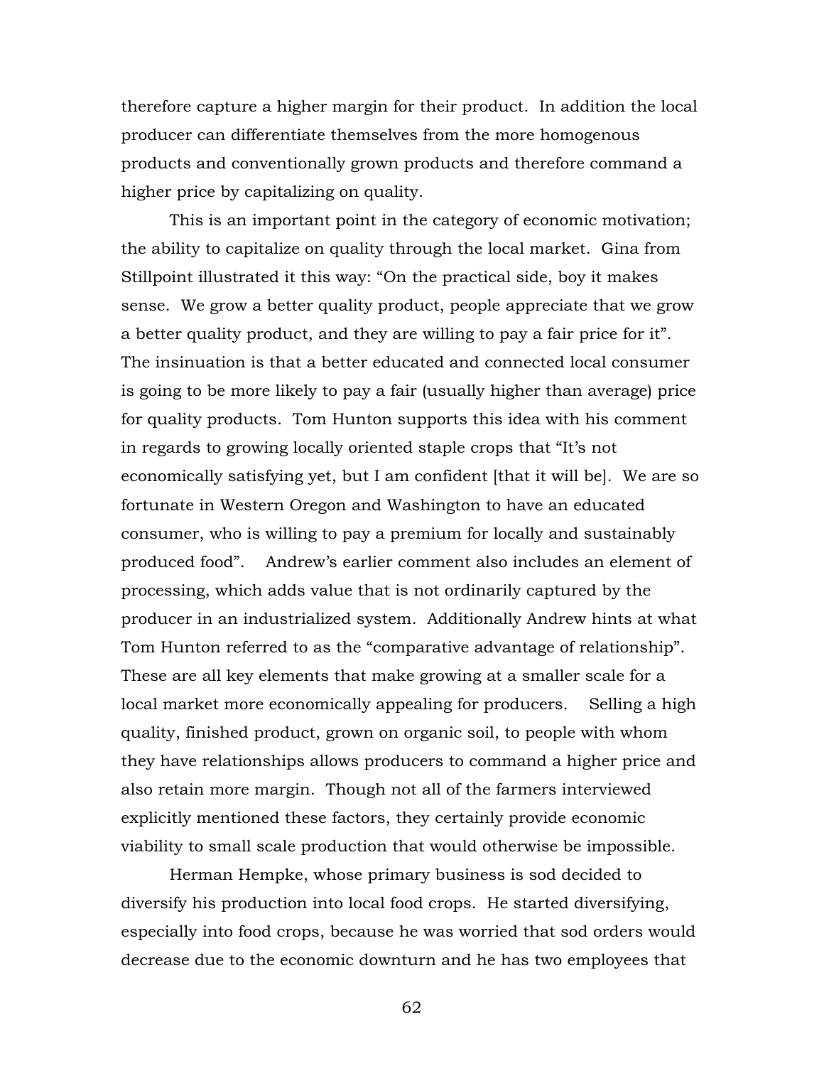therefore capture a higher margin for their product. In addition the local producer can differentiate themselves from the more homogenous products and conventionally grown products and therefore command a higher price by capitalizing on quality.

This is an important point in the category of economic motivation; the ability to capitalize on quality through the local market. Gina from Stillpoint illustrated it this way: "On the practical side, boy it makes sense. We grow a better quality product, people appreciate that we grow a better quality product, and they are willing to pay a fair price for it". The insinuation is that a better educated and connected local consumer is going to be more likely to pay a fair (usually higher than average) price for quality products. Tom Hunton supports this idea with his comment in regards to growing locally oriented staple crops that "It's not economically satisfying yet, but I am confident [that it will be]. We are so fortunate in Western Oregon and Washington to have an educated consumer, who is willing to pay a premium for locally and sustainably produced food". Andrew's earlier comment also includes an element of processing, which adds value that is not ordinarily captured by the producer in an industrialized system. Additionally Andrew hints at what Tom Hunton referred to as the "comparative advantage of relationship". These are all key elements that make growing at a smaller scale for a local market more economically appealing for producers. Selling a high quality, finished product, grown on organic soil, to people with whom they have relationships allows producers to command a higher price and also retain more margin. Though not all of the farmers interviewed explicitly mentioned these factors, they certainly provide economic viability to small scale production that would otherwise be impossible.

Herman Hempke, whose primary business is sod decided to diversify his production into local food crops. He started diversifying, especially into food crops, because he was worried that sod orders would decrease due to the economic downturn and he has two employees that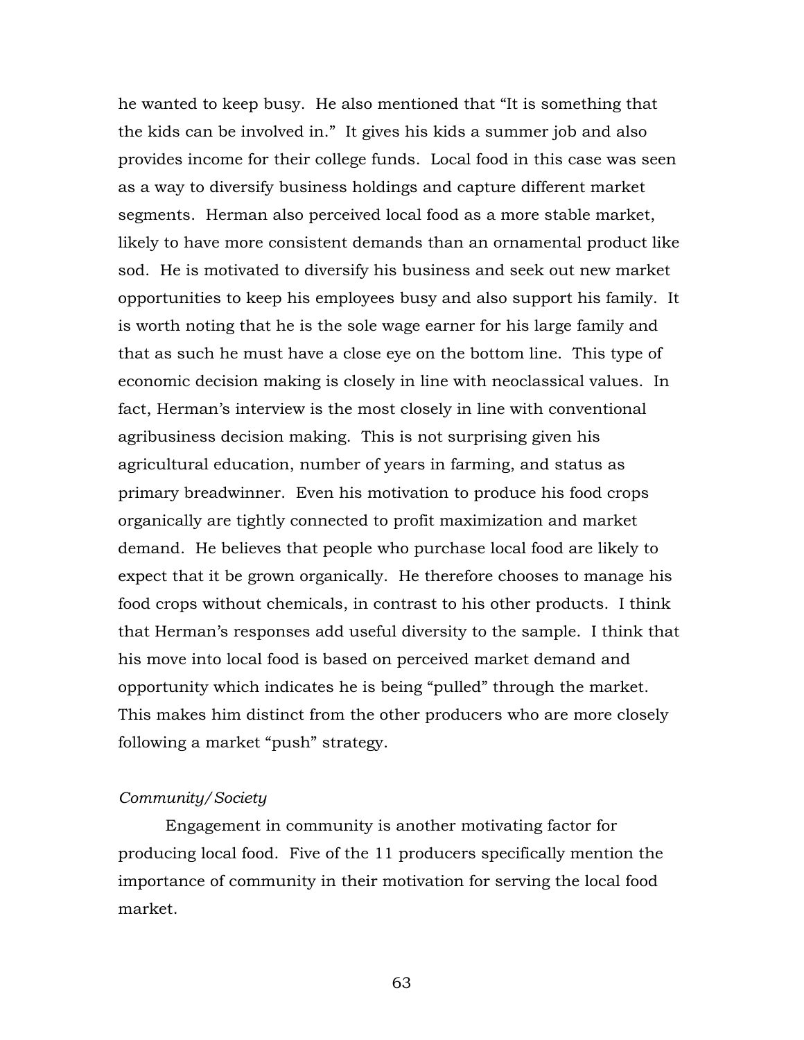he wanted to keep busy. He also mentioned that "It is something that the kids can be involved in." It gives his kids a summer job and also provides income for their college funds. Local food in this case was seen as a way to diversify business holdings and capture different market segments. Herman also perceived local food as a more stable market, likely to have more consistent demands than an ornamental product like sod. He is motivated to diversify his business and seek out new market opportunities to keep his employees busy and also support his family. It is worth noting that he is the sole wage earner for his large family and that as such he must have a close eye on the bottom line. This type of economic decision making is closely in line with neoclassical values. In fact, Herman's interview is the most closely in line with conventional agribusiness decision making. This is not surprising given his agricultural education, number of years in farming, and status as primary breadwinner. Even his motivation to produce his food crops organically are tightly connected to profit maximization and market demand. He believes that people who purchase local food are likely to expect that it be grown organically. He therefore chooses to manage his food crops without chemicals, in contrast to his other products. I think that Herman's responses add useful diversity to the sample. I think that his move into local food is based on perceived market demand and opportunity which indicates he is being "pulled" through the market. This makes him distinct from the other producers who are more closely following a market "push" strategy.

*Community/Society*

Engagement in community is another motivating factor for producing local food. Five of the 11 producers specifically mention the importance of community in their motivation for serving the local food market.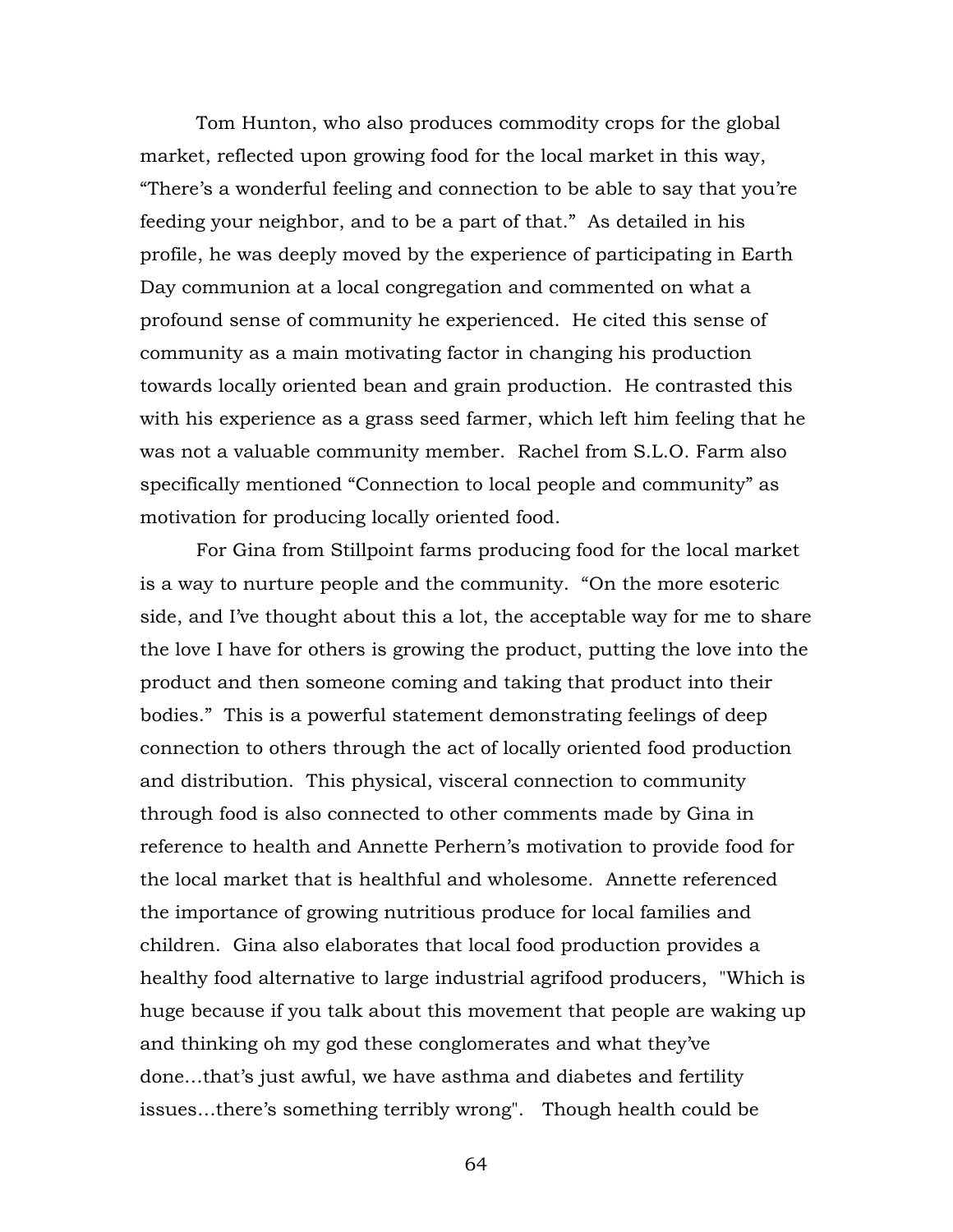Tom Hunton, who also produces commodity crops for the global market, reflected upon growing food for the local market in this way, "There's a wonderful feeling and connection to be able to say that you're feeding your neighbor, and to be a part of that." As detailed in his profile, he was deeply moved by the experience of participating in Earth Day communion at a local congregation and commented on what a profound sense of community he experienced. He cited this sense of community as a main motivating factor in changing his production towards locally oriented bean and grain production. He contrasted this with his experience as a grass seed farmer, which left him feeling that he was not a valuable community member. Rachel from S.L.O. Farm also specifically mentioned "Connection to local people and community" as motivation for producing locally oriented food.

For Gina from Stillpoint farms producing food for the local market is a way to nurture people and the community. "On the more esoteric side, and I've thought about this a lot, the acceptable way for me to share the love I have for others is growing the product, putting the love into the product and then someone coming and taking that product into their bodies." This is a powerful statement demonstrating feelings of deep connection to others through the act of locally oriented food production and distribution. This physical, visceral connection to community through food is also connected to other comments made by Gina in reference to health and Annette Perhern's motivation to provide food for the local market that is healthful and wholesome. Annette referenced the importance of growing nutritious produce for local families and children. Gina also elaborates that local food production provides a healthy food alternative to large industrial agrifood producers, "Which is huge because if you talk about this movement that people are waking up and thinking oh my god these conglomerates and what they've done…that's just awful, we have asthma and diabetes and fertility issues…there's something terribly wrong". Though health could be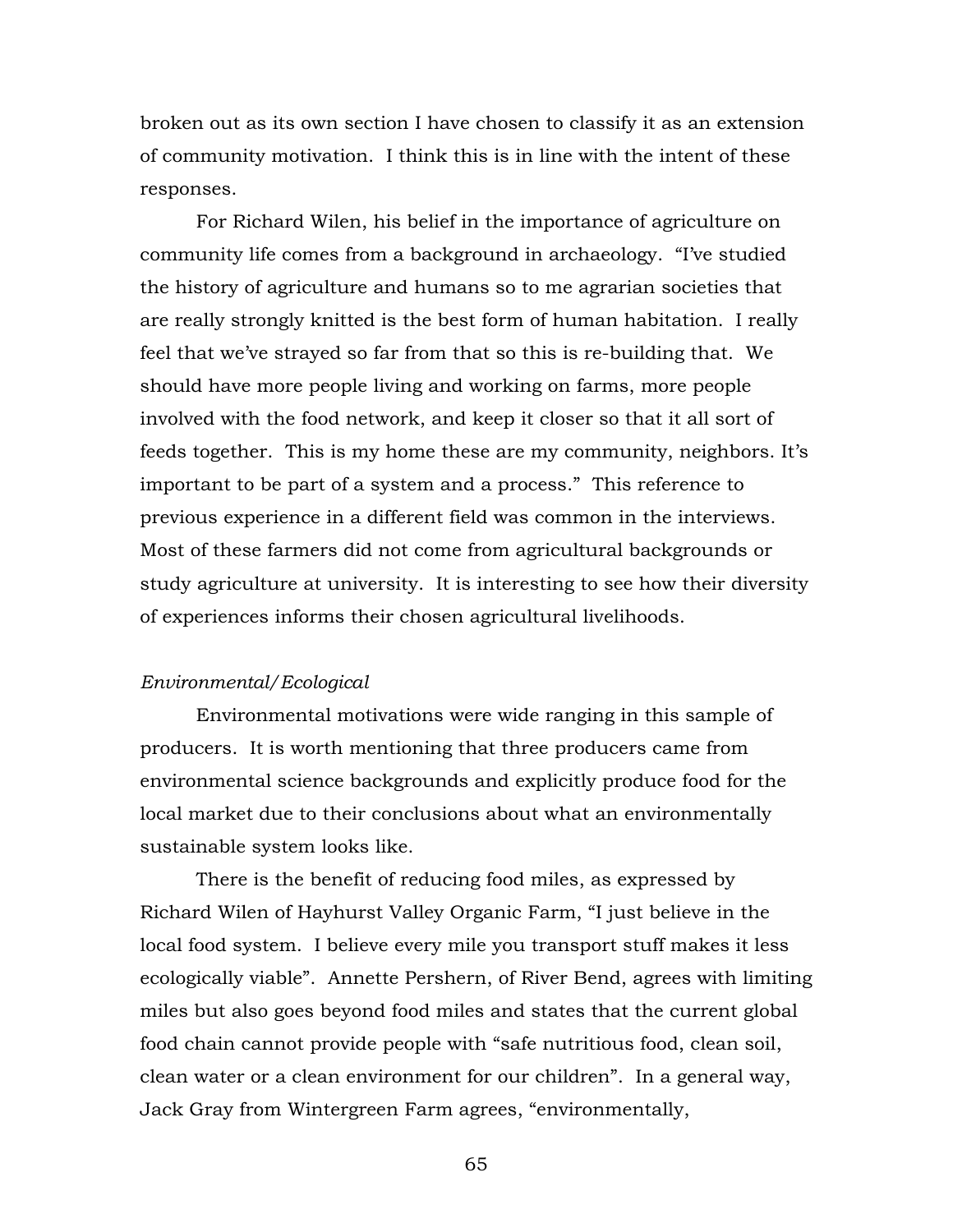broken out as its own section I have chosen to classify it as an extension of community motivation. I think this is in line with the intent of these responses.

For Richard Wilen, his belief in the importance of agriculture on community life comes from a background in archaeology. "I've studied the history of agriculture and humans so to me agrarian societies that are really strongly knitted is the best form of human habitation. I really feel that we've strayed so far from that so this is re-building that. We should have more people living and working on farms, more people involved with the food network, and keep it closer so that it all sort of feeds together. This is my home these are my community, neighbors. It's important to be part of a system and a process." This reference to previous experience in a different field was common in the interviews. Most of these farmers did not come from agricultural backgrounds or study agriculture at university. It is interesting to see how their diversity of experiences informs their chosen agricultural livelihoods.

*Environmental/Ecological*

Environmental motivations were wide ranging in this sample of producers. It is worth mentioning that three producers came from environmental science backgrounds and explicitly produce food for the local market due to their conclusions about what an environmentally sustainable system looks like.

There is the benefit of reducing food miles, as expressed by Richard Wilen of Hayhurst Valley Organic Farm, "I just believe in the local food system. I believe every mile you transport stuff makes it less ecologically viable". Annette Pershern, of River Bend, agrees with limiting miles but also goes beyond food miles and states that the current global food chain cannot provide people with "safe nutritious food, clean soil, clean water or a clean environment for our children". In a general way, Jack Gray from Wintergreen Farm agrees, "environmentally,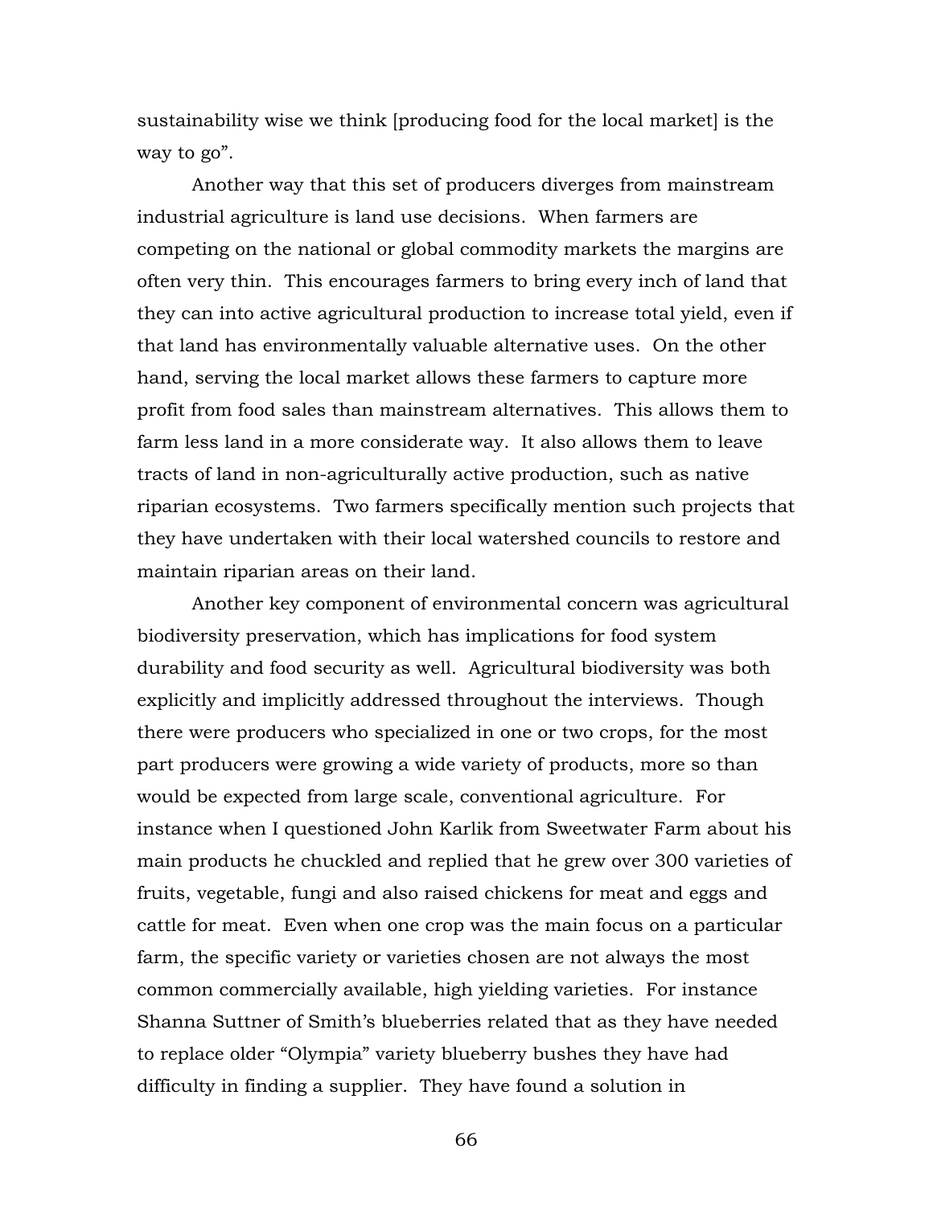sustainability wise we think [producing food for the local market] is the way to go".

Another way that this set of producers diverges from mainstream industrial agriculture is land use decisions. When farmers are competing on the national or global commodity markets the margins are often very thin. This encourages farmers to bring every inch of land that they can into active agricultural production to increase total yield, even if that land has environmentally valuable alternative uses. On the other hand, serving the local market allows these farmers to capture more profit from food sales than mainstream alternatives. This allows them to farm less land in a more considerate way. It also allows them to leave tracts of land in non-agriculturally active production, such as native riparian ecosystems. Two farmers specifically mention such projects that they have undertaken with their local watershed councils to restore and maintain riparian areas on their land.

Another key component of environmental concern was agricultural biodiversity preservation, which has implications for food system durability and food security as well. Agricultural biodiversity was both explicitly and implicitly addressed throughout the interviews. Though there were producers who specialized in one or two crops, for the most part producers were growing a wide variety of products, more so than would be expected from large scale, conventional agriculture. For instance when I questioned John Karlik from Sweetwater Farm about his main products he chuckled and replied that he grew over 300 varieties of fruits, vegetable, fungi and also raised chickens for meat and eggs and cattle for meat. Even when one crop was the main focus on a particular farm, the specific variety or varieties chosen are not always the most common commercially available, high yielding varieties. For instance Shanna Suttner of Smith's blueberries related that as they have needed to replace older "Olympia" variety blueberry bushes they have had difficulty in finding a supplier. They have found a solution in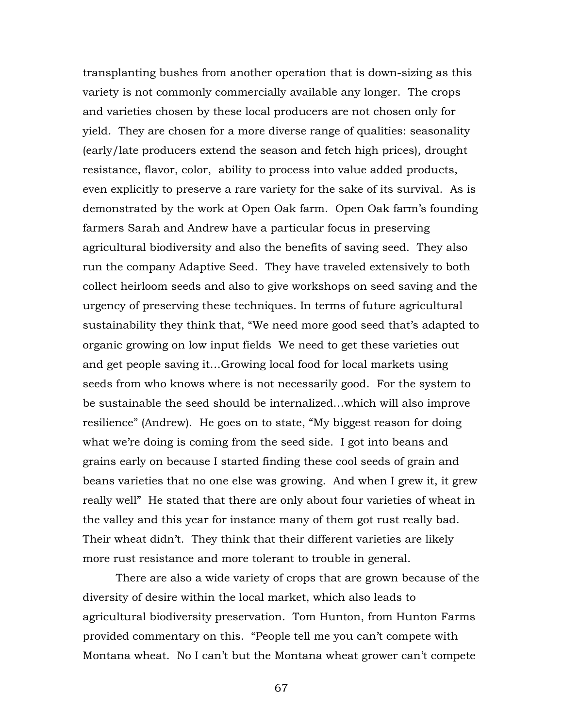transplanting bushes from another operation that is down-sizing as this variety is not commonly commercially available any longer. The crops and varieties chosen by these local producers are not chosen only for yield. They are chosen for a more diverse range of qualities: seasonality (early/late producers extend the season and fetch high prices), drought resistance, flavor, color, ability to process into value added products, even explicitly to preserve a rare variety for the sake of its survival. As is demonstrated by the work at Open Oak farm. Open Oak farm's founding farmers Sarah and Andrew have a particular focus in preserving agricultural biodiversity and also the benefits of saving seed. They also run the company Adaptive Seed. They have traveled extensively to both collect heirloom seeds and also to give workshops on seed saving and the urgency of preserving these techniques. In terms of future agricultural sustainability they think that, "We need more good seed that's adapted to organic growing on low input fields We need to get these varieties out and get people saving it…Growing local food for local markets using seeds from who knows where is not necessarily good. For the system to be sustainable the seed should be internalized…which will also improve resilience" (Andrew). He goes on to state, "My biggest reason for doing what we're doing is coming from the seed side. I got into beans and grains early on because I started finding these cool seeds of grain and beans varieties that no one else was growing. And when I grew it, it grew really well" He stated that there are only about four varieties of wheat in the valley and this year for instance many of them got rust really bad. Their wheat didn't. They think that their different varieties are likely more rust resistance and more tolerant to trouble in general.

There are also a wide variety of crops that are grown because of the diversity of desire within the local market, which also leads to agricultural biodiversity preservation. Tom Hunton, from Hunton Farms provided commentary on this. "People tell me you can't compete with Montana wheat. No I can't but the Montana wheat grower can't compete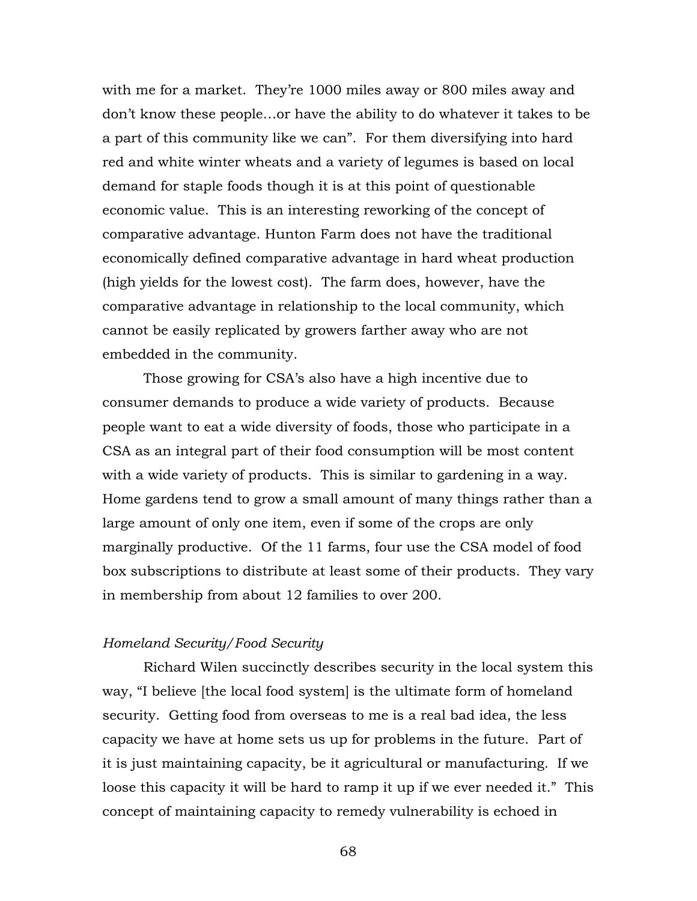with me for a market. They're 1000 miles away or 800 miles away and don't know these people…or have the ability to do whatever it takes to be a part of this community like we can". For them diversifying into hard red and white winter wheats and a variety of legumes is based on local demand for staple foods though it is at this point of questionable economic value. This is an interesting reworking of the concept of comparative advantage. Hunton Farm does not have the traditional economically defined comparative advantage in hard wheat production (high yields for the lowest cost). The farm does, however, have the comparative advantage in relationship to the local community, which cannot be easily replicated by growers farther away who are not embedded in the community.

Those growing for CSA's also have a high incentive due to consumer demands to produce a wide variety of products. Because people want to eat a wide diversity of foods, those who participate in a CSA as an integral part of their food consumption will be most content with a wide variety of products. This is similar to gardening in a way. Home gardens tend to grow a small amount of many things rather than a large amount of only one item, even if some of the crops are only marginally productive. Of the 11 farms, four use the CSA model of food box subscriptions to distribute at least some of their products. They vary in membership from about 12 families to over 200.

*Homeland Security/Food Security*

Richard Wilen succinctly describes security in the local system this way, "I believe [the local food system] is the ultimate form of homeland security. Getting food from overseas to me is a real bad idea, the less capacity we have at home sets us up for problems in the future. Part of it is just maintaining capacity, be it agricultural or manufacturing. If we loose this capacity it will be hard to ramp it up if we ever needed it." This concept of maintaining capacity to remedy vulnerability is echoed in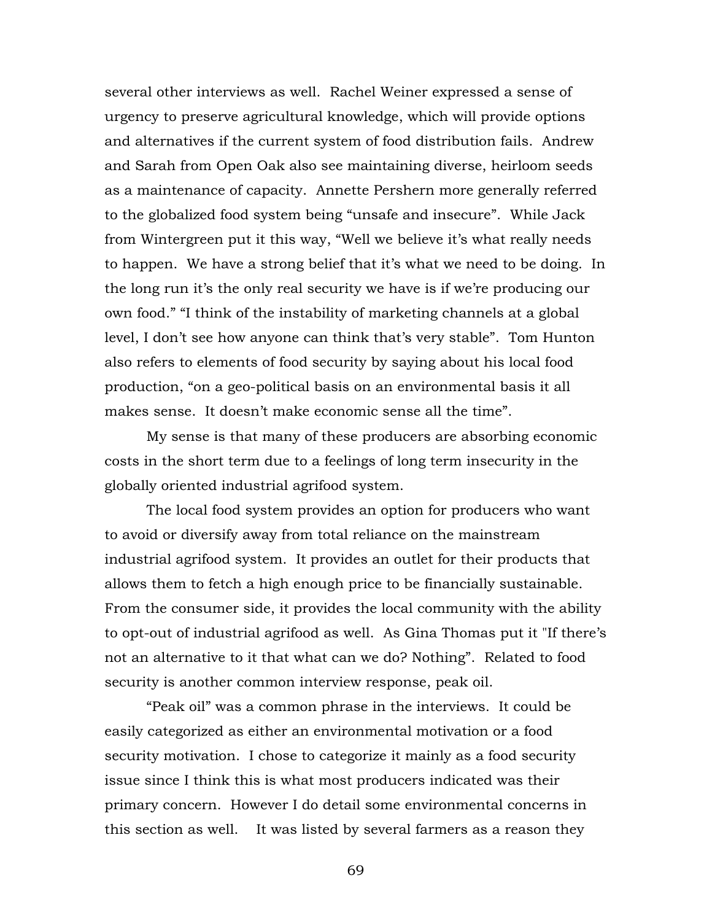several other interviews as well. Rachel Weiner expressed a sense of urgency to preserve agricultural knowledge, which will provide options and alternatives if the current system of food distribution fails. Andrew and Sarah from Open Oak also see maintaining diverse, heirloom seeds as a maintenance of capacity. Annette Pershern more generally referred to the globalized food system being "unsafe and insecure". While Jack from Wintergreen put it this way, "Well we believe it's what really needs to happen. We have a strong belief that it's what we need to be doing. In the long run it's the only real security we have is if we're producing our own food." "I think of the instability of marketing channels at a global level, I don't see how anyone can think that's very stable". Tom Hunton also refers to elements of food security by saying about his local food production, "on a geo-political basis on an environmental basis it all makes sense. It doesn't make economic sense all the time".

My sense is that many of these producers are absorbing economic costs in the short term due to a feelings of long term insecurity in the globally oriented industrial agrifood system.

The local food system provides an option for producers who want to avoid or diversify away from total reliance on the mainstream industrial agrifood system. It provides an outlet for their products that allows them to fetch a high enough price to be financially sustainable. From the consumer side, it provides the local community with the ability to opt-out of industrial agrifood as well. As Gina Thomas put it "If there's not an alternative to it that what can we do? Nothing". Related to food security is another common interview response, peak oil.

"Peak oil" was a common phrase in the interviews. It could be easily categorized as either an environmental motivation or a food security motivation. I chose to categorize it mainly as a food security issue since I think this is what most producers indicated was their primary concern. However I do detail some environmental concerns in this section as well. It was listed by several farmers as a reason they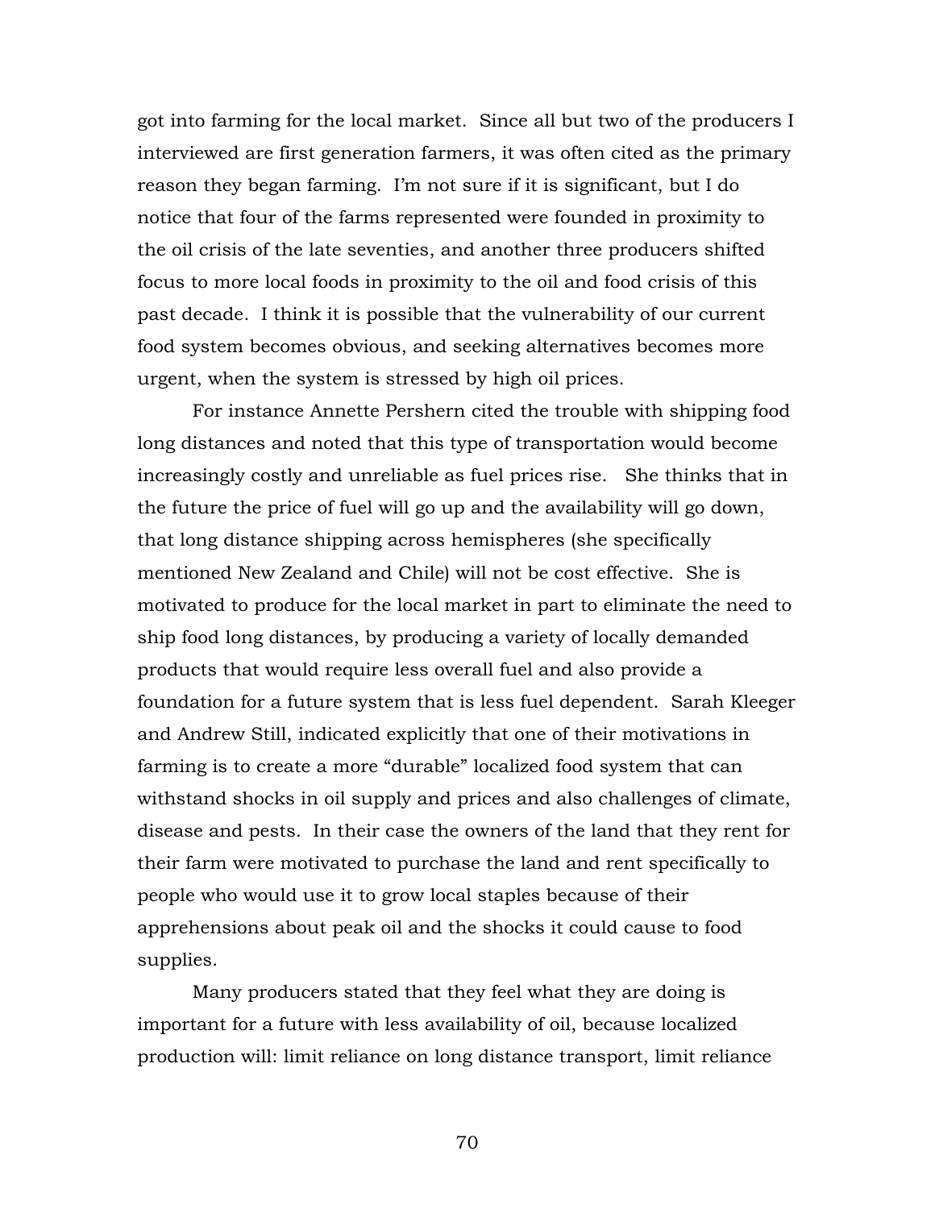got into farming for the local market. Since all but two of the producers I interviewed are first generation farmers, it was often cited as the primary reason they began farming. I'm not sure if it is significant, but I do notice that four of the farms represented were founded in proximity to the oil crisis of the late seventies, and another three producers shifted focus to more local foods in proximity to the oil and food crisis of this past decade. I think it is possible that the vulnerability of our current food system becomes obvious, and seeking alternatives becomes more urgent, when the system is stressed by high oil prices.

For instance Annette Pershern cited the trouble with shipping food long distances and noted that this type of transportation would become increasingly costly and unreliable as fuel prices rise. She thinks that in the future the price of fuel will go up and the availability will go down, that long distance shipping across hemispheres (she specifically mentioned New Zealand and Chile) will not be cost effective. She is motivated to produce for the local market in part to eliminate the need to ship food long distances, by producing a variety of locally demanded products that would require less overall fuel and also provide a foundation for a future system that is less fuel dependent. Sarah Kleeger and Andrew Still, indicated explicitly that one of their motivations in farming is to create a more "durable" localized food system that can withstand shocks in oil supply and prices and also challenges of climate, disease and pests. In their case the owners of the land that they rent for their farm were motivated to purchase the land and rent specifically to people who would use it to grow local staples because of their apprehensions about peak oil and the shocks it could cause to food supplies.

Many producers stated that they feel what they are doing is important for a future with less availability of oil, because localized production will: limit reliance on long distance transport, limit reliance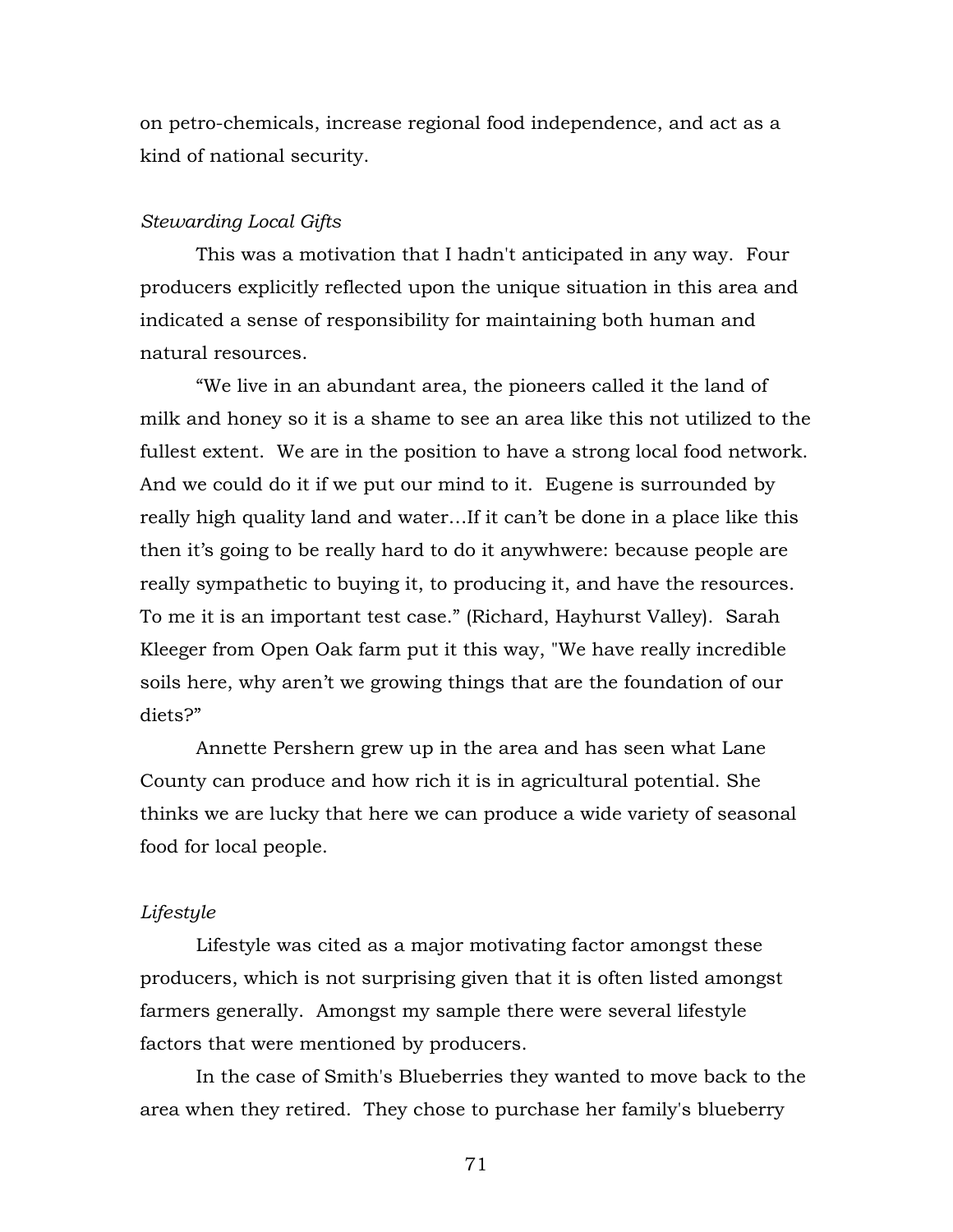on petro-chemicals, increase regional food independence, and act as a kind of national security.

*Stewarding Local Gifts*

This was a motivation that I hadn't anticipated in any way. Four producers explicitly reflected upon the unique situation in this area and indicated a sense of responsibility for maintaining both human and natural resources.

“We live in an abundant area, the pioneers called it the land of milk and honey so it is a shame to see an area like this not utilized to the fullest extent. We are in the position to have a strong local food network. And we could do it if we put our mind to it. Eugene is surrounded by really high quality land and water…If it can’t be done in a place like this then it’s going to be really hard to do it anywhwere: because people are really sympathetic to buying it, to producing it, and have the resources. To me it is an important test case.” (Richard, Hayhurst Valley). Sarah Kleeger from Open Oak farm put it this way, "We have really incredible soils here, why aren’t we growing things that are the foundation of our diets?”

Annette Pershern grew up in the area and has seen what Lane County can produce and how rich it is in agricultural potential. She thinks we are lucky that here we can produce a wide variety of seasonal food for local people.

*Lifestyle*

Lifestyle was cited as a major motivating factor amongst these producers, which is not surprising given that it is often listed amongst farmers generally. Amongst my sample there were several lifestyle factors that were mentioned by producers.

In the case of Smith's Blueberries they wanted to move back to the area when they retired. They chose to purchase her family's blueberry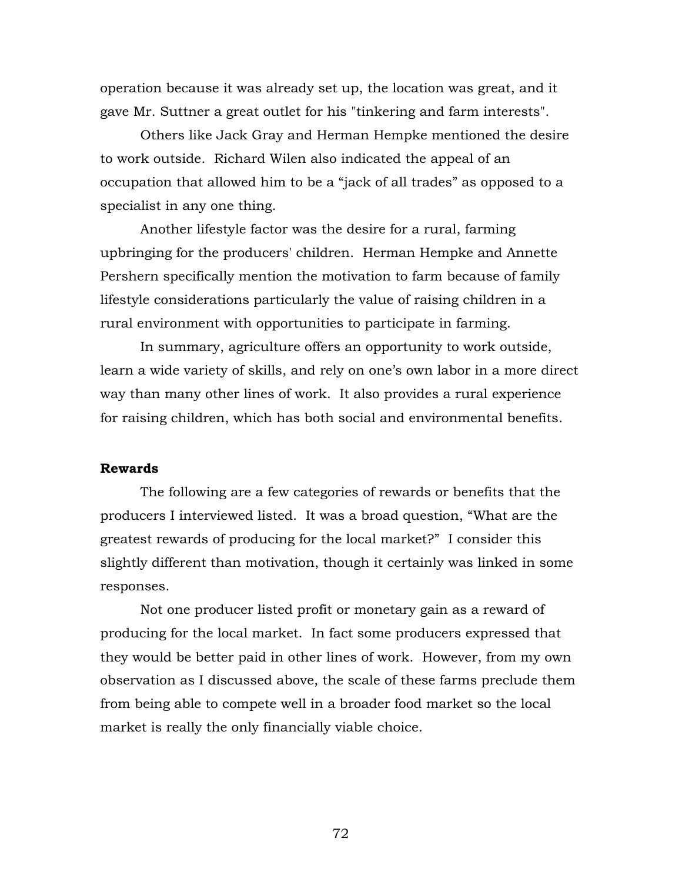operation because it was already set up, the location was great, and it gave Mr. Suttner a great outlet for his "tinkering and farm interests".

Others like Jack Gray and Herman Hempke mentioned the desire to work outside. Richard Wilen also indicated the appeal of an occupation that allowed him to be a "jack of all trades" as opposed to a specialist in any one thing.

Another lifestyle factor was the desire for a rural, farming upbringing for the producers' children. Herman Hempke and Annette Pershern specifically mention the motivation to farm because of family lifestyle considerations particularly the value of raising children in a rural environment with opportunities to participate in farming.

In summary, agriculture offers an opportunity to work outside, learn a wide variety of skills, and rely on one's own labor in a more direct way than many other lines of work. It also provides a rural experience for raising children, which has both social and environmental benefits.

**Rewards**

The following are a few categories of rewards or benefits that the producers I interviewed listed. It was a broad question, "What are the greatest rewards of producing for the local market?" I consider this slightly different than motivation, though it certainly was linked in some responses.

Not one producer listed profit or monetary gain as a reward of producing for the local market. In fact some producers expressed that they would be better paid in other lines of work. However, from my own observation as I discussed above, the scale of these farms preclude them from being able to compete well in a broader food market so the local market is really the only financially viable choice.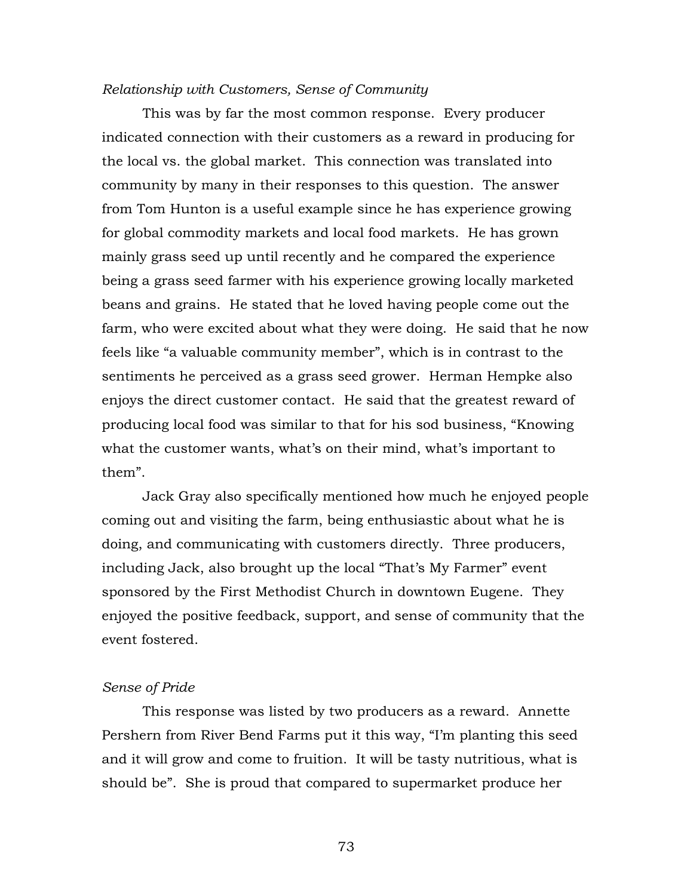*Relationship with Customers, Sense of Community*

This was by far the most common response. Every producer indicated connection with their customers as a reward in producing for the local vs. the global market. This connection was translated into community by many in their responses to this question. The answer from Tom Hunton is a useful example since he has experience growing for global commodity markets and local food markets. He has grown mainly grass seed up until recently and he compared the experience being a grass seed farmer with his experience growing locally marketed beans and grains. He stated that he loved having people come out the farm, who were excited about what they were doing. He said that he now feels like "a valuable community member", which is in contrast to the sentiments he perceived as a grass seed grower. Herman Hempke also enjoys the direct customer contact. He said that the greatest reward of producing local food was similar to that for his sod business, "Knowing what the customer wants, what's on their mind, what's important to them".

Jack Gray also specifically mentioned how much he enjoyed people coming out and visiting the farm, being enthusiastic about what he is doing, and communicating with customers directly. Three producers, including Jack, also brought up the local "That's My Farmer" event sponsored by the First Methodist Church in downtown Eugene. They enjoyed the positive feedback, support, and sense of community that the event fostered.

*Sense of Pride*

This response was listed by two producers as a reward. Annette Pershern from River Bend Farms put it this way, "I'm planting this seed and it will grow and come to fruition. It will be tasty nutritious, what is should be". She is proud that compared to supermarket produce her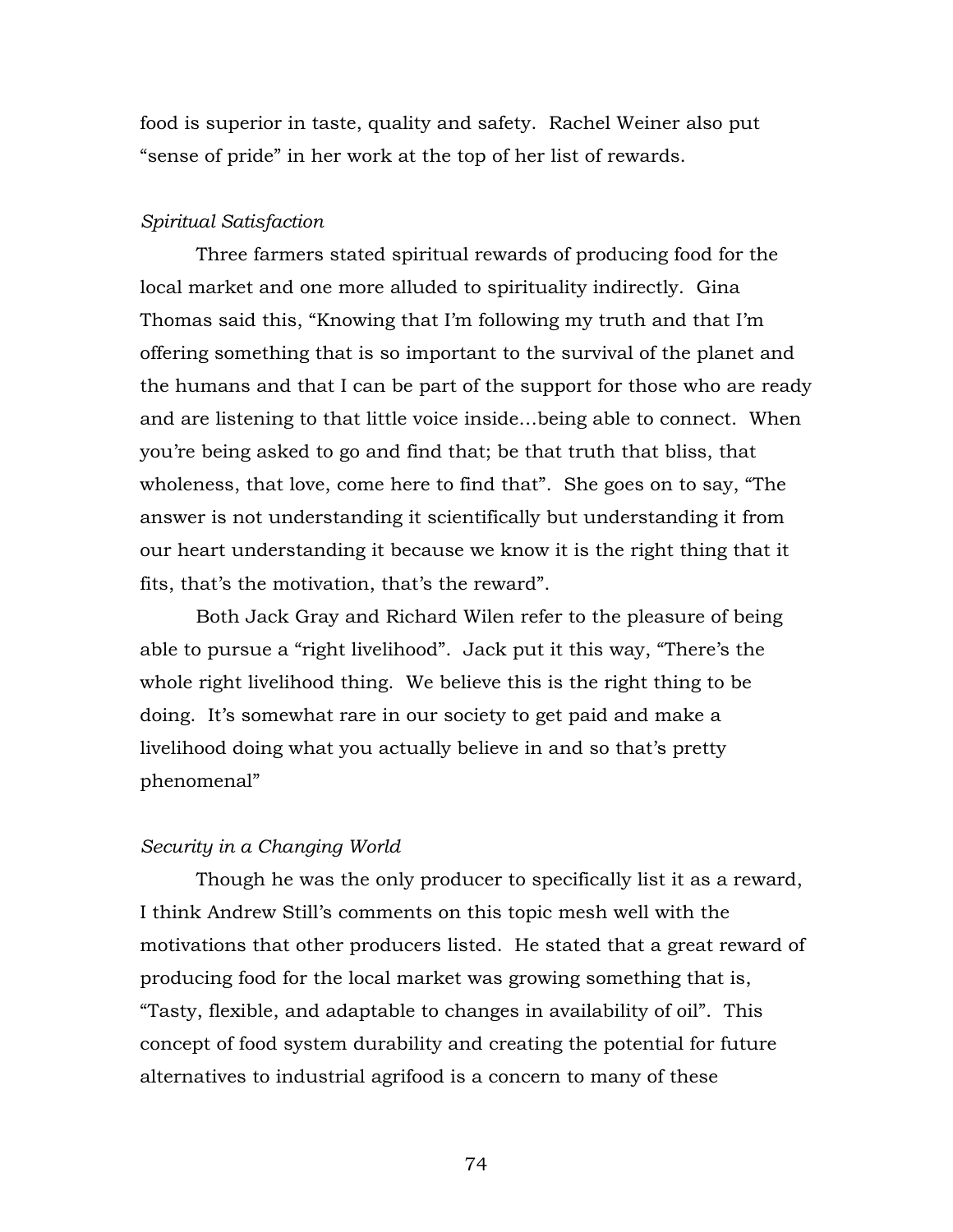food is superior in taste, quality and safety. Rachel Weiner also put "sense of pride" in her work at the top of her list of rewards.

*Spiritual Satisfaction*

Three farmers stated spiritual rewards of producing food for the local market and one more alluded to spirituality indirectly. Gina Thomas said this, "Knowing that I'm following my truth and that I'm offering something that is so important to the survival of the planet and the humans and that I can be part of the support for those who are ready and are listening to that little voice inside…being able to connect. When you're being asked to go and find that; be that truth that bliss, that wholeness, that love, come here to find that". She goes on to say, "The answer is not understanding it scientifically but understanding it from our heart understanding it because we know it is the right thing that it fits, that's the motivation, that's the reward".

Both Jack Gray and Richard Wilen refer to the pleasure of being able to pursue a "right livelihood". Jack put it this way, "There's the whole right livelihood thing. We believe this is the right thing to be doing. It's somewhat rare in our society to get paid and make a livelihood doing what you actually believe in and so that's pretty phenomenal"

*Security in a Changing World*

Though he was the only producer to specifically list it as a reward, I think Andrew Still's comments on this topic mesh well with the motivations that other producers listed. He stated that a great reward of producing food for the local market was growing something that is, "Tasty, flexible, and adaptable to changes in availability of oil". This concept of food system durability and creating the potential for future alternatives to industrial agrifood is a concern to many of these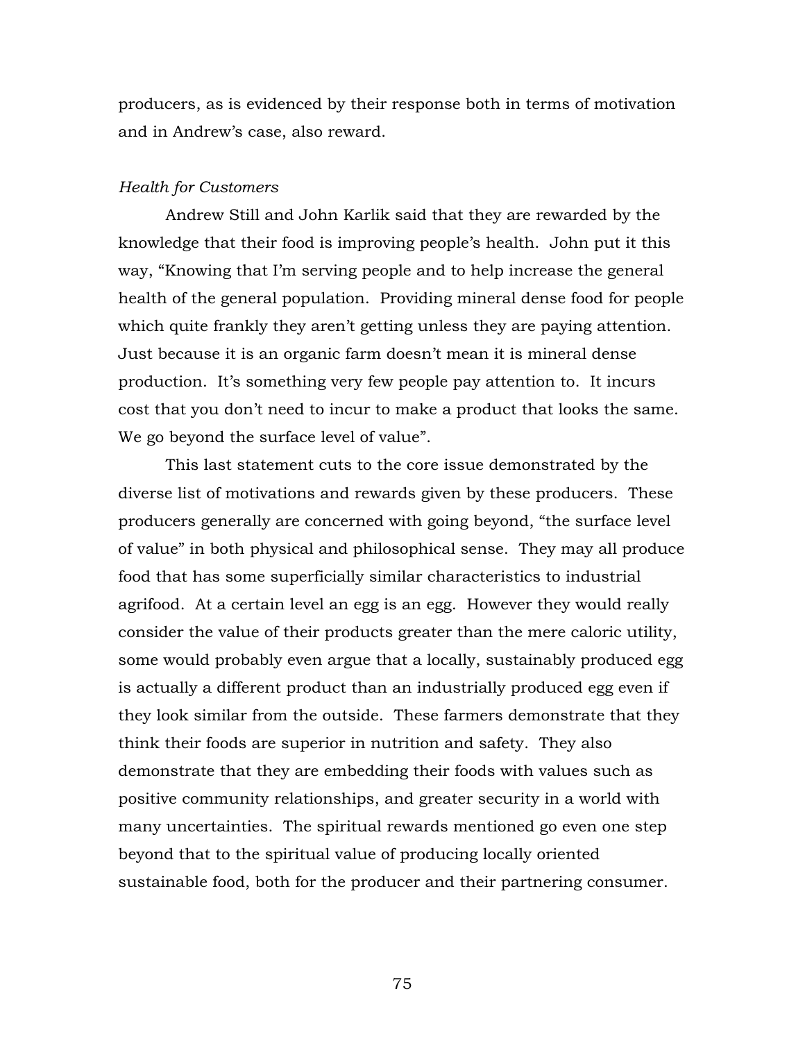producers, as is evidenced by their response both in terms of motivation and in Andrew's case, also reward.

*Health for Customers*

Andrew Still and John Karlik said that they are rewarded by the knowledge that their food is improving people's health. John put it this way, "Knowing that I'm serving people and to help increase the general health of the general population. Providing mineral dense food for people which quite frankly they aren't getting unless they are paying attention. Just because it is an organic farm doesn't mean it is mineral dense production. It's something very few people pay attention to. It incurs cost that you don't need to incur to make a product that looks the same. We go beyond the surface level of value".

This last statement cuts to the core issue demonstrated by the diverse list of motivations and rewards given by these producers. These producers generally are concerned with going beyond, "the surface level of value" in both physical and philosophical sense. They may all produce food that has some superficially similar characteristics to industrial agrifood. At a certain level an egg is an egg. However they would really consider the value of their products greater than the mere caloric utility, some would probably even argue that a locally, sustainably produced egg is actually a different product than an industrially produced egg even if they look similar from the outside. These farmers demonstrate that they think their foods are superior in nutrition and safety. They also demonstrate that they are embedding their foods with values such as positive community relationships, and greater security in a world with many uncertainties. The spiritual rewards mentioned go even one step beyond that to the spiritual value of producing locally oriented sustainable food, both for the producer and their partnering consumer.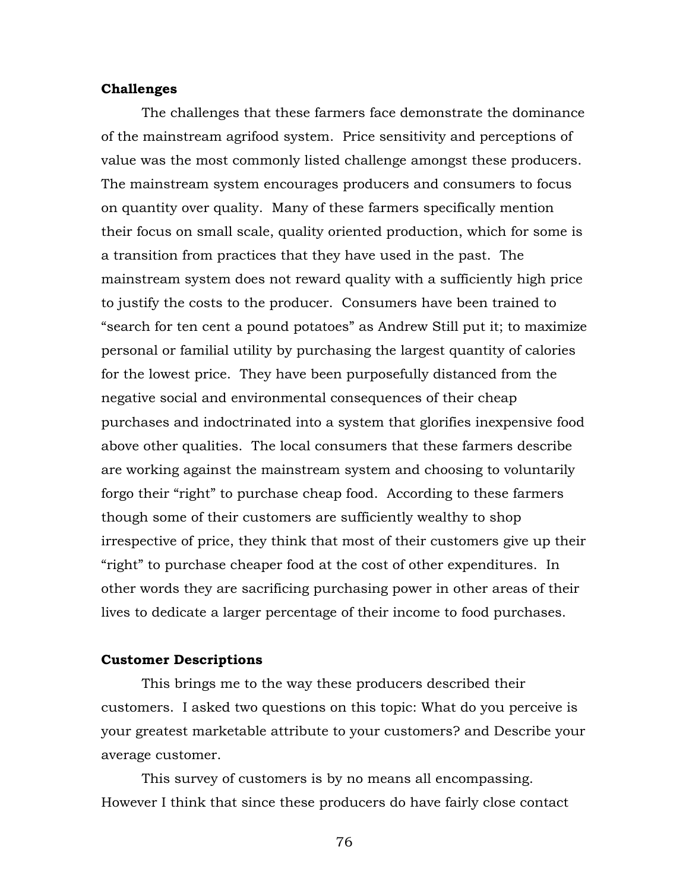**Challenges**

The challenges that these farmers face demonstrate the dominance of the mainstream agrifood system. Price sensitivity and perceptions of value was the most commonly listed challenge amongst these producers. The mainstream system encourages producers and consumers to focus on quantity over quality. Many of these farmers specifically mention their focus on small scale, quality oriented production, which for some is a transition from practices that they have used in the past. The mainstream system does not reward quality with a sufficiently high price to justify the costs to the producer. Consumers have been trained to "search for ten cent a pound potatoes" as Andrew Still put it; to maximize personal or familial utility by purchasing the largest quantity of calories for the lowest price. They have been purposefully distanced from the negative social and environmental consequences of their cheap purchases and indoctrinated into a system that glorifies inexpensive food above other qualities. The local consumers that these farmers describe are working against the mainstream system and choosing to voluntarily forgo their "right" to purchase cheap food. According to these farmers though some of their customers are sufficiently wealthy to shop irrespective of price, they think that most of their customers give up their "right" to purchase cheaper food at the cost of other expenditures. In other words they are sacrificing purchasing power in other areas of their lives to dedicate a larger percentage of their income to food purchases.

**Customer Descriptions**

This brings me to the way these producers described their customers. I asked two questions on this topic: What do you perceive is your greatest marketable attribute to your customers? and Describe your average customer.

This survey of customers is by no means all encompassing. However I think that since these producers do have fairly close contact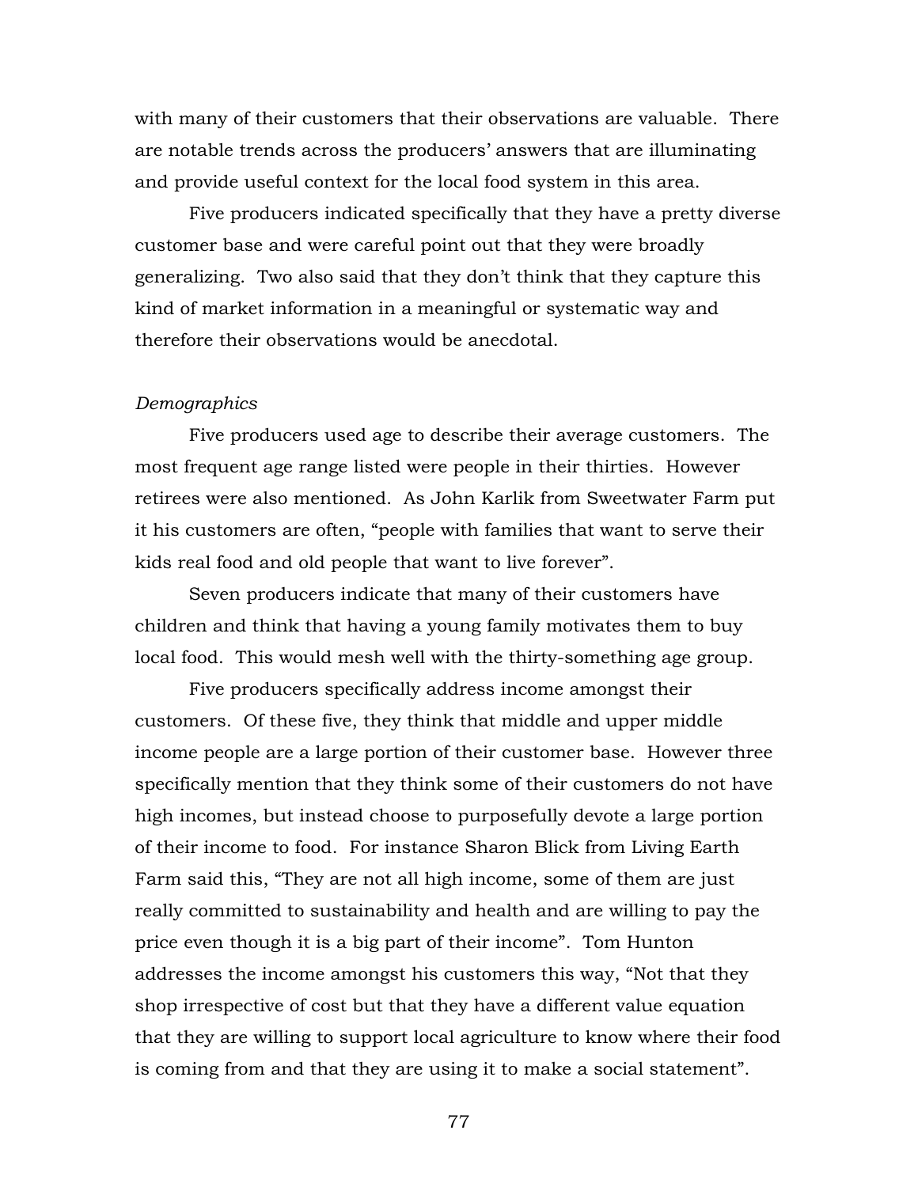with many of their customers that their observations are valuable. There are notable trends across the producers' answers that are illuminating and provide useful context for the local food system in this area.

Five producers indicated specifically that they have a pretty diverse customer base and were careful point out that they were broadly generalizing. Two also said that they don't think that they capture this kind of market information in a meaningful or systematic way and therefore their observations would be anecdotal.

*Demographics*

Five producers used age to describe their average customers. The most frequent age range listed were people in their thirties. However retirees were also mentioned. As John Karlik from Sweetwater Farm put it his customers are often, "people with families that want to serve their kids real food and old people that want to live forever".

Seven producers indicate that many of their customers have children and think that having a young family motivates them to buy local food. This would mesh well with the thirty-something age group.

Five producers specifically address income amongst their customers. Of these five, they think that middle and upper middle income people are a large portion of their customer base. However three specifically mention that they think some of their customers do not have high incomes, but instead choose to purposefully devote a large portion of their income to food. For instance Sharon Blick from Living Earth Farm said this, "They are not all high income, some of them are just really committed to sustainability and health and are willing to pay the price even though it is a big part of their income". Tom Hunton addresses the income amongst his customers this way, "Not that they shop irrespective of cost but that they have a different value equation that they are willing to support local agriculture to know where their food is coming from and that they are using it to make a social statement".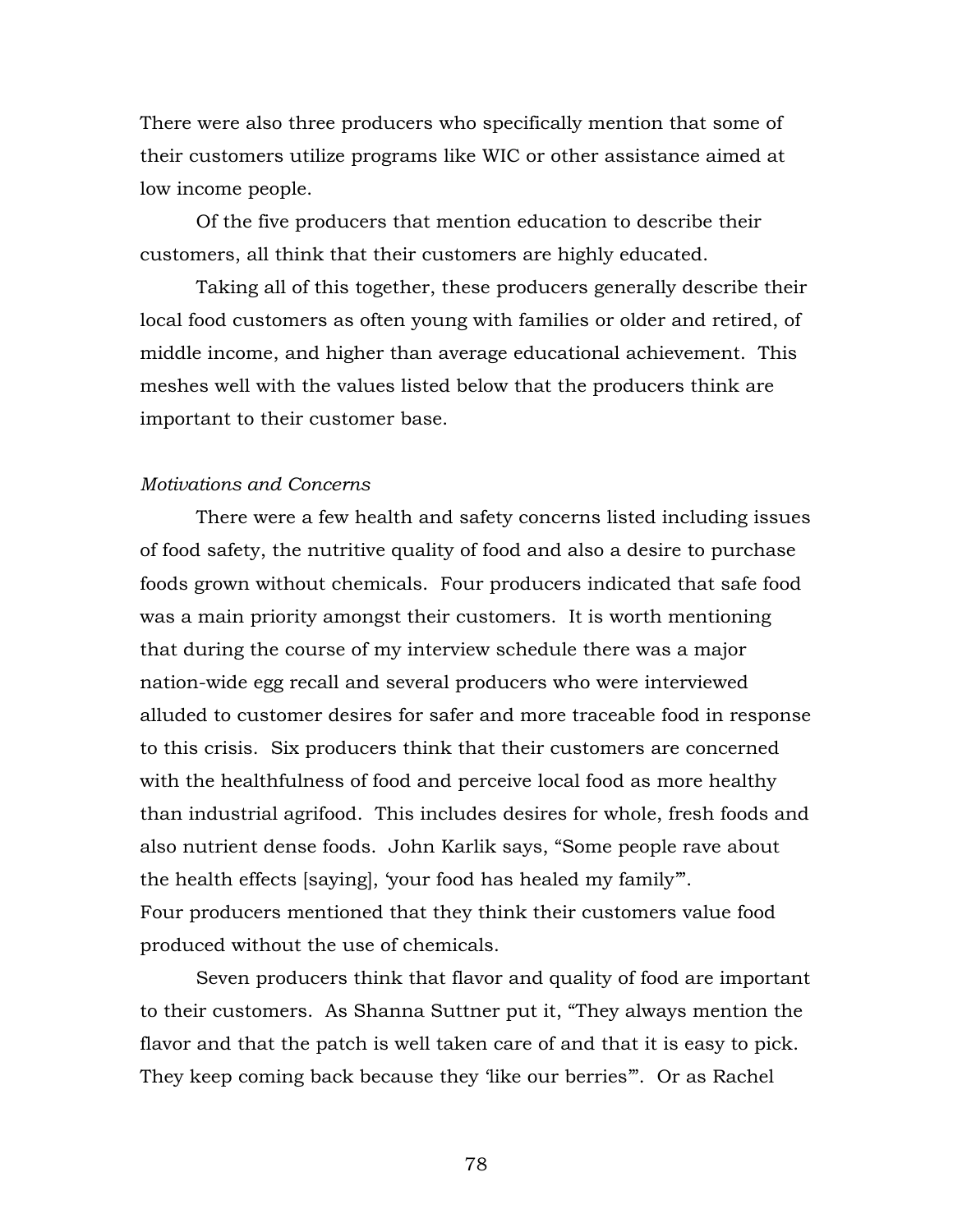There were also three producers who specifically mention that some of their customers utilize programs like WIC or other assistance aimed at low income people.

Of the five producers that mention education to describe their customers, all think that their customers are highly educated.

Taking all of this together, these producers generally describe their local food customers as often young with families or older and retired, of middle income, and higher than average educational achievement. This meshes well with the values listed below that the producers think are important to their customer base.

*Motivations and Concerns*

There were a few health and safety concerns listed including issues of food safety, the nutritive quality of food and also a desire to purchase foods grown without chemicals. Four producers indicated that safe food was a main priority amongst their customers. It is worth mentioning that during the course of my interview schedule there was a major nation-wide egg recall and several producers who were interviewed alluded to customer desires for safer and more traceable food in response to this crisis. Six producers think that their customers are concerned with the healthfulness of food and perceive local food as more healthy than industrial agrifood. This includes desires for whole, fresh foods and also nutrient dense foods. John Karlik says, "Some people rave about the health effects [saying], 'your food has healed my family'". Four producers mentioned that they think their customers value food produced without the use of chemicals.

Seven producers think that flavor and quality of food are important to their customers. As Shanna Suttner put it, "They always mention the flavor and that the patch is well taken care of and that it is easy to pick. They keep coming back because they 'like our berries'". Or as Rachel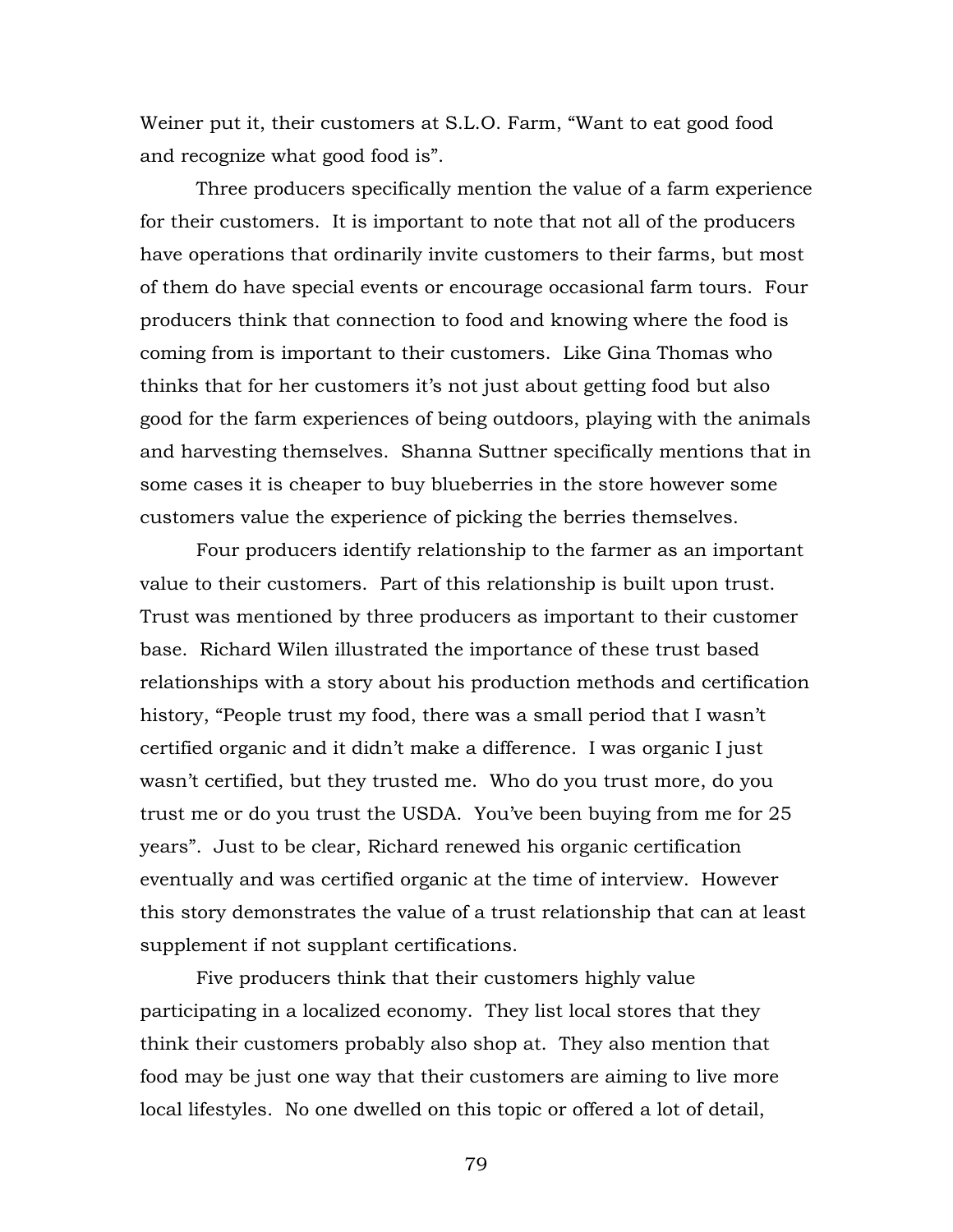Weiner put it, their customers at S.L.O. Farm, "Want to eat good food and recognize what good food is".

Three producers specifically mention the value of a farm experience for their customers. It is important to note that not all of the producers have operations that ordinarily invite customers to their farms, but most of them do have special events or encourage occasional farm tours. Four producers think that connection to food and knowing where the food is coming from is important to their customers. Like Gina Thomas who thinks that for her customers it's not just about getting food but also good for the farm experiences of being outdoors, playing with the animals and harvesting themselves. Shanna Suttner specifically mentions that in some cases it is cheaper to buy blueberries in the store however some customers value the experience of picking the berries themselves.

Four producers identify relationship to the farmer as an important value to their customers. Part of this relationship is built upon trust. Trust was mentioned by three producers as important to their customer base. Richard Wilen illustrated the importance of these trust based relationships with a story about his production methods and certification history, "People trust my food, there was a small period that I wasn't certified organic and it didn't make a difference. I was organic I just wasn't certified, but they trusted me. Who do you trust more, do you trust me or do you trust the USDA. You've been buying from me for 25 years". Just to be clear, Richard renewed his organic certification eventually and was certified organic at the time of interview. However this story demonstrates the value of a trust relationship that can at least supplement if not supplant certifications.

Five producers think that their customers highly value participating in a localized economy. They list local stores that they think their customers probably also shop at. They also mention that food may be just one way that their customers are aiming to live more local lifestyles. No one dwelled on this topic or offered a lot of detail,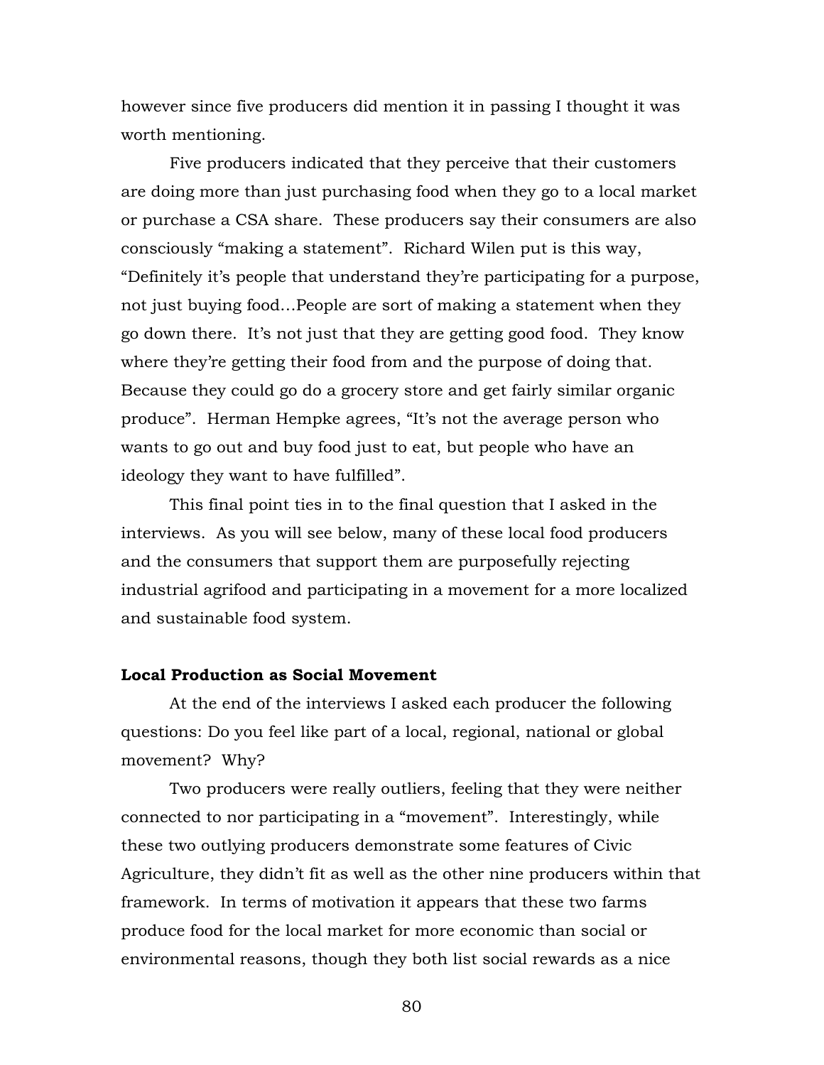however since five producers did mention it in passing I thought it was worth mentioning.

Five producers indicated that they perceive that their customers are doing more than just purchasing food when they go to a local market or purchase a CSA share. These producers say their consumers are also consciously "making a statement". Richard Wilen put is this way, "Definitely it's people that understand they're participating for a purpose, not just buying food…People are sort of making a statement when they go down there. It's not just that they are getting good food. They know where they're getting their food from and the purpose of doing that. Because they could go do a grocery store and get fairly similar organic produce". Herman Hempke agrees, "It's not the average person who wants to go out and buy food just to eat, but people who have an ideology they want to have fulfilled".

This final point ties in to the final question that I asked in the interviews. As you will see below, many of these local food producers and the consumers that support them are purposefully rejecting industrial agrifood and participating in a movement for a more localized and sustainable food system.

**Local Production as Social Movement**

At the end of the interviews I asked each producer the following questions: Do you feel like part of a local, regional, national or global movement? Why?

Two producers were really outliers, feeling that they were neither connected to nor participating in a "movement". Interestingly, while these two outlying producers demonstrate some features of Civic Agriculture, they didn't fit as well as the other nine producers within that framework. In terms of motivation it appears that these two farms produce food for the local market for more economic than social or environmental reasons, though they both list social rewards as a nice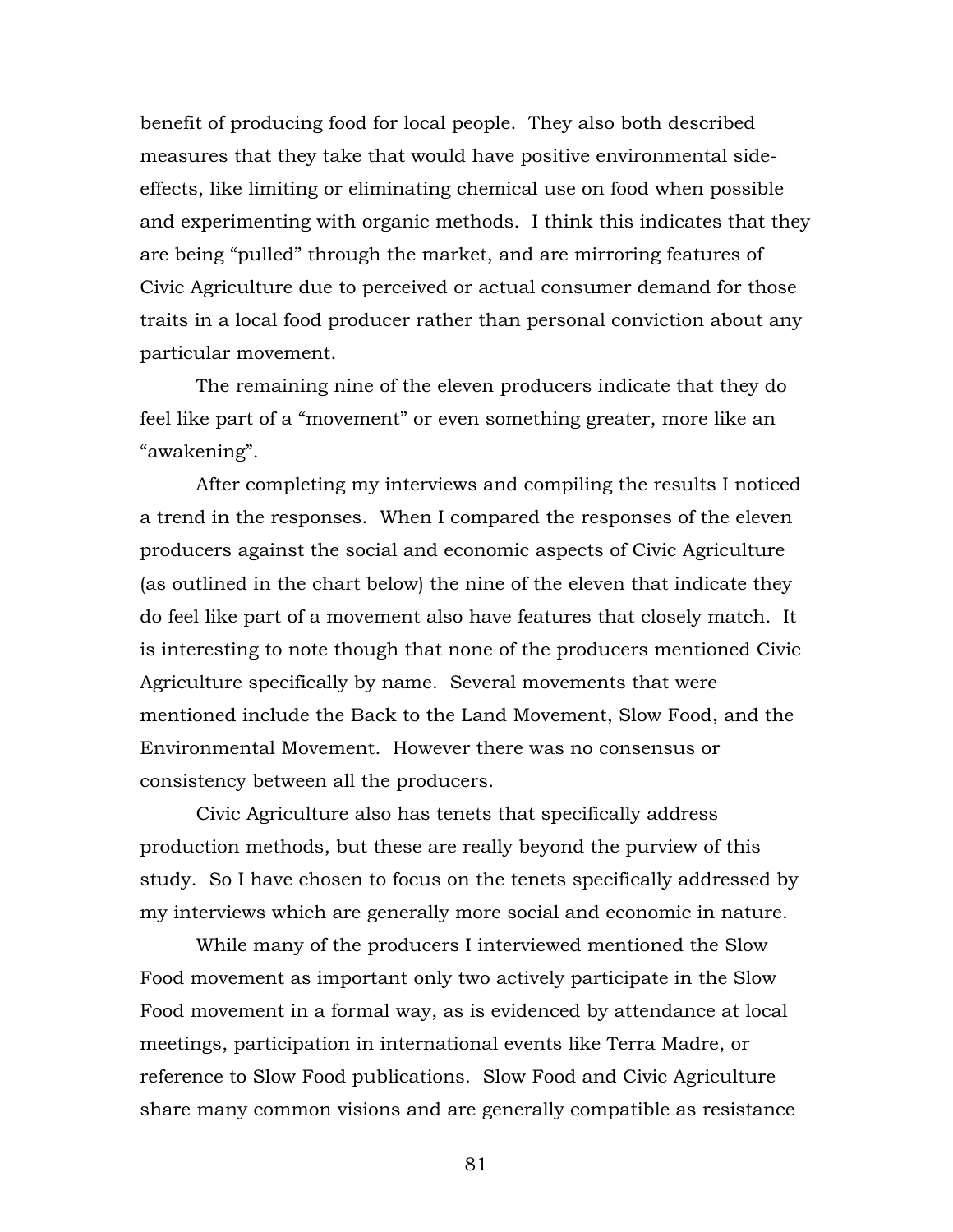benefit of producing food for local people. They also both described measures that they take that would have positive environmental side-effects, like limiting or eliminating chemical use on food when possible and experimenting with organic methods. I think this indicates that they are being "pulled" through the market, and are mirroring features of Civic Agriculture due to perceived or actual consumer demand for those traits in a local food producer rather than personal conviction about any particular movement.

The remaining nine of the eleven producers indicate that they do feel like part of a "movement" or even something greater, more like an "awakening".

After completing my interviews and compiling the results I noticed a trend in the responses. When I compared the responses of the eleven producers against the social and economic aspects of Civic Agriculture (as outlined in the chart below) the nine of the eleven that indicate they do feel like part of a movement also have features that closely match. It is interesting to note though that none of the producers mentioned Civic Agriculture specifically by name. Several movements that were mentioned include the Back to the Land Movement, Slow Food, and the Environmental Movement. However there was no consensus or consistency between all the producers.

Civic Agriculture also has tenets that specifically address production methods, but these are really beyond the purview of this study. So I have chosen to focus on the tenets specifically addressed by my interviews which are generally more social and economic in nature.

While many of the producers I interviewed mentioned the Slow Food movement as important only two actively participate in the Slow Food movement in a formal way, as is evidenced by attendance at local meetings, participation in international events like Terra Madre, or reference to Slow Food publications. Slow Food and Civic Agriculture share many common visions and are generally compatible as resistance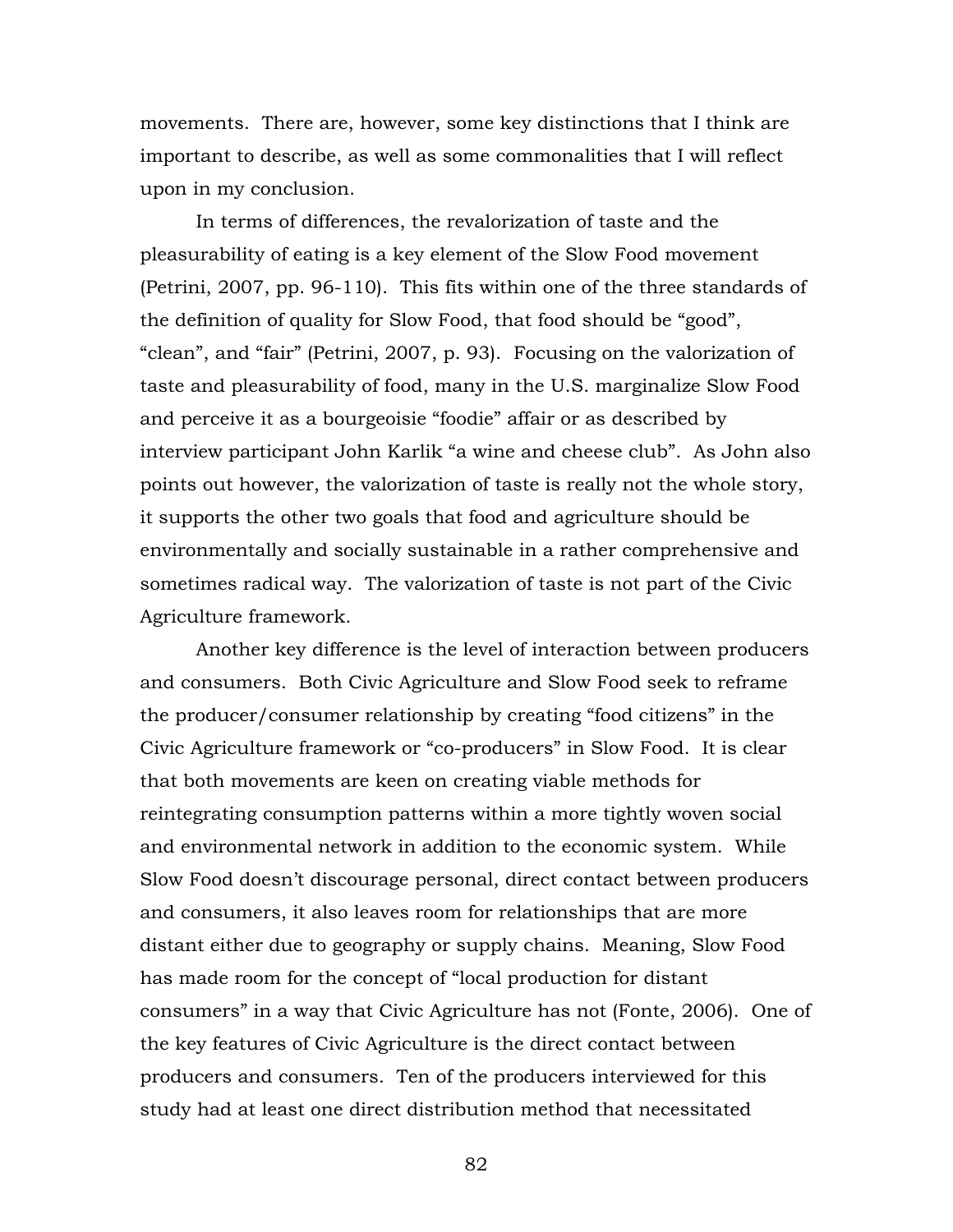movements. There are, however, some key distinctions that I think are important to describe, as well as some commonalities that I will reflect upon in my conclusion.

In terms of differences, the revalorization of taste and the pleasurability of eating is a key element of the Slow Food movement (Petrini, 2007, pp. 96-110). This fits within one of the three standards of the definition of quality for Slow Food, that food should be "good", "clean", and "fair" (Petrini, 2007, p. 93). Focusing on the valorization of taste and pleasurability of food, many in the U.S. marginalize Slow Food and perceive it as a bourgeoisie "foodie" affair or as described by interview participant John Karlik "a wine and cheese club". As John also points out however, the valorization of taste is really not the whole story, it supports the other two goals that food and agriculture should be environmentally and socially sustainable in a rather comprehensive and sometimes radical way. The valorization of taste is not part of the Civic Agriculture framework.

Another key difference is the level of interaction between producers and consumers. Both Civic Agriculture and Slow Food seek to reframe the producer/consumer relationship by creating "food citizens" in the Civic Agriculture framework or "co-producers" in Slow Food. It is clear that both movements are keen on creating viable methods for reintegrating consumption patterns within a more tightly woven social and environmental network in addition to the economic system. While Slow Food doesn't discourage personal, direct contact between producers and consumers, it also leaves room for relationships that are more distant either due to geography or supply chains. Meaning, Slow Food has made room for the concept of "local production for distant consumers" in a way that Civic Agriculture has not (Fonte, 2006). One of the key features of Civic Agriculture is the direct contact between producers and consumers. Ten of the producers interviewed for this study had at least one direct distribution method that necessitated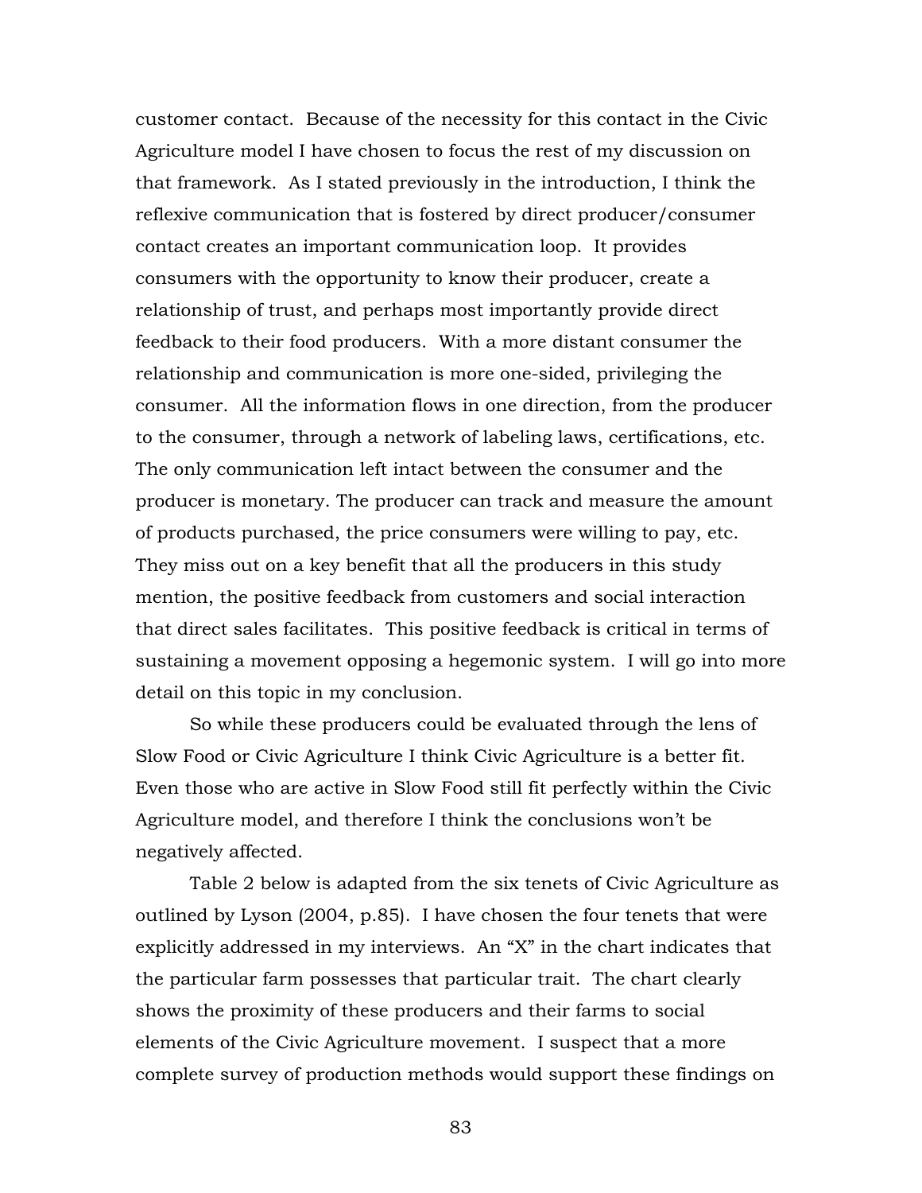customer contact. Because of the necessity for this contact in the Civic Agriculture model I have chosen to focus the rest of my discussion on that framework. As I stated previously in the introduction, I think the reflexive communication that is fostered by direct producer/consumer contact creates an important communication loop. It provides consumers with the opportunity to know their producer, create a relationship of trust, and perhaps most importantly provide direct feedback to their food producers. With a more distant consumer the relationship and communication is more one-sided, privileging the consumer. All the information flows in one direction, from the producer to the consumer, through a network of labeling laws, certifications, etc. The only communication left intact between the consumer and the producer is monetary. The producer can track and measure the amount of products purchased, the price consumers were willing to pay, etc. They miss out on a key benefit that all the producers in this study mention, the positive feedback from customers and social interaction that direct sales facilitates. This positive feedback is critical in terms of sustaining a movement opposing a hegemonic system. I will go into more detail on this topic in my conclusion.

So while these producers could be evaluated through the lens of Slow Food or Civic Agriculture I think Civic Agriculture is a better fit. Even those who are active in Slow Food still fit perfectly within the Civic Agriculture model, and therefore I think the conclusions won't be negatively affected.

Table 2 below is adapted from the six tenets of Civic Agriculture as outlined by Lyson (2004, p.85). I have chosen the four tenets that were explicitly addressed in my interviews. An "X" in the chart indicates that the particular farm possesses that particular trait. The chart clearly shows the proximity of these producers and their farms to social elements of the Civic Agriculture movement. I suspect that a more complete survey of production methods would support these findings on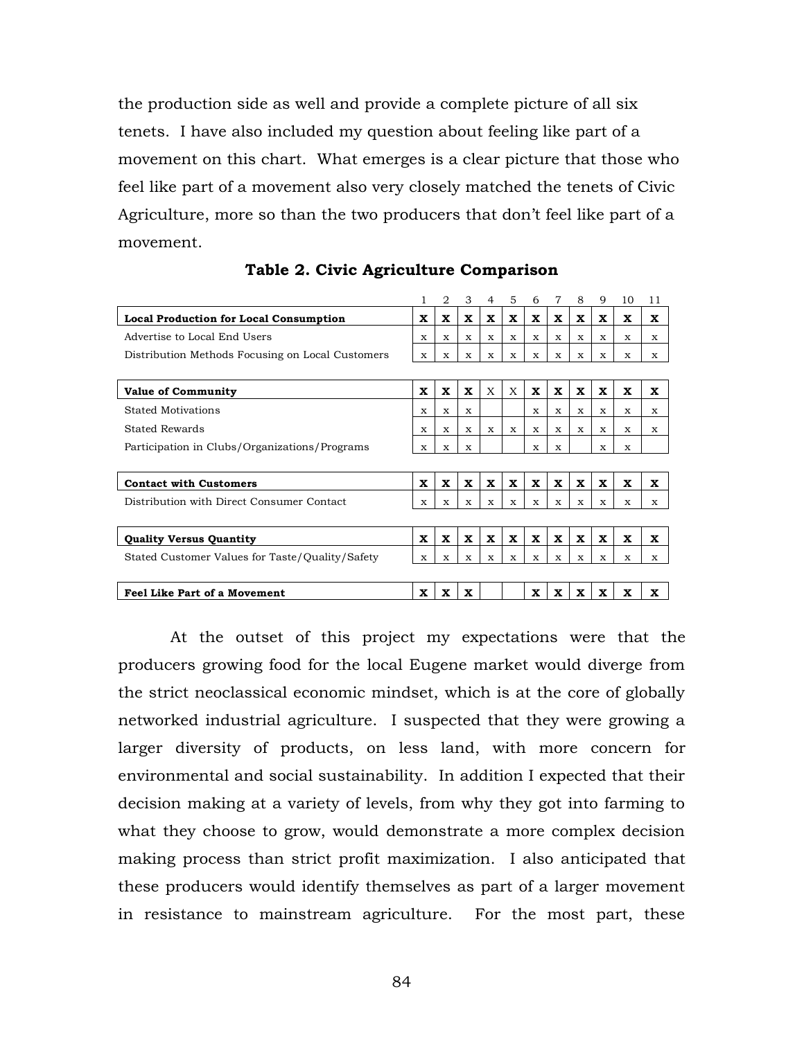the production side as well and provide a complete picture of all six tenets. I have also included my question about feeling like part of a movement on this chart. What emerges is a clear picture that those who feel like part of a movement also very closely matched the tenets of Civic Agriculture, more so than the two producers that don't feel like part of a movement.

**Table 2. Civic Agriculture Comparison**

| | 1 | 2 | 3 | 4 | 5 | 6 | 7 | 8 | 9 | 10 | 11 |
|---|---|---|---|---|---|---|---|---|---|---|---|
| **Local Production for Local Consumption** | **X** | **X** | **X** | **X** | **X** | **X** | **X** | **X** | **X** | **X** | **X** |
| Advertise to Local End Users | x | x | x | x | x | x | x | x | x | x | x |
| Distribution Methods Focusing on Local Customers | x | x | x | x | x | x | x | x | x | x | x |
| | | | | | | | | | | | |
| **Value of Community** | **X** | **X** | **X** | X | X | **X** | **X** | **X** | **X** | **X** | **X** |
| Stated Motivations | x | x | x | | | x | x | x | x | x | x |
| Stated Rewards | x | x | x | x | x | x | x | x | x | x | x |
| Participation in Clubs/Organizations/Programs | x | x | x | | | x | x | | x | x | |
| | | | | | | | | | | | |
| **Contact with Customers** | **X** | **X** | **X** | **X** | **X** | **X** | **X** | **X** | **X** | **X** | **X** |
| Distribution with Direct Consumer Contact | x | x | x | x | x | x | x | x | x | x | x |
| | | | | | | | | | | | |
| **Quality Versus Quantity** | **X** | **X** | **X** | **X** | **X** | **X** | **X** | **X** | **X** | **X** | **X** |
| Stated Customer Values for Taste/Quality/Safety | x | x | x | x | x | x | x | x | x | x | x |
| | | | | | | | | | | | |
| **Feel Like Part of a Movement** | **X** | **X** | **X** | | | **X** | **X** | **X** | **X** | **X** | **X** |

At the outset of this project my expectations were that the producers growing food for the local Eugene market would diverge from the strict neoclassical economic mindset, which is at the core of globally networked industrial agriculture. I suspected that they were growing a larger diversity of products, on less land, with more concern for environmental and social sustainability. In addition I expected that their decision making at a variety of levels, from why they got into farming to what they choose to grow, would demonstrate a more complex decision making process than strict profit maximization. I also anticipated that these producers would identify themselves as part of a larger movement in resistance to mainstream agriculture. For the most part, these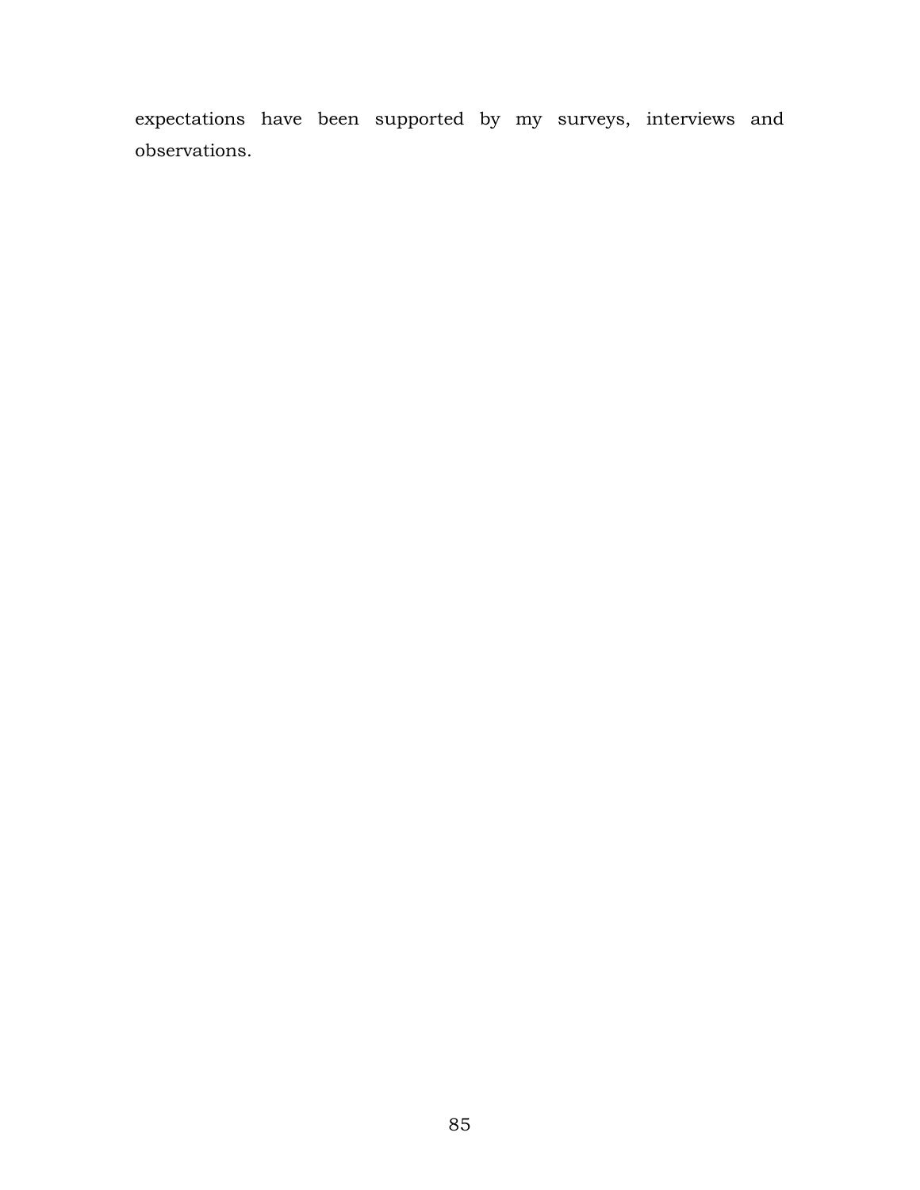expectations have been supported by my surveys, interviews and observations.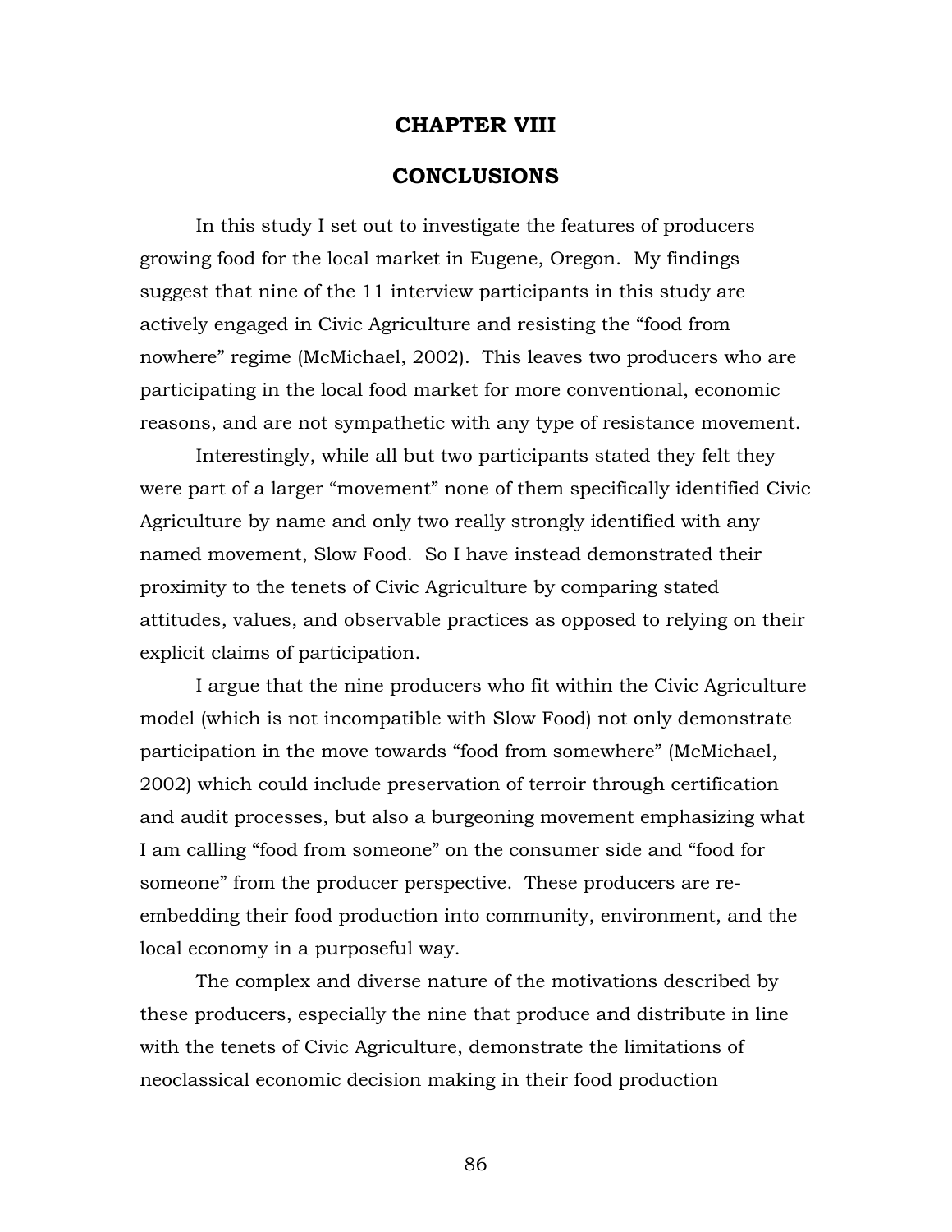# CHAPTER VIII

# CONCLUSIONS

In this study I set out to investigate the features of producers growing food for the local market in Eugene, Oregon. My findings suggest that nine of the 11 interview participants in this study are actively engaged in Civic Agriculture and resisting the "food from nowhere" regime (McMichael, 2002). This leaves two producers who are participating in the local food market for more conventional, economic reasons, and are not sympathetic with any type of resistance movement.

Interestingly, while all but two participants stated they felt they were part of a larger "movement" none of them specifically identified Civic Agriculture by name and only two really strongly identified with any named movement, Slow Food. So I have instead demonstrated their proximity to the tenets of Civic Agriculture by comparing stated attitudes, values, and observable practices as opposed to relying on their explicit claims of participation.

I argue that the nine producers who fit within the Civic Agriculture model (which is not incompatible with Slow Food) not only demonstrate participation in the move towards "food from somewhere" (McMichael, 2002) which could include preservation of terroir through certification and audit processes, but also a burgeoning movement emphasizing what I am calling "food from someone" on the consumer side and "food for someone" from the producer perspective. These producers are re-embedding their food production into community, environment, and the local economy in a purposeful way.

The complex and diverse nature of the motivations described by these producers, especially the nine that produce and distribute in line with the tenets of Civic Agriculture, demonstrate the limitations of neoclassical economic decision making in their food production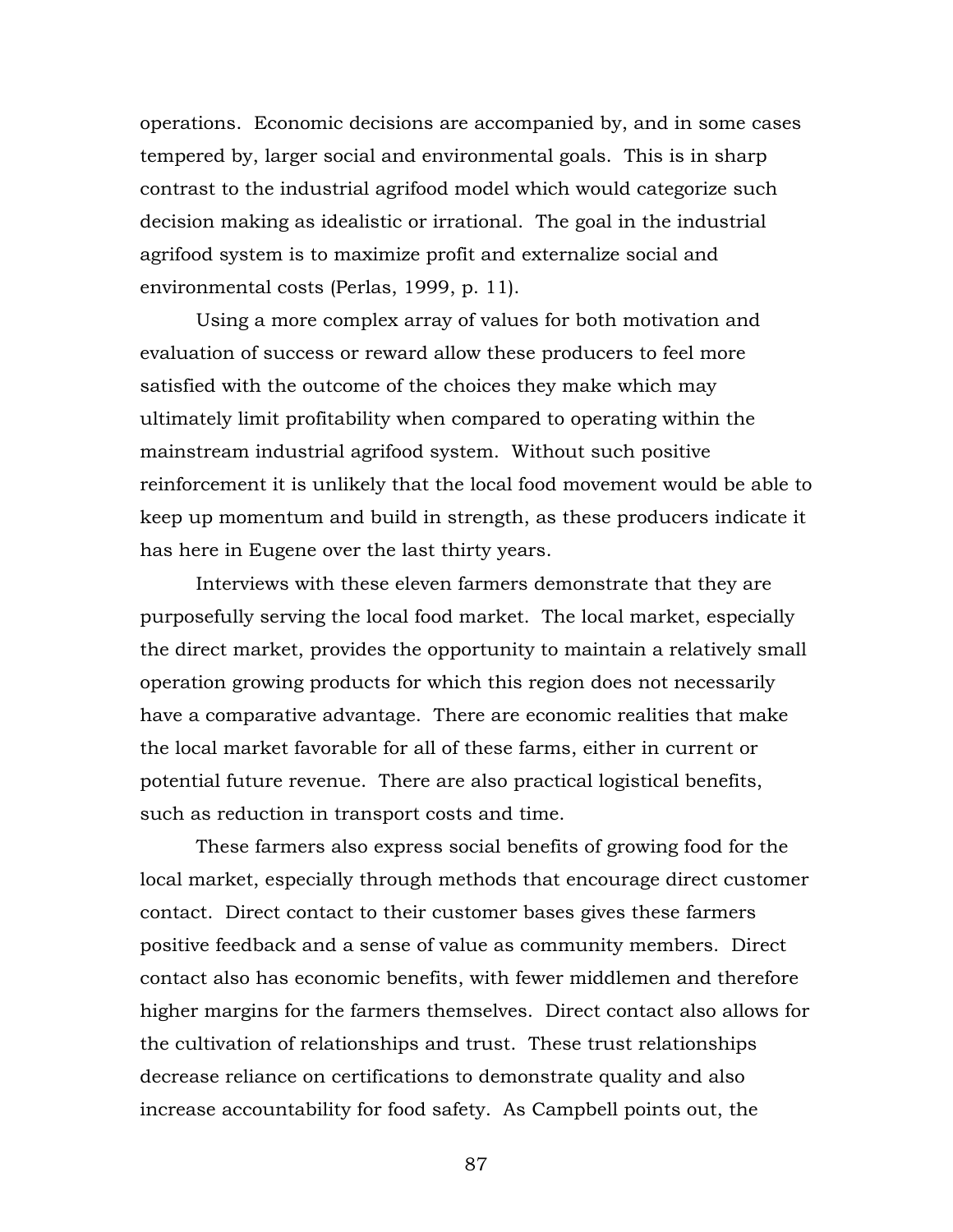operations. Economic decisions are accompanied by, and in some cases tempered by, larger social and environmental goals. This is in sharp contrast to the industrial agrifood model which would categorize such decision making as idealistic or irrational. The goal in the industrial agrifood system is to maximize profit and externalize social and environmental costs (Perlas, 1999, p. 11).

Using a more complex array of values for both motivation and evaluation of success or reward allow these producers to feel more satisfied with the outcome of the choices they make which may ultimately limit profitability when compared to operating within the mainstream industrial agrifood system. Without such positive reinforcement it is unlikely that the local food movement would be able to keep up momentum and build in strength, as these producers indicate it has here in Eugene over the last thirty years.

Interviews with these eleven farmers demonstrate that they are purposefully serving the local food market. The local market, especially the direct market, provides the opportunity to maintain a relatively small operation growing products for which this region does not necessarily have a comparative advantage. There are economic realities that make the local market favorable for all of these farms, either in current or potential future revenue. There are also practical logistical benefits, such as reduction in transport costs and time.

These farmers also express social benefits of growing food for the local market, especially through methods that encourage direct customer contact. Direct contact to their customer bases gives these farmers positive feedback and a sense of value as community members. Direct contact also has economic benefits, with fewer middlemen and therefore higher margins for the farmers themselves. Direct contact also allows for the cultivation of relationships and trust. These trust relationships decrease reliance on certifications to demonstrate quality and also increase accountability for food safety. As Campbell points out, the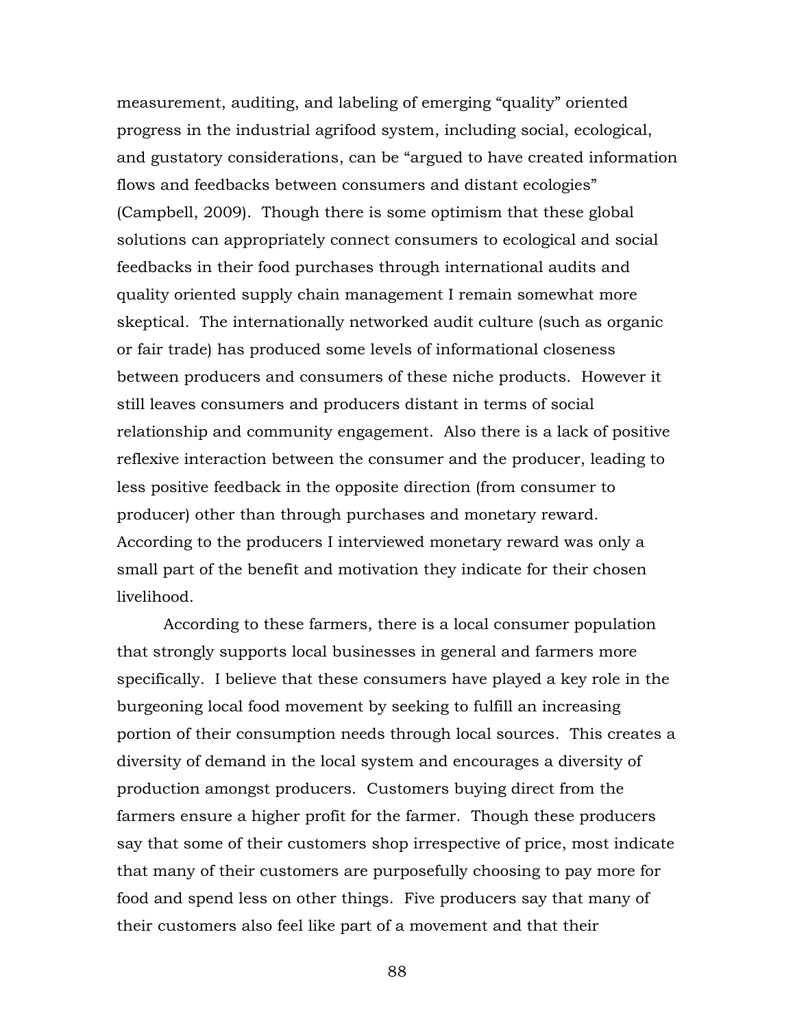measurement, auditing, and labeling of emerging "quality" oriented progress in the industrial agrifood system, including social, ecological, and gustatory considerations, can be "argued to have created information flows and feedbacks between consumers and distant ecologies" (Campbell, 2009). Though there is some optimism that these global solutions can appropriately connect consumers to ecological and social feedbacks in their food purchases through international audits and quality oriented supply chain management I remain somewhat more skeptical. The internationally networked audit culture (such as organic or fair trade) has produced some levels of informational closeness between producers and consumers of these niche products. However it still leaves consumers and producers distant in terms of social relationship and community engagement. Also there is a lack of positive reflexive interaction between the consumer and the producer, leading to less positive feedback in the opposite direction (from consumer to producer) other than through purchases and monetary reward. According to the producers I interviewed monetary reward was only a small part of the benefit and motivation they indicate for their chosen livelihood.

According to these farmers, there is a local consumer population that strongly supports local businesses in general and farmers more specifically. I believe that these consumers have played a key role in the burgeoning local food movement by seeking to fulfill an increasing portion of their consumption needs through local sources. This creates a diversity of demand in the local system and encourages a diversity of production amongst producers. Customers buying direct from the farmers ensure a higher profit for the farmer. Though these producers say that some of their customers shop irrespective of price, most indicate that many of their customers are purposefully choosing to pay more for food and spend less on other things. Five producers say that many of their customers also feel like part of a movement and that their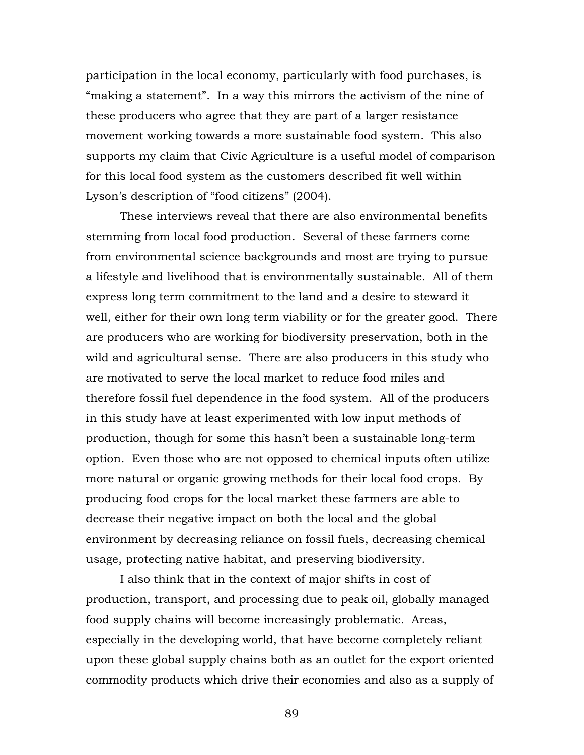participation in the local economy, particularly with food purchases, is "making a statement". In a way this mirrors the activism of the nine of these producers who agree that they are part of a larger resistance movement working towards a more sustainable food system. This also supports my claim that Civic Agriculture is a useful model of comparison for this local food system as the customers described fit well within Lyson's description of "food citizens" (2004).

These interviews reveal that there are also environmental benefits stemming from local food production. Several of these farmers come from environmental science backgrounds and most are trying to pursue a lifestyle and livelihood that is environmentally sustainable. All of them express long term commitment to the land and a desire to steward it well, either for their own long term viability or for the greater good. There are producers who are working for biodiversity preservation, both in the wild and agricultural sense. There are also producers in this study who are motivated to serve the local market to reduce food miles and therefore fossil fuel dependence in the food system. All of the producers in this study have at least experimented with low input methods of production, though for some this hasn't been a sustainable long-term option. Even those who are not opposed to chemical inputs often utilize more natural or organic growing methods for their local food crops. By producing food crops for the local market these farmers are able to decrease their negative impact on both the local and the global environment by decreasing reliance on fossil fuels, decreasing chemical usage, protecting native habitat, and preserving biodiversity.

I also think that in the context of major shifts in cost of production, transport, and processing due to peak oil, globally managed food supply chains will become increasingly problematic. Areas, especially in the developing world, that have become completely reliant upon these global supply chains both as an outlet for the export oriented commodity products which drive their economies and also as a supply of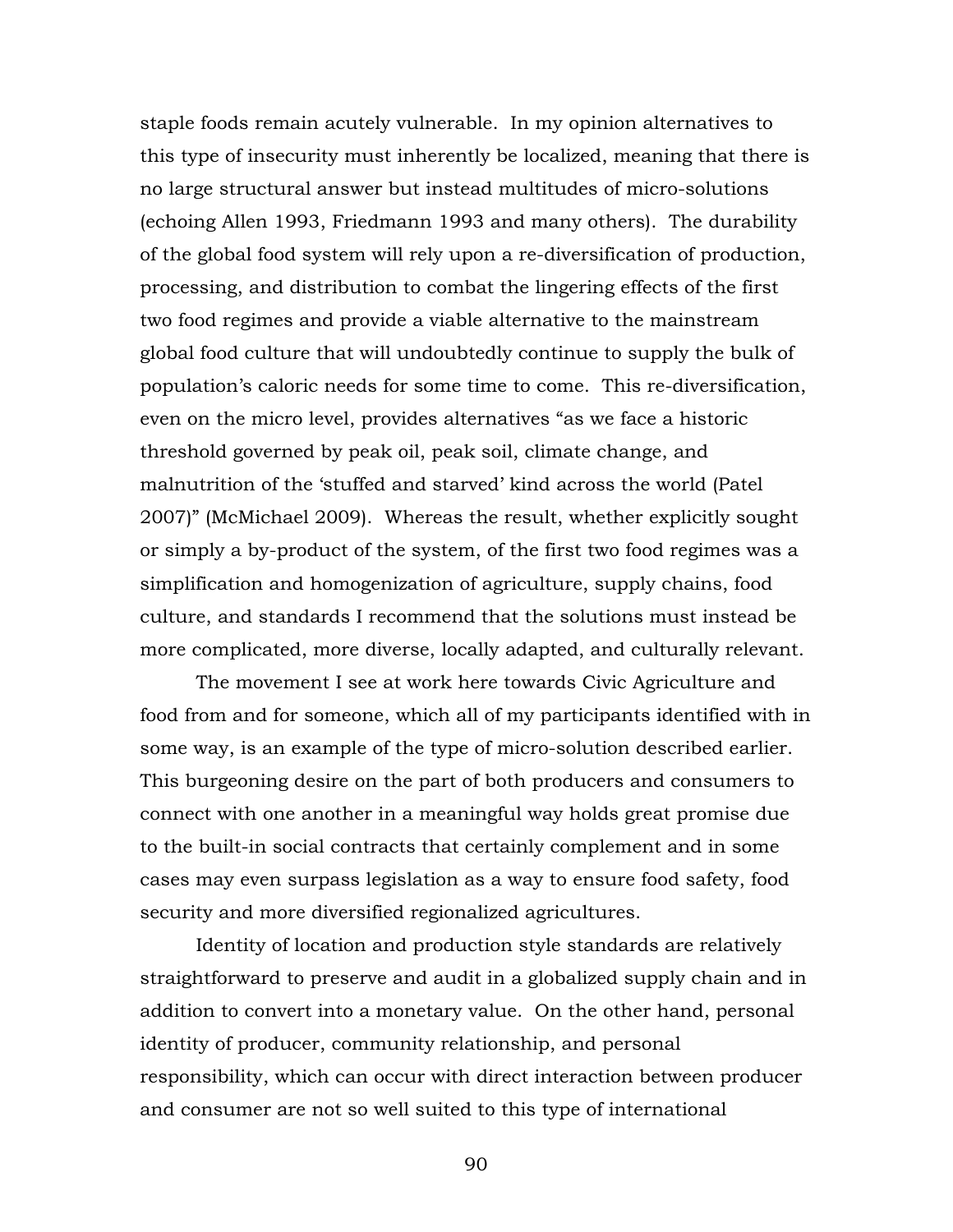staple foods remain acutely vulnerable. In my opinion alternatives to this type of insecurity must inherently be localized, meaning that there is no large structural answer but instead multitudes of micro-solutions (echoing Allen 1993, Friedmann 1993 and many others). The durability of the global food system will rely upon a re-diversification of production, processing, and distribution to combat the lingering effects of the first two food regimes and provide a viable alternative to the mainstream global food culture that will undoubtedly continue to supply the bulk of population's caloric needs for some time to come. This re-diversification, even on the micro level, provides alternatives "as we face a historic threshold governed by peak oil, peak soil, climate change, and malnutrition of the 'stuffed and starved' kind across the world (Patel 2007)" (McMichael 2009). Whereas the result, whether explicitly sought or simply a by-product of the system, of the first two food regimes was a simplification and homogenization of agriculture, supply chains, food culture, and standards I recommend that the solutions must instead be more complicated, more diverse, locally adapted, and culturally relevant.

The movement I see at work here towards Civic Agriculture and food from and for someone, which all of my participants identified with in some way, is an example of the type of micro-solution described earlier. This burgeoning desire on the part of both producers and consumers to connect with one another in a meaningful way holds great promise due to the built-in social contracts that certainly complement and in some cases may even surpass legislation as a way to ensure food safety, food security and more diversified regionalized agricultures.

Identity of location and production style standards are relatively straightforward to preserve and audit in a globalized supply chain and in addition to convert into a monetary value. On the other hand, personal identity of producer, community relationship, and personal responsibility, which can occur with direct interaction between producer and consumer are not so well suited to this type of international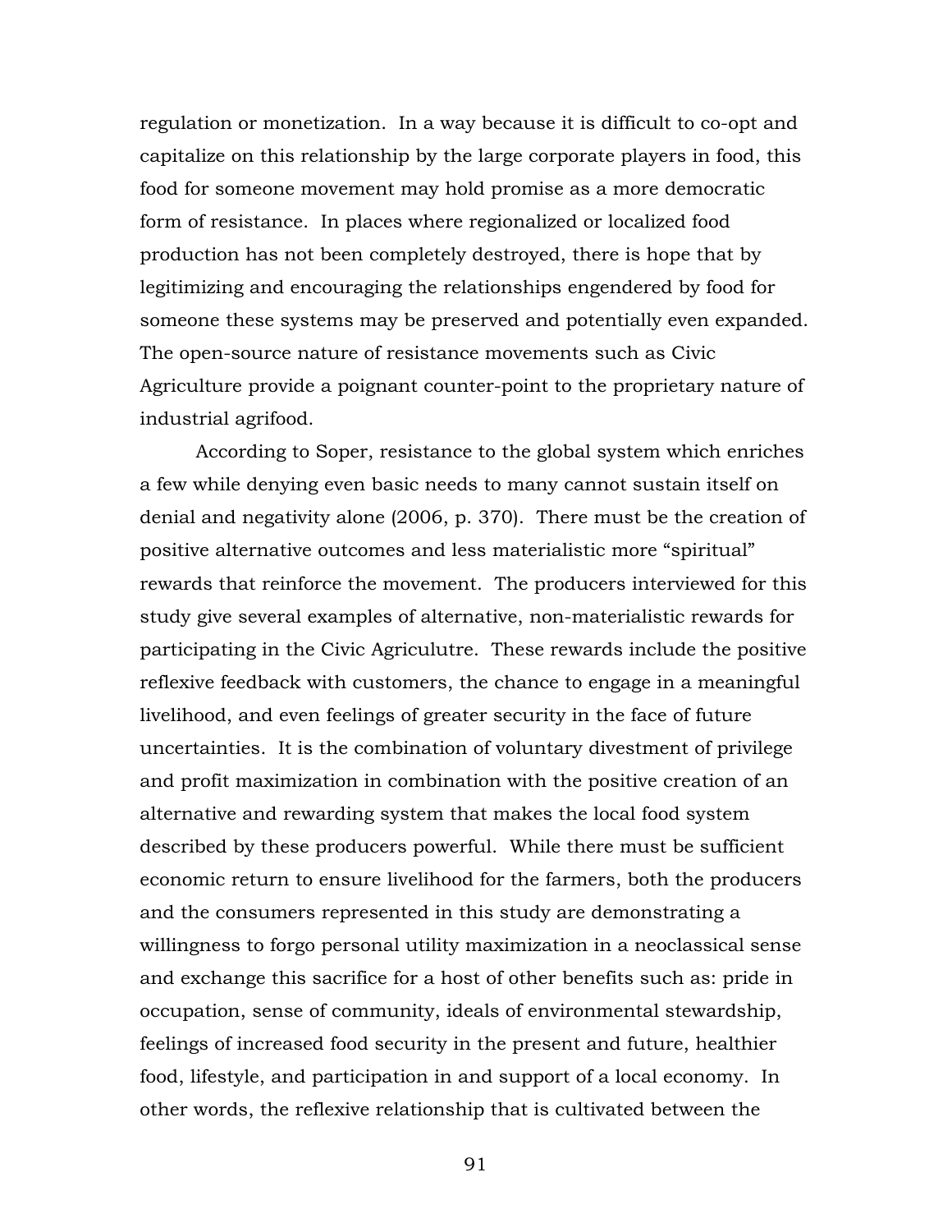regulation or monetization. In a way because it is difficult to co-opt and capitalize on this relationship by the large corporate players in food, this food for someone movement may hold promise as a more democratic form of resistance. In places where regionalized or localized food production has not been completely destroyed, there is hope that by legitimizing and encouraging the relationships engendered by food for someone these systems may be preserved and potentially even expanded. The open-source nature of resistance movements such as Civic Agriculture provide a poignant counter-point to the proprietary nature of industrial agrifood.

According to Soper, resistance to the global system which enriches a few while denying even basic needs to many cannot sustain itself on denial and negativity alone (2006, p. 370). There must be the creation of positive alternative outcomes and less materialistic more "spiritual" rewards that reinforce the movement. The producers interviewed for this study give several examples of alternative, non-materialistic rewards for participating in the Civic Agricultre. These rewards include the positive reflexive feedback with customers, the chance to engage in a meaningful livelihood, and even feelings of greater security in the face of future uncertainties. It is the combination of voluntary divestment of privilege and profit maximization in combination with the positive creation of an alternative and rewarding system that makes the local food system described by these producers powerful. While there must be sufficient economic return to ensure livelihood for the farmers, both the producers and the consumers represented in this study are demonstrating a willingness to forgo personal utility maximization in a neoclassical sense and exchange this sacrifice for a host of other benefits such as: pride in occupation, sense of community, ideals of environmental stewardship, feelings of increased food security in the present and future, healthier food, lifestyle, and participation in and support of a local economy. In other words, the reflexive relationship that is cultivated between the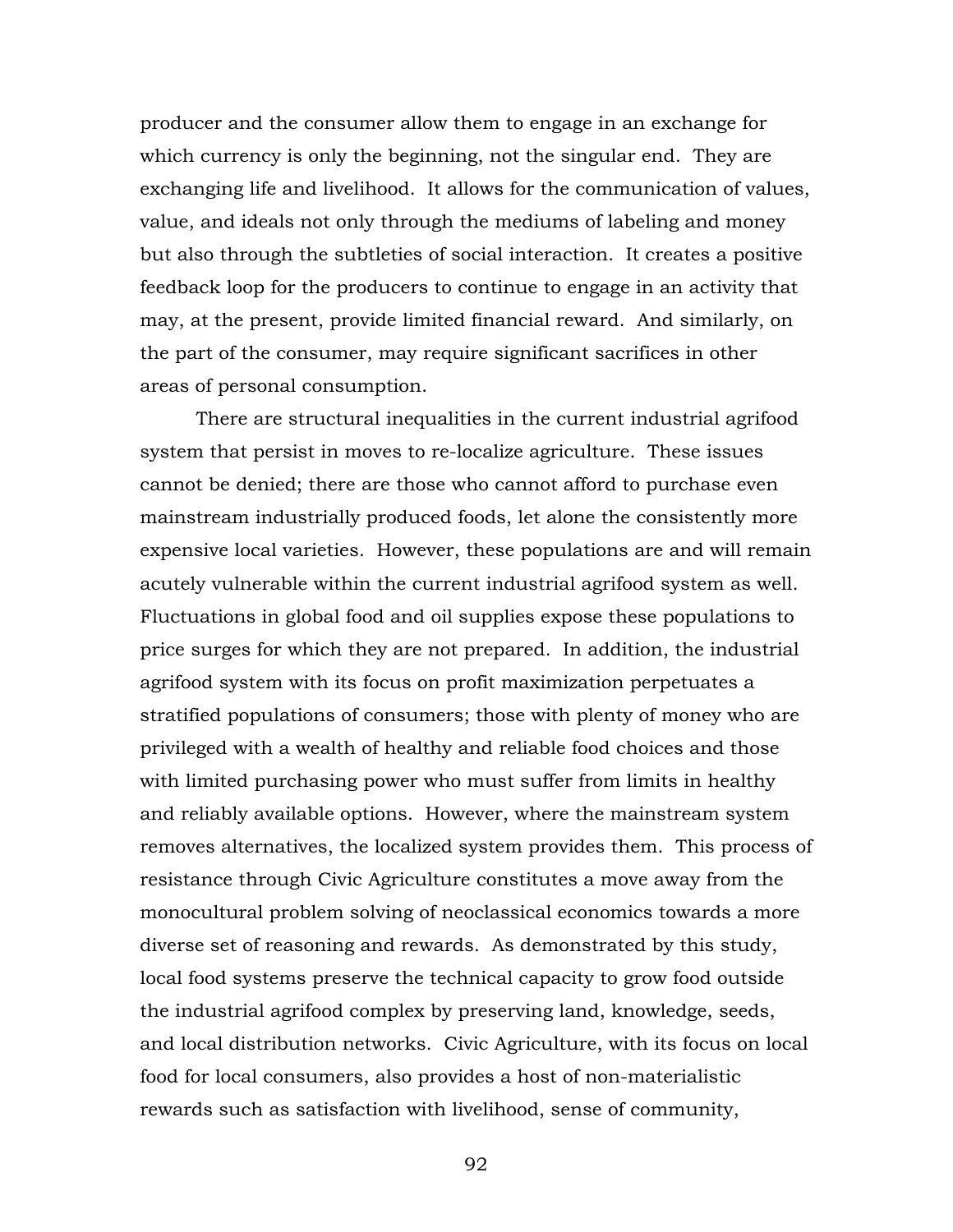producer and the consumer allow them to engage in an exchange for which currency is only the beginning, not the singular end. They are exchanging life and livelihood. It allows for the communication of values, value, and ideals not only through the mediums of labeling and money but also through the subtleties of social interaction. It creates a positive feedback loop for the producers to continue to engage in an activity that may, at the present, provide limited financial reward. And similarly, on the part of the consumer, may require significant sacrifices in other areas of personal consumption.

There are structural inequalities in the current industrial agrifood system that persist in moves to re-localize agriculture. These issues cannot be denied; there are those who cannot afford to purchase even mainstream industrially produced foods, let alone the consistently more expensive local varieties. However, these populations are and will remain acutely vulnerable within the current industrial agrifood system as well. Fluctuations in global food and oil supplies expose these populations to price surges for which they are not prepared. In addition, the industrial agrifood system with its focus on profit maximization perpetuates a stratified populations of consumers; those with plenty of money who are privileged with a wealth of healthy and reliable food choices and those with limited purchasing power who must suffer from limits in healthy and reliably available options. However, where the mainstream system removes alternatives, the localized system provides them. This process of resistance through Civic Agriculture constitutes a move away from the monocultural problem solving of neoclassical economics towards a more diverse set of reasoning and rewards. As demonstrated by this study, local food systems preserve the technical capacity to grow food outside the industrial agrifood complex by preserving land, knowledge, seeds, and local distribution networks. Civic Agriculture, with its focus on local food for local consumers, also provides a host of non-materialistic rewards such as satisfaction with livelihood, sense of community,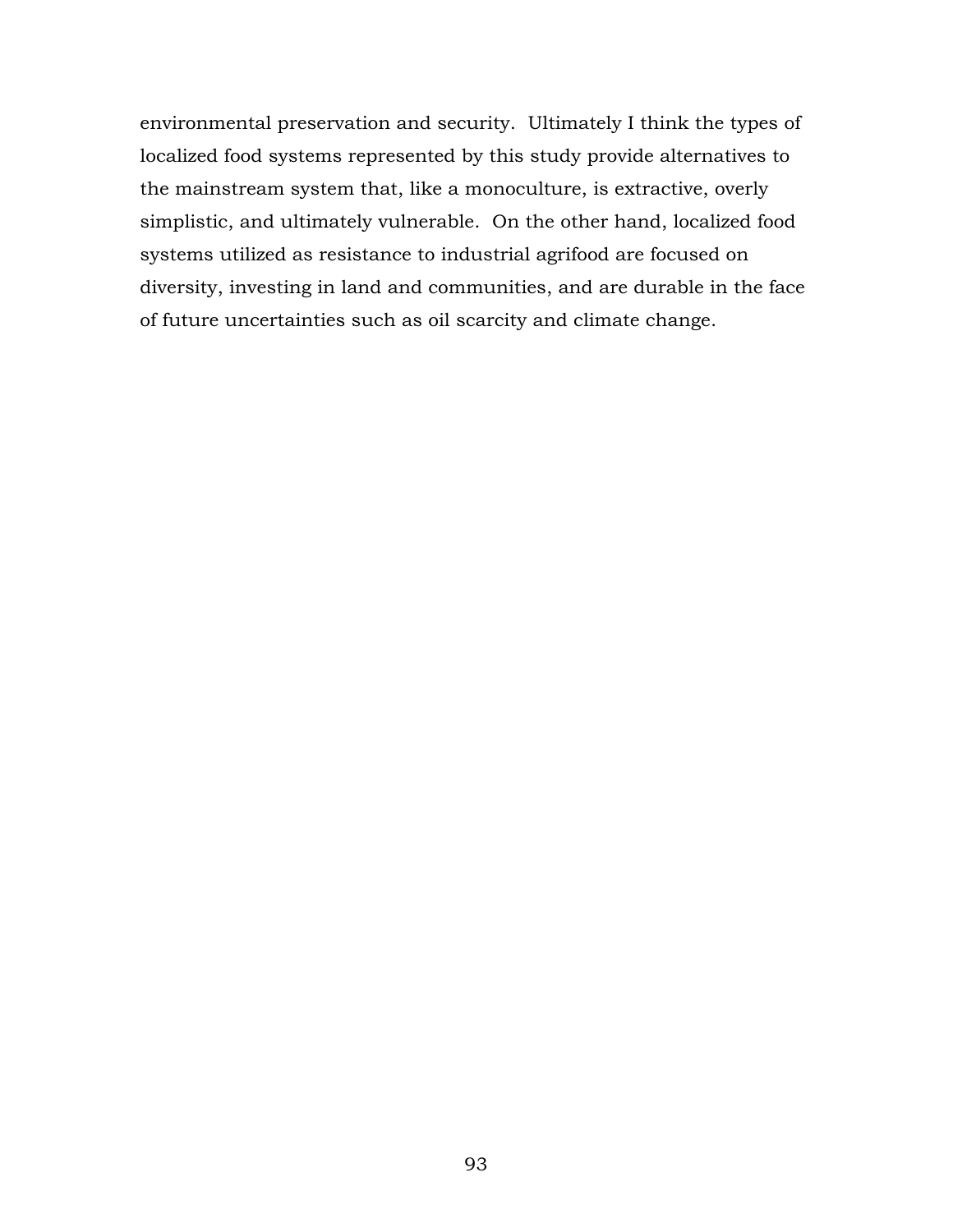environmental preservation and security. Ultimately I think the types of localized food systems represented by this study provide alternatives to the mainstream system that, like a monoculture, is extractive, overly simplistic, and ultimately vulnerable. On the other hand, localized food systems utilized as resistance to industrial agrifood are focused on diversity, investing in land and communities, and are durable in the face of future uncertainties such as oil scarcity and climate change.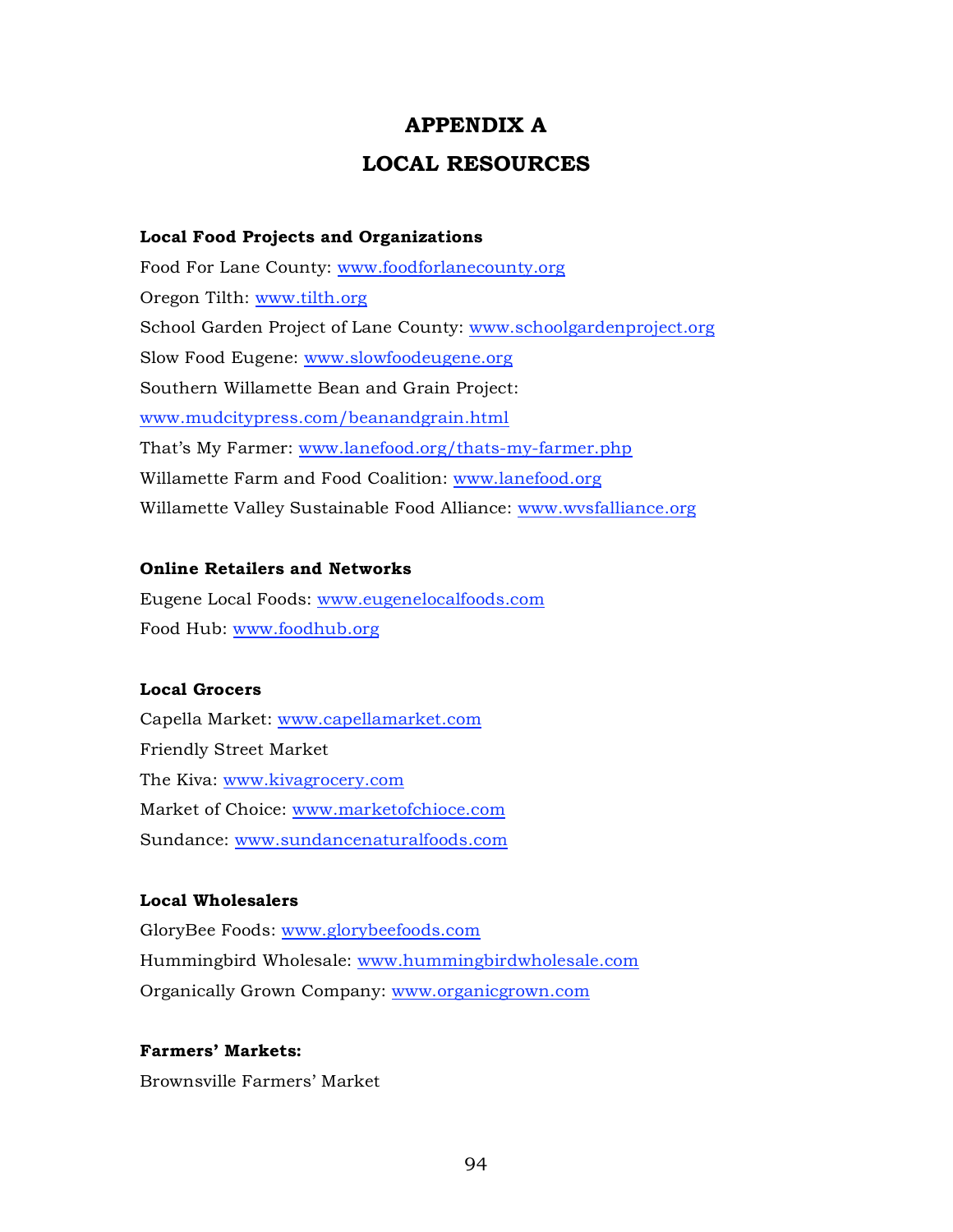# APPENDIX A

# LOCAL RESOURCES

**Local Food Projects and Organizations**

Food For Lane County: www.foodforlanecounty.org

Oregon Tilth: www.tilth.org

School Garden Project of Lane County: www.schoolgardenproject.org

Slow Food Eugene: www.slowfoodeugene.org

Southern Willamette Bean and Grain Project:
www.mudcitypress.com/beanandgrain.html

That's My Farmer: www.lanefood.org/thats-my-farmer.php

Willamette Farm and Food Coalition: www.lanefood.org

Willamette Valley Sustainable Food Alliance: www.wvsfalliance.org

**Online Retailers and Networks**

Eugene Local Foods: www.eugenelocalfoods.com

Food Hub: www.foodhub.org

**Local Grocers**

Capella Market: www.capellamarket.com

Friendly Street Market

The Kiva: www.kivagrocery.com

Market of Choice: www.marketofchioce.com

Sundance: www.sundancenaturalfoods.com

**Local Wholesalers**

GloryBee Foods: www.glorybeefoods.com

Hummingbird Wholesale: www.hummingbirdwholesale.com

Organically Grown Company: www.organicgrown.com

**Farmers' Markets:**

Brownsville Farmers' Market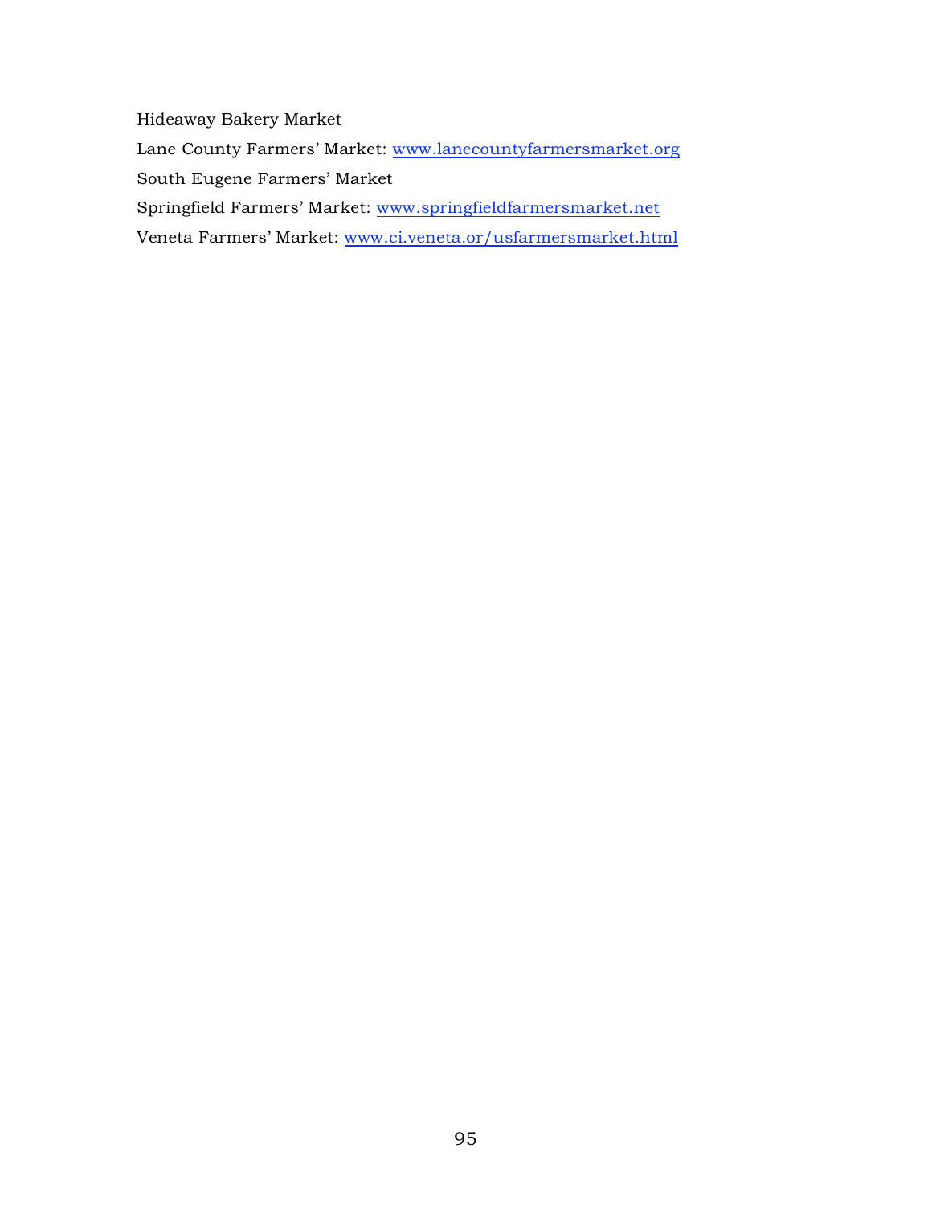Hideaway Bakery Market

Lane County Farmers' Market: www.lanecountyfarmersmarket.org

South Eugene Farmers' Market

Springfield Farmers' Market: www.springfieldfarmersmarket.net

Veneta Farmers' Market: www.ci.veneta.or/usfarmersmarket.html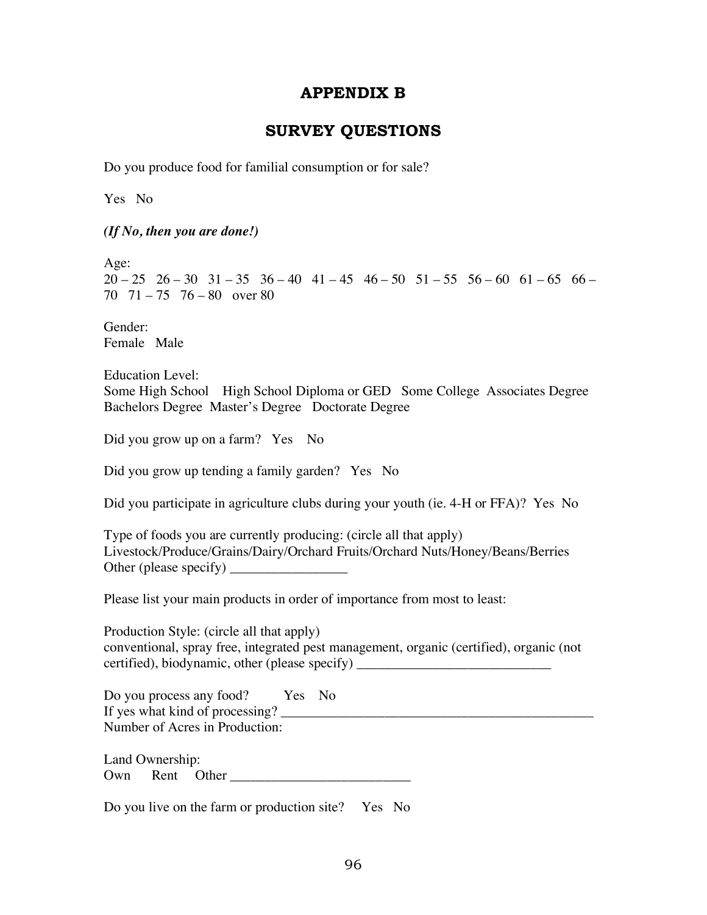# APPENDIX B

# SURVEY QUESTIONS

Do you produce food for familial consumption or for sale?

Yes No

***(If No, then you are done!)***

Age:
20 – 25 26 – 30 31 – 35 36 – 40 41 – 45 46 – 50 51 – 55 56 – 60 61 – 65 66 – 70 71 – 75 76 – 80 over 80

Gender:
Female Male

Education Level:
Some High School High School Diploma or GED Some College Associates Degree Bachelors Degree Master's Degree Doctorate Degree

Did you grow up on a farm? Yes No

Did you grow up tending a family garden? Yes No

Did you participate in agriculture clubs during your youth (ie. 4-H or FFA)? Yes No

Type of foods you are currently producing: (circle all that apply)
Livestock/Produce/Grains/Dairy/Orchard Fruits/Orchard Nuts/Honey/Beans/Berries
Other (please specify) _________________

Please list your main products in order of importance from most to least:

Production Style: (circle all that apply)
conventional, spray free, integrated pest management, organic (certified), organic (not certified), biodynamic, other (please specify) ____________________________

Do you process any food? Yes No
If yes what kind of processing? _______________________________________________
Number of Acres in Production:

Land Ownership:
Own Rent Other __________________________

Do you live on the farm or production site? Yes No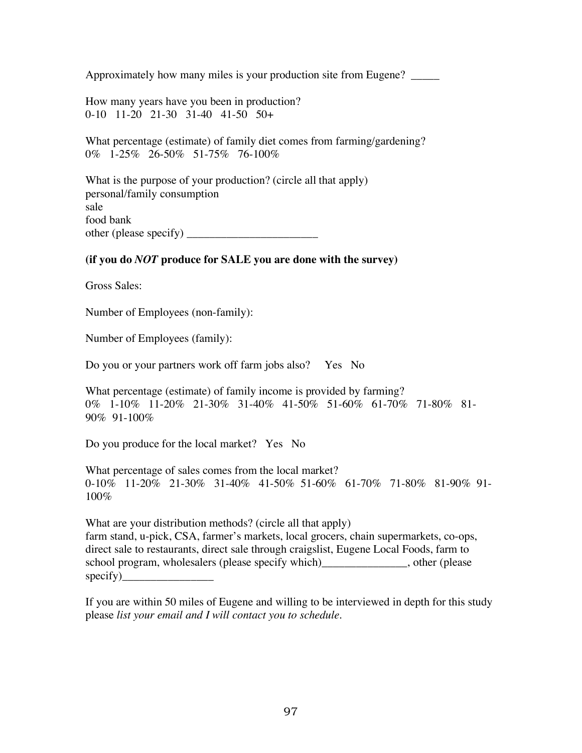Approximately how many miles is your production site from Eugene? _____

How many years have you been in production?
0-10   11-20   21-30   31-40   41-50   50+

What percentage (estimate) of family diet comes from farming/gardening?
0%   1-25%   26-50%   51-75%   76-100%

What is the purpose of your production? (circle all that apply)
personal/family consumption
sale
food bank
other (please specify) _______________________

**(if you do *NOT* produce for SALE you are done with the survey)**

Gross Sales:

Number of Employees (non-family):

Number of Employees (family):

Do you or your partners work off farm jobs also?   Yes   No

What percentage (estimate) of family income is provided by farming?
0%   1-10%   11-20%   21-30%   31-40%   41-50%   51-60%   61-70%   71-80%   81-90%   91-100%

Do you produce for the local market?   Yes   No

What percentage of sales comes from the local market?
0-10%   11-20%   21-30%   31-40%   41-50%   51-60%   61-70%   71-80%   81-90%   91-100%

What are your distribution methods? (circle all that apply)
farm stand, u-pick, CSA, farmer's markets, local grocers, chain supermarkets, co-ops, direct sale to restaurants, direct sale through craigslist, Eugene Local Foods, farm to school program, wholesalers (please specify which)_______________, other (please specify)________________

If you are within 50 miles of Eugene and willing to be interviewed in depth for this study please *list your email and I will contact you to schedule*.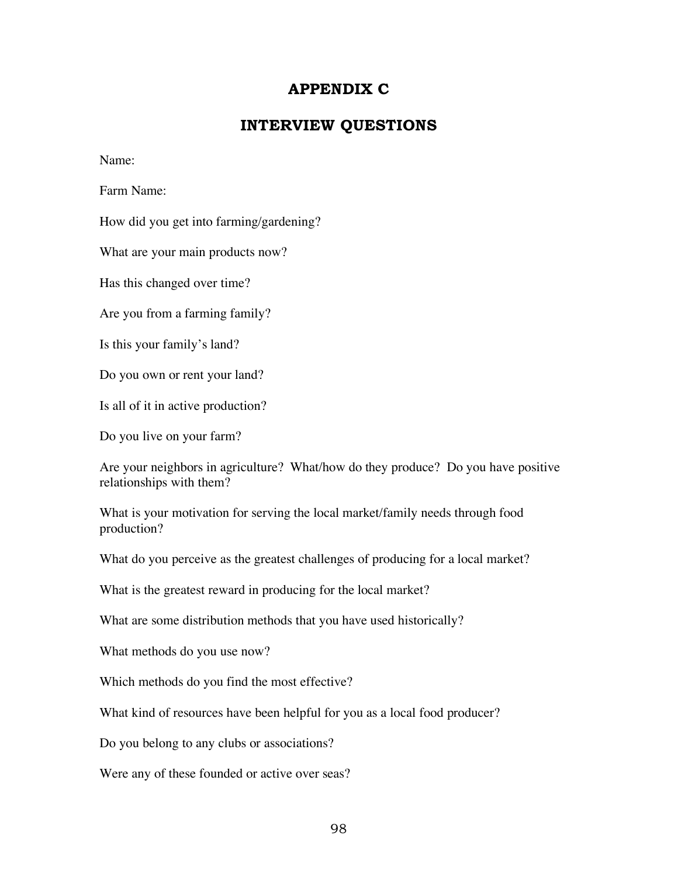# APPENDIX C

# INTERVIEW QUESTIONS

Name:

Farm Name:

How did you get into farming/gardening?

What are your main products now?

Has this changed over time?

Are you from a farming family?

Is this your family's land?

Do you own or rent your land?

Is all of it in active production?

Do you live on your farm?

Are your neighbors in agriculture? What/how do they produce? Do you have positive relationships with them?

What is your motivation for serving the local market/family needs through food production?

What do you perceive as the greatest challenges of producing for a local market?

What is the greatest reward in producing for the local market?

What are some distribution methods that you have used historically?

What methods do you use now?

Which methods do you find the most effective?

What kind of resources have been helpful for you as a local food producer?

Do you belong to any clubs or associations?

Were any of these founded or active over seas?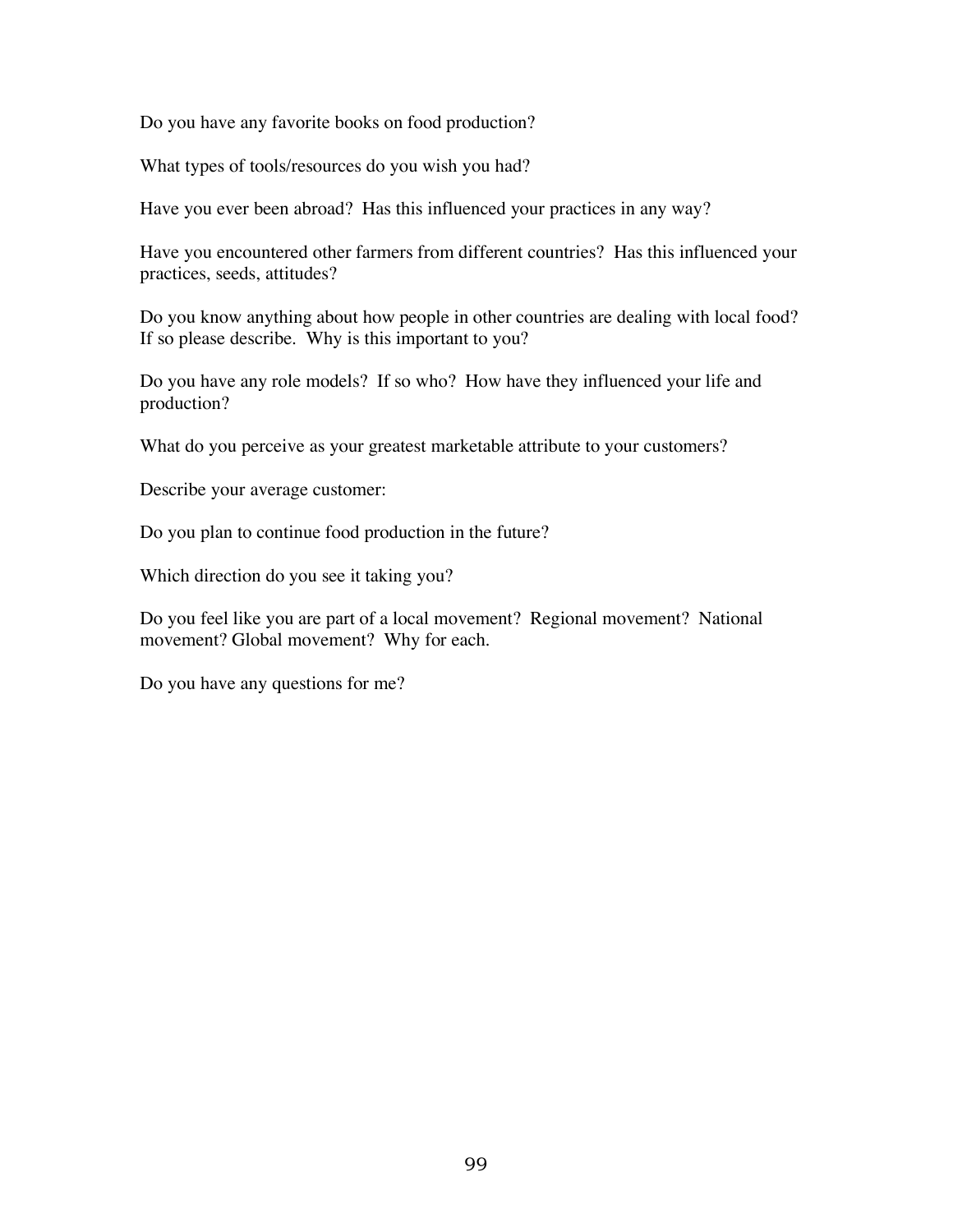Do you have any favorite books on food production?

What types of tools/resources do you wish you had?

Have you ever been abroad? Has this influenced your practices in any way?

Have you encountered other farmers from different countries? Has this influenced your practices, seeds, attitudes?

Do you know anything about how people in other countries are dealing with local food? If so please describe. Why is this important to you?

Do you have any role models? If so who? How have they influenced your life and production?

What do you perceive as your greatest marketable attribute to your customers?

Describe your average customer:

Do you plan to continue food production in the future?

Which direction do you see it taking you?

Do you feel like you are part of a local movement? Regional movement? National movement? Global movement? Why for each.

Do you have any questions for me?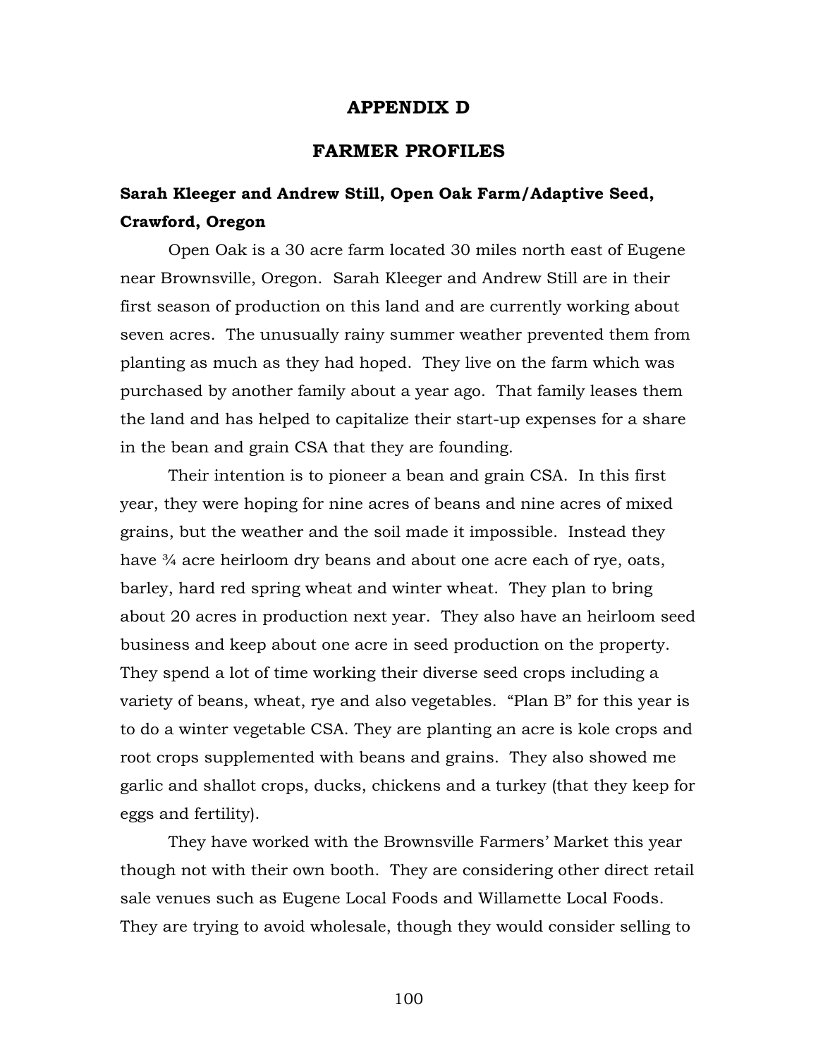# APPENDIX D

# FARMER PROFILES

## Sarah Kleeger and Andrew Still, Open Oak Farm/Adaptive Seed, Crawford, Oregon

Open Oak is a 30 acre farm located 30 miles north east of Eugene near Brownsville, Oregon. Sarah Kleeger and Andrew Still are in their first season of production on this land and are currently working about seven acres. The unusually rainy summer weather prevented them from planting as much as they had hoped. They live on the farm which was purchased by another family about a year ago. That family leases them the land and has helped to capitalize their start-up expenses for a share in the bean and grain CSA that they are founding.

Their intention is to pioneer a bean and grain CSA. In this first year, they were hoping for nine acres of beans and nine acres of mixed grains, but the weather and the soil made it impossible. Instead they have ¾ acre heirloom dry beans and about one acre each of rye, oats, barley, hard red spring wheat and winter wheat. They plan to bring about 20 acres in production next year. They also have an heirloom seed business and keep about one acre in seed production on the property. They spend a lot of time working their diverse seed crops including a variety of beans, wheat, rye and also vegetables. "Plan B" for this year is to do a winter vegetable CSA. They are planting an acre is kole crops and root crops supplemented with beans and grains. They also showed me garlic and shallot crops, ducks, chickens and a turkey (that they keep for eggs and fertility).

They have worked with the Brownsville Farmers' Market this year though not with their own booth. They are considering other direct retail sale venues such as Eugene Local Foods and Willamette Local Foods. They are trying to avoid wholesale, though they would consider selling to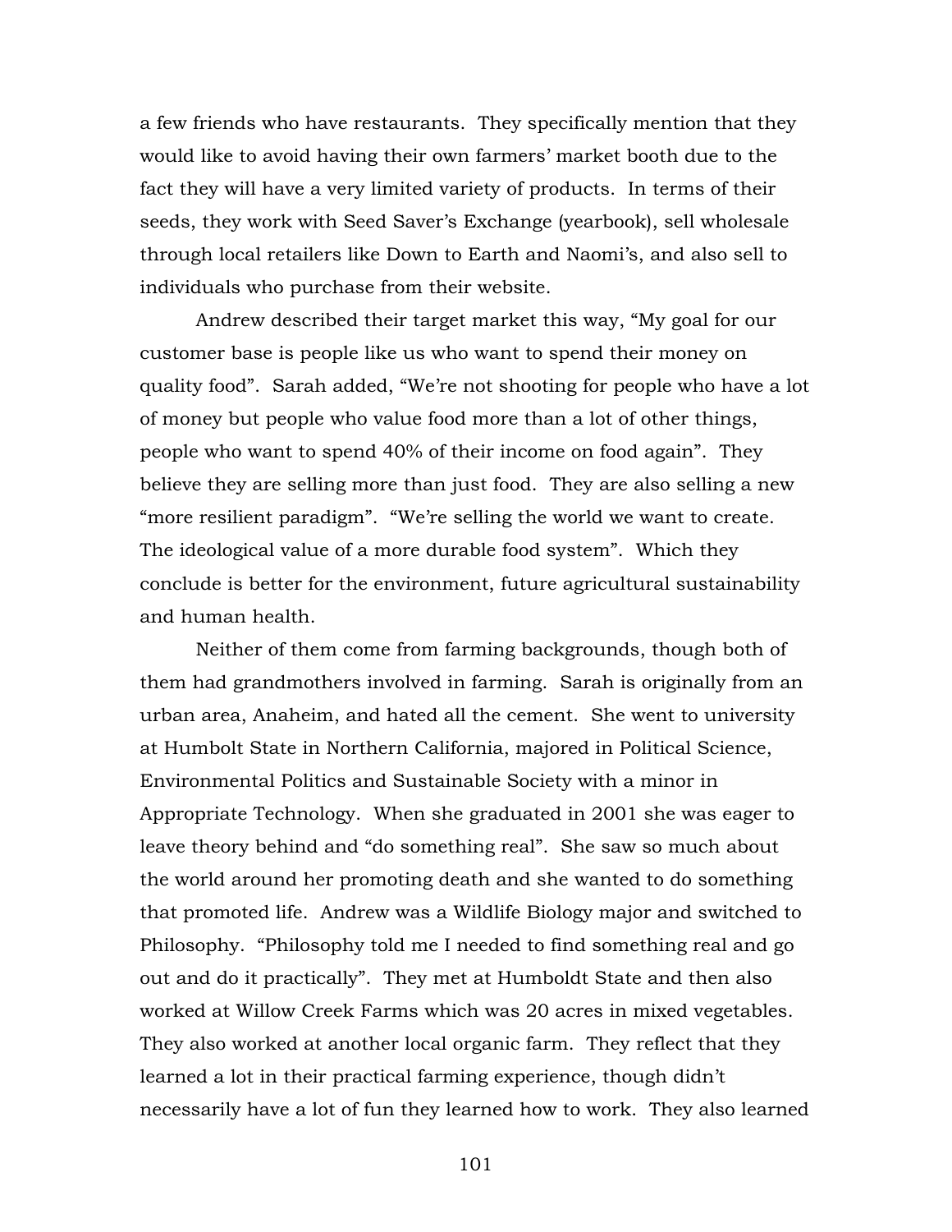a few friends who have restaurants. They specifically mention that they would like to avoid having their own farmers' market booth due to the fact they will have a very limited variety of products. In terms of their seeds, they work with Seed Saver's Exchange (yearbook), sell wholesale through local retailers like Down to Earth and Naomi's, and also sell to individuals who purchase from their website.

Andrew described their target market this way, "My goal for our customer base is people like us who want to spend their money on quality food". Sarah added, "We're not shooting for people who have a lot of money but people who value food more than a lot of other things, people who want to spend 40% of their income on food again". They believe they are selling more than just food. They are also selling a new "more resilient paradigm". "We're selling the world we want to create. The ideological value of a more durable food system". Which they conclude is better for the environment, future agricultural sustainability and human health.

Neither of them come from farming backgrounds, though both of them had grandmothers involved in farming. Sarah is originally from an urban area, Anaheim, and hated all the cement. She went to university at Humbolt State in Northern California, majored in Political Science, Environmental Politics and Sustainable Society with a minor in Appropriate Technology. When she graduated in 2001 she was eager to leave theory behind and "do something real". She saw so much about the world around her promoting death and she wanted to do something that promoted life. Andrew was a Wildlife Biology major and switched to Philosophy. "Philosophy told me I needed to find something real and go out and do it practically". They met at Humboldt State and then also worked at Willow Creek Farms which was 20 acres in mixed vegetables. They also worked at another local organic farm. They reflect that they learned a lot in their practical farming experience, though didn't necessarily have a lot of fun they learned how to work. They also learned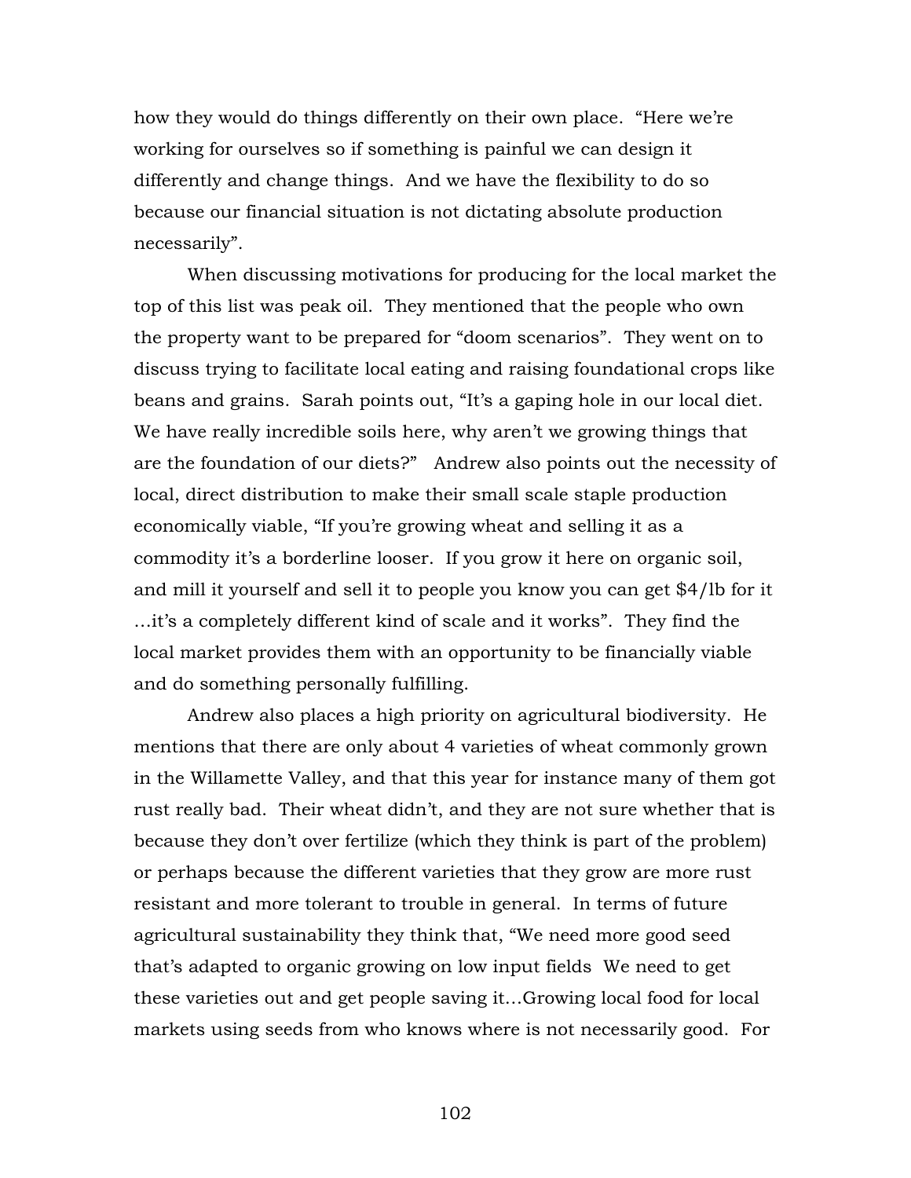how they would do things differently on their own place. "Here we're working for ourselves so if something is painful we can design it differently and change things. And we have the flexibility to do so because our financial situation is not dictating absolute production necessarily".

When discussing motivations for producing for the local market the top of this list was peak oil. They mentioned that the people who own the property want to be prepared for "doom scenarios". They went on to discuss trying to facilitate local eating and raising foundational crops like beans and grains. Sarah points out, "It's a gaping hole in our local diet. We have really incredible soils here, why aren't we growing things that are the foundation of our diets?" Andrew also points out the necessity of local, direct distribution to make their small scale staple production economically viable, "If you're growing wheat and selling it as a commodity it's a borderline looser. If you grow it here on organic soil, and mill it yourself and sell it to people you know you can get $4/lb for it …it's a completely different kind of scale and it works". They find the local market provides them with an opportunity to be financially viable and do something personally fulfilling.

Andrew also places a high priority on agricultural biodiversity. He mentions that there are only about 4 varieties of wheat commonly grown in the Willamette Valley, and that this year for instance many of them got rust really bad. Their wheat didn't, and they are not sure whether that is because they don't over fertilize (which they think is part of the problem) or perhaps because the different varieties that they grow are more rust resistant and more tolerant to trouble in general. In terms of future agricultural sustainability they think that, "We need more good seed that's adapted to organic growing on low input fields We need to get these varieties out and get people saving it…Growing local food for local markets using seeds from who knows where is not necessarily good. For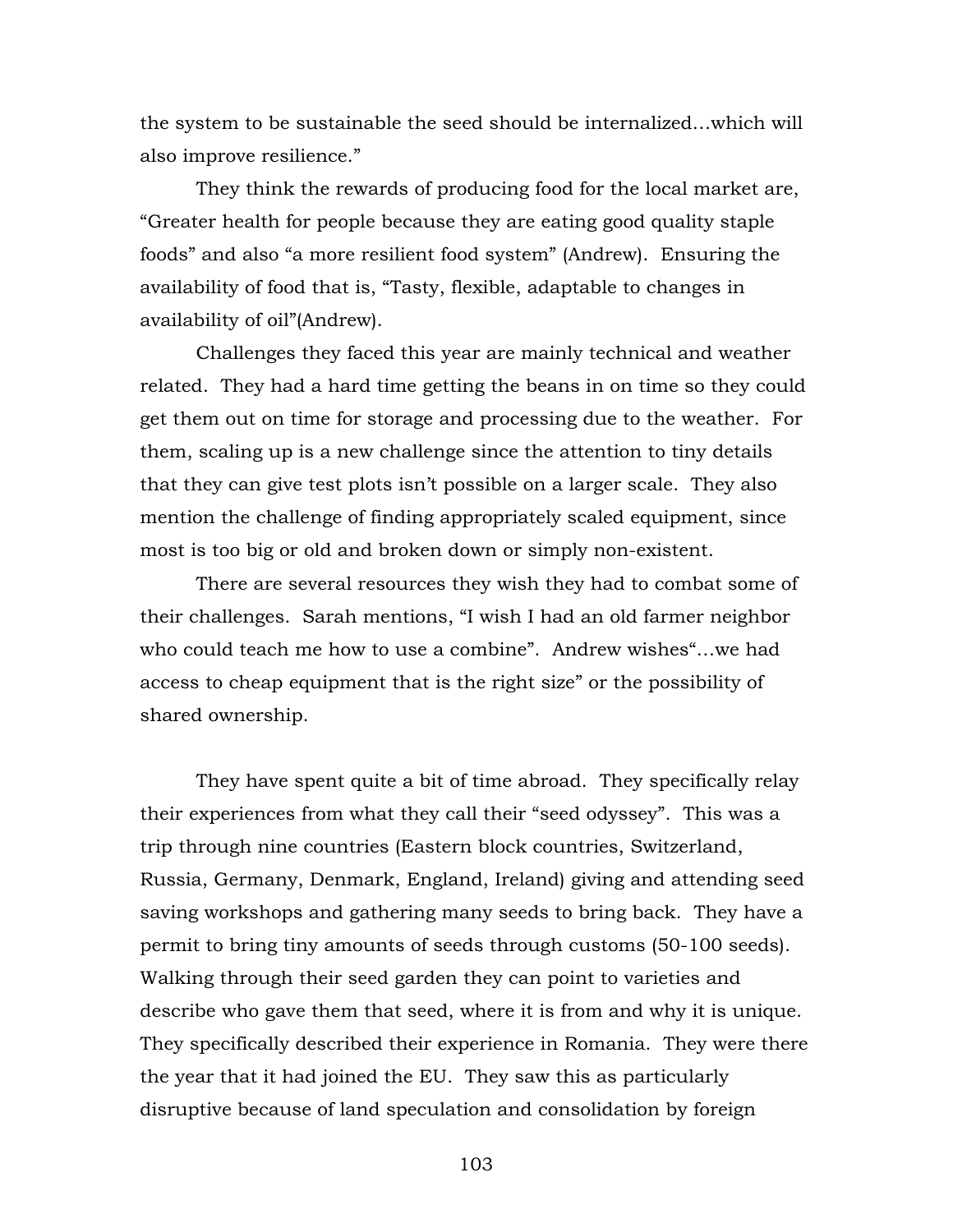the system to be sustainable the seed should be internalized…which will also improve resilience."

They think the rewards of producing food for the local market are, "Greater health for people because they are eating good quality staple foods" and also "a more resilient food system" (Andrew). Ensuring the availability of food that is, "Tasty, flexible, adaptable to changes in availability of oil"(Andrew).

Challenges they faced this year are mainly technical and weather related. They had a hard time getting the beans in on time so they could get them out on time for storage and processing due to the weather. For them, scaling up is a new challenge since the attention to tiny details that they can give test plots isn't possible on a larger scale. They also mention the challenge of finding appropriately scaled equipment, since most is too big or old and broken down or simply non-existent.

There are several resources they wish they had to combat some of their challenges. Sarah mentions, "I wish I had an old farmer neighbor who could teach me how to use a combine". Andrew wishes"…we had access to cheap equipment that is the right size" or the possibility of shared ownership.

They have spent quite a bit of time abroad. They specifically relay their experiences from what they call their "seed odyssey". This was a trip through nine countries (Eastern block countries, Switzerland, Russia, Germany, Denmark, England, Ireland) giving and attending seed saving workshops and gathering many seeds to bring back. They have a permit to bring tiny amounts of seeds through customs (50-100 seeds). Walking through their seed garden they can point to varieties and describe who gave them that seed, where it is from and why it is unique. They specifically described their experience in Romania. They were there the year that it had joined the EU. They saw this as particularly disruptive because of land speculation and consolidation by foreign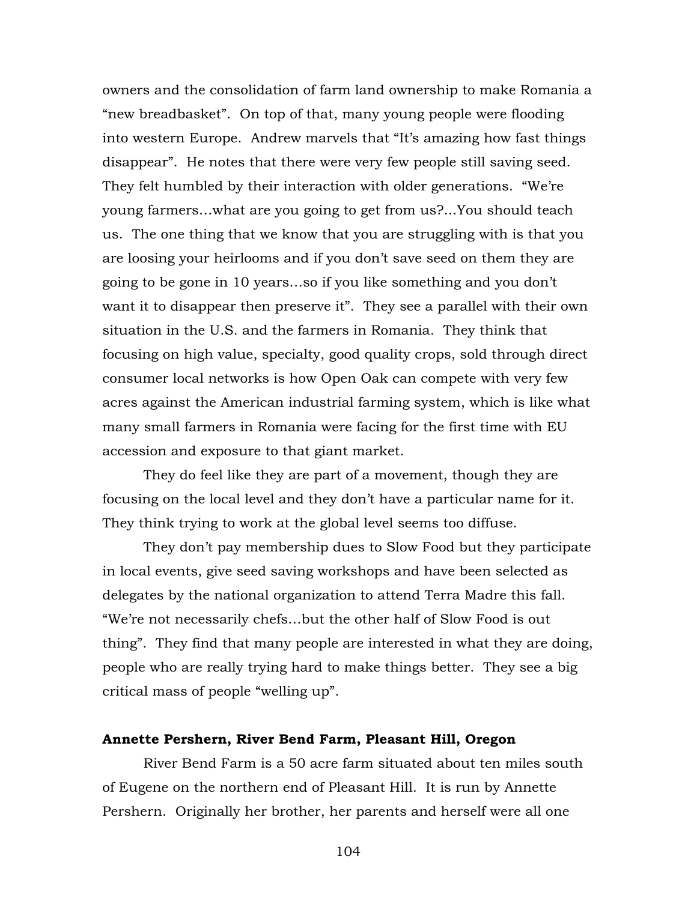owners and the consolidation of farm land ownership to make Romania a "new breadbasket". On top of that, many young people were flooding into western Europe. Andrew marvels that "It's amazing how fast things disappear". He notes that there were very few people still saving seed. They felt humbled by their interaction with older generations. "We're young farmers…what are you going to get from us?...You should teach us. The one thing that we know that you are struggling with is that you are loosing your heirlooms and if you don't save seed on them they are going to be gone in 10 years…so if you like something and you don't want it to disappear then preserve it". They see a parallel with their own situation in the U.S. and the farmers in Romania. They think that focusing on high value, specialty, good quality crops, sold through direct consumer local networks is how Open Oak can compete with very few acres against the American industrial farming system, which is like what many small farmers in Romania were facing for the first time with EU accession and exposure to that giant market.

They do feel like they are part of a movement, though they are focusing on the local level and they don't have a particular name for it. They think trying to work at the global level seems too diffuse.

They don't pay membership dues to Slow Food but they participate in local events, give seed saving workshops and have been selected as delegates by the national organization to attend Terra Madre this fall. "We're not necessarily chefs…but the other half of Slow Food is out thing". They find that many people are interested in what they are doing, people who are really trying hard to make things better. They see a big critical mass of people "welling up".

**Annette Pershern, River Bend Farm, Pleasant Hill, Oregon**

River Bend Farm is a 50 acre farm situated about ten miles south of Eugene on the northern end of Pleasant Hill. It is run by Annette Pershern. Originally her brother, her parents and herself were all one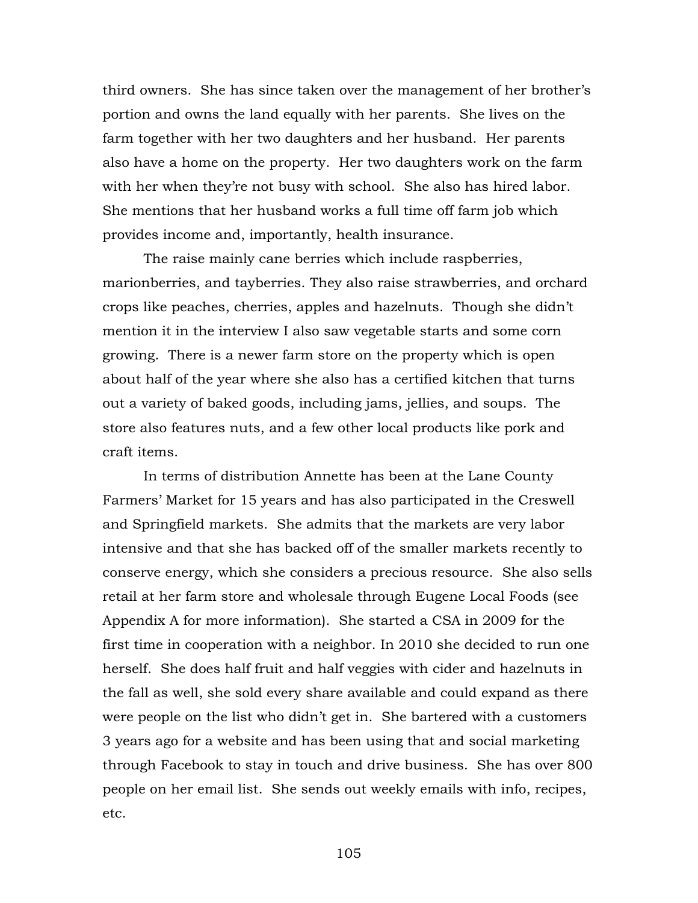third owners. She has since taken over the management of her brother's portion and owns the land equally with her parents. She lives on the farm together with her two daughters and her husband. Her parents also have a home on the property. Her two daughters work on the farm with her when they're not busy with school. She also has hired labor. She mentions that her husband works a full time off farm job which provides income and, importantly, health insurance.

The raise mainly cane berries which include raspberries, marionberries, and tayberries. They also raise strawberries, and orchard crops like peaches, cherries, apples and hazelnuts. Though she didn't mention it in the interview I also saw vegetable starts and some corn growing. There is a newer farm store on the property which is open about half of the year where she also has a certified kitchen that turns out a variety of baked goods, including jams, jellies, and soups. The store also features nuts, and a few other local products like pork and craft items.

In terms of distribution Annette has been at the Lane County Farmers' Market for 15 years and has also participated in the Creswell and Springfield markets. She admits that the markets are very labor intensive and that she has backed off of the smaller markets recently to conserve energy, which she considers a precious resource. She also sells retail at her farm store and wholesale through Eugene Local Foods (see Appendix A for more information). She started a CSA in 2009 for the first time in cooperation with a neighbor. In 2010 she decided to run one herself. She does half fruit and half veggies with cider and hazelnuts in the fall as well, she sold every share available and could expand as there were people on the list who didn't get in. She bartered with a customers 3 years ago for a website and has been using that and social marketing through Facebook to stay in touch and drive business. She has over 800 people on her email list. She sends out weekly emails with info, recipes, etc.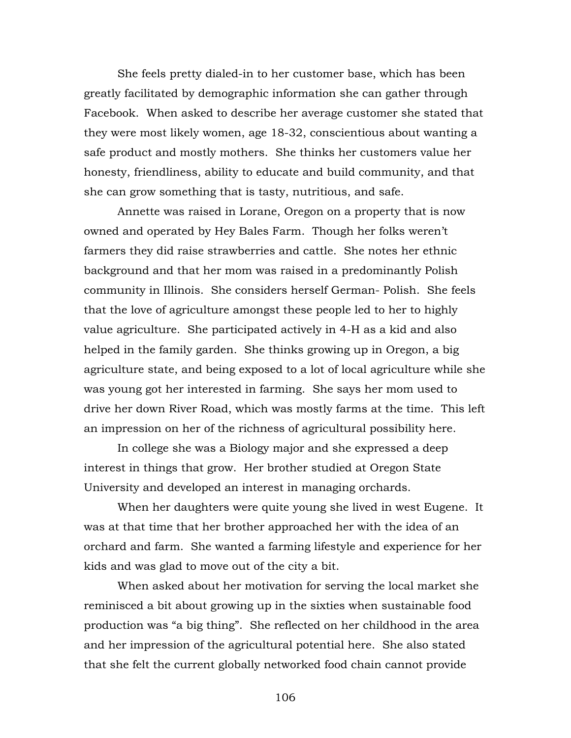She feels pretty dialed-in to her customer base, which has been greatly facilitated by demographic information she can gather through Facebook. When asked to describe her average customer she stated that they were most likely women, age 18-32, conscientious about wanting a safe product and mostly mothers. She thinks her customers value her honesty, friendliness, ability to educate and build community, and that she can grow something that is tasty, nutritious, and safe.

Annette was raised in Lorane, Oregon on a property that is now owned and operated by Hey Bales Farm. Though her folks weren't farmers they did raise strawberries and cattle. She notes her ethnic background and that her mom was raised in a predominantly Polish community in Illinois. She considers herself German- Polish. She feels that the love of agriculture amongst these people led to her to highly value agriculture. She participated actively in 4-H as a kid and also helped in the family garden. She thinks growing up in Oregon, a big agriculture state, and being exposed to a lot of local agriculture while she was young got her interested in farming. She says her mom used to drive her down River Road, which was mostly farms at the time. This left an impression on her of the richness of agricultural possibility here.

In college she was a Biology major and she expressed a deep interest in things that grow. Her brother studied at Oregon State University and developed an interest in managing orchards.

When her daughters were quite young she lived in west Eugene. It was at that time that her brother approached her with the idea of an orchard and farm. She wanted a farming lifestyle and experience for her kids and was glad to move out of the city a bit.

When asked about her motivation for serving the local market she reminisced a bit about growing up in the sixties when sustainable food production was "a big thing". She reflected on her childhood in the area and her impression of the agricultural potential here. She also stated that she felt the current globally networked food chain cannot provide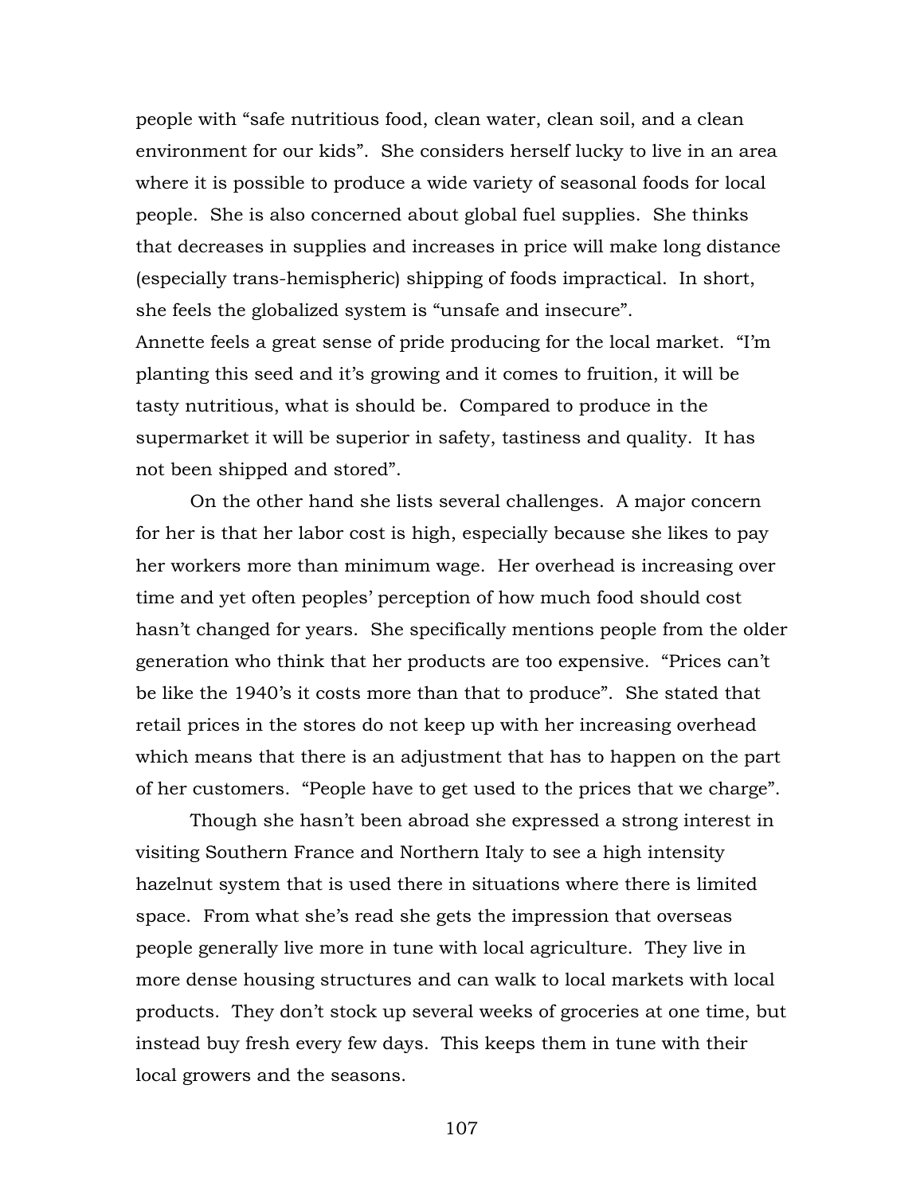people with "safe nutritious food, clean water, clean soil, and a clean environment for our kids". She considers herself lucky to live in an area where it is possible to produce a wide variety of seasonal foods for local people. She is also concerned about global fuel supplies. She thinks that decreases in supplies and increases in price will make long distance (especially trans-hemispheric) shipping of foods impractical. In short, she feels the globalized system is "unsafe and insecure".
Annette feels a great sense of pride producing for the local market. "I'm planting this seed and it's growing and it comes to fruition, it will be tasty nutritious, what is should be. Compared to produce in the supermarket it will be superior in safety, tastiness and quality. It has not been shipped and stored".

On the other hand she lists several challenges. A major concern for her is that her labor cost is high, especially because she likes to pay her workers more than minimum wage. Her overhead is increasing over time and yet often peoples' perception of how much food should cost hasn't changed for years. She specifically mentions people from the older generation who think that her products are too expensive. "Prices can't be like the 1940's it costs more than that to produce". She stated that retail prices in the stores do not keep up with her increasing overhead which means that there is an adjustment that has to happen on the part of her customers. "People have to get used to the prices that we charge".

Though she hasn't been abroad she expressed a strong interest in visiting Southern France and Northern Italy to see a high intensity hazelnut system that is used there in situations where there is limited space. From what she's read she gets the impression that overseas people generally live more in tune with local agriculture. They live in more dense housing structures and can walk to local markets with local products. They don't stock up several weeks of groceries at one time, but instead buy fresh every few days. This keeps them in tune with their local growers and the seasons.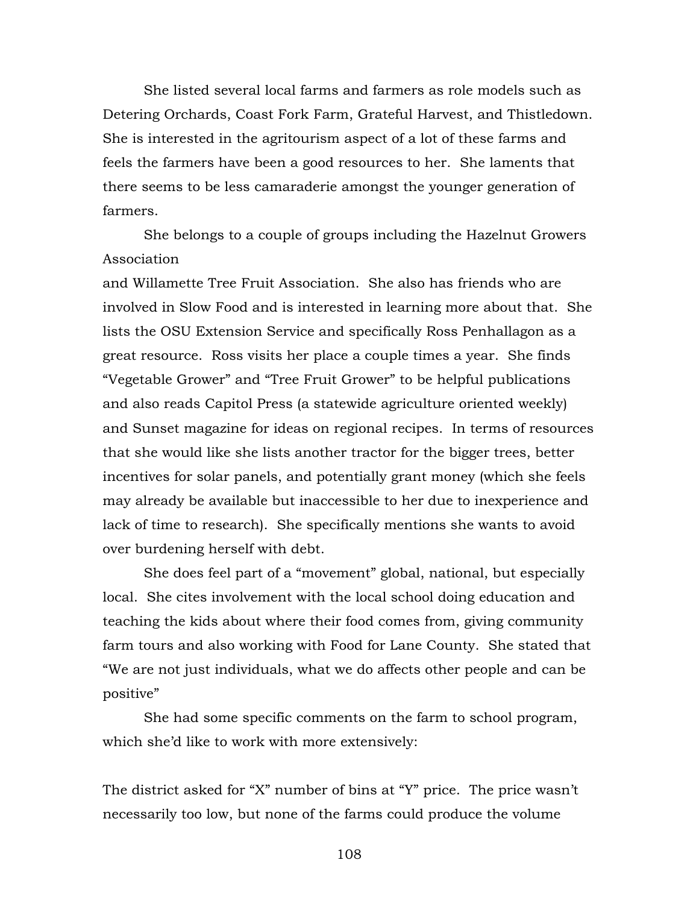She listed several local farms and farmers as role models such as Detering Orchards, Coast Fork Farm, Grateful Harvest, and Thistledown. She is interested in the agritourism aspect of a lot of these farms and feels the farmers have been a good resources to her. She laments that there seems to be less camaraderie amongst the younger generation of farmers.

She belongs to a couple of groups including the Hazelnut Growers Association
and Willamette Tree Fruit Association. She also has friends who are involved in Slow Food and is interested in learning more about that. She lists the OSU Extension Service and specifically Ross Penhallagon as a great resource. Ross visits her place a couple times a year. She finds "Vegetable Grower" and "Tree Fruit Grower" to be helpful publications and also reads Capitol Press (a statewide agriculture oriented weekly) and Sunset magazine for ideas on regional recipes. In terms of resources that she would like she lists another tractor for the bigger trees, better incentives for solar panels, and potentially grant money (which she feels may already be available but inaccessible to her due to inexperience and lack of time to research). She specifically mentions she wants to avoid over burdening herself with debt.

She does feel part of a "movement" global, national, but especially local. She cites involvement with the local school doing education and teaching the kids about where their food comes from, giving community farm tours and also working with Food for Lane County. She stated that "We are not just individuals, what we do affects other people and can be positive"

She had some specific comments on the farm to school program, which she'd like to work with more extensively:

The district asked for "X" number of bins at "Y" price. The price wasn't necessarily too low, but none of the farms could produce the volume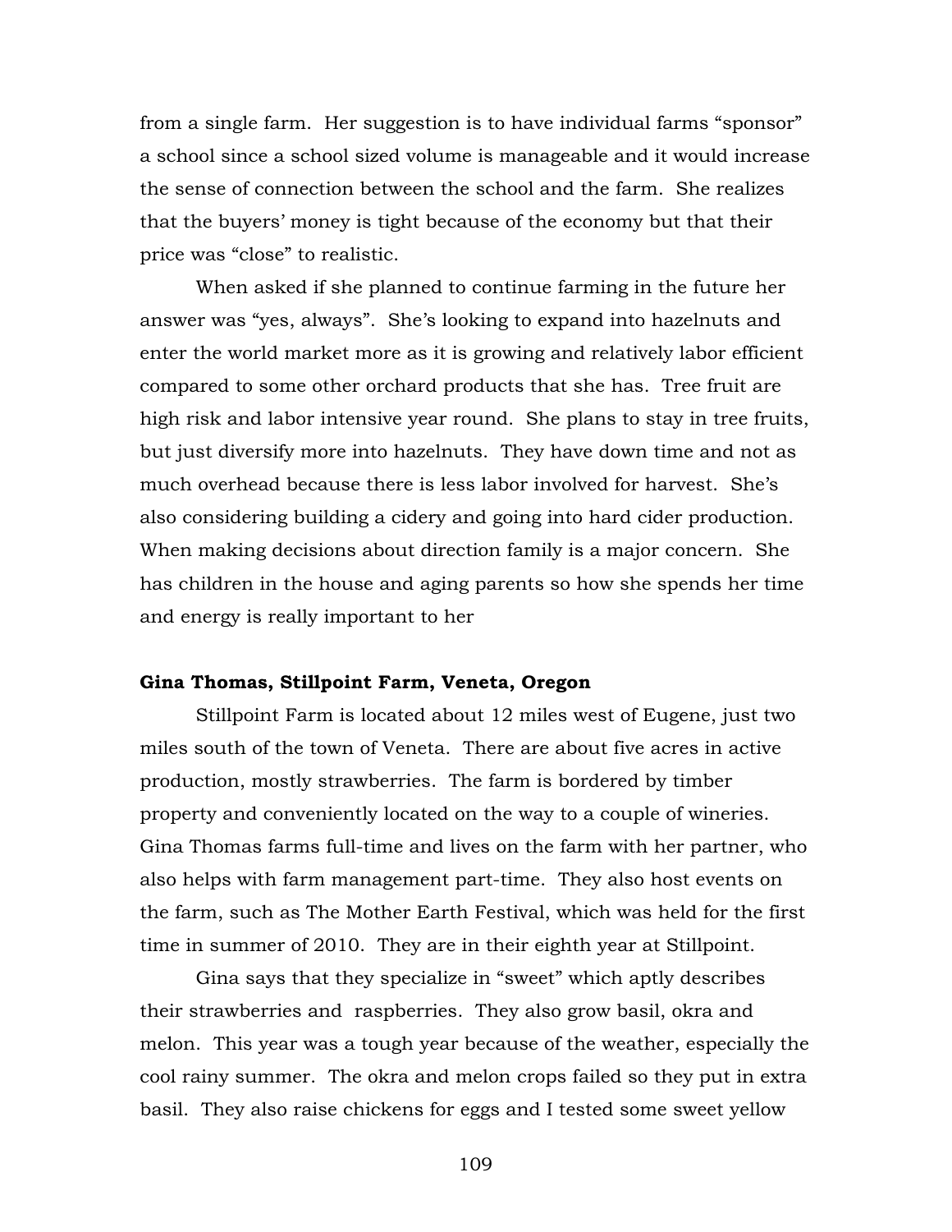from a single farm. Her suggestion is to have individual farms "sponsor" a school since a school sized volume is manageable and it would increase the sense of connection between the school and the farm. She realizes that the buyers' money is tight because of the economy but that their price was "close" to realistic.

When asked if she planned to continue farming in the future her answer was "yes, always". She's looking to expand into hazelnuts and enter the world market more as it is growing and relatively labor efficient compared to some other orchard products that she has. Tree fruit are high risk and labor intensive year round. She plans to stay in tree fruits, but just diversify more into hazelnuts. They have down time and not as much overhead because there is less labor involved for harvest. She's also considering building a cidery and going into hard cider production. When making decisions about direction family is a major concern. She has children in the house and aging parents so how she spends her time and energy is really important to her

**Gina Thomas, Stillpoint Farm, Veneta, Oregon**

Stillpoint Farm is located about 12 miles west of Eugene, just two miles south of the town of Veneta. There are about five acres in active production, mostly strawberries. The farm is bordered by timber property and conveniently located on the way to a couple of wineries. Gina Thomas farms full-time and lives on the farm with her partner, who also helps with farm management part-time. They also host events on the farm, such as The Mother Earth Festival, which was held for the first time in summer of 2010. They are in their eighth year at Stillpoint.

Gina says that they specialize in "sweet" which aptly describes their strawberries and raspberries. They also grow basil, okra and melon. This year was a tough year because of the weather, especially the cool rainy summer. The okra and melon crops failed so they put in extra basil. They also raise chickens for eggs and I tested some sweet yellow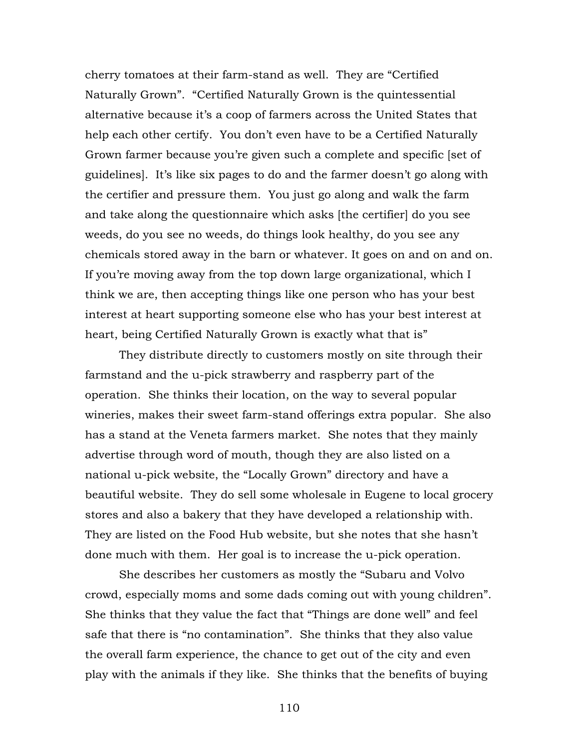cherry tomatoes at their farm-stand as well. They are "Certified Naturally Grown". "Certified Naturally Grown is the quintessential alternative because it's a coop of farmers across the United States that help each other certify. You don't even have to be a Certified Naturally Grown farmer because you're given such a complete and specific [set of guidelines]. It's like six pages to do and the farmer doesn't go along with the certifier and pressure them. You just go along and walk the farm and take along the questionnaire which asks [the certifier] do you see weeds, do you see no weeds, do things look healthy, do you see any chemicals stored away in the barn or whatever. It goes on and on and on. If you're moving away from the top down large organizational, which I think we are, then accepting things like one person who has your best interest at heart supporting someone else who has your best interest at heart, being Certified Naturally Grown is exactly what that is"

They distribute directly to customers mostly on site through their farmstand and the u-pick strawberry and raspberry part of the operation. She thinks their location, on the way to several popular wineries, makes their sweet farm-stand offerings extra popular. She also has a stand at the Veneta farmers market. She notes that they mainly advertise through word of mouth, though they are also listed on a national u-pick website, the "Locally Grown" directory and have a beautiful website. They do sell some wholesale in Eugene to local grocery stores and also a bakery that they have developed a relationship with. They are listed on the Food Hub website, but she notes that she hasn't done much with them. Her goal is to increase the u-pick operation.

She describes her customers as mostly the "Subaru and Volvo crowd, especially moms and some dads coming out with young children". She thinks that they value the fact that "Things are done well" and feel safe that there is "no contamination". She thinks that they also value the overall farm experience, the chance to get out of the city and even play with the animals if they like. She thinks that the benefits of buying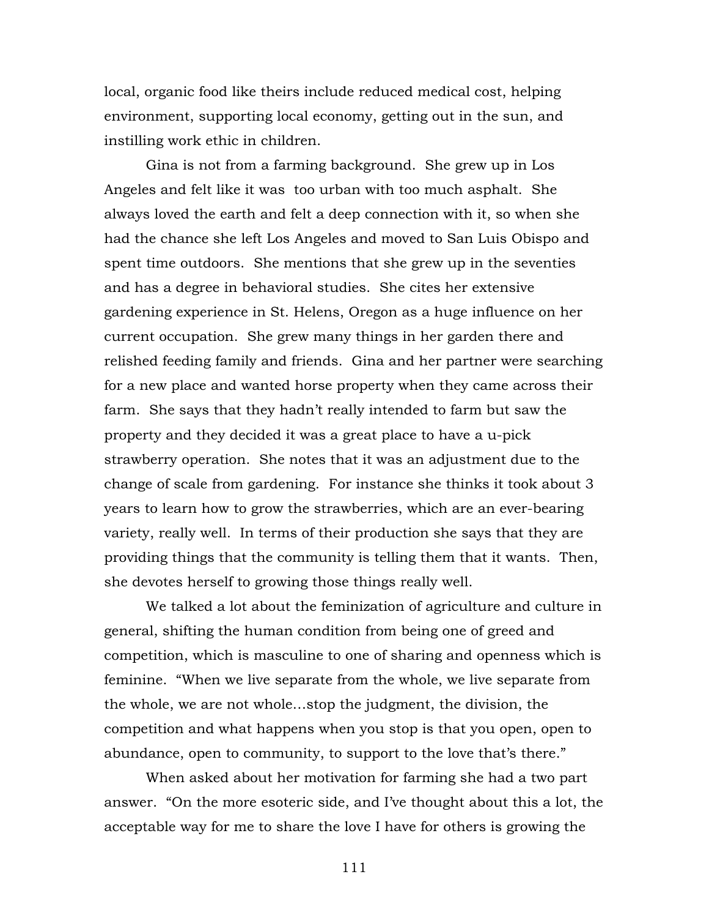local, organic food like theirs include reduced medical cost, helping environment, supporting local economy, getting out in the sun, and instilling work ethic in children.

Gina is not from a farming background. She grew up in Los Angeles and felt like it was too urban with too much asphalt. She always loved the earth and felt a deep connection with it, so when she had the chance she left Los Angeles and moved to San Luis Obispo and spent time outdoors. She mentions that she grew up in the seventies and has a degree in behavioral studies. She cites her extensive gardening experience in St. Helens, Oregon as a huge influence on her current occupation. She grew many things in her garden there and relished feeding family and friends. Gina and her partner were searching for a new place and wanted horse property when they came across their farm. She says that they hadn't really intended to farm but saw the property and they decided it was a great place to have a u-pick strawberry operation. She notes that it was an adjustment due to the change of scale from gardening. For instance she thinks it took about 3 years to learn how to grow the strawberries, which are an ever-bearing variety, really well. In terms of their production she says that they are providing things that the community is telling them that it wants. Then, she devotes herself to growing those things really well.

We talked a lot about the feminization of agriculture and culture in general, shifting the human condition from being one of greed and competition, which is masculine to one of sharing and openness which is feminine. "When we live separate from the whole, we live separate from the whole, we are not whole…stop the judgment, the division, the competition and what happens when you stop is that you open, open to abundance, open to community, to support to the love that's there."

When asked about her motivation for farming she had a two part answer. "On the more esoteric side, and I've thought about this a lot, the acceptable way for me to share the love I have for others is growing the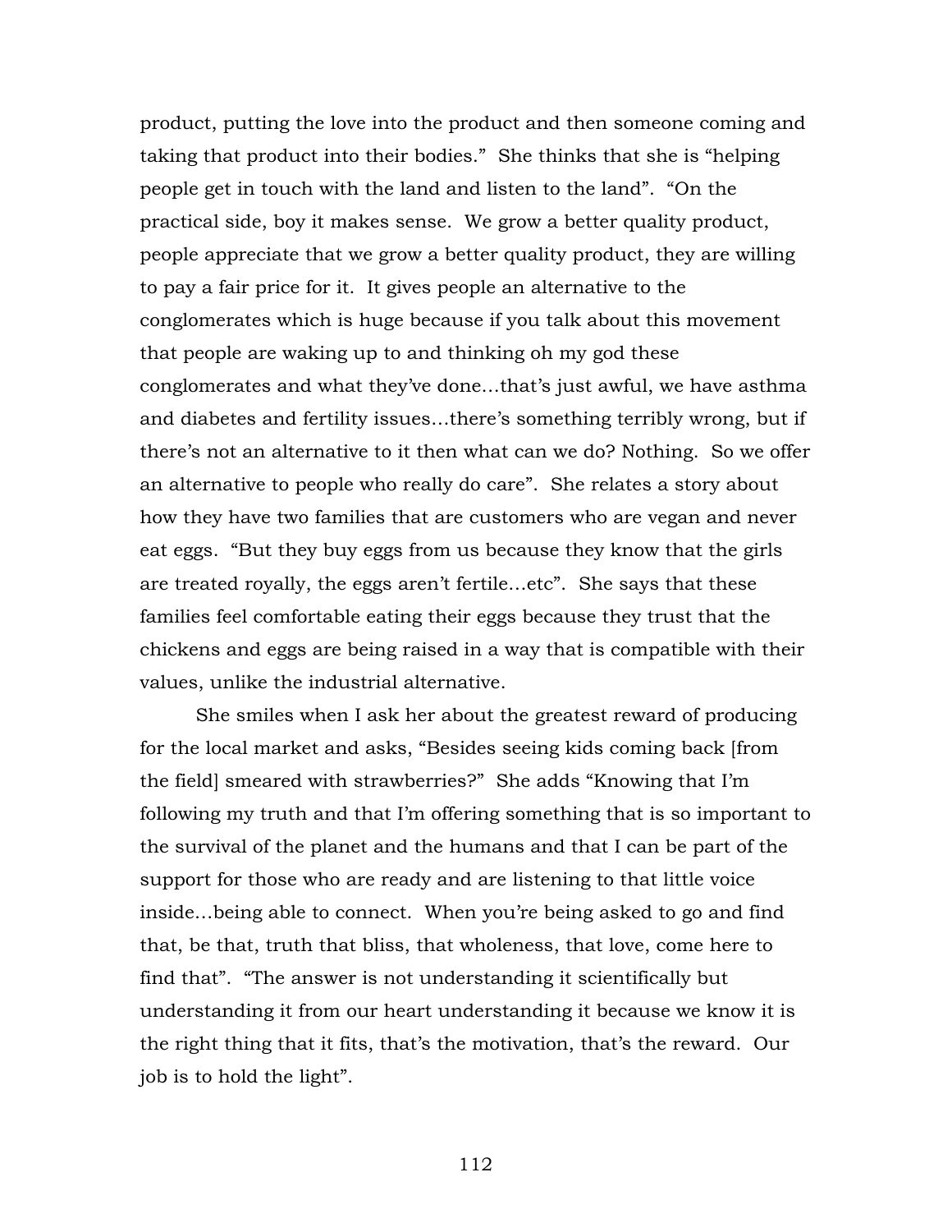product, putting the love into the product and then someone coming and taking that product into their bodies." She thinks that she is "helping people get in touch with the land and listen to the land". "On the practical side, boy it makes sense. We grow a better quality product, people appreciate that we grow a better quality product, they are willing to pay a fair price for it. It gives people an alternative to the conglomerates which is huge because if you talk about this movement that people are waking up to and thinking oh my god these conglomerates and what they've done…that's just awful, we have asthma and diabetes and fertility issues…there's something terribly wrong, but if there's not an alternative to it then what can we do? Nothing. So we offer an alternative to people who really do care". She relates a story about how they have two families that are customers who are vegan and never eat eggs. "But they buy eggs from us because they know that the girls are treated royally, the eggs aren't fertile…etc". She says that these families feel comfortable eating their eggs because they trust that the chickens and eggs are being raised in a way that is compatible with their values, unlike the industrial alternative.

She smiles when I ask her about the greatest reward of producing for the local market and asks, "Besides seeing kids coming back [from the field] smeared with strawberries?" She adds "Knowing that I'm following my truth and that I'm offering something that is so important to the survival of the planet and the humans and that I can be part of the support for those who are ready and are listening to that little voice inside…being able to connect. When you're being asked to go and find that, be that, truth that bliss, that wholeness, that love, come here to find that". "The answer is not understanding it scientifically but understanding it from our heart understanding it because we know it is the right thing that it fits, that's the motivation, that's the reward. Our job is to hold the light".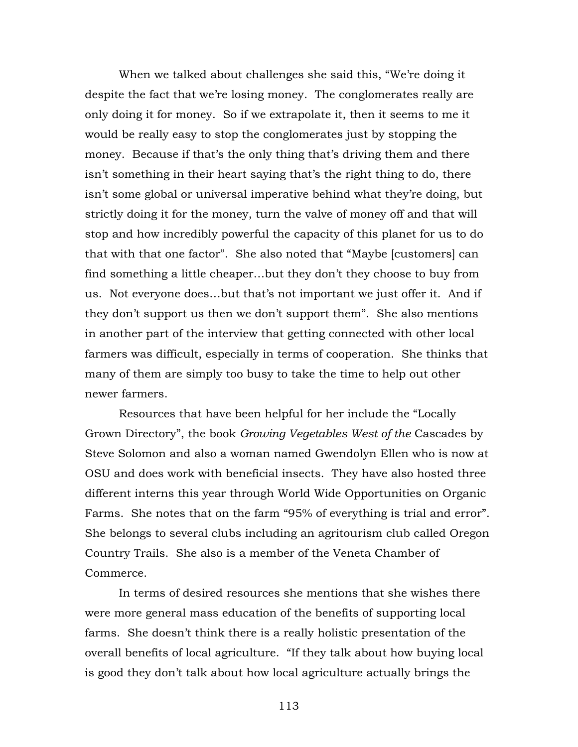When we talked about challenges she said this, "We're doing it despite the fact that we're losing money. The conglomerates really are only doing it for money. So if we extrapolate it, then it seems to me it would be really easy to stop the conglomerates just by stopping the money. Because if that's the only thing that's driving them and there isn't something in their heart saying that's the right thing to do, there isn't some global or universal imperative behind what they're doing, but strictly doing it for the money, turn the valve of money off and that will stop and how incredibly powerful the capacity of this planet for us to do that with that one factor". She also noted that "Maybe [customers] can find something a little cheaper…but they don't they choose to buy from us. Not everyone does…but that's not important we just offer it. And if they don't support us then we don't support them". She also mentions in another part of the interview that getting connected with other local farmers was difficult, especially in terms of cooperation. She thinks that many of them are simply too busy to take the time to help out other newer farmers.

Resources that have been helpful for her include the "Locally Grown Directory", the book *Growing Vegetables West of the* Cascades by Steve Solomon and also a woman named Gwendolyn Ellen who is now at OSU and does work with beneficial insects. They have also hosted three different interns this year through World Wide Opportunities on Organic Farms. She notes that on the farm "95% of everything is trial and error". She belongs to several clubs including an agritourism club called Oregon Country Trails. She also is a member of the Veneta Chamber of Commerce.

In terms of desired resources she mentions that she wishes there were more general mass education of the benefits of supporting local farms. She doesn't think there is a really holistic presentation of the overall benefits of local agriculture. "If they talk about how buying local is good they don't talk about how local agriculture actually brings the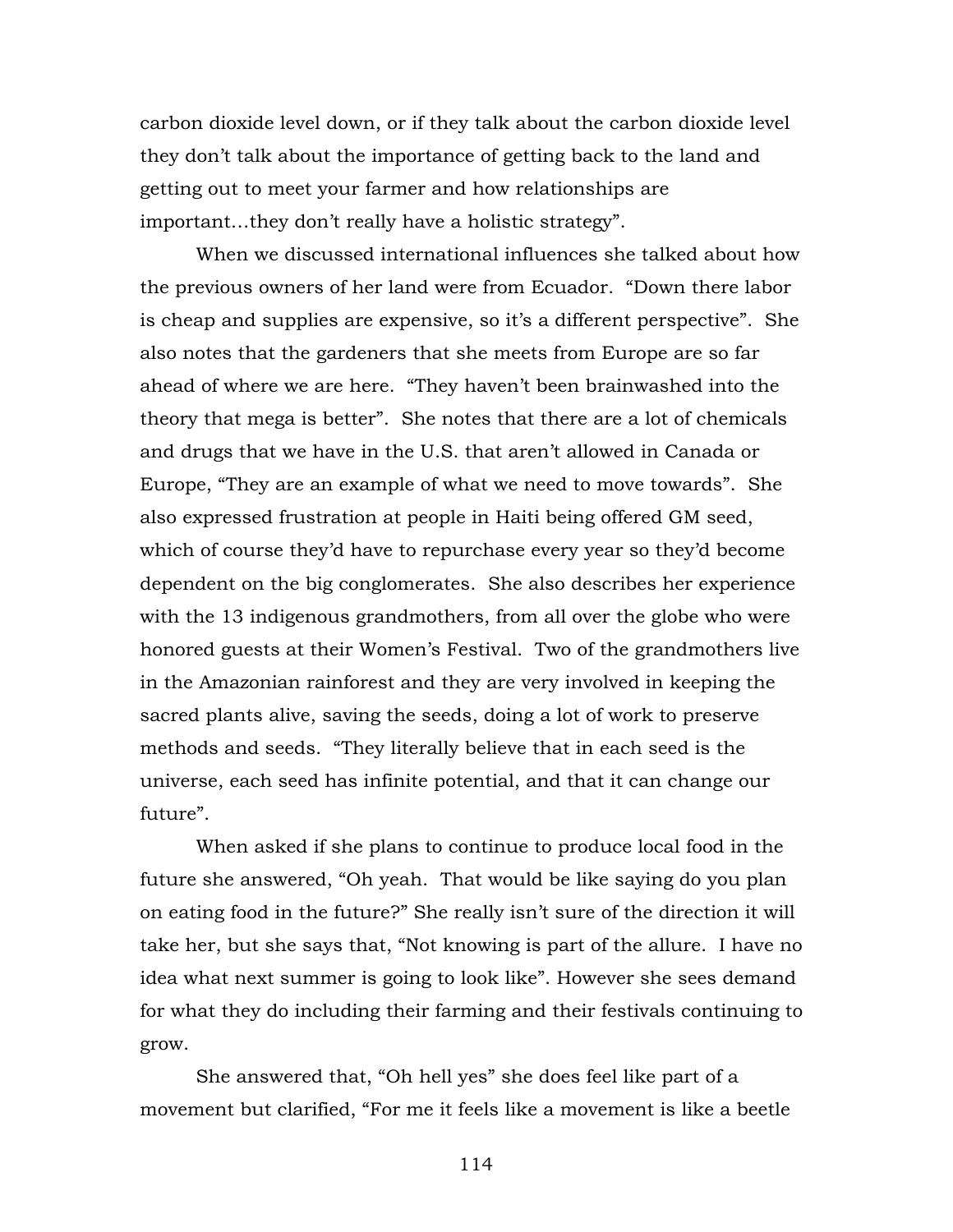carbon dioxide level down, or if they talk about the carbon dioxide level they don't talk about the importance of getting back to the land and getting out to meet your farmer and how relationships are important…they don't really have a holistic strategy".

When we discussed international influences she talked about how the previous owners of her land were from Ecuador. "Down there labor is cheap and supplies are expensive, so it's a different perspective". She also notes that the gardeners that she meets from Europe are so far ahead of where we are here. "They haven't been brainwashed into the theory that mega is better". She notes that there are a lot of chemicals and drugs that we have in the U.S. that aren't allowed in Canada or Europe, "They are an example of what we need to move towards". She also expressed frustration at people in Haiti being offered GM seed, which of course they'd have to repurchase every year so they'd become dependent on the big conglomerates. She also describes her experience with the 13 indigenous grandmothers, from all over the globe who were honored guests at their Women's Festival. Two of the grandmothers live in the Amazonian rainforest and they are very involved in keeping the sacred plants alive, saving the seeds, doing a lot of work to preserve methods and seeds. "They literally believe that in each seed is the universe, each seed has infinite potential, and that it can change our future".

When asked if she plans to continue to produce local food in the future she answered, "Oh yeah. That would be like saying do you plan on eating food in the future?" She really isn't sure of the direction it will take her, but she says that, "Not knowing is part of the allure. I have no idea what next summer is going to look like". However she sees demand for what they do including their farming and their festivals continuing to grow.

She answered that, "Oh hell yes" she does feel like part of a movement but clarified, "For me it feels like a movement is like a beetle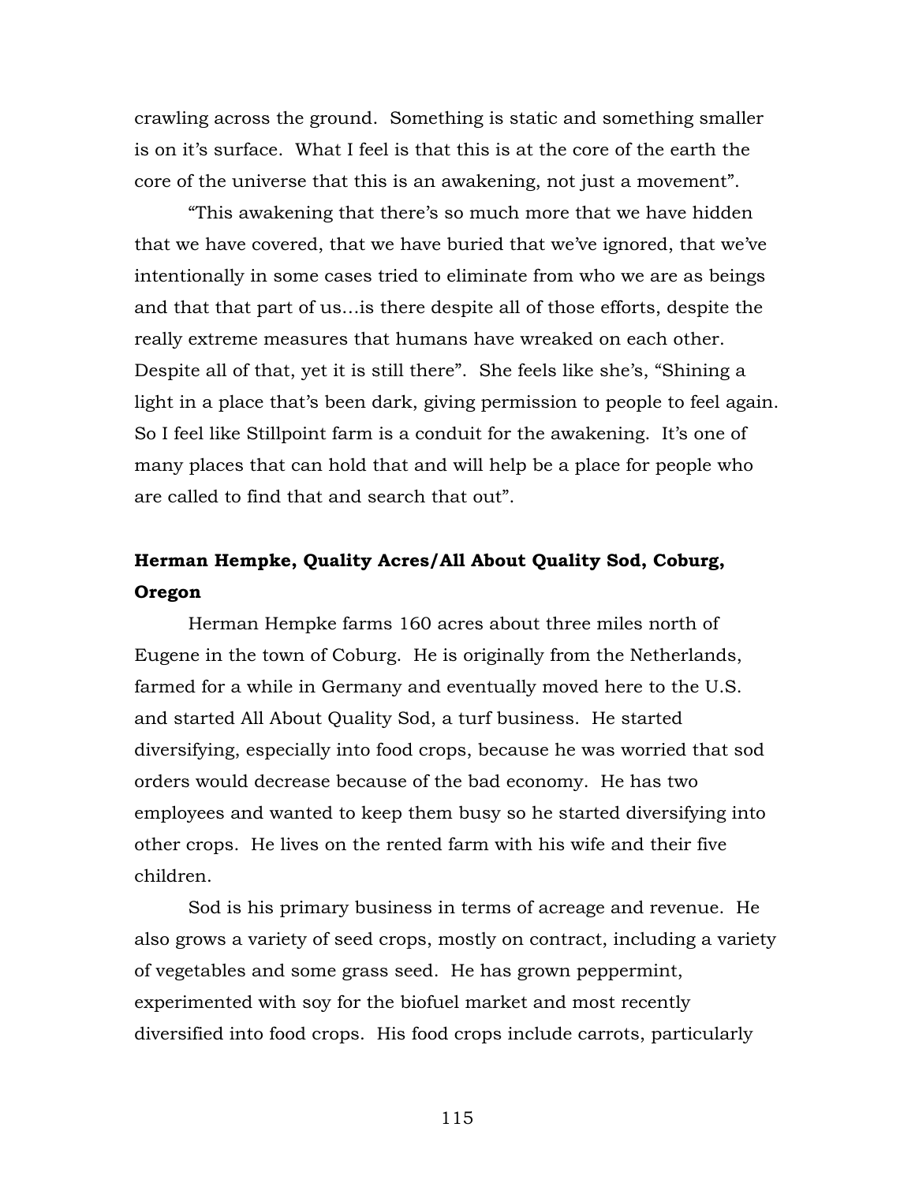crawling across the ground. Something is static and something smaller is on it's surface. What I feel is that this is at the core of the earth the core of the universe that this is an awakening, not just a movement".

"This awakening that there's so much more that we have hidden that we have covered, that we have buried that we've ignored, that we've intentionally in some cases tried to eliminate from who we are as beings and that that part of us…is there despite all of those efforts, despite the really extreme measures that humans have wreaked on each other. Despite all of that, yet it is still there". She feels like she's, "Shining a light in a place that's been dark, giving permission to people to feel again. So I feel like Stillpoint farm is a conduit for the awakening. It's one of many places that can hold that and will help be a place for people who are called to find that and search that out".

**Herman Hempke, Quality Acres/All About Quality Sod, Coburg, Oregon**

Herman Hempke farms 160 acres about three miles north of Eugene in the town of Coburg. He is originally from the Netherlands, farmed for a while in Germany and eventually moved here to the U.S. and started All About Quality Sod, a turf business. He started diversifying, especially into food crops, because he was worried that sod orders would decrease because of the bad economy. He has two employees and wanted to keep them busy so he started diversifying into other crops. He lives on the rented farm with his wife and their five children.

Sod is his primary business in terms of acreage and revenue. He also grows a variety of seed crops, mostly on contract, including a variety of vegetables and some grass seed. He has grown peppermint, experimented with soy for the biofuel market and most recently diversified into food crops. His food crops include carrots, particularly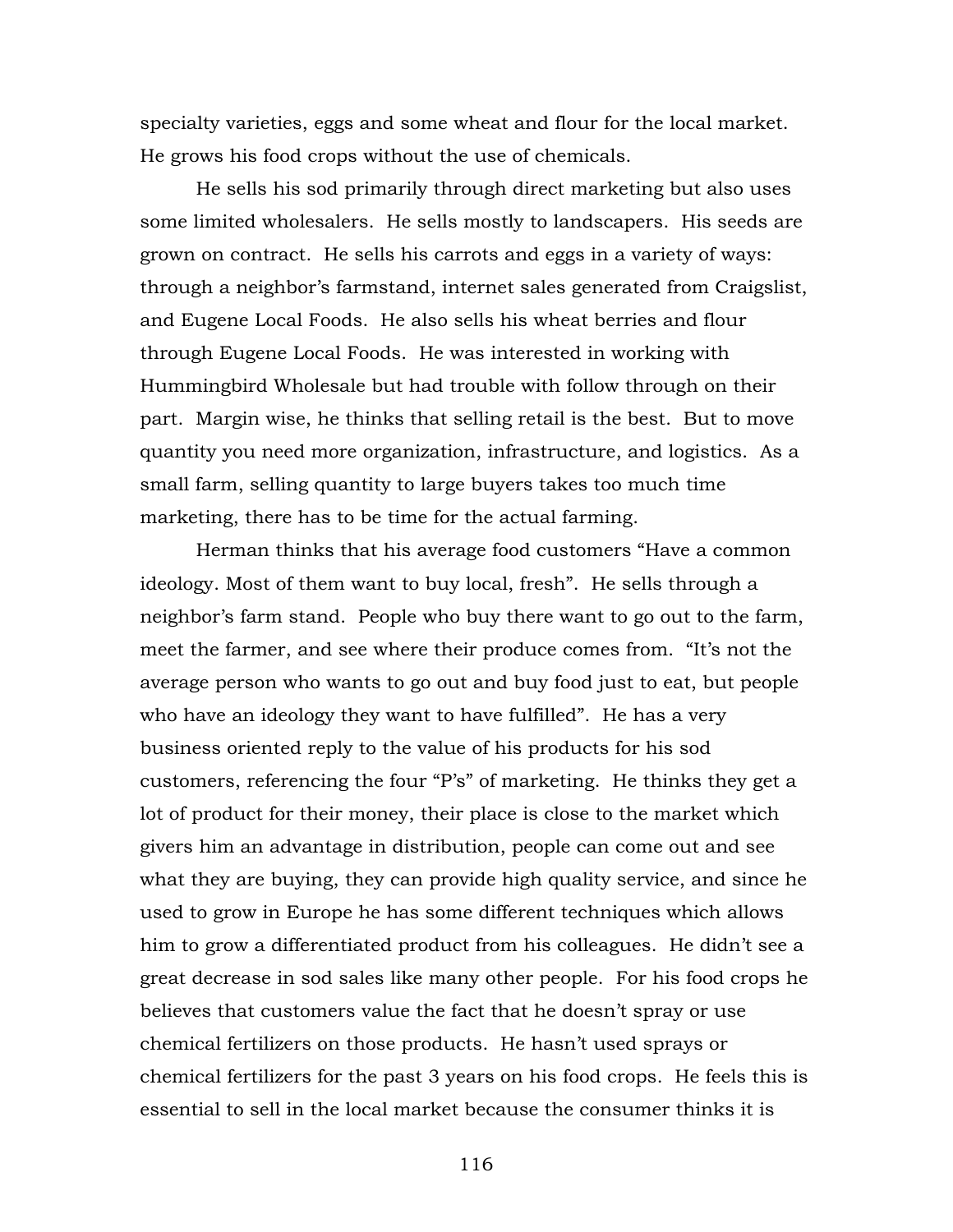specialty varieties, eggs and some wheat and flour for the local market. He grows his food crops without the use of chemicals.

He sells his sod primarily through direct marketing but also uses some limited wholesalers. He sells mostly to landscapers. His seeds are grown on contract. He sells his carrots and eggs in a variety of ways: through a neighbor's farmstand, internet sales generated from Craigslist, and Eugene Local Foods. He also sells his wheat berries and flour through Eugene Local Foods. He was interested in working with Hummingbird Wholesale but had trouble with follow through on their part. Margin wise, he thinks that selling retail is the best. But to move quantity you need more organization, infrastructure, and logistics. As a small farm, selling quantity to large buyers takes too much time marketing, there has to be time for the actual farming.

Herman thinks that his average food customers "Have a common ideology. Most of them want to buy local, fresh". He sells through a neighbor's farm stand. People who buy there want to go out to the farm, meet the farmer, and see where their produce comes from. "It's not the average person who wants to go out and buy food just to eat, but people who have an ideology they want to have fulfilled". He has a very business oriented reply to the value of his products for his sod customers, referencing the four "P's" of marketing. He thinks they get a lot of product for their money, their place is close to the market which givers him an advantage in distribution, people can come out and see what they are buying, they can provide high quality service, and since he used to grow in Europe he has some different techniques which allows him to grow a differentiated product from his colleagues. He didn't see a great decrease in sod sales like many other people. For his food crops he believes that customers value the fact that he doesn't spray or use chemical fertilizers on those products. He hasn't used sprays or chemical fertilizers for the past 3 years on his food crops. He feels this is essential to sell in the local market because the consumer thinks it is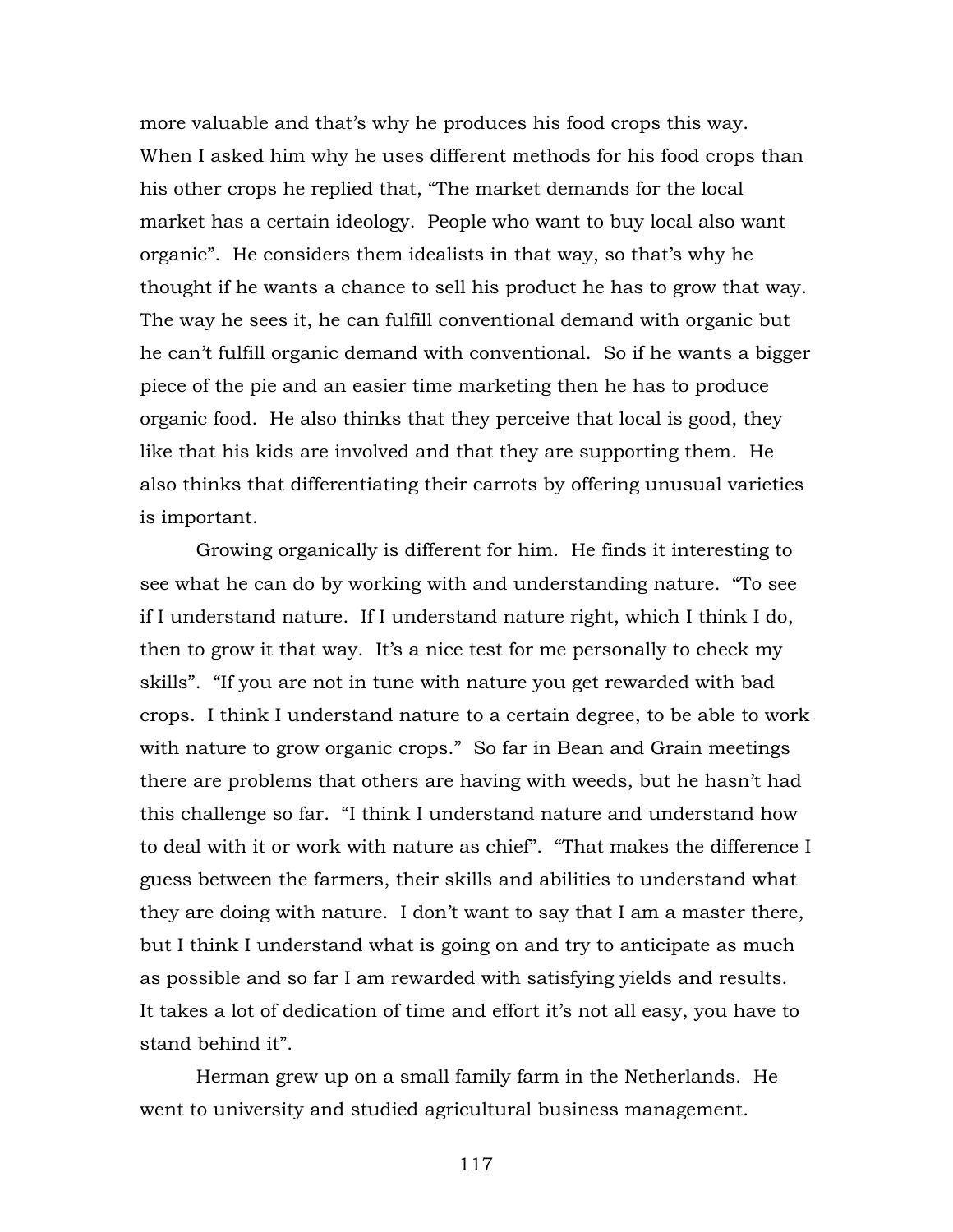more valuable and that's why he produces his food crops this way. When I asked him why he uses different methods for his food crops than his other crops he replied that, "The market demands for the local market has a certain ideology. People who want to buy local also want organic". He considers them idealists in that way, so that's why he thought if he wants a chance to sell his product he has to grow that way. The way he sees it, he can fulfill conventional demand with organic but he can't fulfill organic demand with conventional. So if he wants a bigger piece of the pie and an easier time marketing then he has to produce organic food. He also thinks that they perceive that local is good, they like that his kids are involved and that they are supporting them. He also thinks that differentiating their carrots by offering unusual varieties is important.

Growing organically is different for him. He finds it interesting to see what he can do by working with and understanding nature. "To see if I understand nature. If I understand nature right, which I think I do, then to grow it that way. It's a nice test for me personally to check my skills". "If you are not in tune with nature you get rewarded with bad crops. I think I understand nature to a certain degree, to be able to work with nature to grow organic crops." So far in Bean and Grain meetings there are problems that others are having with weeds, but he hasn't had this challenge so far. "I think I understand nature and understand how to deal with it or work with nature as chief". "That makes the difference I guess between the farmers, their skills and abilities to understand what they are doing with nature. I don't want to say that I am a master there, but I think I understand what is going on and try to anticipate as much as possible and so far I am rewarded with satisfying yields and results. It takes a lot of dedication of time and effort it's not all easy, you have to stand behind it".

Herman grew up on a small family farm in the Netherlands. He went to university and studied agricultural business management.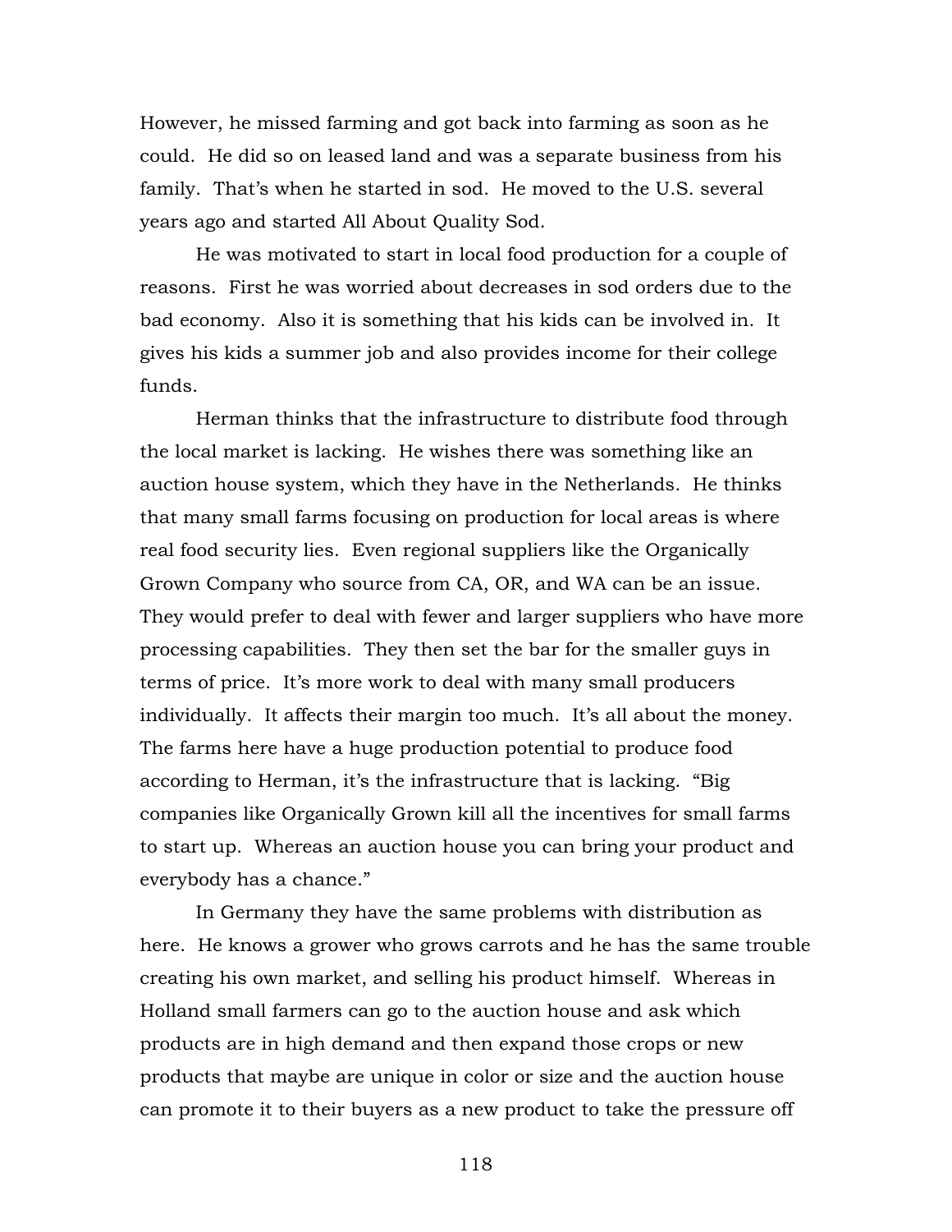However, he missed farming and got back into farming as soon as he could. He did so on leased land and was a separate business from his family. That's when he started in sod. He moved to the U.S. several years ago and started All About Quality Sod.

He was motivated to start in local food production for a couple of reasons. First he was worried about decreases in sod orders due to the bad economy. Also it is something that his kids can be involved in. It gives his kids a summer job and also provides income for their college funds.

Herman thinks that the infrastructure to distribute food through the local market is lacking. He wishes there was something like an auction house system, which they have in the Netherlands. He thinks that many small farms focusing on production for local areas is where real food security lies. Even regional suppliers like the Organically Grown Company who source from CA, OR, and WA can be an issue. They would prefer to deal with fewer and larger suppliers who have more processing capabilities. They then set the bar for the smaller guys in terms of price. It's more work to deal with many small producers individually. It affects their margin too much. It's all about the money. The farms here have a huge production potential to produce food according to Herman, it's the infrastructure that is lacking. "Big companies like Organically Grown kill all the incentives for small farms to start up. Whereas an auction house you can bring your product and everybody has a chance."

In Germany they have the same problems with distribution as here. He knows a grower who grows carrots and he has the same trouble creating his own market, and selling his product himself. Whereas in Holland small farmers can go to the auction house and ask which products are in high demand and then expand those crops or new products that maybe are unique in color or size and the auction house can promote it to their buyers as a new product to take the pressure off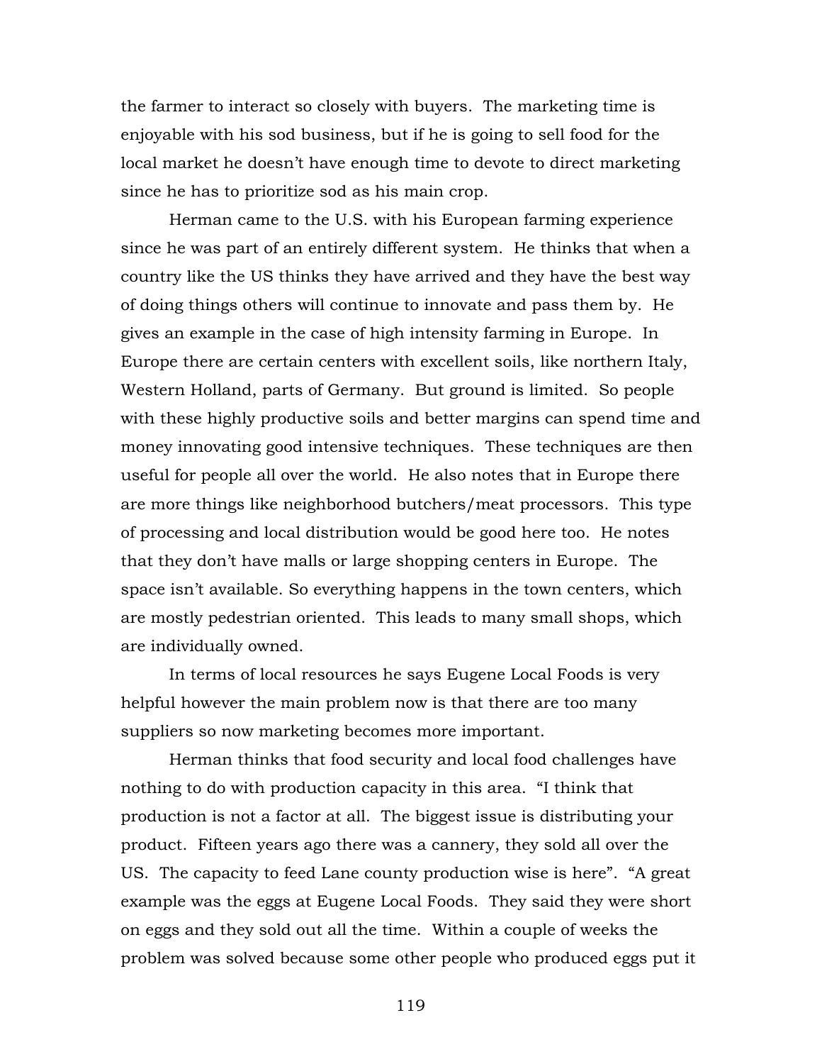the farmer to interact so closely with buyers. The marketing time is enjoyable with his sod business, but if he is going to sell food for the local market he doesn't have enough time to devote to direct marketing since he has to prioritize sod as his main crop.

Herman came to the U.S. with his European farming experience since he was part of an entirely different system. He thinks that when a country like the US thinks they have arrived and they have the best way of doing things others will continue to innovate and pass them by. He gives an example in the case of high intensity farming in Europe. In Europe there are certain centers with excellent soils, like northern Italy, Western Holland, parts of Germany. But ground is limited. So people with these highly productive soils and better margins can spend time and money innovating good intensive techniques. These techniques are then useful for people all over the world. He also notes that in Europe there are more things like neighborhood butchers/meat processors. This type of processing and local distribution would be good here too. He notes that they don't have malls or large shopping centers in Europe. The space isn't available. So everything happens in the town centers, which are mostly pedestrian oriented. This leads to many small shops, which are individually owned.

In terms of local resources he says Eugene Local Foods is very helpful however the main problem now is that there are too many suppliers so now marketing becomes more important.

Herman thinks that food security and local food challenges have nothing to do with production capacity in this area. "I think that production is not a factor at all. The biggest issue is distributing your product. Fifteen years ago there was a cannery, they sold all over the US. The capacity to feed Lane county production wise is here". "A great example was the eggs at Eugene Local Foods. They said they were short on eggs and they sold out all the time. Within a couple of weeks the problem was solved because some other people who produced eggs put it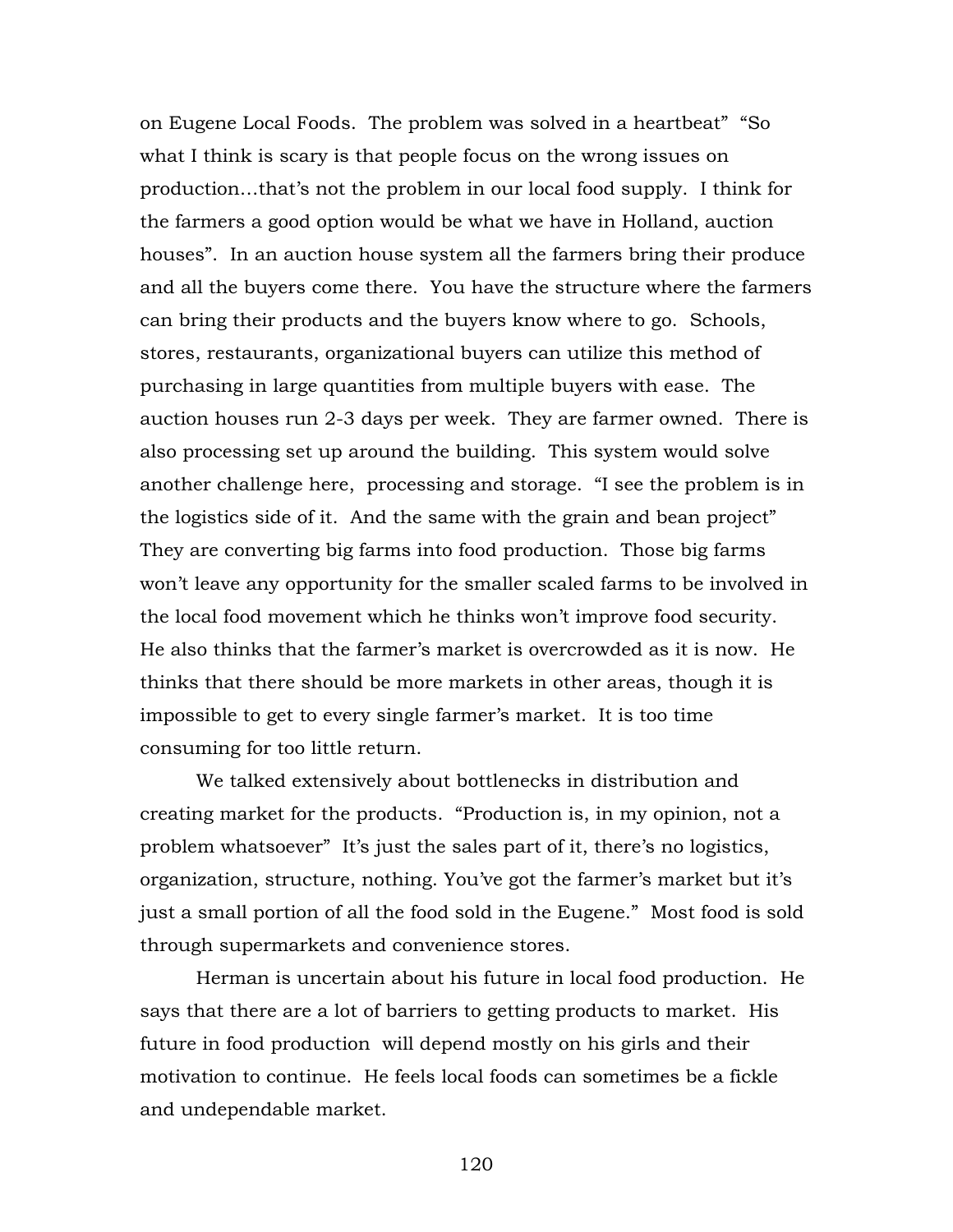on Eugene Local Foods. The problem was solved in a heartbeat" "So what I think is scary is that people focus on the wrong issues on production…that's not the problem in our local food supply. I think for the farmers a good option would be what we have in Holland, auction houses". In an auction house system all the farmers bring their produce and all the buyers come there. You have the structure where the farmers can bring their products and the buyers know where to go. Schools, stores, restaurants, organizational buyers can utilize this method of purchasing in large quantities from multiple buyers with ease. The auction houses run 2-3 days per week. They are farmer owned. There is also processing set up around the building. This system would solve another challenge here, processing and storage. "I see the problem is in the logistics side of it. And the same with the grain and bean project" They are converting big farms into food production. Those big farms won't leave any opportunity for the smaller scaled farms to be involved in the local food movement which he thinks won't improve food security. He also thinks that the farmer's market is overcrowded as it is now. He thinks that there should be more markets in other areas, though it is impossible to get to every single farmer's market. It is too time consuming for too little return.

We talked extensively about bottlenecks in distribution and creating market for the products. "Production is, in my opinion, not a problem whatsoever" It's just the sales part of it, there's no logistics, organization, structure, nothing. You've got the farmer's market but it's just a small portion of all the food sold in the Eugene." Most food is sold through supermarkets and convenience stores.

Herman is uncertain about his future in local food production. He says that there are a lot of barriers to getting products to market. His future in food production will depend mostly on his girls and their motivation to continue. He feels local foods can sometimes be a fickle and undependable market.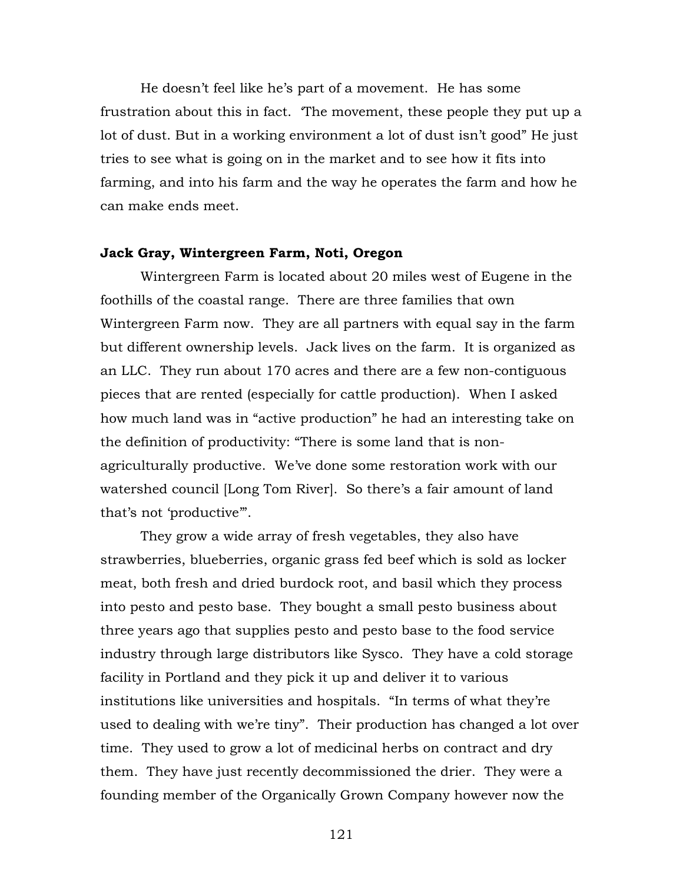He doesn't feel like he's part of a movement. He has some frustration about this in fact. 'The movement, these people they put up a lot of dust. But in a working environment a lot of dust isn't good" He just tries to see what is going on in the market and to see how it fits into farming, and into his farm and the way he operates the farm and how he can make ends meet.

**Jack Gray, Wintergreen Farm, Noti, Oregon**

Wintergreen Farm is located about 20 miles west of Eugene in the foothills of the coastal range. There are three families that own Wintergreen Farm now. They are all partners with equal say in the farm but different ownership levels. Jack lives on the farm. It is organized as an LLC. They run about 170 acres and there are a few non-contiguous pieces that are rented (especially for cattle production). When I asked how much land was in "active production" he had an interesting take on the definition of productivity: "There is some land that is non-agriculturally productive. We've done some restoration work with our watershed council [Long Tom River]. So there's a fair amount of land that's not 'productive'".

They grow a wide array of fresh vegetables, they also have strawberries, blueberries, organic grass fed beef which is sold as locker meat, both fresh and dried burdock root, and basil which they process into pesto and pesto base. They bought a small pesto business about three years ago that supplies pesto and pesto base to the food service industry through large distributors like Sysco. They have a cold storage facility in Portland and they pick it up and deliver it to various institutions like universities and hospitals. "In terms of what they're used to dealing with we're tiny". Their production has changed a lot over time. They used to grow a lot of medicinal herbs on contract and dry them. They have just recently decommissioned the drier. They were a founding member of the Organically Grown Company however now the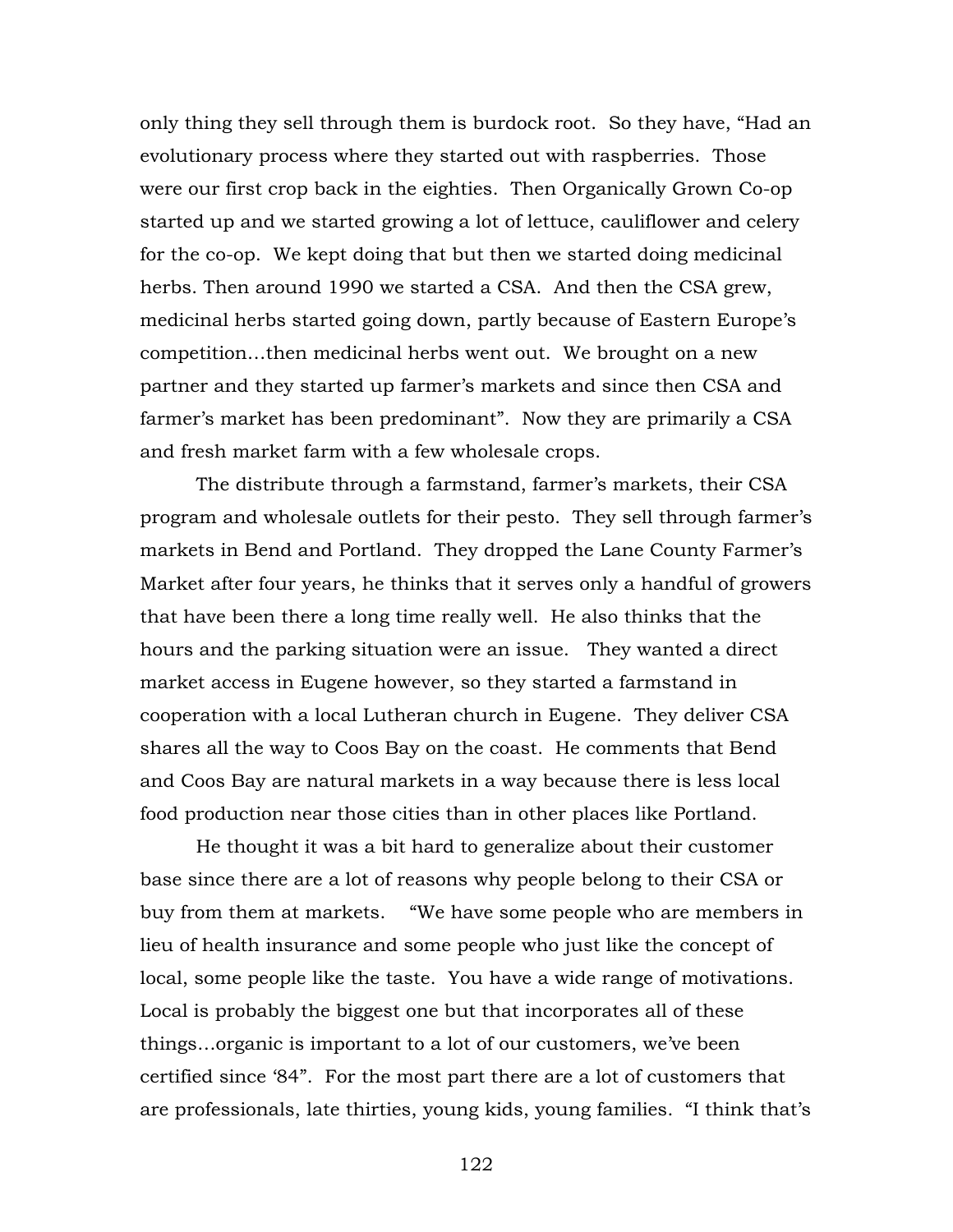only thing they sell through them is burdock root. So they have, "Had an evolutionary process where they started out with raspberries. Those were our first crop back in the eighties. Then Organically Grown Co-op started up and we started growing a lot of lettuce, cauliflower and celery for the co-op. We kept doing that but then we started doing medicinal herbs. Then around 1990 we started a CSA. And then the CSA grew, medicinal herbs started going down, partly because of Eastern Europe's competition…then medicinal herbs went out. We brought on a new partner and they started up farmer's markets and since then CSA and farmer's market has been predominant". Now they are primarily a CSA and fresh market farm with a few wholesale crops.

The distribute through a farmstand, farmer's markets, their CSA program and wholesale outlets for their pesto. They sell through farmer's markets in Bend and Portland. They dropped the Lane County Farmer's Market after four years, he thinks that it serves only a handful of growers that have been there a long time really well. He also thinks that the hours and the parking situation were an issue. They wanted a direct market access in Eugene however, so they started a farmstand in cooperation with a local Lutheran church in Eugene. They deliver CSA shares all the way to Coos Bay on the coast. He comments that Bend and Coos Bay are natural markets in a way because there is less local food production near those cities than in other places like Portland.

He thought it was a bit hard to generalize about their customer base since there are a lot of reasons why people belong to their CSA or buy from them at markets. "We have some people who are members in lieu of health insurance and some people who just like the concept of local, some people like the taste. You have a wide range of motivations. Local is probably the biggest one but that incorporates all of these things…organic is important to a lot of our customers, we've been certified since '84". For the most part there are a lot of customers that are professionals, late thirties, young kids, young families. "I think that's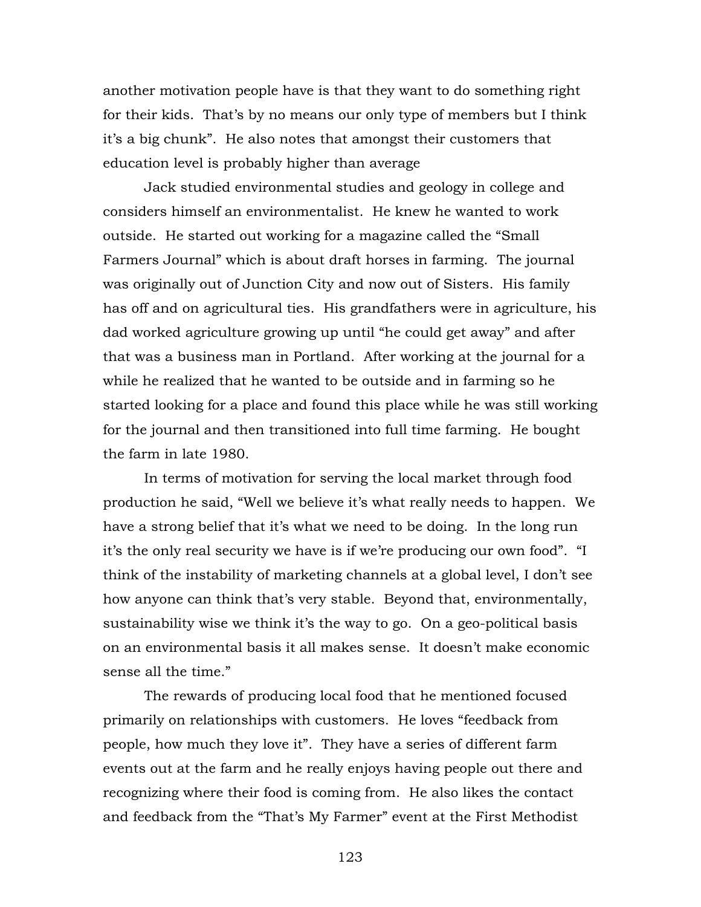another motivation people have is that they want to do something right for their kids. That's by no means our only type of members but I think it's a big chunk". He also notes that amongst their customers that education level is probably higher than average

Jack studied environmental studies and geology in college and considers himself an environmentalist. He knew he wanted to work outside. He started out working for a magazine called the "Small Farmers Journal" which is about draft horses in farming. The journal was originally out of Junction City and now out of Sisters. His family has off and on agricultural ties. His grandfathers were in agriculture, his dad worked agriculture growing up until "he could get away" and after that was a business man in Portland. After working at the journal for a while he realized that he wanted to be outside and in farming so he started looking for a place and found this place while he was still working for the journal and then transitioned into full time farming. He bought the farm in late 1980.

In terms of motivation for serving the local market through food production he said, "Well we believe it's what really needs to happen. We have a strong belief that it's what we need to be doing. In the long run it's the only real security we have is if we're producing our own food". "I think of the instability of marketing channels at a global level, I don't see how anyone can think that's very stable. Beyond that, environmentally, sustainability wise we think it's the way to go. On a geo-political basis on an environmental basis it all makes sense. It doesn't make economic sense all the time."

The rewards of producing local food that he mentioned focused primarily on relationships with customers. He loves "feedback from people, how much they love it". They have a series of different farm events out at the farm and he really enjoys having people out there and recognizing where their food is coming from. He also likes the contact and feedback from the "That's My Farmer" event at the First Methodist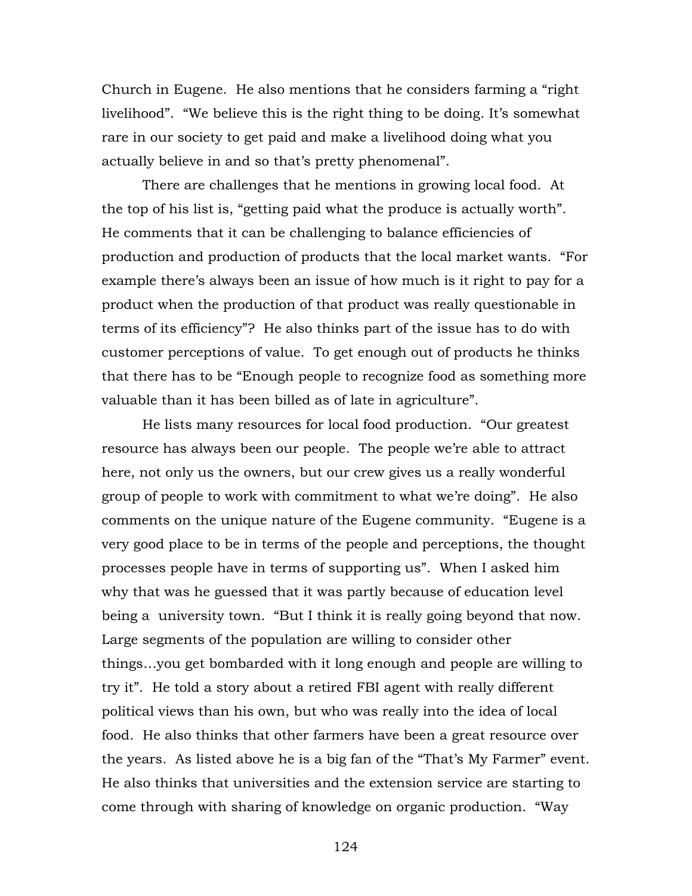Church in Eugene. He also mentions that he considers farming a "right livelihood". "We believe this is the right thing to be doing. It's somewhat rare in our society to get paid and make a livelihood doing what you actually believe in and so that's pretty phenomenal".

There are challenges that he mentions in growing local food. At the top of his list is, "getting paid what the produce is actually worth". He comments that it can be challenging to balance efficiencies of production and production of products that the local market wants. "For example there's always been an issue of how much is it right to pay for a product when the production of that product was really questionable in terms of its efficiency"? He also thinks part of the issue has to do with customer perceptions of value. To get enough out of products he thinks that there has to be "Enough people to recognize food as something more valuable than it has been billed as of late in agriculture".

He lists many resources for local food production. "Our greatest resource has always been our people. The people we're able to attract here, not only us the owners, but our crew gives us a really wonderful group of people to work with commitment to what we're doing". He also comments on the unique nature of the Eugene community. "Eugene is a very good place to be in terms of the people and perceptions, the thought processes people have in terms of supporting us". When I asked him why that was he guessed that it was partly because of education level being a university town. "But I think it is really going beyond that now. Large segments of the population are willing to consider other things…you get bombarded with it long enough and people are willing to try it". He told a story about a retired FBI agent with really different political views than his own, but who was really into the idea of local food. He also thinks that other farmers have been a great resource over the years. As listed above he is a big fan of the "That's My Farmer" event. He also thinks that universities and the extension service are starting to come through with sharing of knowledge on organic production. "Way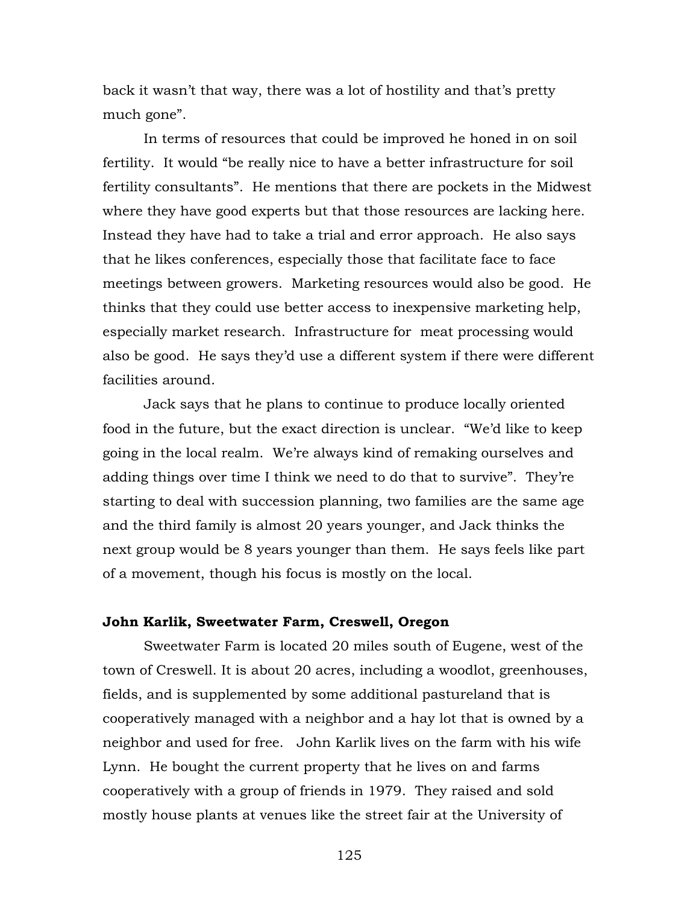back it wasn't that way, there was a lot of hostility and that's pretty much gone".

In terms of resources that could be improved he honed in on soil fertility. It would "be really nice to have a better infrastructure for soil fertility consultants". He mentions that there are pockets in the Midwest where they have good experts but that those resources are lacking here. Instead they have had to take a trial and error approach. He also says that he likes conferences, especially those that facilitate face to face meetings between growers. Marketing resources would also be good. He thinks that they could use better access to inexpensive marketing help, especially market research. Infrastructure for meat processing would also be good. He says they'd use a different system if there were different facilities around.

Jack says that he plans to continue to produce locally oriented food in the future, but the exact direction is unclear. "We'd like to keep going in the local realm. We're always kind of remaking ourselves and adding things over time I think we need to do that to survive". They're starting to deal with succession planning, two families are the same age and the third family is almost 20 years younger, and Jack thinks the next group would be 8 years younger than them. He says feels like part of a movement, though his focus is mostly on the local.

**John Karlik, Sweetwater Farm, Creswell, Oregon**

Sweetwater Farm is located 20 miles south of Eugene, west of the town of Creswell. It is about 20 acres, including a woodlot, greenhouses, fields, and is supplemented by some additional pastureland that is cooperatively managed with a neighbor and a hay lot that is owned by a neighbor and used for free. John Karlik lives on the farm with his wife Lynn. He bought the current property that he lives on and farms cooperatively with a group of friends in 1979. They raised and sold mostly house plants at venues like the street fair at the University of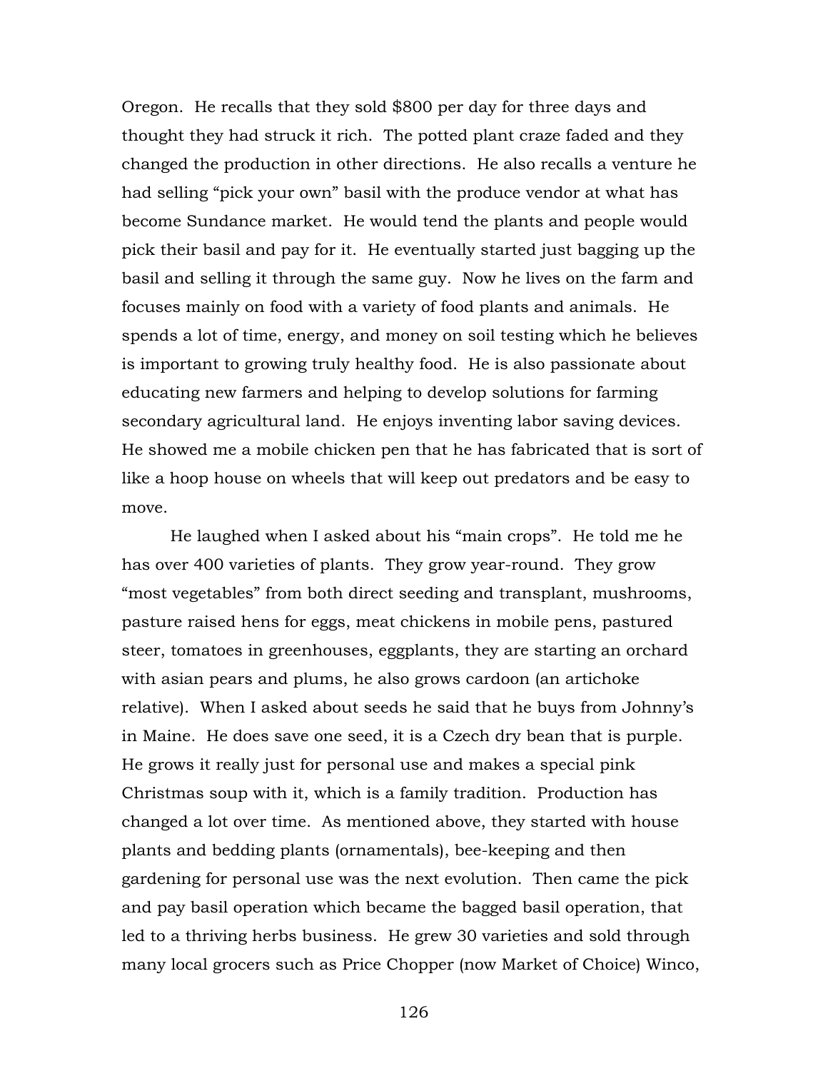Oregon. He recalls that they sold $800 per day for three days and thought they had struck it rich. The potted plant craze faded and they changed the production in other directions. He also recalls a venture he had selling "pick your own" basil with the produce vendor at what has become Sundance market. He would tend the plants and people would pick their basil and pay for it. He eventually started just bagging up the basil and selling it through the same guy. Now he lives on the farm and focuses mainly on food with a variety of food plants and animals. He spends a lot of time, energy, and money on soil testing which he believes is important to growing truly healthy food. He is also passionate about educating new farmers and helping to develop solutions for farming secondary agricultural land. He enjoys inventing labor saving devices. He showed me a mobile chicken pen that he has fabricated that is sort of like a hoop house on wheels that will keep out predators and be easy to move.

He laughed when I asked about his "main crops". He told me he has over 400 varieties of plants. They grow year-round. They grow "most vegetables" from both direct seeding and transplant, mushrooms, pasture raised hens for eggs, meat chickens in mobile pens, pastured steer, tomatoes in greenhouses, eggplants, they are starting an orchard with asian pears and plums, he also grows cardoon (an artichoke relative). When I asked about seeds he said that he buys from Johnny's in Maine. He does save one seed, it is a Czech dry bean that is purple. He grows it really just for personal use and makes a special pink Christmas soup with it, which is a family tradition. Production has changed a lot over time. As mentioned above, they started with house plants and bedding plants (ornamentals), bee-keeping and then gardening for personal use was the next evolution. Then came the pick and pay basil operation which became the bagged basil operation, that led to a thriving herbs business. He grew 30 varieties and sold through many local grocers such as Price Chopper (now Market of Choice) Winco,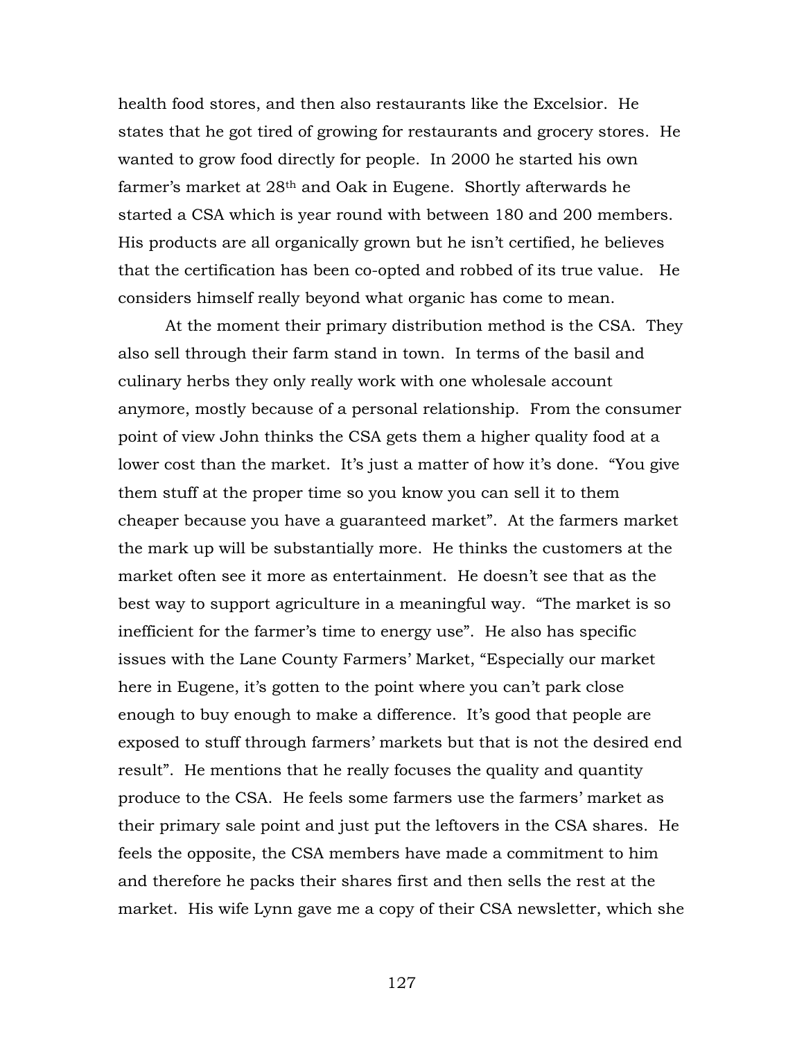health food stores, and then also restaurants like the Excelsior. He states that he got tired of growing for restaurants and grocery stores. He wanted to grow food directly for people. In 2000 he started his own farmer's market at 28th and Oak in Eugene. Shortly afterwards he started a CSA which is year round with between 180 and 200 members. His products are all organically grown but he isn't certified, he believes that the certification has been co-opted and robbed of its true value. He considers himself really beyond what organic has come to mean.

At the moment their primary distribution method is the CSA. They also sell through their farm stand in town. In terms of the basil and culinary herbs they only really work with one wholesale account anymore, mostly because of a personal relationship. From the consumer point of view John thinks the CSA gets them a higher quality food at a lower cost than the market. It's just a matter of how it's done. "You give them stuff at the proper time so you know you can sell it to them cheaper because you have a guaranteed market". At the farmers market the mark up will be substantially more. He thinks the customers at the market often see it more as entertainment. He doesn't see that as the best way to support agriculture in a meaningful way. "The market is so inefficient for the farmer's time to energy use". He also has specific issues with the Lane County Farmers' Market, "Especially our market here in Eugene, it's gotten to the point where you can't park close enough to buy enough to make a difference. It's good that people are exposed to stuff through farmers' markets but that is not the desired end result". He mentions that he really focuses the quality and quantity produce to the CSA. He feels some farmers use the farmers' market as their primary sale point and just put the leftovers in the CSA shares. He feels the opposite, the CSA members have made a commitment to him and therefore he packs their shares first and then sells the rest at the market. His wife Lynn gave me a copy of their CSA newsletter, which she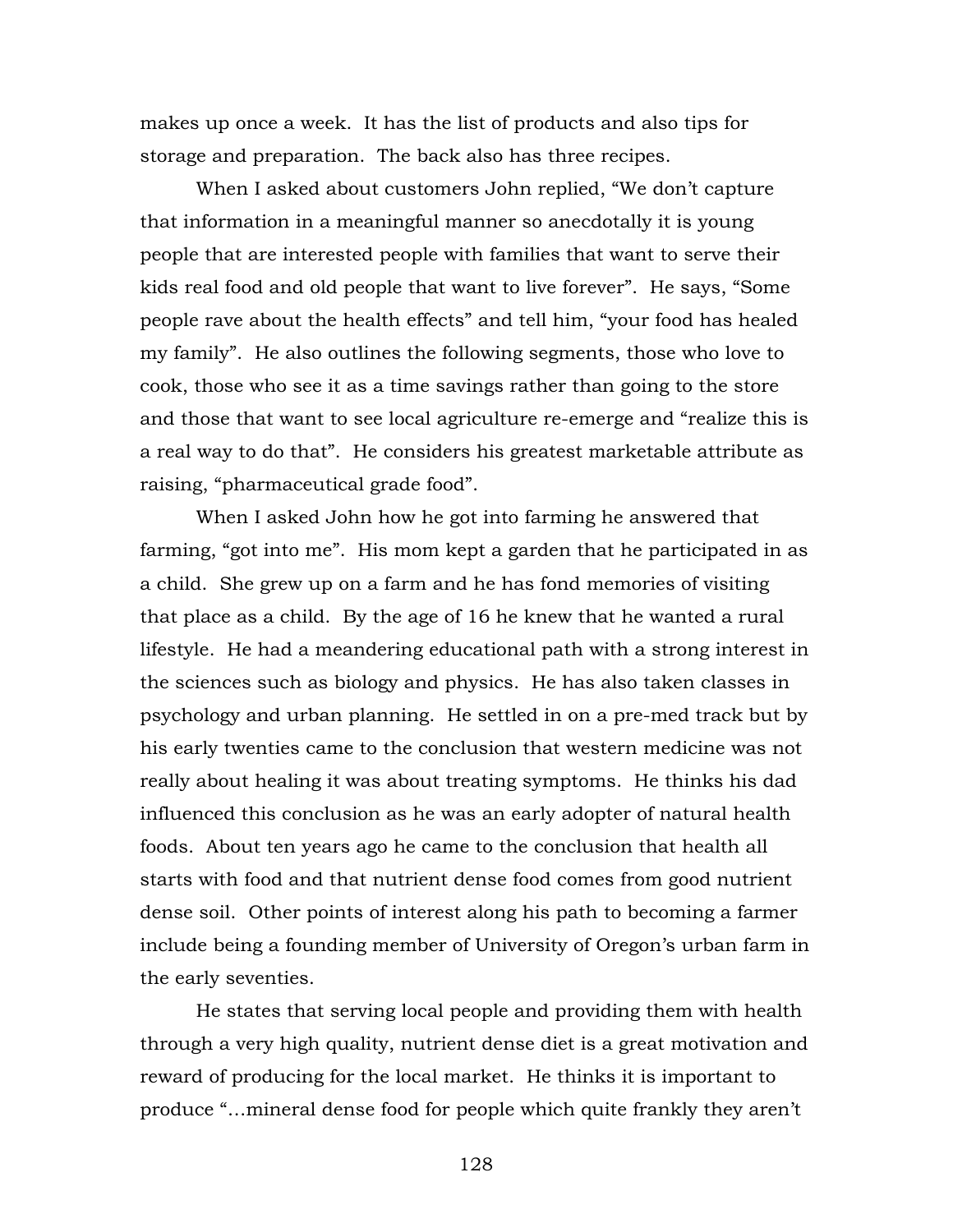makes up once a week. It has the list of products and also tips for storage and preparation. The back also has three recipes.

When I asked about customers John replied, "We don't capture that information in a meaningful manner so anecdotally it is young people that are interested people with families that want to serve their kids real food and old people that want to live forever". He says, "Some people rave about the health effects" and tell him, "your food has healed my family". He also outlines the following segments, those who love to cook, those who see it as a time savings rather than going to the store and those that want to see local agriculture re-emerge and "realize this is a real way to do that". He considers his greatest marketable attribute as raising, "pharmaceutical grade food".

When I asked John how he got into farming he answered that farming, "got into me". His mom kept a garden that he participated in as a child. She grew up on a farm and he has fond memories of visiting that place as a child. By the age of 16 he knew that he wanted a rural lifestyle. He had a meandering educational path with a strong interest in the sciences such as biology and physics. He has also taken classes in psychology and urban planning. He settled in on a pre-med track but by his early twenties came to the conclusion that western medicine was not really about healing it was about treating symptoms. He thinks his dad influenced this conclusion as he was an early adopter of natural health foods. About ten years ago he came to the conclusion that health all starts with food and that nutrient dense food comes from good nutrient dense soil. Other points of interest along his path to becoming a farmer include being a founding member of University of Oregon's urban farm in the early seventies.

He states that serving local people and providing them with health through a very high quality, nutrient dense diet is a great motivation and reward of producing for the local market. He thinks it is important to produce "…mineral dense food for people which quite frankly they aren't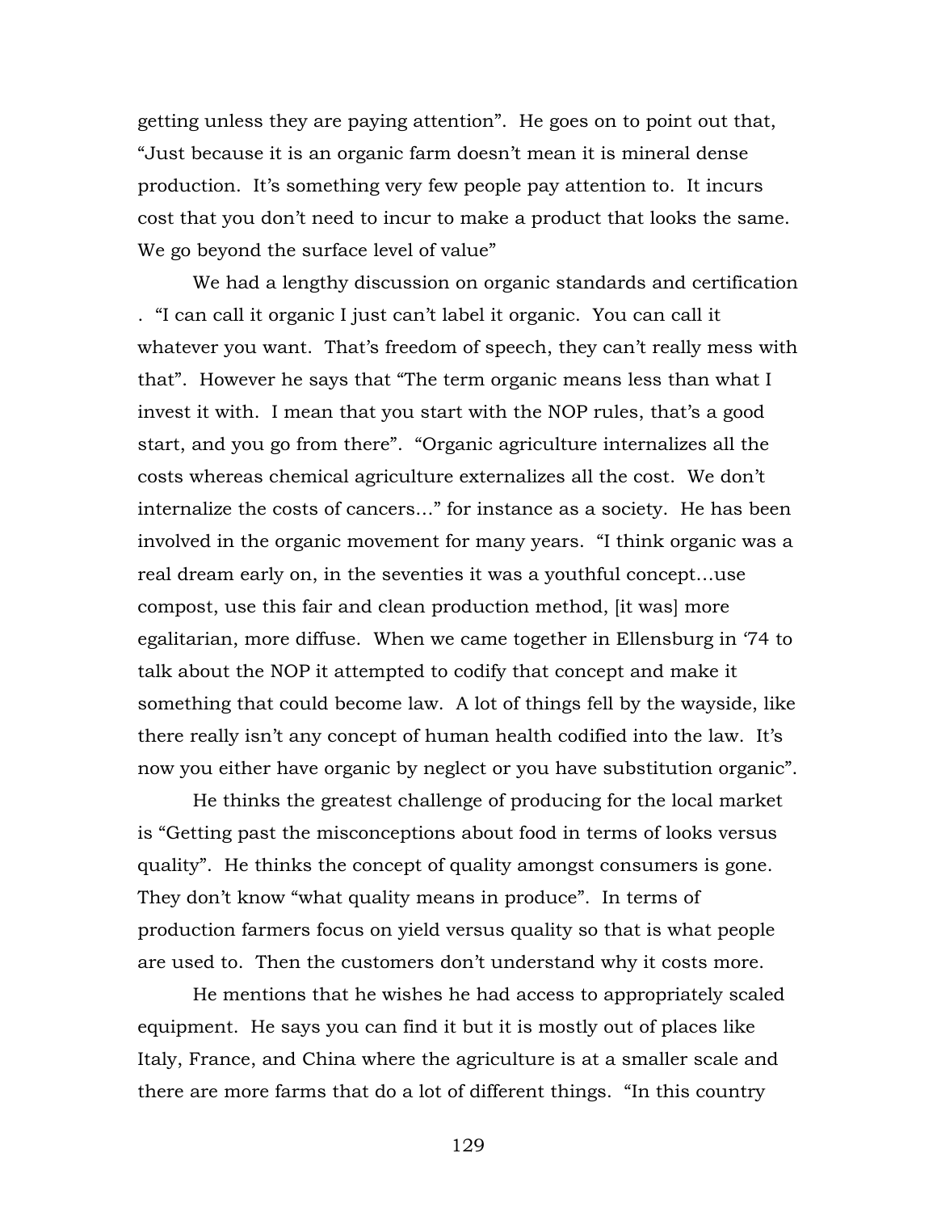getting unless they are paying attention". He goes on to point out that, "Just because it is an organic farm doesn't mean it is mineral dense production. It's something very few people pay attention to. It incurs cost that you don't need to incur to make a product that looks the same. We go beyond the surface level of value"

We had a lengthy discussion on organic standards and certification . "I can call it organic I just can't label it organic. You can call it whatever you want. That's freedom of speech, they can't really mess with that". However he says that "The term organic means less than what I invest it with. I mean that you start with the NOP rules, that's a good start, and you go from there". "Organic agriculture internalizes all the costs whereas chemical agriculture externalizes all the cost. We don't internalize the costs of cancers…" for instance as a society. He has been involved in the organic movement for many years. "I think organic was a real dream early on, in the seventies it was a youthful concept…use compost, use this fair and clean production method, [it was] more egalitarian, more diffuse. When we came together in Ellensburg in '74 to talk about the NOP it attempted to codify that concept and make it something that could become law. A lot of things fell by the wayside, like there really isn't any concept of human health codified into the law. It's now you either have organic by neglect or you have substitution organic".

He thinks the greatest challenge of producing for the local market is "Getting past the misconceptions about food in terms of looks versus quality". He thinks the concept of quality amongst consumers is gone. They don't know "what quality means in produce". In terms of production farmers focus on yield versus quality so that is what people are used to. Then the customers don't understand why it costs more.

He mentions that he wishes he had access to appropriately scaled equipment. He says you can find it but it is mostly out of places like Italy, France, and China where the agriculture is at a smaller scale and there are more farms that do a lot of different things. "In this country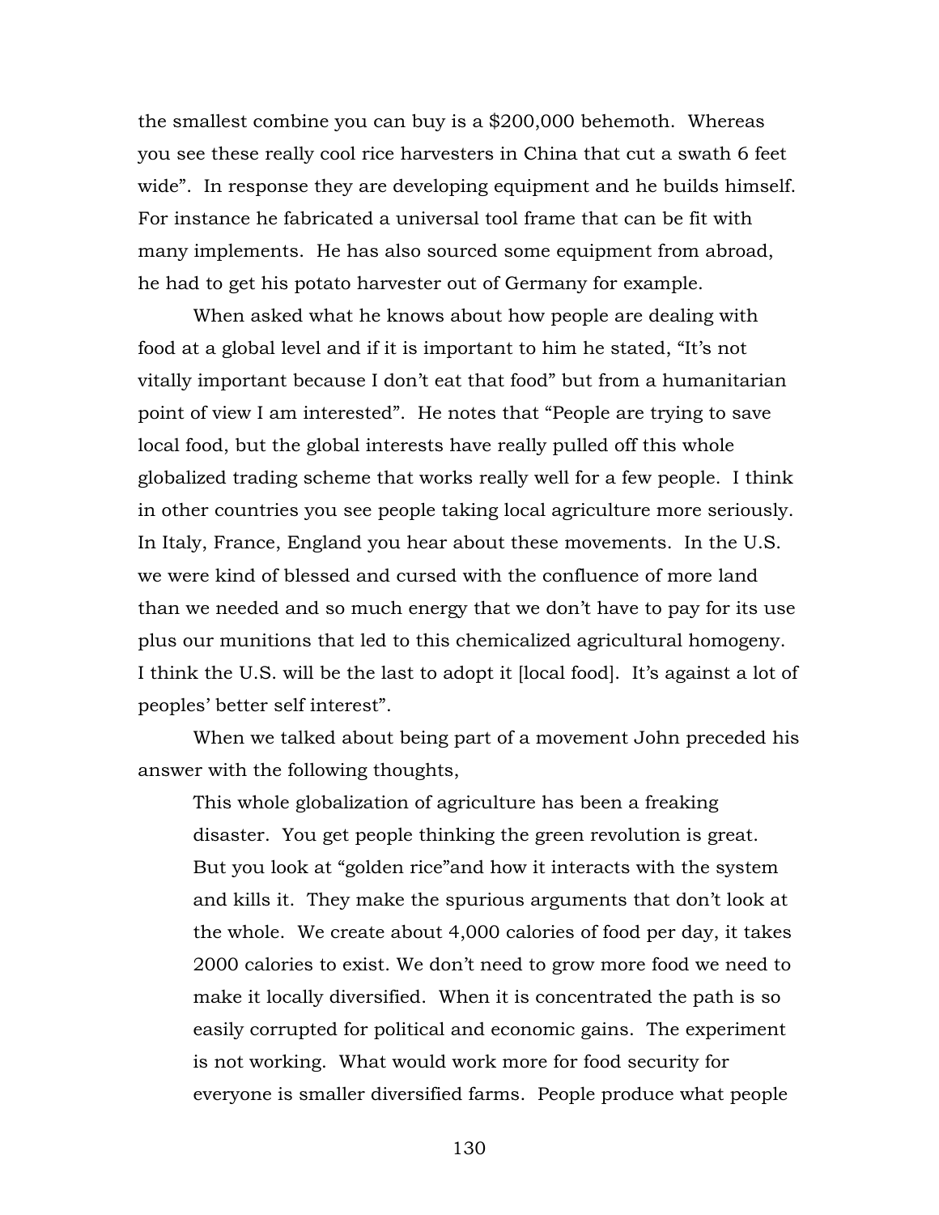the smallest combine you can buy is a $200,000 behemoth. Whereas you see these really cool rice harvesters in China that cut a swath 6 feet wide". In response they are developing equipment and he builds himself. For instance he fabricated a universal tool frame that can be fit with many implements. He has also sourced some equipment from abroad, he had to get his potato harvester out of Germany for example.

When asked what he knows about how people are dealing with food at a global level and if it is important to him he stated, "It's not vitally important because I don't eat that food" but from a humanitarian point of view I am interested". He notes that "People are trying to save local food, but the global interests have really pulled off this whole globalized trading scheme that works really well for a few people. I think in other countries you see people taking local agriculture more seriously. In Italy, France, England you hear about these movements. In the U.S. we were kind of blessed and cursed with the confluence of more land than we needed and so much energy that we don't have to pay for its use plus our munitions that led to this chemicalized agricultural homogeny. I think the U.S. will be the last to adopt it [local food]. It's against a lot of peoples' better self interest".

When we talked about being part of a movement John preceded his answer with the following thoughts,

> This whole globalization of agriculture has been a freaking disaster. You get people thinking the green revolution is great. But you look at "golden rice"and how it interacts with the system and kills it. They make the spurious arguments that don't look at the whole. We create about 4,000 calories of food per day, it takes 2000 calories to exist. We don't need to grow more food we need to make it locally diversified. When it is concentrated the path is so easily corrupted for political and economic gains. The experiment is not working. What would work more for food security for everyone is smaller diversified farms. People produce what people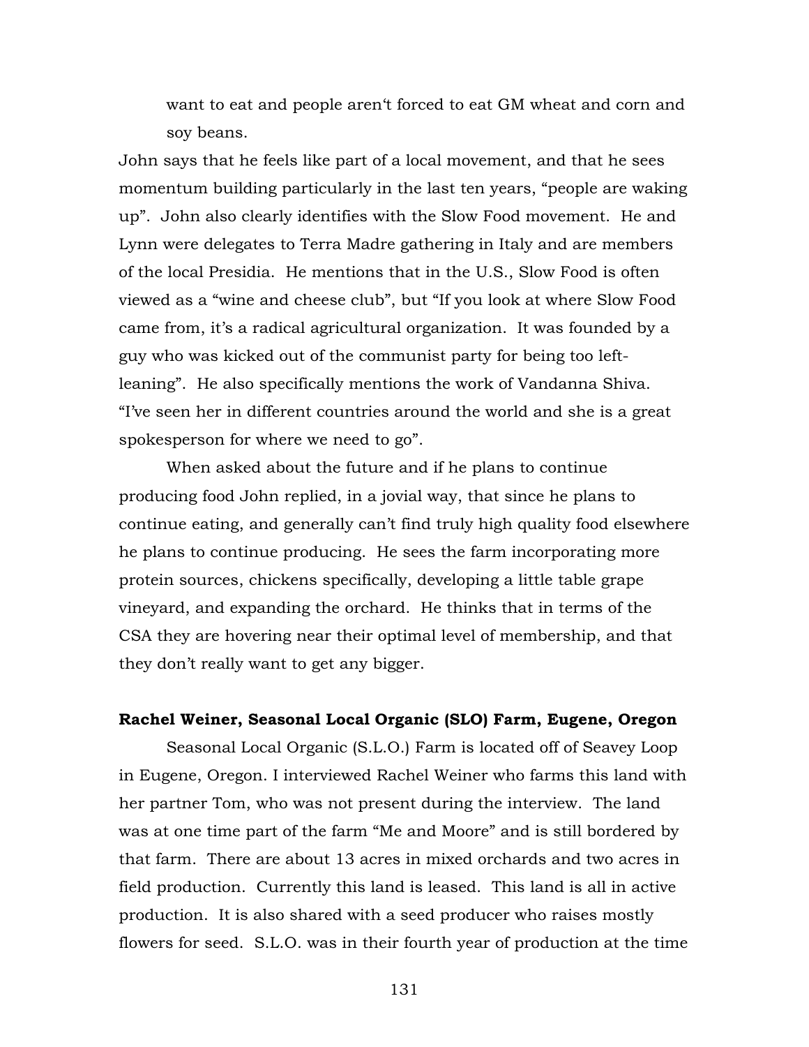want to eat and people aren't forced to eat GM wheat and corn and soy beans.

John says that he feels like part of a local movement, and that he sees momentum building particularly in the last ten years, "people are waking up". John also clearly identifies with the Slow Food movement. He and Lynn were delegates to Terra Madre gathering in Italy and are members of the local Presidia. He mentions that in the U.S., Slow Food is often viewed as a "wine and cheese club", but "If you look at where Slow Food came from, it's a radical agricultural organization. It was founded by a guy who was kicked out of the communist party for being too left-leaning". He also specifically mentions the work of Vandanna Shiva. "I've seen her in different countries around the world and she is a great spokesperson for where we need to go".

When asked about the future and if he plans to continue producing food John replied, in a jovial way, that since he plans to continue eating, and generally can't find truly high quality food elsewhere he plans to continue producing. He sees the farm incorporating more protein sources, chickens specifically, developing a little table grape vineyard, and expanding the orchard. He thinks that in terms of the CSA they are hovering near their optimal level of membership, and that they don't really want to get any bigger.

**Rachel Weiner, Seasonal Local Organic (SLO) Farm, Eugene, Oregon**

Seasonal Local Organic (S.L.O.) Farm is located off of Seavey Loop in Eugene, Oregon. I interviewed Rachel Weiner who farms this land with her partner Tom, who was not present during the interview. The land was at one time part of the farm "Me and Moore" and is still bordered by that farm. There are about 13 acres in mixed orchards and two acres in field production. Currently this land is leased. This land is all in active production. It is also shared with a seed producer who raises mostly flowers for seed. S.L.O. was in their fourth year of production at the time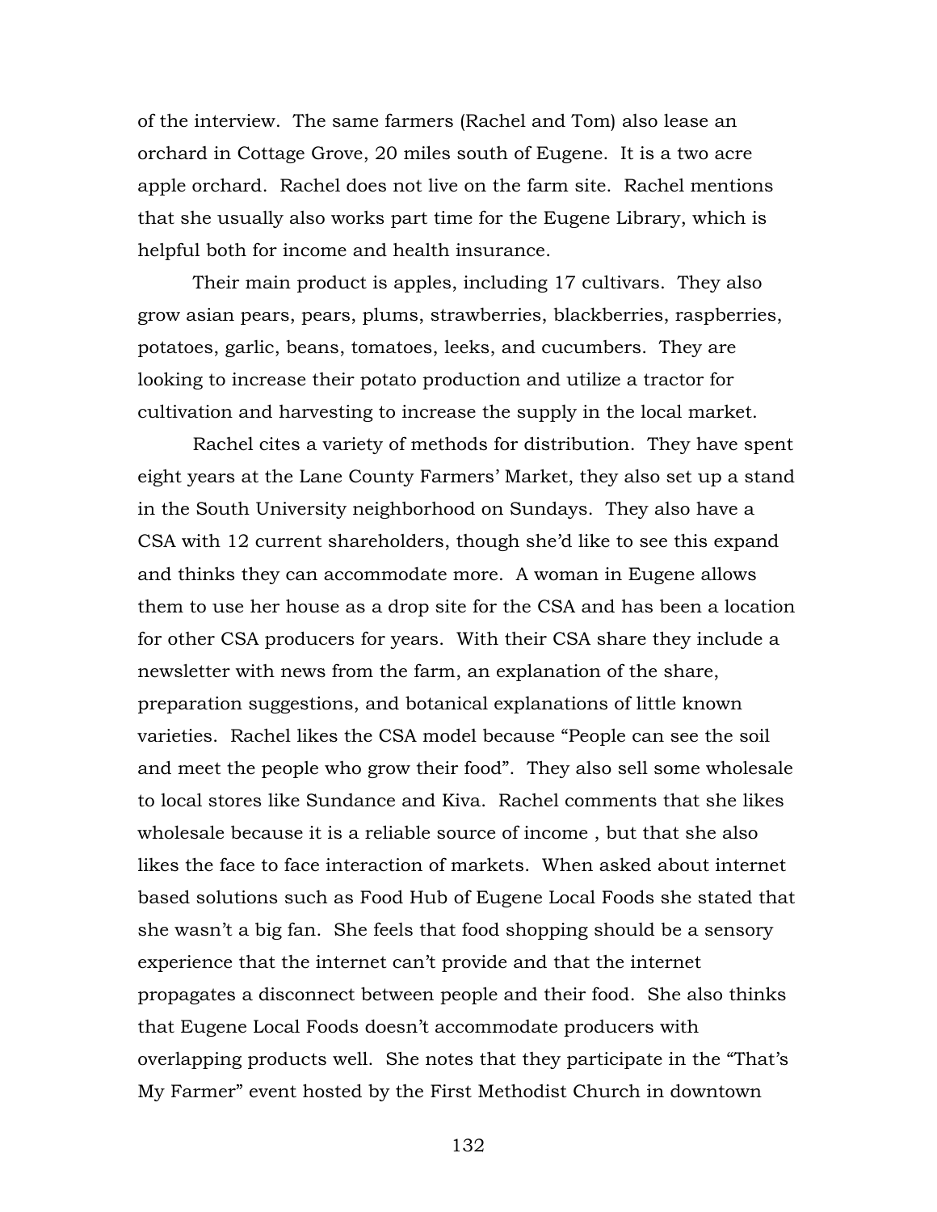of the interview. The same farmers (Rachel and Tom) also lease an orchard in Cottage Grove, 20 miles south of Eugene. It is a two acre apple orchard. Rachel does not live on the farm site. Rachel mentions that she usually also works part time for the Eugene Library, which is helpful both for income and health insurance.

Their main product is apples, including 17 cultivars. They also grow asian pears, pears, plums, strawberries, blackberries, raspberries, potatoes, garlic, beans, tomatoes, leeks, and cucumbers. They are looking to increase their potato production and utilize a tractor for cultivation and harvesting to increase the supply in the local market.

Rachel cites a variety of methods for distribution. They have spent eight years at the Lane County Farmers' Market, they also set up a stand in the South University neighborhood on Sundays. They also have a CSA with 12 current shareholders, though she'd like to see this expand and thinks they can accommodate more. A woman in Eugene allows them to use her house as a drop site for the CSA and has been a location for other CSA producers for years. With their CSA share they include a newsletter with news from the farm, an explanation of the share, preparation suggestions, and botanical explanations of little known varieties. Rachel likes the CSA model because "People can see the soil and meet the people who grow their food". They also sell some wholesale to local stores like Sundance and Kiva. Rachel comments that she likes wholesale because it is a reliable source of income , but that she also likes the face to face interaction of markets. When asked about internet based solutions such as Food Hub of Eugene Local Foods she stated that she wasn't a big fan. She feels that food shopping should be a sensory experience that the internet can't provide and that the internet propagates a disconnect between people and their food. She also thinks that Eugene Local Foods doesn't accommodate producers with overlapping products well. She notes that they participate in the "That's My Farmer" event hosted by the First Methodist Church in downtown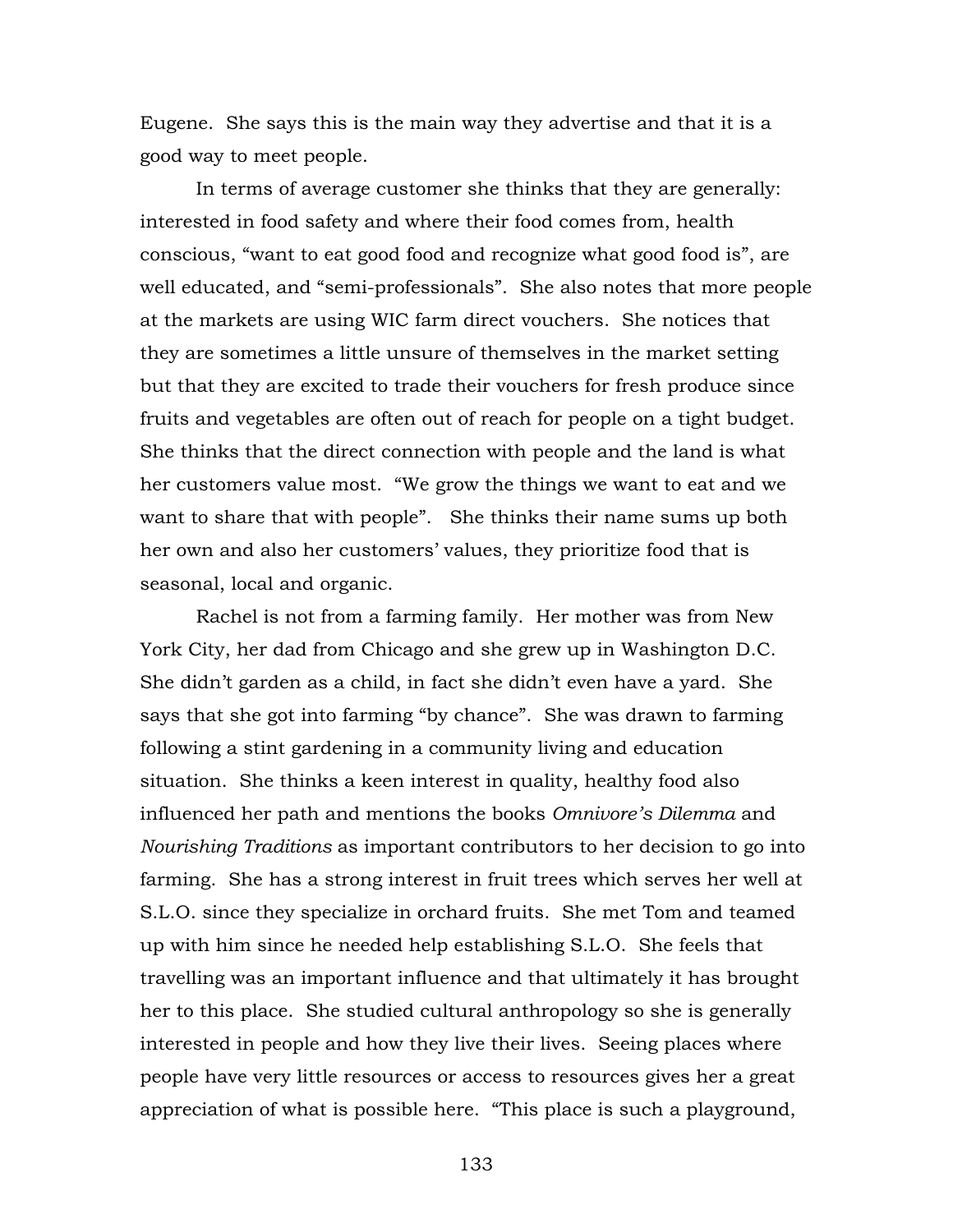Eugene. She says this is the main way they advertise and that it is a good way to meet people.

In terms of average customer she thinks that they are generally: interested in food safety and where their food comes from, health conscious, "want to eat good food and recognize what good food is", are well educated, and "semi-professionals". She also notes that more people at the markets are using WIC farm direct vouchers. She notices that they are sometimes a little unsure of themselves in the market setting but that they are excited to trade their vouchers for fresh produce since fruits and vegetables are often out of reach for people on a tight budget. She thinks that the direct connection with people and the land is what her customers value most. "We grow the things we want to eat and we want to share that with people". She thinks their name sums up both her own and also her customers' values, they prioritize food that is seasonal, local and organic.

Rachel is not from a farming family. Her mother was from New York City, her dad from Chicago and she grew up in Washington D.C. She didn't garden as a child, in fact she didn't even have a yard. She says that she got into farming "by chance". She was drawn to farming following a stint gardening in a community living and education situation. She thinks a keen interest in quality, healthy food also influenced her path and mentions the books *Omnivore's Dilemma* and *Nourishing Traditions* as important contributors to her decision to go into farming. She has a strong interest in fruit trees which serves her well at S.L.O. since they specialize in orchard fruits. She met Tom and teamed up with him since he needed help establishing S.L.O. She feels that travelling was an important influence and that ultimately it has brought her to this place. She studied cultural anthropology so she is generally interested in people and how they live their lives. Seeing places where people have very little resources or access to resources gives her a great appreciation of what is possible here. "This place is such a playground,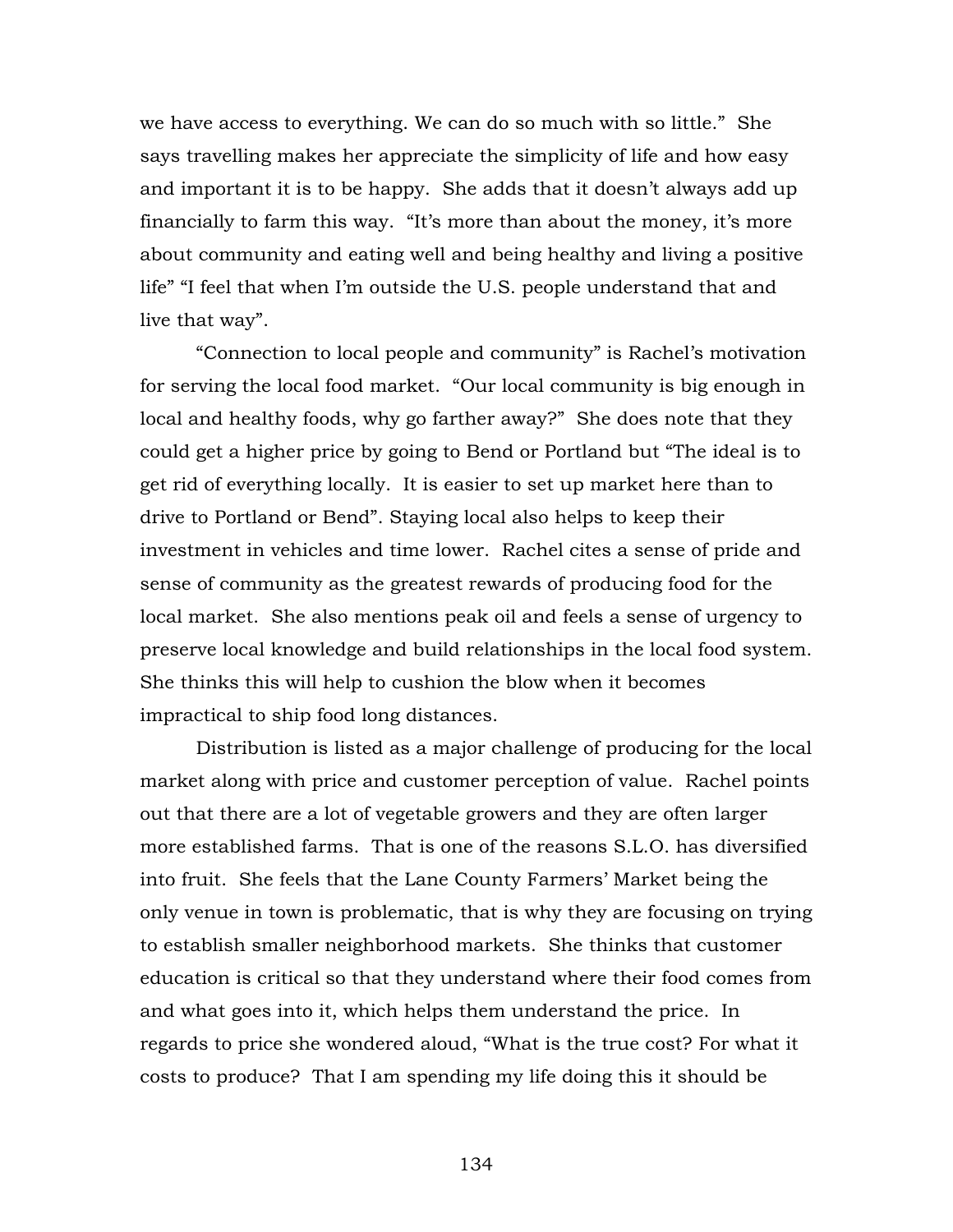we have access to everything. We can do so much with so little." She says travelling makes her appreciate the simplicity of life and how easy and important it is to be happy. She adds that it doesn't always add up financially to farm this way. "It's more than about the money, it's more about community and eating well and being healthy and living a positive life" "I feel that when I'm outside the U.S. people understand that and live that way".

"Connection to local people and community" is Rachel's motivation for serving the local food market. "Our local community is big enough in local and healthy foods, why go farther away?" She does note that they could get a higher price by going to Bend or Portland but "The ideal is to get rid of everything locally. It is easier to set up market here than to drive to Portland or Bend". Staying local also helps to keep their investment in vehicles and time lower. Rachel cites a sense of pride and sense of community as the greatest rewards of producing food for the local market. She also mentions peak oil and feels a sense of urgency to preserve local knowledge and build relationships in the local food system. She thinks this will help to cushion the blow when it becomes impractical to ship food long distances.

Distribution is listed as a major challenge of producing for the local market along with price and customer perception of value. Rachel points out that there are a lot of vegetable growers and they are often larger more established farms. That is one of the reasons S.L.O. has diversified into fruit. She feels that the Lane County Farmers' Market being the only venue in town is problematic, that is why they are focusing on trying to establish smaller neighborhood markets. She thinks that customer education is critical so that they understand where their food comes from and what goes into it, which helps them understand the price. In regards to price she wondered aloud, "What is the true cost? For what it costs to produce? That I am spending my life doing this it should be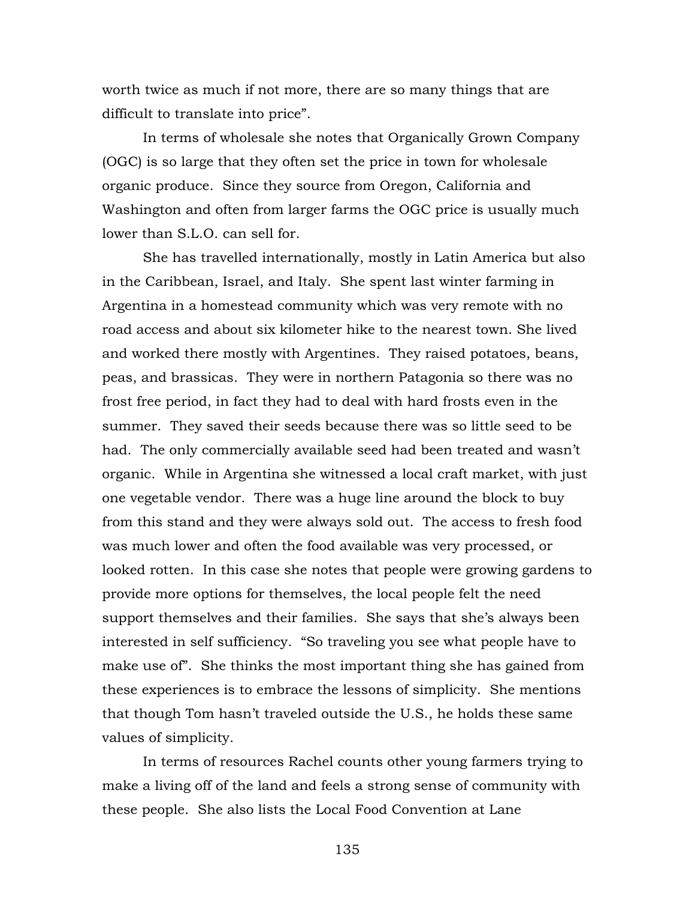worth twice as much if not more, there are so many things that are difficult to translate into price".

In terms of wholesale she notes that Organically Grown Company (OGC) is so large that they often set the price in town for wholesale organic produce. Since they source from Oregon, California and Washington and often from larger farms the OGC price is usually much lower than S.L.O. can sell for.

She has travelled internationally, mostly in Latin America but also in the Caribbean, Israel, and Italy. She spent last winter farming in Argentina in a homestead community which was very remote with no road access and about six kilometer hike to the nearest town. She lived and worked there mostly with Argentines. They raised potatoes, beans, peas, and brassicas. They were in northern Patagonia so there was no frost free period, in fact they had to deal with hard frosts even in the summer. They saved their seeds because there was so little seed to be had. The only commercially available seed had been treated and wasn't organic. While in Argentina she witnessed a local craft market, with just one vegetable vendor. There was a huge line around the block to buy from this stand and they were always sold out. The access to fresh food was much lower and often the food available was very processed, or looked rotten. In this case she notes that people were growing gardens to provide more options for themselves, the local people felt the need support themselves and their families. She says that she's always been interested in self sufficiency. "So traveling you see what people have to make use of". She thinks the most important thing she has gained from these experiences is to embrace the lessons of simplicity. She mentions that though Tom hasn't traveled outside the U.S., he holds these same values of simplicity.

In terms of resources Rachel counts other young farmers trying to make a living off of the land and feels a strong sense of community with these people. She also lists the Local Food Convention at Lane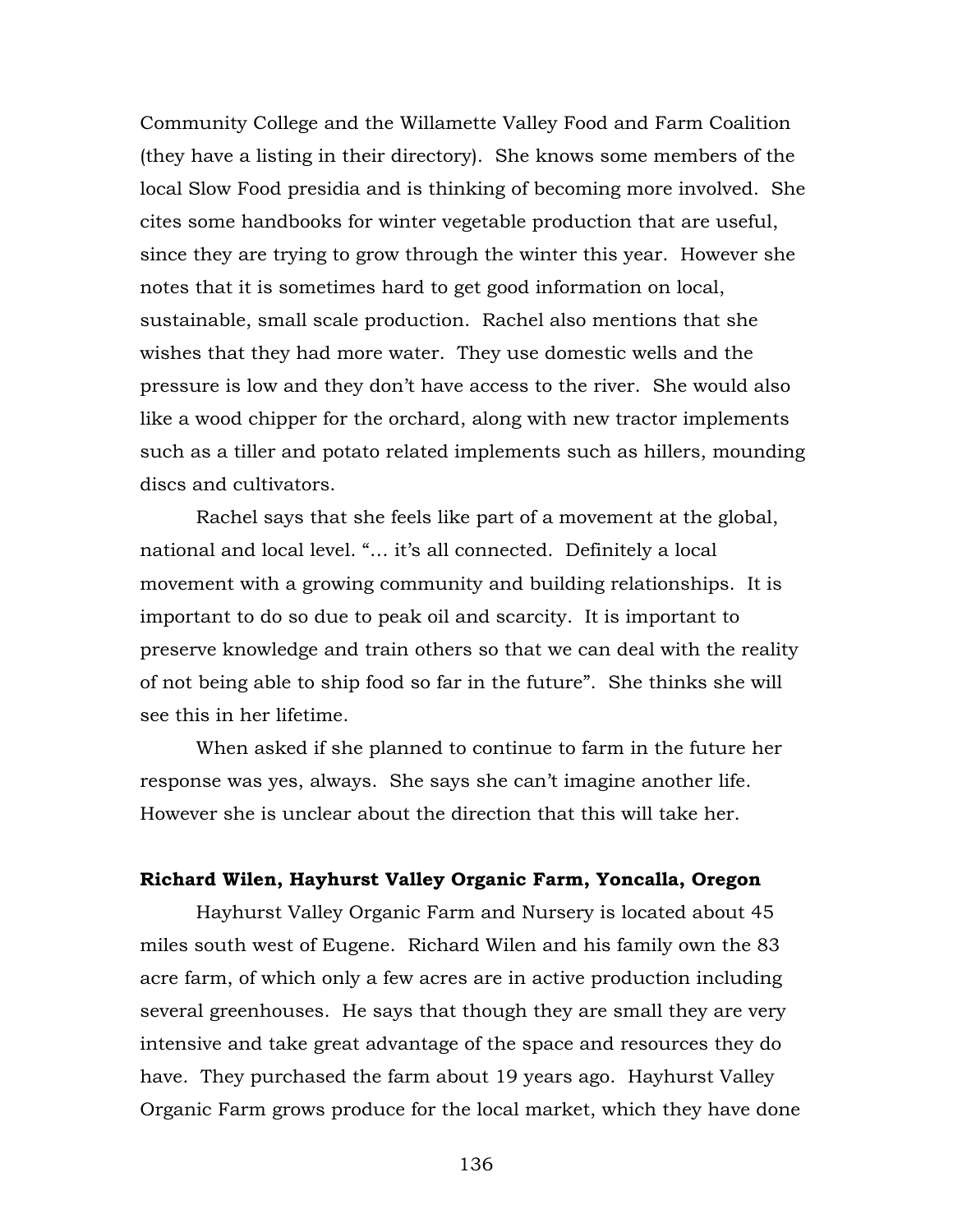Community College and the Willamette Valley Food and Farm Coalition (they have a listing in their directory). She knows some members of the local Slow Food presidia and is thinking of becoming more involved. She cites some handbooks for winter vegetable production that are useful, since they are trying to grow through the winter this year. However she notes that it is sometimes hard to get good information on local, sustainable, small scale production. Rachel also mentions that she wishes that they had more water. They use domestic wells and the pressure is low and they don't have access to the river. She would also like a wood chipper for the orchard, along with new tractor implements such as a tiller and potato related implements such as hillers, mounding discs and cultivators.

Rachel says that she feels like part of a movement at the global, national and local level. "… it's all connected. Definitely a local movement with a growing community and building relationships. It is important to do so due to peak oil and scarcity. It is important to preserve knowledge and train others so that we can deal with the reality of not being able to ship food so far in the future". She thinks she will see this in her lifetime.

When asked if she planned to continue to farm in the future her response was yes, always. She says she can't imagine another life. However she is unclear about the direction that this will take her.

**Richard Wilen, Hayhurst Valley Organic Farm, Yoncalla, Oregon**

Hayhurst Valley Organic Farm and Nursery is located about 45 miles south west of Eugene. Richard Wilen and his family own the 83 acre farm, of which only a few acres are in active production including several greenhouses. He says that though they are small they are very intensive and take great advantage of the space and resources they do have. They purchased the farm about 19 years ago. Hayhurst Valley Organic Farm grows produce for the local market, which they have done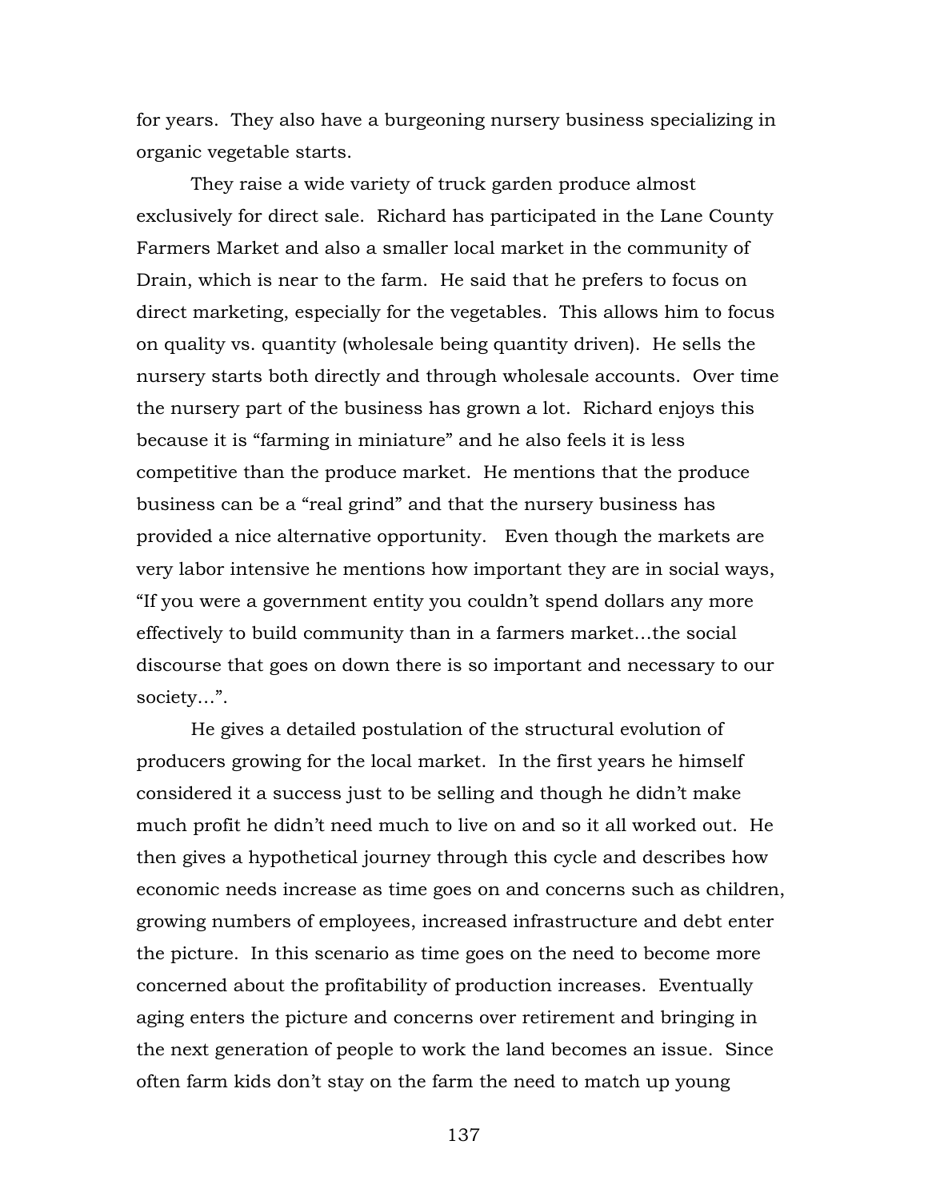for years. They also have a burgeoning nursery business specializing in organic vegetable starts.

They raise a wide variety of truck garden produce almost exclusively for direct sale. Richard has participated in the Lane County Farmers Market and also a smaller local market in the community of Drain, which is near to the farm. He said that he prefers to focus on direct marketing, especially for the vegetables. This allows him to focus on quality vs. quantity (wholesale being quantity driven). He sells the nursery starts both directly and through wholesale accounts. Over time the nursery part of the business has grown a lot. Richard enjoys this because it is "farming in miniature" and he also feels it is less competitive than the produce market. He mentions that the produce business can be a "real grind" and that the nursery business has provided a nice alternative opportunity. Even though the markets are very labor intensive he mentions how important they are in social ways, "If you were a government entity you couldn't spend dollars any more effectively to build community than in a farmers market…the social discourse that goes on down there is so important and necessary to our society…".

He gives a detailed postulation of the structural evolution of producers growing for the local market. In the first years he himself considered it a success just to be selling and though he didn't make much profit he didn't need much to live on and so it all worked out. He then gives a hypothetical journey through this cycle and describes how economic needs increase as time goes on and concerns such as children, growing numbers of employees, increased infrastructure and debt enter the picture. In this scenario as time goes on the need to become more concerned about the profitability of production increases. Eventually aging enters the picture and concerns over retirement and bringing in the next generation of people to work the land becomes an issue. Since often farm kids don't stay on the farm the need to match up young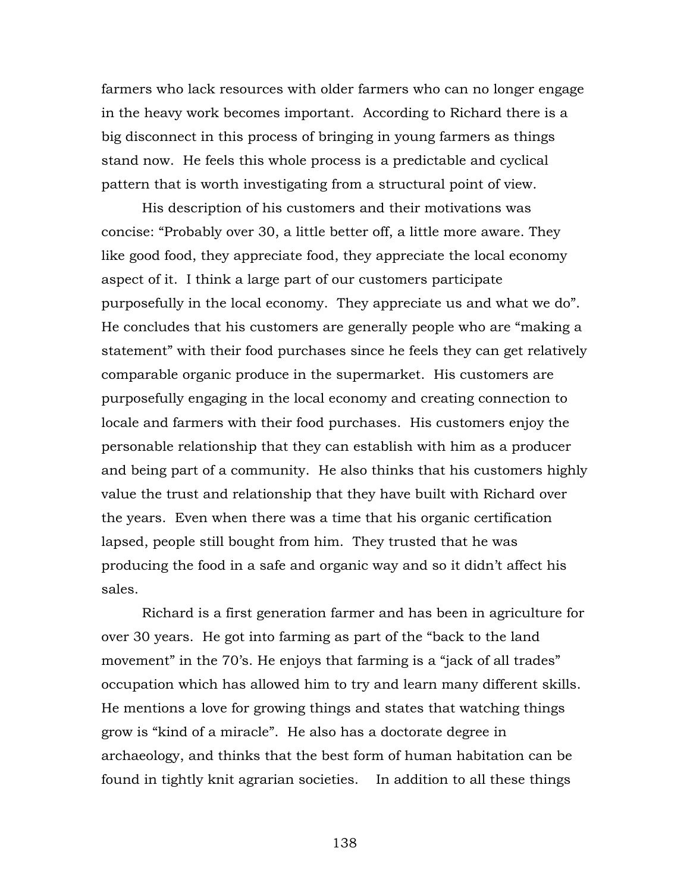farmers who lack resources with older farmers who can no longer engage in the heavy work becomes important. According to Richard there is a big disconnect in this process of bringing in young farmers as things stand now. He feels this whole process is a predictable and cyclical pattern that is worth investigating from a structural point of view.

His description of his customers and their motivations was concise: "Probably over 30, a little better off, a little more aware. They like good food, they appreciate food, they appreciate the local economy aspect of it. I think a large part of our customers participate purposefully in the local economy. They appreciate us and what we do". He concludes that his customers are generally people who are "making a statement" with their food purchases since he feels they can get relatively comparable organic produce in the supermarket. His customers are purposefully engaging in the local economy and creating connection to locale and farmers with their food purchases. His customers enjoy the personable relationship that they can establish with him as a producer and being part of a community. He also thinks that his customers highly value the trust and relationship that they have built with Richard over the years. Even when there was a time that his organic certification lapsed, people still bought from him. They trusted that he was producing the food in a safe and organic way and so it didn't affect his sales.

Richard is a first generation farmer and has been in agriculture for over 30 years. He got into farming as part of the "back to the land movement" in the 70's. He enjoys that farming is a "jack of all trades" occupation which has allowed him to try and learn many different skills. He mentions a love for growing things and states that watching things grow is "kind of a miracle". He also has a doctorate degree in archaeology, and thinks that the best form of human habitation can be found in tightly knit agrarian societies. In addition to all these things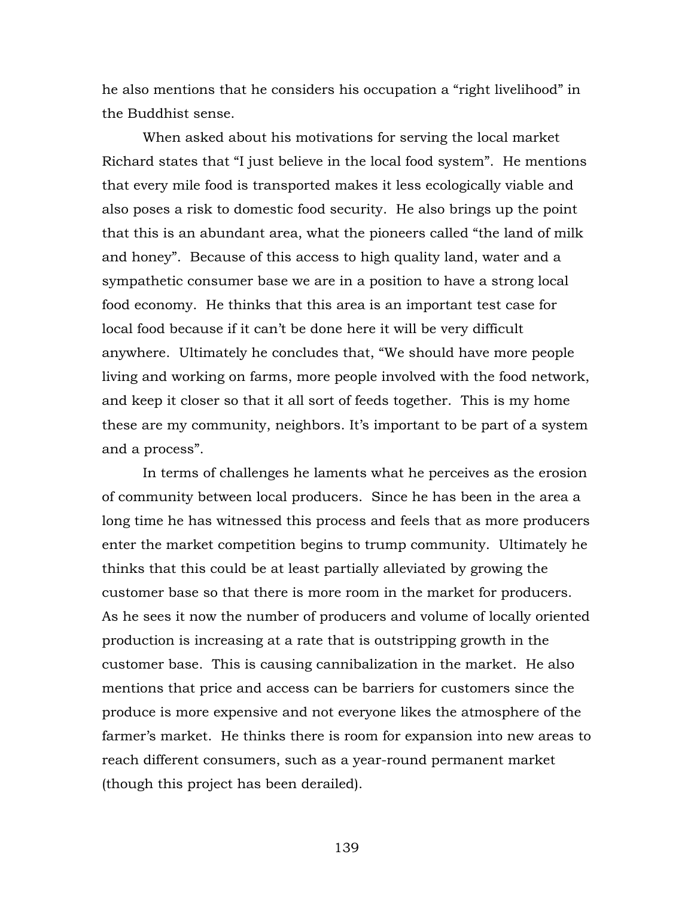he also mentions that he considers his occupation a “right livelihood” in the Buddhist sense.

When asked about his motivations for serving the local market Richard states that “I just believe in the local food system”. He mentions that every mile food is transported makes it less ecologically viable and also poses a risk to domestic food security. He also brings up the point that this is an abundant area, what the pioneers called “the land of milk and honey”. Because of this access to high quality land, water and a sympathetic consumer base we are in a position to have a strong local food economy. He thinks that this area is an important test case for local food because if it can’t be done here it will be very difficult anywhere. Ultimately he concludes that, “We should have more people living and working on farms, more people involved with the food network, and keep it closer so that it all sort of feeds together. This is my home these are my community, neighbors. It’s important to be part of a system and a process”.

In terms of challenges he laments what he perceives as the erosion of community between local producers. Since he has been in the area a long time he has witnessed this process and feels that as more producers enter the market competition begins to trump community. Ultimately he thinks that this could be at least partially alleviated by growing the customer base so that there is more room in the market for producers. As he sees it now the number of producers and volume of locally oriented production is increasing at a rate that is outstripping growth in the customer base. This is causing cannibalization in the market. He also mentions that price and access can be barriers for customers since the produce is more expensive and not everyone likes the atmosphere of the farmer’s market. He thinks there is room for expansion into new areas to reach different consumers, such as a year-round permanent market (though this project has been derailed).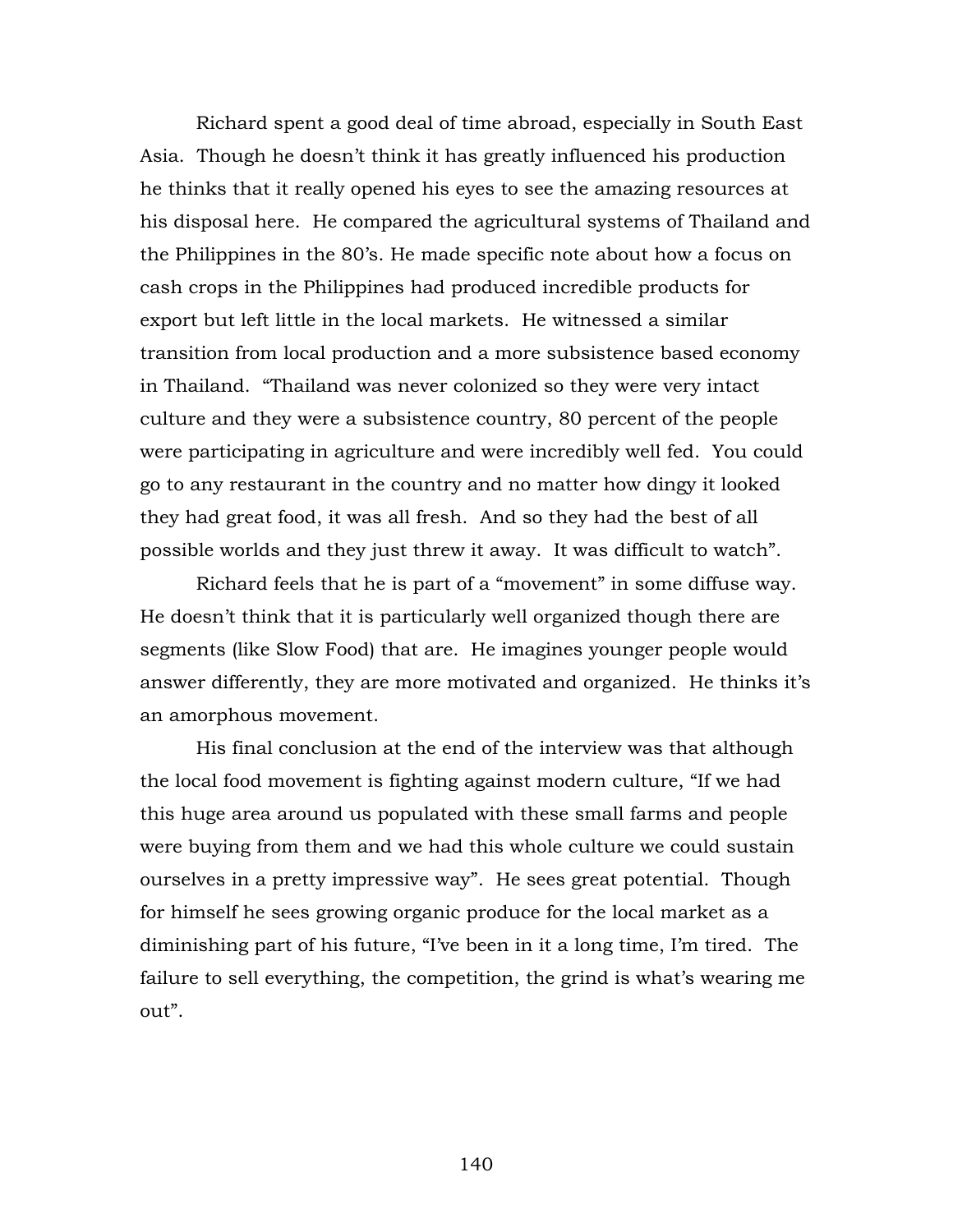Richard spent a good deal of time abroad, especially in South East Asia. Though he doesn't think it has greatly influenced his production he thinks that it really opened his eyes to see the amazing resources at his disposal here. He compared the agricultural systems of Thailand and the Philippines in the 80's. He made specific note about how a focus on cash crops in the Philippines had produced incredible products for export but left little in the local markets. He witnessed a similar transition from local production and a more subsistence based economy in Thailand. "Thailand was never colonized so they were very intact culture and they were a subsistence country, 80 percent of the people were participating in agriculture and were incredibly well fed. You could go to any restaurant in the country and no matter how dingy it looked they had great food, it was all fresh. And so they had the best of all possible worlds and they just threw it away. It was difficult to watch".

Richard feels that he is part of a "movement" in some diffuse way. He doesn't think that it is particularly well organized though there are segments (like Slow Food) that are. He imagines younger people would answer differently, they are more motivated and organized. He thinks it's an amorphous movement.

His final conclusion at the end of the interview was that although the local food movement is fighting against modern culture, "If we had this huge area around us populated with these small farms and people were buying from them and we had this whole culture we could sustain ourselves in a pretty impressive way". He sees great potential. Though for himself he sees growing organic produce for the local market as a diminishing part of his future, "I've been in it a long time, I'm tired. The failure to sell everything, the competition, the grind is what's wearing me out".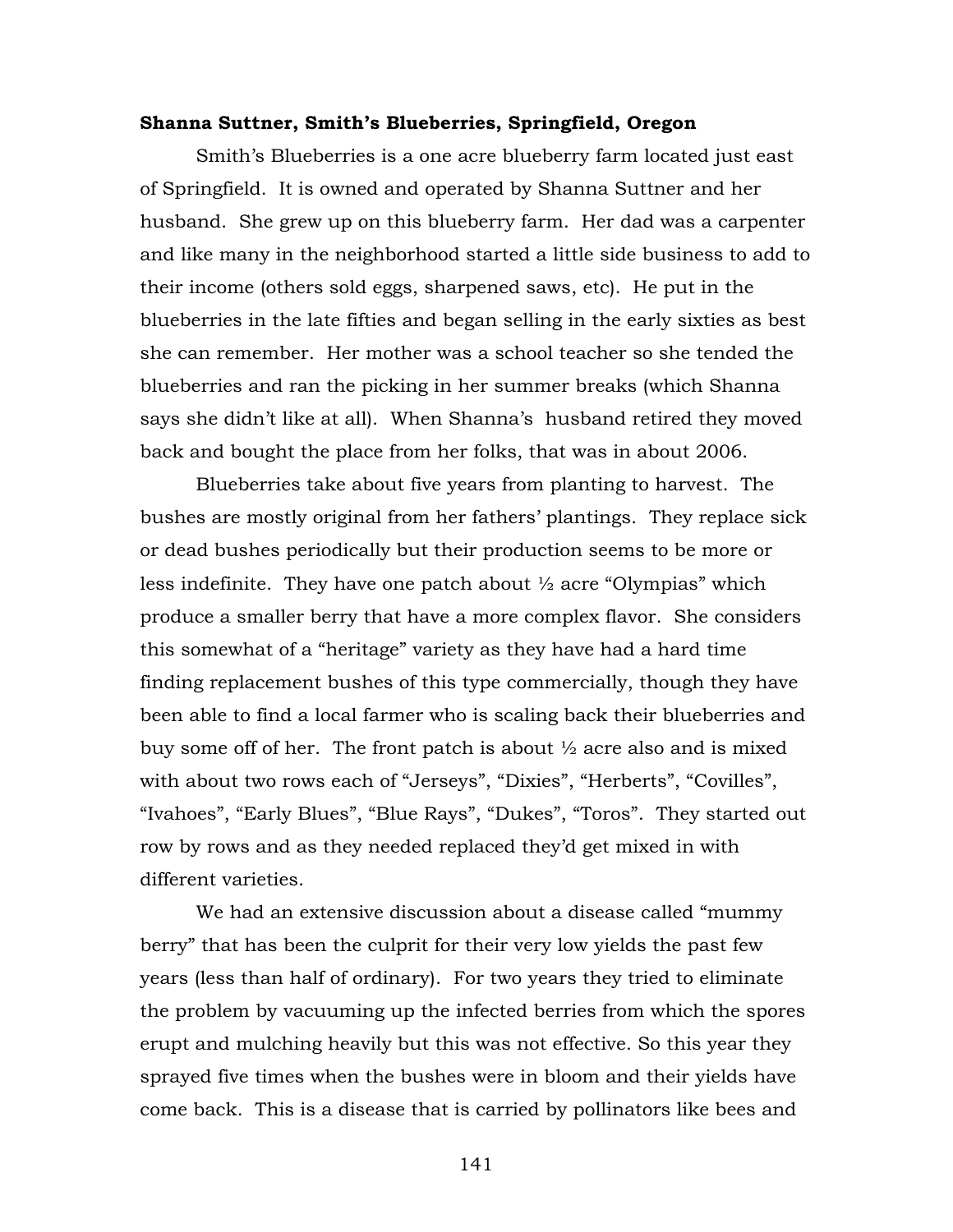**Shanna Suttner, Smith's Blueberries, Springfield, Oregon**

Smith's Blueberries is a one acre blueberry farm located just east of Springfield. It is owned and operated by Shanna Suttner and her husband. She grew up on this blueberry farm. Her dad was a carpenter and like many in the neighborhood started a little side business to add to their income (others sold eggs, sharpened saws, etc). He put in the blueberries in the late fifties and began selling in the early sixties as best she can remember. Her mother was a school teacher so she tended the blueberries and ran the picking in her summer breaks (which Shanna says she didn't like at all). When Shanna's husband retired they moved back and bought the place from her folks, that was in about 2006.

Blueberries take about five years from planting to harvest. The bushes are mostly original from her fathers' plantings. They replace sick or dead bushes periodically but their production seems to be more or less indefinite. They have one patch about ½ acre "Olympias" which produce a smaller berry that have a more complex flavor. She considers this somewhat of a "heritage" variety as they have had a hard time finding replacement bushes of this type commercially, though they have been able to find a local farmer who is scaling back their blueberries and buy some off of her. The front patch is about ½ acre also and is mixed with about two rows each of "Jerseys", "Dixies", "Herberts", "Covilles", "Ivahoes", "Early Blues", "Blue Rays", "Dukes", "Toros". They started out row by rows and as they needed replaced they'd get mixed in with different varieties.

We had an extensive discussion about a disease called "mummy berry" that has been the culprit for their very low yields the past few years (less than half of ordinary). For two years they tried to eliminate the problem by vacuuming up the infected berries from which the spores erupt and mulching heavily but this was not effective. So this year they sprayed five times when the bushes were in bloom and their yields have come back. This is a disease that is carried by pollinators like bees and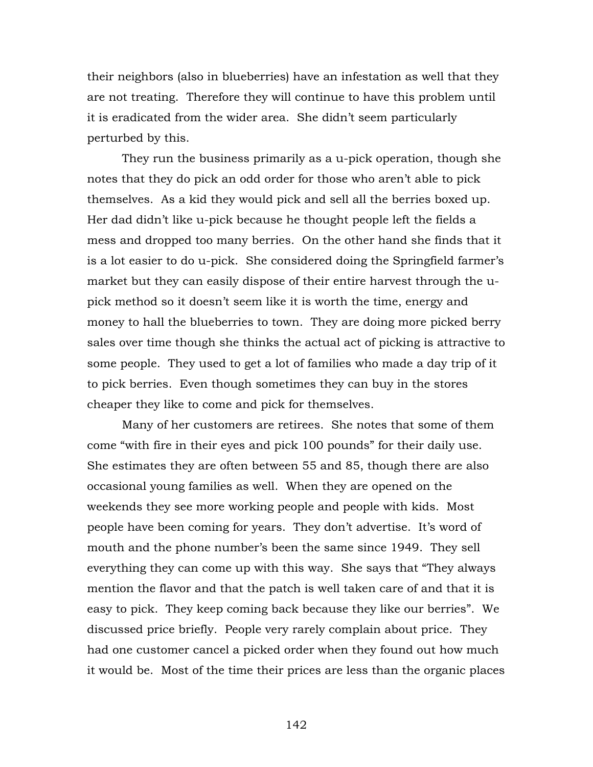their neighbors (also in blueberries) have an infestation as well that they are not treating. Therefore they will continue to have this problem until it is eradicated from the wider area. She didn't seem particularly perturbed by this.

They run the business primarily as a u-pick operation, though she notes that they do pick an odd order for those who aren't able to pick themselves. As a kid they would pick and sell all the berries boxed up. Her dad didn't like u-pick because he thought people left the fields a mess and dropped too many berries. On the other hand she finds that it is a lot easier to do u-pick. She considered doing the Springfield farmer's market but they can easily dispose of their entire harvest through the u-pick method so it doesn't seem like it is worth the time, energy and money to hall the blueberries to town. They are doing more picked berry sales over time though she thinks the actual act of picking is attractive to some people. They used to get a lot of families who made a day trip of it to pick berries. Even though sometimes they can buy in the stores cheaper they like to come and pick for themselves.

Many of her customers are retirees. She notes that some of them come "with fire in their eyes and pick 100 pounds" for their daily use. She estimates they are often between 55 and 85, though there are also occasional young families as well. When they are opened on the weekends they see more working people and people with kids. Most people have been coming for years. They don't advertise. It's word of mouth and the phone number's been the same since 1949. They sell everything they can come up with this way. She says that "They always mention the flavor and that the patch is well taken care of and that it is easy to pick. They keep coming back because they like our berries". We discussed price briefly. People very rarely complain about price. They had one customer cancel a picked order when they found out how much it would be. Most of the time their prices are less than the organic places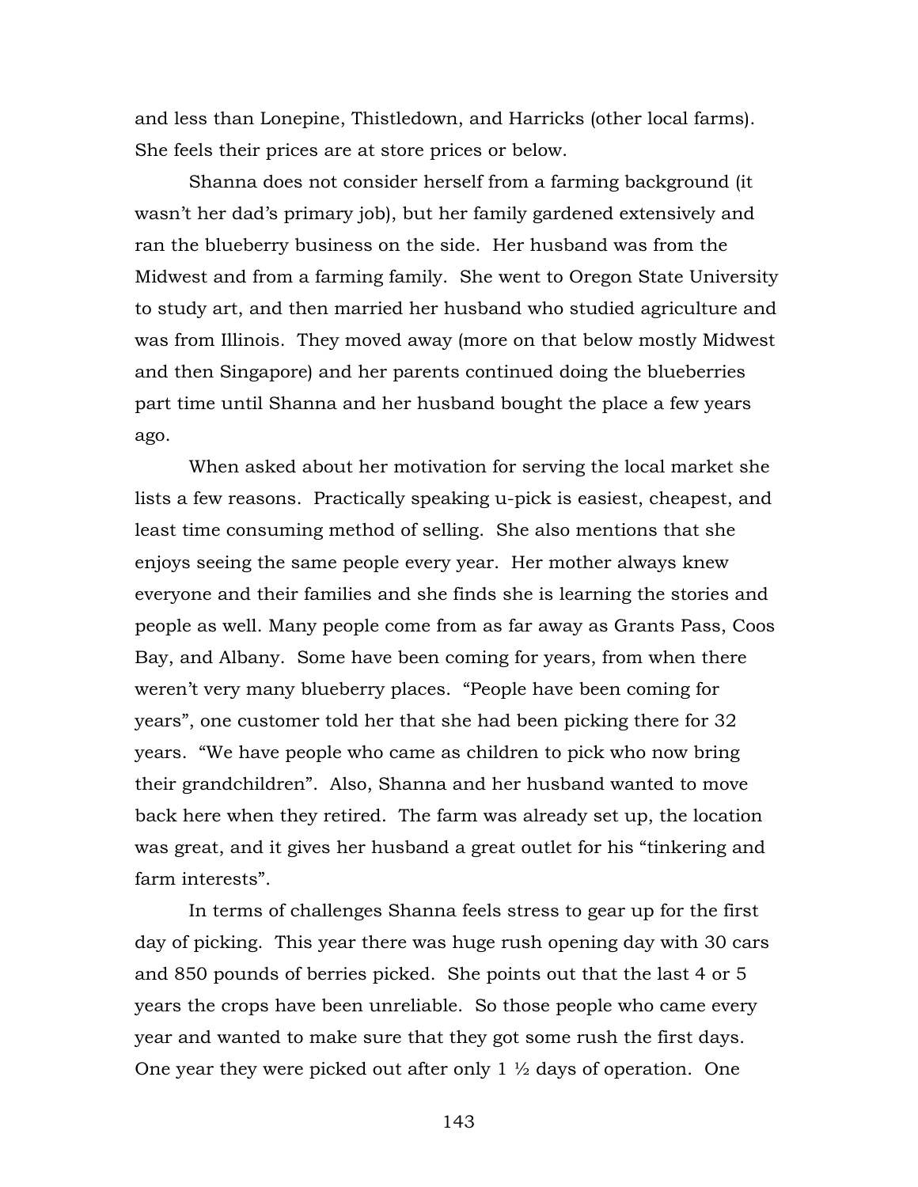and less than Lonepine, Thistledown, and Harricks (other local farms). She feels their prices are at store prices or below.

Shanna does not consider herself from a farming background (it wasn't her dad's primary job), but her family gardened extensively and ran the blueberry business on the side. Her husband was from the Midwest and from a farming family. She went to Oregon State University to study art, and then married her husband who studied agriculture and was from Illinois. They moved away (more on that below mostly Midwest and then Singapore) and her parents continued doing the blueberries part time until Shanna and her husband bought the place a few years ago.

When asked about her motivation for serving the local market she lists a few reasons. Practically speaking u-pick is easiest, cheapest, and least time consuming method of selling. She also mentions that she enjoys seeing the same people every year. Her mother always knew everyone and their families and she finds she is learning the stories and people as well. Many people come from as far away as Grants Pass, Coos Bay, and Albany. Some have been coming for years, from when there weren't very many blueberry places. "People have been coming for years", one customer told her that she had been picking there for 32 years. "We have people who came as children to pick who now bring their grandchildren". Also, Shanna and her husband wanted to move back here when they retired. The farm was already set up, the location was great, and it gives her husband a great outlet for his "tinkering and farm interests".

In terms of challenges Shanna feels stress to gear up for the first day of picking. This year there was huge rush opening day with 30 cars and 850 pounds of berries picked. She points out that the last 4 or 5 years the crops have been unreliable. So those people who came every year and wanted to make sure that they got some rush the first days. One year they were picked out after only 1 ½ days of operation. One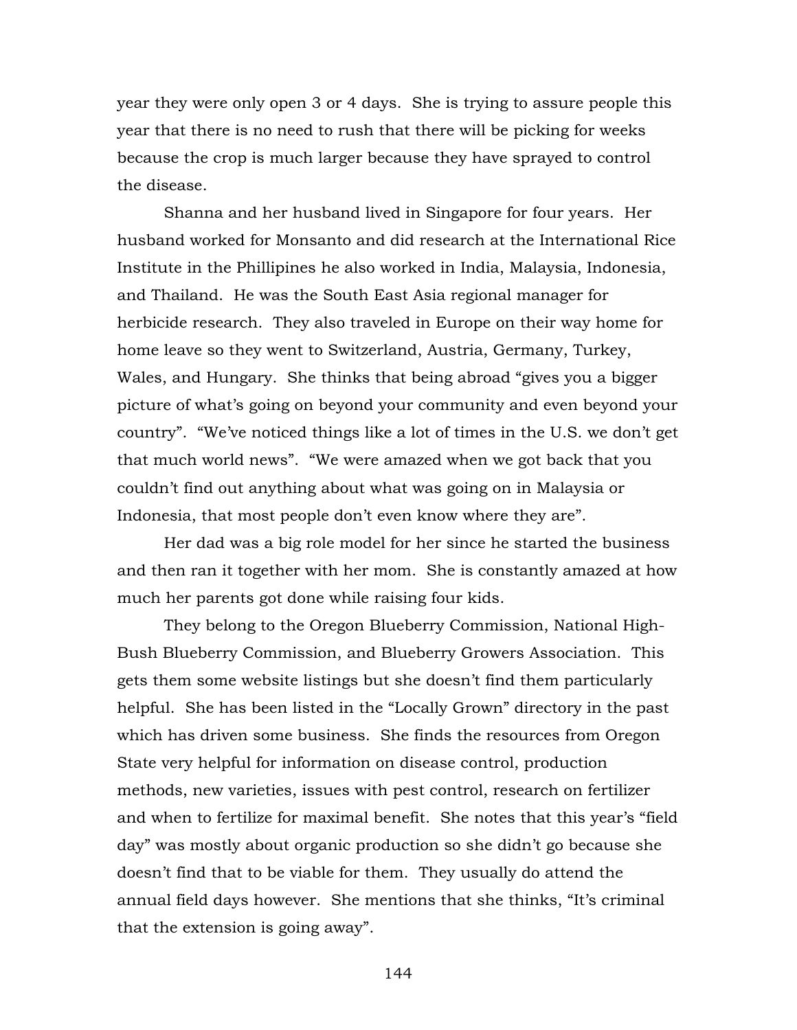year they were only open 3 or 4 days. She is trying to assure people this year that there is no need to rush that there will be picking for weeks because the crop is much larger because they have sprayed to control the disease.

Shanna and her husband lived in Singapore for four years. Her husband worked for Monsanto and did research at the International Rice Institute in the Phillipines he also worked in India, Malaysia, Indonesia, and Thailand. He was the South East Asia regional manager for herbicide research. They also traveled in Europe on their way home for home leave so they went to Switzerland, Austria, Germany, Turkey, Wales, and Hungary. She thinks that being abroad "gives you a bigger picture of what's going on beyond your community and even beyond your country". "We've noticed things like a lot of times in the U.S. we don't get that much world news". "We were amazed when we got back that you couldn't find out anything about what was going on in Malaysia or Indonesia, that most people don't even know where they are".

Her dad was a big role model for her since he started the business and then ran it together with her mom. She is constantly amazed at how much her parents got done while raising four kids.

They belong to the Oregon Blueberry Commission, National High-Bush Blueberry Commission, and Blueberry Growers Association. This gets them some website listings but she doesn't find them particularly helpful. She has been listed in the "Locally Grown" directory in the past which has driven some business. She finds the resources from Oregon State very helpful for information on disease control, production methods, new varieties, issues with pest control, research on fertilizer and when to fertilize for maximal benefit. She notes that this year's "field day" was mostly about organic production so she didn't go because she doesn't find that to be viable for them. They usually do attend the annual field days however. She mentions that she thinks, "It's criminal that the extension is going away".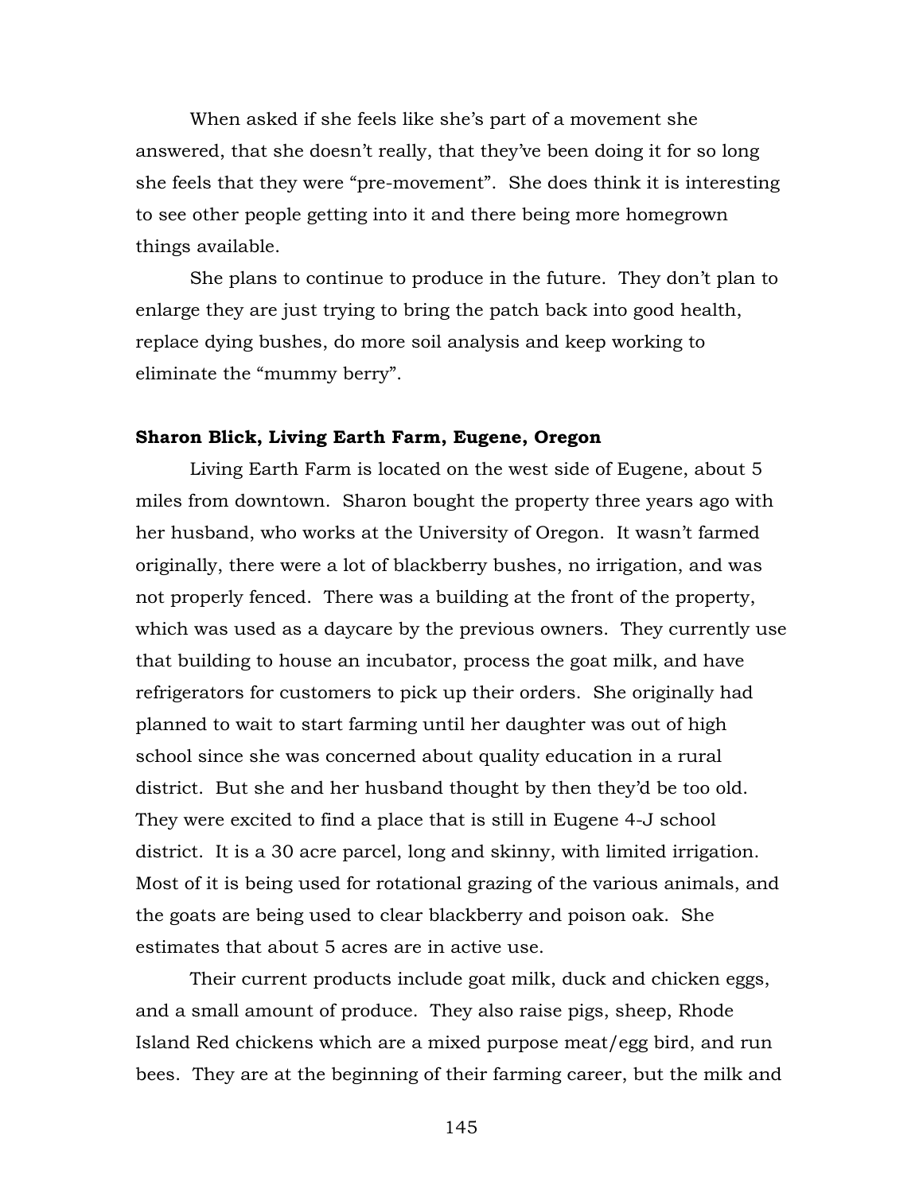When asked if she feels like she's part of a movement she answered, that she doesn't really, that they've been doing it for so long she feels that they were "pre-movement". She does think it is interesting to see other people getting into it and there being more homegrown things available.

She plans to continue to produce in the future. They don't plan to enlarge they are just trying to bring the patch back into good health, replace dying bushes, do more soil analysis and keep working to eliminate the "mummy berry".

**Sharon Blick, Living Earth Farm, Eugene, Oregon**

Living Earth Farm is located on the west side of Eugene, about 5 miles from downtown. Sharon bought the property three years ago with her husband, who works at the University of Oregon. It wasn't farmed originally, there were a lot of blackberry bushes, no irrigation, and was not properly fenced. There was a building at the front of the property, which was used as a daycare by the previous owners. They currently use that building to house an incubator, process the goat milk, and have refrigerators for customers to pick up their orders. She originally had planned to wait to start farming until her daughter was out of high school since she was concerned about quality education in a rural district. But she and her husband thought by then they'd be too old. They were excited to find a place that is still in Eugene 4-J school district. It is a 30 acre parcel, long and skinny, with limited irrigation. Most of it is being used for rotational grazing of the various animals, and the goats are being used to clear blackberry and poison oak. She estimates that about 5 acres are in active use.

Their current products include goat milk, duck and chicken eggs, and a small amount of produce. They also raise pigs, sheep, Rhode Island Red chickens which are a mixed purpose meat/egg bird, and run bees. They are at the beginning of their farming career, but the milk and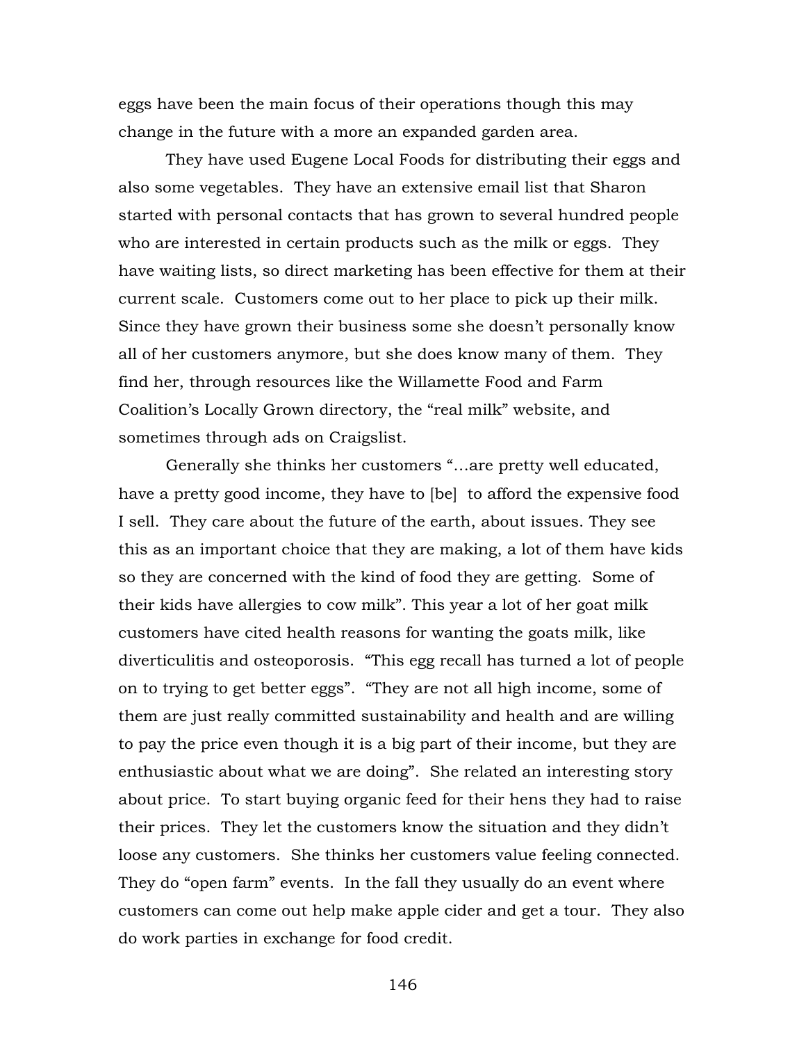eggs have been the main focus of their operations though this may change in the future with a more an expanded garden area.

They have used Eugene Local Foods for distributing their eggs and also some vegetables. They have an extensive email list that Sharon started with personal contacts that has grown to several hundred people who are interested in certain products such as the milk or eggs. They have waiting lists, so direct marketing has been effective for them at their current scale. Customers come out to her place to pick up their milk. Since they have grown their business some she doesn't personally know all of her customers anymore, but she does know many of them. They find her, through resources like the Willamette Food and Farm Coalition's Locally Grown directory, the "real milk" website, and sometimes through ads on Craigslist.

Generally she thinks her customers "…are pretty well educated, have a pretty good income, they have to [be] to afford the expensive food I sell. They care about the future of the earth, about issues. They see this as an important choice that they are making, a lot of them have kids so they are concerned with the kind of food they are getting. Some of their kids have allergies to cow milk". This year a lot of her goat milk customers have cited health reasons for wanting the goats milk, like diverticulitis and osteoporosis. "This egg recall has turned a lot of people on to trying to get better eggs". "They are not all high income, some of them are just really committed sustainability and health and are willing to pay the price even though it is a big part of their income, but they are enthusiastic about what we are doing". She related an interesting story about price. To start buying organic feed for their hens they had to raise their prices. They let the customers know the situation and they didn't loose any customers. She thinks her customers value feeling connected. They do "open farm" events. In the fall they usually do an event where customers can come out help make apple cider and get a tour. They also do work parties in exchange for food credit.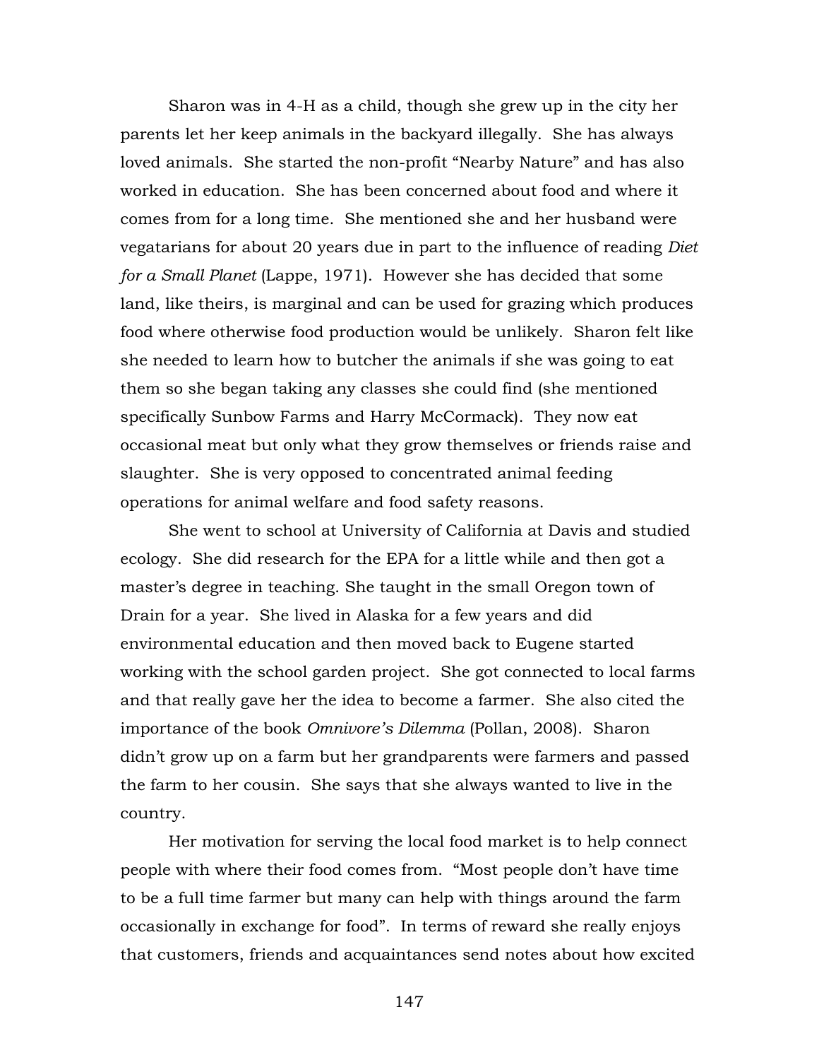Sharon was in 4-H as a child, though she grew up in the city her parents let her keep animals in the backyard illegally. She has always loved animals. She started the non-profit "Nearby Nature" and has also worked in education. She has been concerned about food and where it comes from for a long time. She mentioned she and her husband were vegatarians for about 20 years due in part to the influence of reading *Diet for a Small Planet* (Lappe, 1971). However she has decided that some land, like theirs, is marginal and can be used for grazing which produces food where otherwise food production would be unlikely. Sharon felt like she needed to learn how to butcher the animals if she was going to eat them so she began taking any classes she could find (she mentioned specifically Sunbow Farms and Harry McCormack). They now eat occasional meat but only what they grow themselves or friends raise and slaughter. She is very opposed to concentrated animal feeding operations for animal welfare and food safety reasons.

She went to school at University of California at Davis and studied ecology. She did research for the EPA for a little while and then got a master's degree in teaching. She taught in the small Oregon town of Drain for a year. She lived in Alaska for a few years and did environmental education and then moved back to Eugene started working with the school garden project. She got connected to local farms and that really gave her the idea to become a farmer. She also cited the importance of the book *Omnivore's Dilemma* (Pollan, 2008). Sharon didn't grow up on a farm but her grandparents were farmers and passed the farm to her cousin. She says that she always wanted to live in the country.

Her motivation for serving the local food market is to help connect people with where their food comes from. "Most people don't have time to be a full time farmer but many can help with things around the farm occasionally in exchange for food". In terms of reward she really enjoys that customers, friends and acquaintances send notes about how excited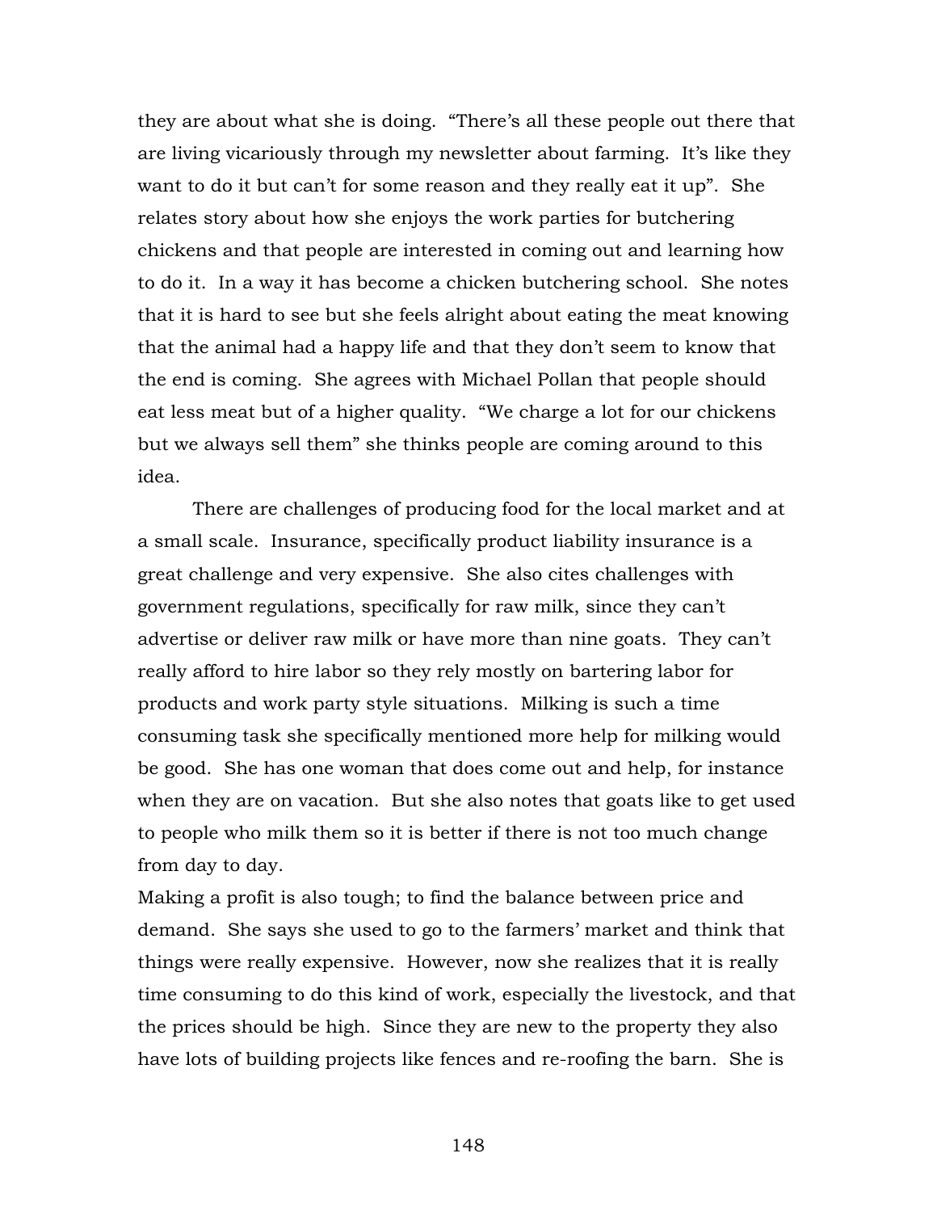they are about what she is doing. "There's all these people out there that are living vicariously through my newsletter about farming. It's like they want to do it but can't for some reason and they really eat it up". She relates story about how she enjoys the work parties for butchering chickens and that people are interested in coming out and learning how to do it. In a way it has become a chicken butchering school. She notes that it is hard to see but she feels alright about eating the meat knowing that the animal had a happy life and that they don't seem to know that the end is coming. She agrees with Michael Pollan that people should eat less meat but of a higher quality. "We charge a lot for our chickens but we always sell them" she thinks people are coming around to this idea.

There are challenges of producing food for the local market and at a small scale. Insurance, specifically product liability insurance is a great challenge and very expensive. She also cites challenges with government regulations, specifically for raw milk, since they can't advertise or deliver raw milk or have more than nine goats. They can't really afford to hire labor so they rely mostly on bartering labor for products and work party style situations. Milking is such a time consuming task she specifically mentioned more help for milking would be good. She has one woman that does come out and help, for instance when they are on vacation. But she also notes that goats like to get used to people who milk them so it is better if there is not too much change from day to day.

Making a profit is also tough; to find the balance between price and demand. She says she used to go to the farmers' market and think that things were really expensive. However, now she realizes that it is really time consuming to do this kind of work, especially the livestock, and that the prices should be high. Since they are new to the property they also have lots of building projects like fences and re-roofing the barn. She is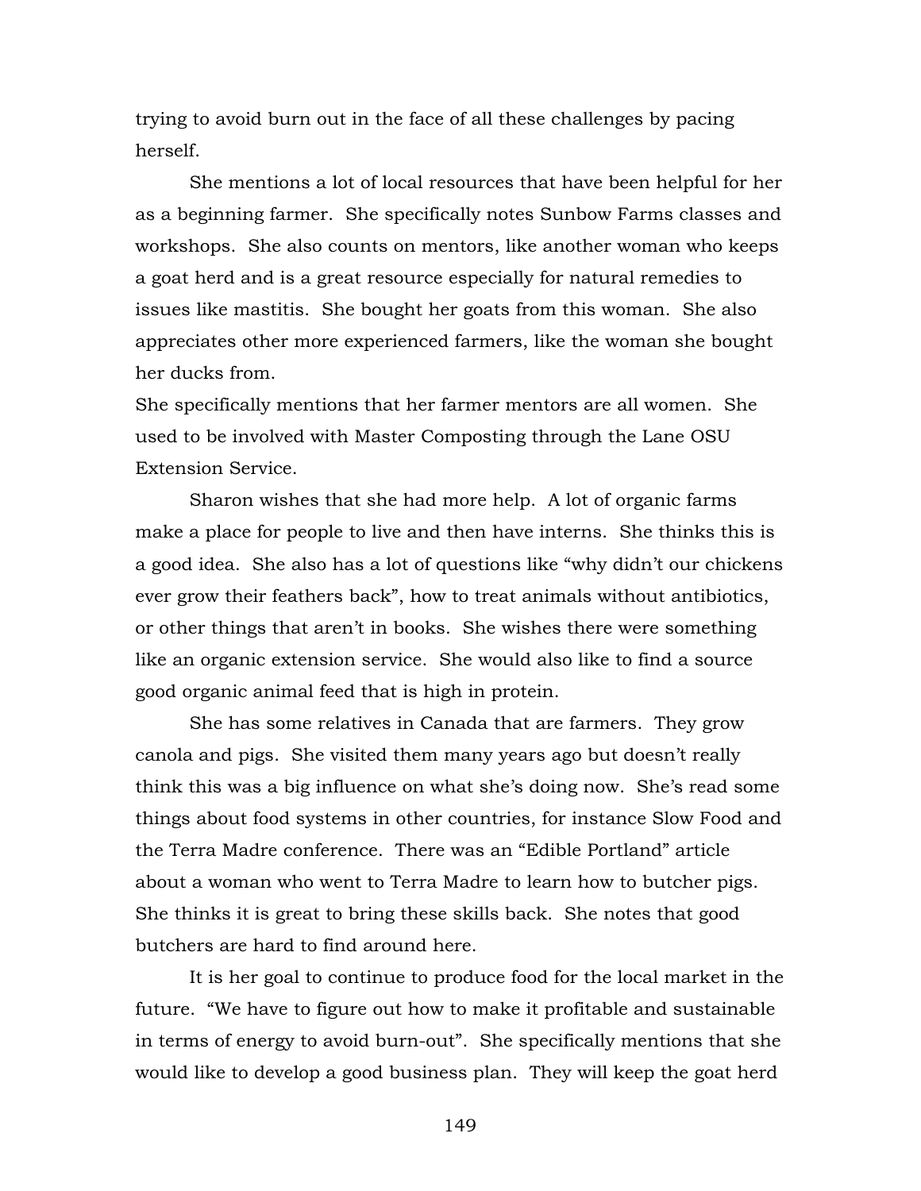trying to avoid burn out in the face of all these challenges by pacing herself.

She mentions a lot of local resources that have been helpful for her as a beginning farmer. She specifically notes Sunbow Farms classes and workshops. She also counts on mentors, like another woman who keeps a goat herd and is a great resource especially for natural remedies to issues like mastitis. She bought her goats from this woman. She also appreciates other more experienced farmers, like the woman she bought her ducks from.

She specifically mentions that her farmer mentors are all women. She used to be involved with Master Composting through the Lane OSU Extension Service.

Sharon wishes that she had more help. A lot of organic farms make a place for people to live and then have interns. She thinks this is a good idea. She also has a lot of questions like "why didn't our chickens ever grow their feathers back", how to treat animals without antibiotics, or other things that aren't in books. She wishes there were something like an organic extension service. She would also like to find a source good organic animal feed that is high in protein.

She has some relatives in Canada that are farmers. They grow canola and pigs. She visited them many years ago but doesn't really think this was a big influence on what she's doing now. She's read some things about food systems in other countries, for instance Slow Food and the Terra Madre conference. There was an "Edible Portland" article about a woman who went to Terra Madre to learn how to butcher pigs. She thinks it is great to bring these skills back. She notes that good butchers are hard to find around here.

It is her goal to continue to produce food for the local market in the future. "We have to figure out how to make it profitable and sustainable in terms of energy to avoid burn-out". She specifically mentions that she would like to develop a good business plan. They will keep the goat herd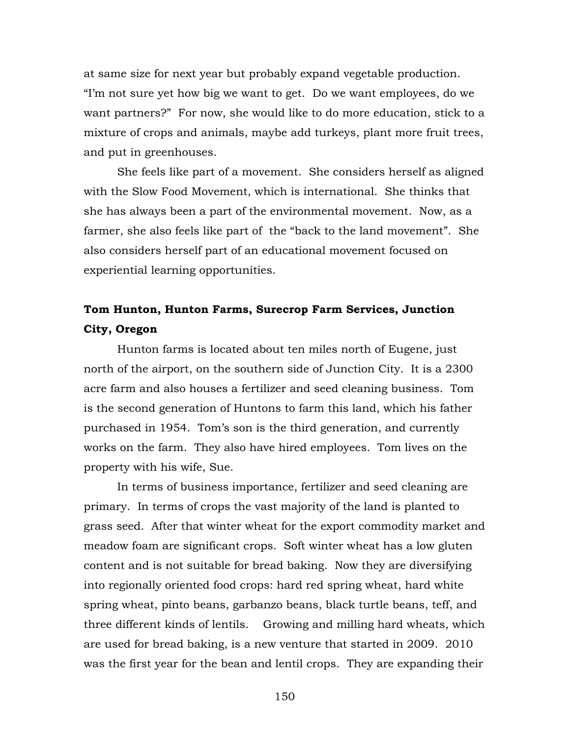at same size for next year but probably expand vegetable production. "I'm not sure yet how big we want to get. Do we want employees, do we want partners?" For now, she would like to do more education, stick to a mixture of crops and animals, maybe add turkeys, plant more fruit trees, and put in greenhouses.

She feels like part of a movement. She considers herself as aligned with the Slow Food Movement, which is international. She thinks that she has always been a part of the environmental movement. Now, as a farmer, she also feels like part of the "back to the land movement". She also considers herself part of an educational movement focused on experiential learning opportunities.

**Tom Hunton, Hunton Farms, Surecrop Farm Services, Junction City, Oregon**

Hunton farms is located about ten miles north of Eugene, just north of the airport, on the southern side of Junction City. It is a 2300 acre farm and also houses a fertilizer and seed cleaning business. Tom is the second generation of Huntons to farm this land, which his father purchased in 1954. Tom's son is the third generation, and currently works on the farm. They also have hired employees. Tom lives on the property with his wife, Sue.

In terms of business importance, fertilizer and seed cleaning are primary. In terms of crops the vast majority of the land is planted to grass seed. After that winter wheat for the export commodity market and meadow foam are significant crops. Soft winter wheat has a low gluten content and is not suitable for bread baking. Now they are diversifying into regionally oriented food crops: hard red spring wheat, hard white spring wheat, pinto beans, garbanzo beans, black turtle beans, teff, and three different kinds of lentils. Growing and milling hard wheats, which are used for bread baking, is a new venture that started in 2009. 2010 was the first year for the bean and lentil crops. They are expanding their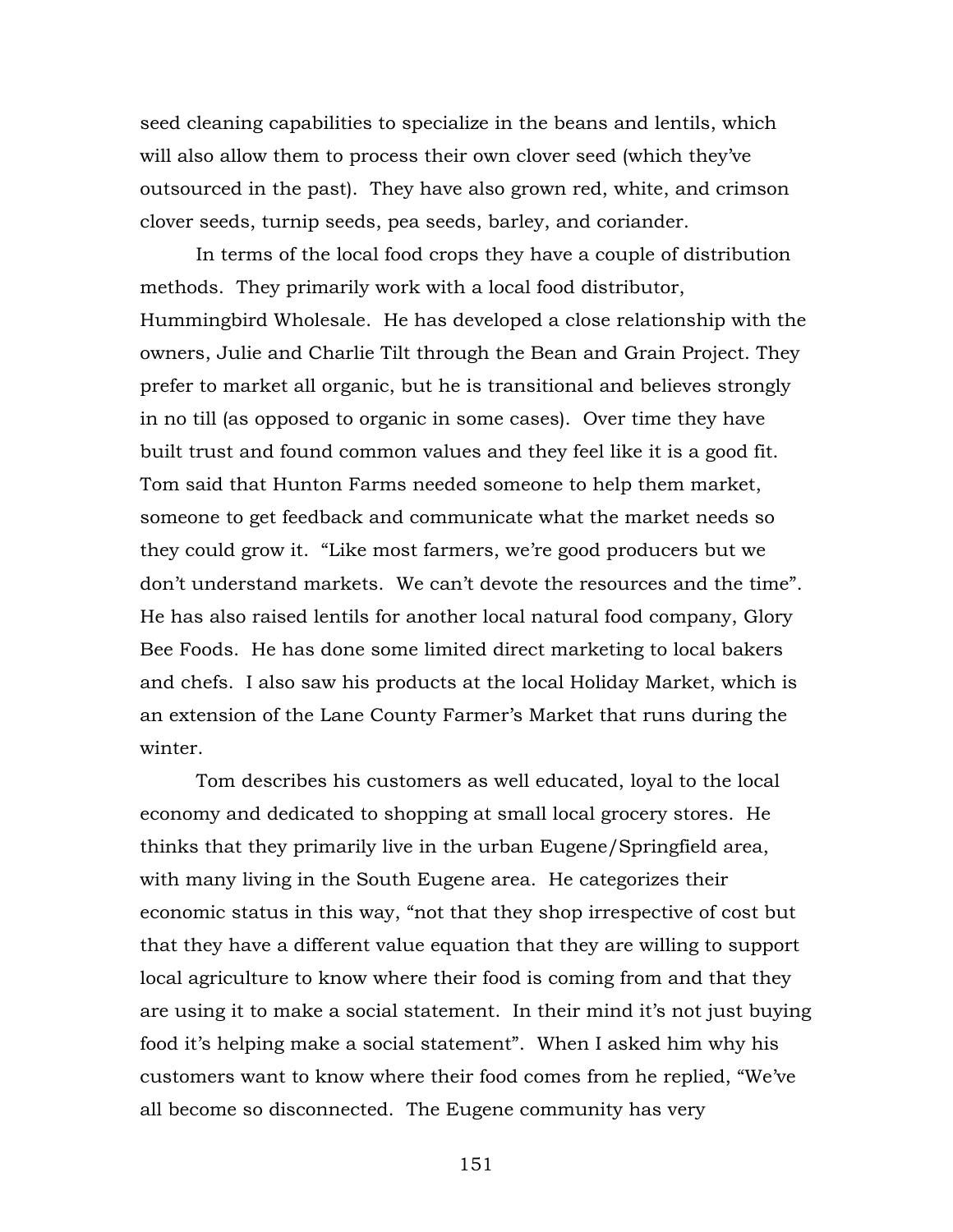seed cleaning capabilities to specialize in the beans and lentils, which will also allow them to process their own clover seed (which they've outsourced in the past). They have also grown red, white, and crimson clover seeds, turnip seeds, pea seeds, barley, and coriander.

In terms of the local food crops they have a couple of distribution methods. They primarily work with a local food distributor, Hummingbird Wholesale. He has developed a close relationship with the owners, Julie and Charlie Tilt through the Bean and Grain Project. They prefer to market all organic, but he is transitional and believes strongly in no till (as opposed to organic in some cases). Over time they have built trust and found common values and they feel like it is a good fit. Tom said that Hunton Farms needed someone to help them market, someone to get feedback and communicate what the market needs so they could grow it. "Like most farmers, we're good producers but we don't understand markets. We can't devote the resources and the time". He has also raised lentils for another local natural food company, Glory Bee Foods. He has done some limited direct marketing to local bakers and chefs. I also saw his products at the local Holiday Market, which is an extension of the Lane County Farmer's Market that runs during the winter.

Tom describes his customers as well educated, loyal to the local economy and dedicated to shopping at small local grocery stores. He thinks that they primarily live in the urban Eugene/Springfield area, with many living in the South Eugene area. He categorizes their economic status in this way, "not that they shop irrespective of cost but that they have a different value equation that they are willing to support local agriculture to know where their food is coming from and that they are using it to make a social statement. In their mind it's not just buying food it's helping make a social statement". When I asked him why his customers want to know where their food comes from he replied, "We've all become so disconnected. The Eugene community has very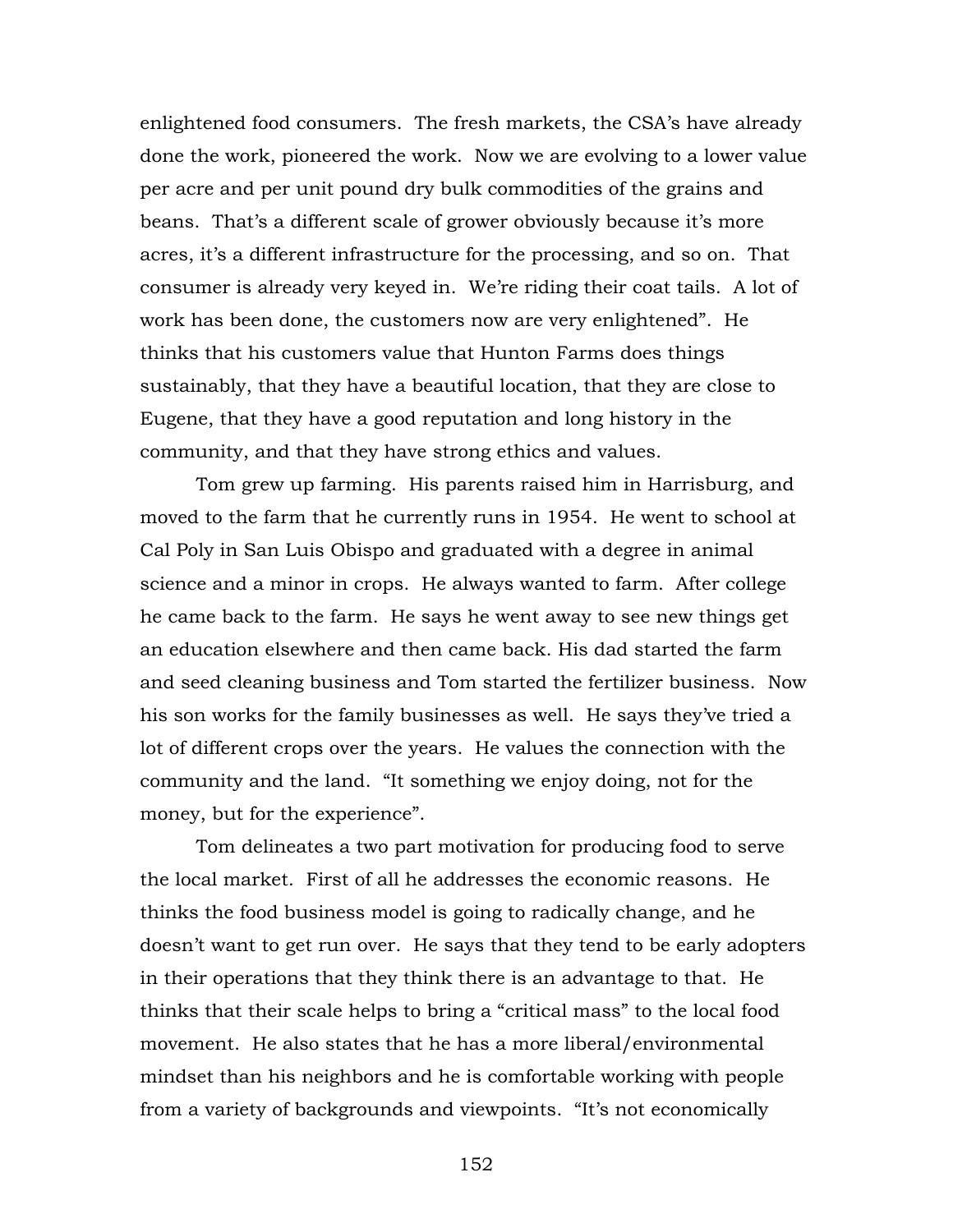enlightened food consumers. The fresh markets, the CSA's have already done the work, pioneered the work. Now we are evolving to a lower value per acre and per unit pound dry bulk commodities of the grains and beans. That's a different scale of grower obviously because it's more acres, it's a different infrastructure for the processing, and so on. That consumer is already very keyed in. We're riding their coat tails. A lot of work has been done, the customers now are very enlightened". He thinks that his customers value that Hunton Farms does things sustainably, that they have a beautiful location, that they are close to Eugene, that they have a good reputation and long history in the community, and that they have strong ethics and values.

Tom grew up farming. His parents raised him in Harrisburg, and moved to the farm that he currently runs in 1954. He went to school at Cal Poly in San Luis Obispo and graduated with a degree in animal science and a minor in crops. He always wanted to farm. After college he came back to the farm. He says he went away to see new things get an education elsewhere and then came back. His dad started the farm and seed cleaning business and Tom started the fertilizer business. Now his son works for the family businesses as well. He says they've tried a lot of different crops over the years. He values the connection with the community and the land. "It something we enjoy doing, not for the money, but for the experience".

Tom delineates a two part motivation for producing food to serve the local market. First of all he addresses the economic reasons. He thinks the food business model is going to radically change, and he doesn't want to get run over. He says that they tend to be early adopters in their operations that they think there is an advantage to that. He thinks that their scale helps to bring a "critical mass" to the local food movement. He also states that he has a more liberal/environmental mindset than his neighbors and he is comfortable working with people from a variety of backgrounds and viewpoints. "It's not economically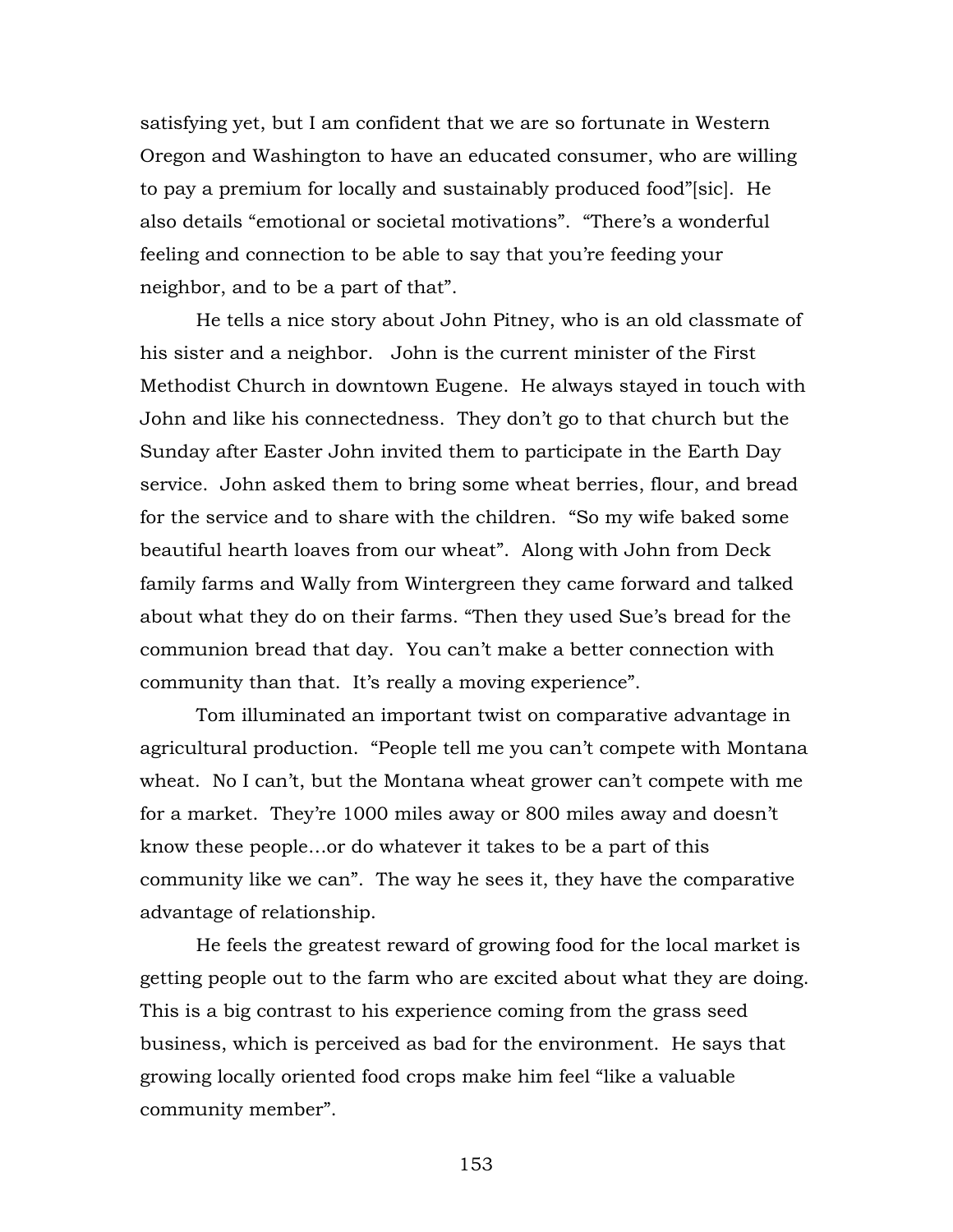satisfying yet, but I am confident that we are so fortunate in Western Oregon and Washington to have an educated consumer, who are willing to pay a premium for locally and sustainably produced food"[sic]. He also details "emotional or societal motivations". "There's a wonderful feeling and connection to be able to say that you're feeding your neighbor, and to be a part of that".

He tells a nice story about John Pitney, who is an old classmate of his sister and a neighbor. John is the current minister of the First Methodist Church in downtown Eugene. He always stayed in touch with John and like his connectedness. They don't go to that church but the Sunday after Easter John invited them to participate in the Earth Day service. John asked them to bring some wheat berries, flour, and bread for the service and to share with the children. "So my wife baked some beautiful hearth loaves from our wheat". Along with John from Deck family farms and Wally from Wintergreen they came forward and talked about what they do on their farms. "Then they used Sue's bread for the communion bread that day. You can't make a better connection with community than that. It's really a moving experience".

Tom illuminated an important twist on comparative advantage in agricultural production. "People tell me you can't compete with Montana wheat. No I can't, but the Montana wheat grower can't compete with me for a market. They're 1000 miles away or 800 miles away and doesn't know these people…or do whatever it takes to be a part of this community like we can". The way he sees it, they have the comparative advantage of relationship.

He feels the greatest reward of growing food for the local market is getting people out to the farm who are excited about what they are doing. This is a big contrast to his experience coming from the grass seed business, which is perceived as bad for the environment. He says that growing locally oriented food crops make him feel "like a valuable community member".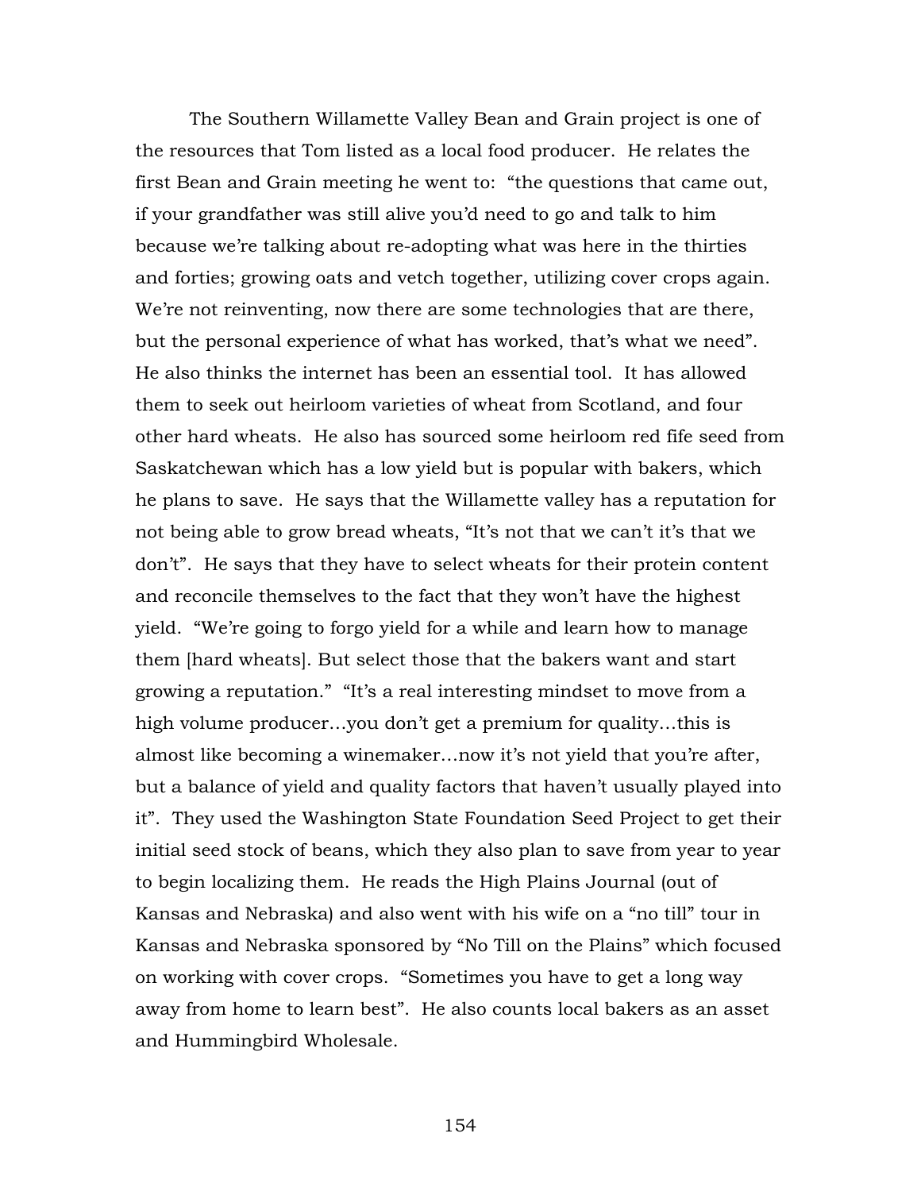The Southern Willamette Valley Bean and Grain project is one of the resources that Tom listed as a local food producer. He relates the first Bean and Grain meeting he went to: "the questions that came out, if your grandfather was still alive you'd need to go and talk to him because we're talking about re-adopting what was here in the thirties and forties; growing oats and vetch together, utilizing cover crops again. We're not reinventing, now there are some technologies that are there, but the personal experience of what has worked, that's what we need". He also thinks the internet has been an essential tool. It has allowed them to seek out heirloom varieties of wheat from Scotland, and four other hard wheats. He also has sourced some heirloom red fife seed from Saskatchewan which has a low yield but is popular with bakers, which he plans to save. He says that the Willamette valley has a reputation for not being able to grow bread wheats, "It's not that we can't it's that we don't". He says that they have to select wheats for their protein content and reconcile themselves to the fact that they won't have the highest yield. "We're going to forgo yield for a while and learn how to manage them [hard wheats]. But select those that the bakers want and start growing a reputation." "It's a real interesting mindset to move from a high volume producer…you don't get a premium for quality…this is almost like becoming a winemaker…now it's not yield that you're after, but a balance of yield and quality factors that haven't usually played into it". They used the Washington State Foundation Seed Project to get their initial seed stock of beans, which they also plan to save from year to year to begin localizing them. He reads the High Plains Journal (out of Kansas and Nebraska) and also went with his wife on a "no till" tour in Kansas and Nebraska sponsored by "No Till on the Plains" which focused on working with cover crops. "Sometimes you have to get a long way away from home to learn best". He also counts local bakers as an asset and Hummingbird Wholesale.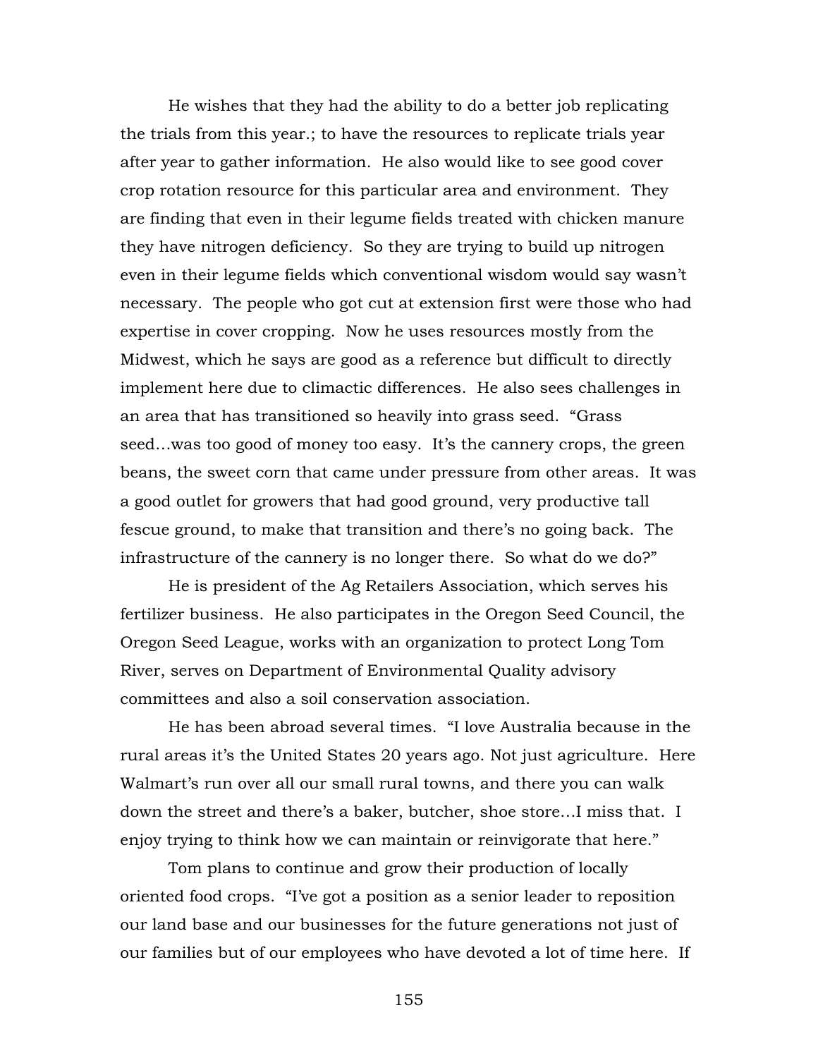He wishes that they had the ability to do a better job replicating the trials from this year.; to have the resources to replicate trials year after year to gather information. He also would like to see good cover crop rotation resource for this particular area and environment. They are finding that even in their legume fields treated with chicken manure they have nitrogen deficiency. So they are trying to build up nitrogen even in their legume fields which conventional wisdom would say wasn't necessary. The people who got cut at extension first were those who had expertise in cover cropping. Now he uses resources mostly from the Midwest, which he says are good as a reference but difficult to directly implement here due to climactic differences. He also sees challenges in an area that has transitioned so heavily into grass seed. "Grass seed…was too good of money too easy. It's the cannery crops, the green beans, the sweet corn that came under pressure from other areas. It was a good outlet for growers that had good ground, very productive tall fescue ground, to make that transition and there's no going back. The infrastructure of the cannery is no longer there. So what do we do?"

He is president of the Ag Retailers Association, which serves his fertilizer business. He also participates in the Oregon Seed Council, the Oregon Seed League, works with an organization to protect Long Tom River, serves on Department of Environmental Quality advisory committees and also a soil conservation association.

He has been abroad several times. "I love Australia because in the rural areas it's the United States 20 years ago. Not just agriculture. Here Walmart's run over all our small rural towns, and there you can walk down the street and there's a baker, butcher, shoe store…I miss that. I enjoy trying to think how we can maintain or reinvigorate that here."

Tom plans to continue and grow their production of locally oriented food crops. "I've got a position as a senior leader to reposition our land base and our businesses for the future generations not just of our families but of our employees who have devoted a lot of time here. If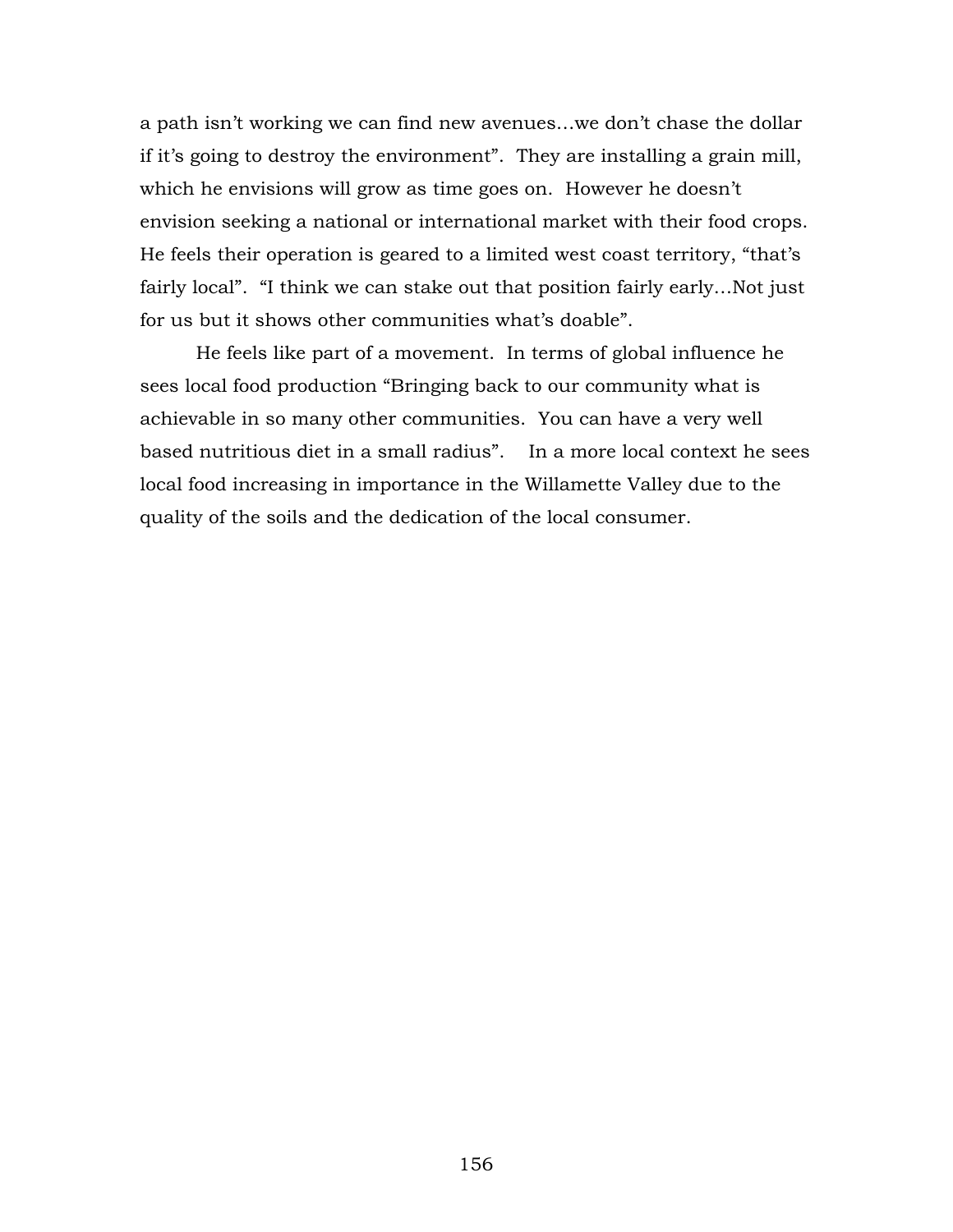a path isn't working we can find new avenues…we don't chase the dollar if it's going to destroy the environment". They are installing a grain mill, which he envisions will grow as time goes on. However he doesn't envision seeking a national or international market with their food crops. He feels their operation is geared to a limited west coast territory, "that's fairly local". "I think we can stake out that position fairly early…Not just for us but it shows other communities what's doable".

He feels like part of a movement. In terms of global influence he sees local food production "Bringing back to our community what is achievable in so many other communities. You can have a very well based nutritious diet in a small radius". In a more local context he sees local food increasing in importance in the Willamette Valley due to the quality of the soils and the dedication of the local consumer.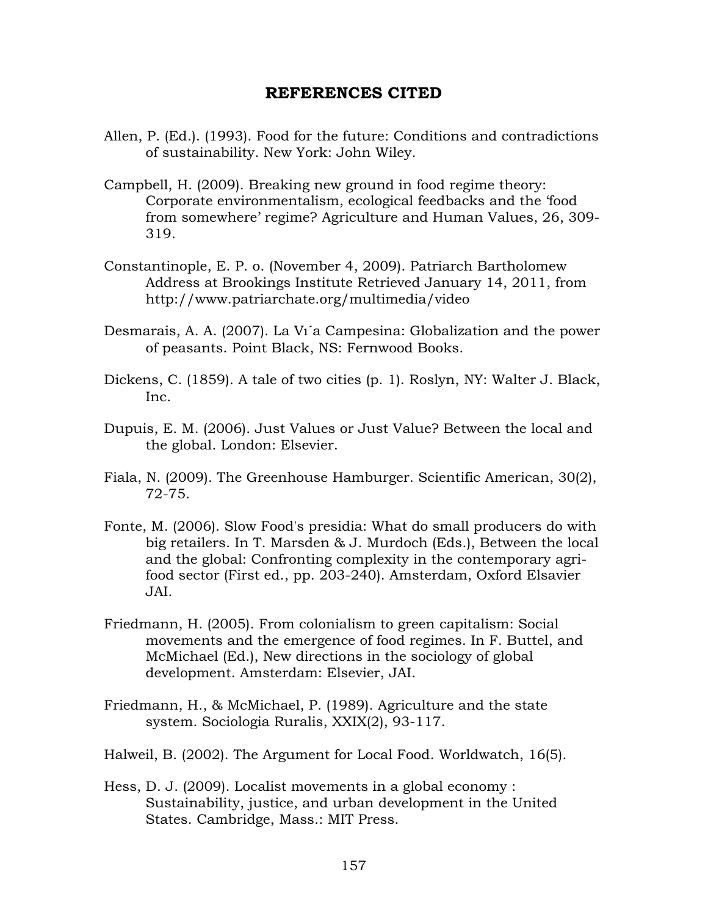# REFERENCES CITED

Allen, P. (Ed.). (1993). Food for the future: Conditions and contradictions of sustainability. New York: John Wiley.

Campbell, H. (2009). Breaking new ground in food regime theory: Corporate environmentalism, ecological feedbacks and the 'food from somewhere' regime? Agriculture and Human Values, 26, 309-319.

Constantinople, E. P. o. (November 4, 2009). Patriarch Bartholomew Address at Brookings Institute Retrieved January 14, 2011, from http://www.patriarchate.org/multimedia/video

Desmarais, A. A. (2007). La Vı´a Campesina: Globalization and the power of peasants. Point Black, NS: Fernwood Books.

Dickens, C. (1859). A tale of two cities (p. 1). Roslyn, NY: Walter J. Black, Inc.

Dupuis, E. M. (2006). Just Values or Just Value? Between the local and the global. London: Elsevier.

Fiala, N. (2009). The Greenhouse Hamburger. Scientific American, 30(2), 72-75.

Fonte, M. (2006). Slow Food's presidia: What do small producers do with big retailers. In T. Marsden & J. Murdoch (Eds.), Between the local and the global: Confronting complexity in the contemporary agri-food sector (First ed., pp. 203-240). Amsterdam, Oxford Elsavier JAI.

Friedmann, H. (2005). From colonialism to green capitalism: Social movements and the emergence of food regimes. In F. Buttel, and McMichael (Ed.), New directions in the sociology of global development. Amsterdam: Elsevier, JAI.

Friedmann, H., & McMichael, P. (1989). Agriculture and the state system. Sociologia Ruralis, XXIX(2), 93-117.

Halweil, B. (2002). The Argument for Local Food. Worldwatch, 16(5).

Hess, D. J. (2009). Localist movements in a global economy : Sustainability, justice, and urban development in the United States. Cambridge, Mass.: MIT Press.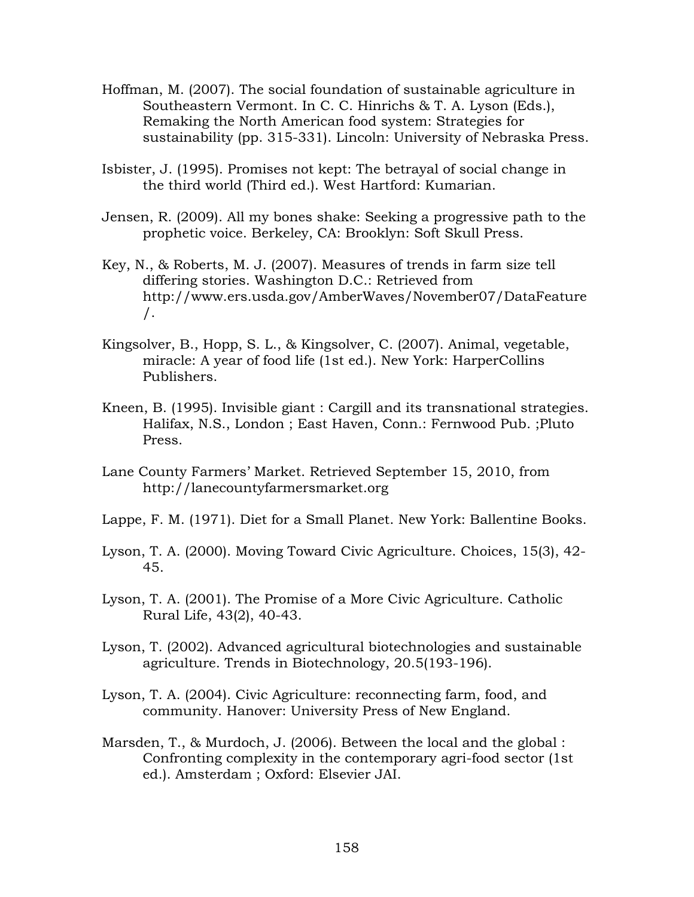Hoffman, M. (2007). The social foundation of sustainable agriculture in Southeastern Vermont. In C. C. Hinrichs & T. A. Lyson (Eds.), Remaking the North American food system: Strategies for sustainability (pp. 315-331). Lincoln: University of Nebraska Press.

Isbister, J. (1995). Promises not kept: The betrayal of social change in the third world (Third ed.). West Hartford: Kumarian.

Jensen, R. (2009). All my bones shake: Seeking a progressive path to the prophetic voice. Berkeley, CA: Brooklyn: Soft Skull Press.

Key, N., & Roberts, M. J. (2007). Measures of trends in farm size tell differing stories. Washington D.C.: Retrieved from http://www.ers.usda.gov/AmberWaves/November07/DataFeature/.

Kingsolver, B., Hopp, S. L., & Kingsolver, C. (2007). Animal, vegetable, miracle: A year of food life (1st ed.). New York: HarperCollins Publishers.

Kneen, B. (1995). Invisible giant : Cargill and its transnational strategies. Halifax, N.S., London ; East Haven, Conn.: Fernwood Pub. ;Pluto Press.

Lane County Farmers' Market. Retrieved September 15, 2010, from http://lanecountyfarmersmarket.org

Lappe, F. M. (1971). Diet for a Small Planet. New York: Ballentine Books.

Lyson, T. A. (2000). Moving Toward Civic Agriculture. Choices, 15(3), 42-45.

Lyson, T. A. (2001). The Promise of a More Civic Agriculture. Catholic Rural Life, 43(2), 40-43.

Lyson, T. (2002). Advanced agricultural biotechnologies and sustainable agriculture. Trends in Biotechnology, 20.5(193-196).

Lyson, T. A. (2004). Civic Agriculture: reconnecting farm, food, and community. Hanover: University Press of New England.

Marsden, T., & Murdoch, J. (2006). Between the local and the global : Confronting complexity in the contemporary agri-food sector (1st ed.). Amsterdam ; Oxford: Elsevier JAI.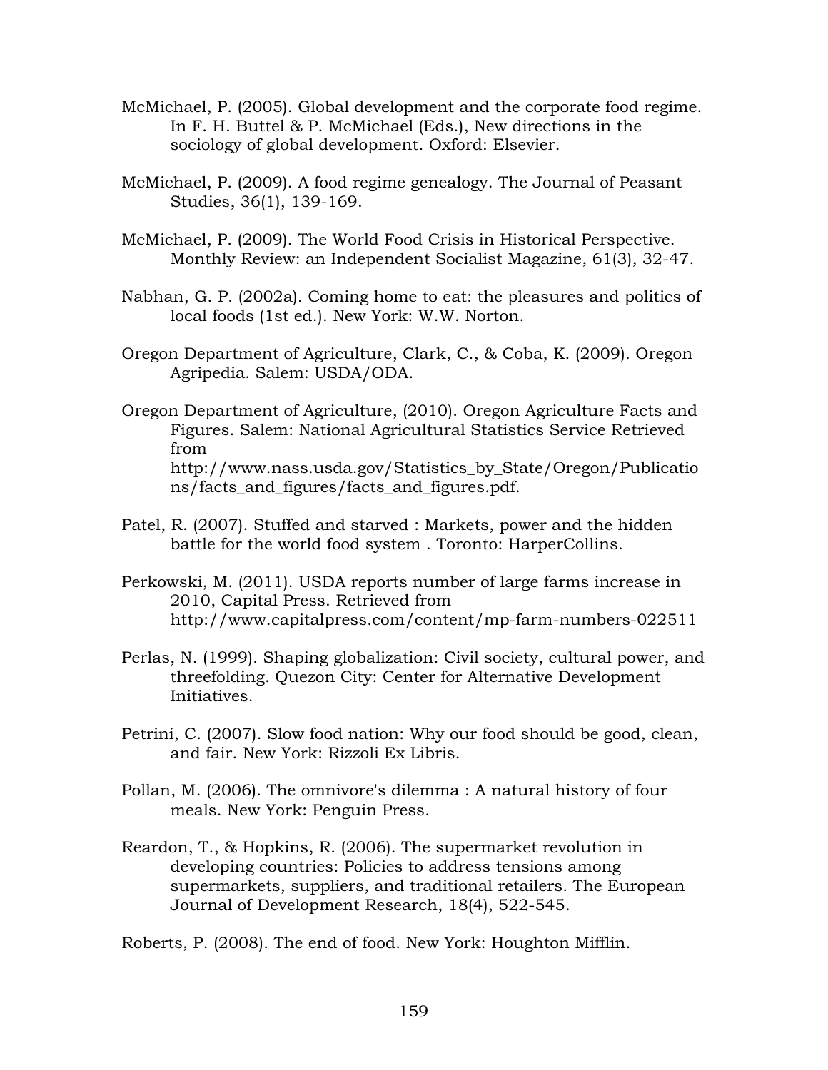McMichael, P. (2005). Global development and the corporate food regime. In F. H. Buttel & P. McMichael (Eds.), New directions in the sociology of global development. Oxford: Elsevier.

McMichael, P. (2009). A food regime genealogy. The Journal of Peasant Studies, 36(1), 139-169.

McMichael, P. (2009). The World Food Crisis in Historical Perspective. Monthly Review: an Independent Socialist Magazine, 61(3), 32-47.

Nabhan, G. P. (2002a). Coming home to eat: the pleasures and politics of local foods (1st ed.). New York: W.W. Norton.

Oregon Department of Agriculture, Clark, C., & Coba, K. (2009). Oregon Agripedia. Salem: USDA/ODA.

Oregon Department of Agriculture, (2010). Oregon Agriculture Facts and Figures. Salem: National Agricultural Statistics Service Retrieved from http://www.nass.usda.gov/Statistics_by_State/Oregon/Publications/facts_and_figures/facts_and_figures.pdf.

Patel, R. (2007). Stuffed and starved : Markets, power and the hidden battle for the world food system . Toronto: HarperCollins.

Perkowski, M. (2011). USDA reports number of large farms increase in 2010, Capital Press. Retrieved from http://www.capitalpress.com/content/mp-farm-numbers-022511

Perlas, N. (1999). Shaping globalization: Civil society, cultural power, and threefolding. Quezon City: Center for Alternative Development Initiatives.

Petrini, C. (2007). Slow food nation: Why our food should be good, clean, and fair. New York: Rizzoli Ex Libris.

Pollan, M. (2006). The omnivore's dilemma : A natural history of four meals. New York: Penguin Press.

Reardon, T., & Hopkins, R. (2006). The supermarket revolution in developing countries: Policies to address tensions among supermarkets, suppliers, and traditional retailers. The European Journal of Development Research, 18(4), 522-545.

Roberts, P. (2008). The end of food. New York: Houghton Mifflin.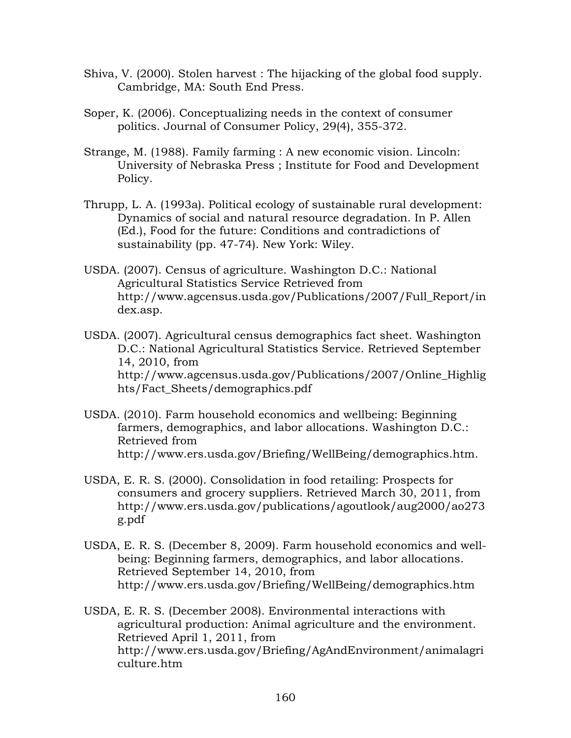Shiva, V. (2000). Stolen harvest : The hijacking of the global food supply. Cambridge, MA: South End Press.

Soper, K. (2006). Conceptualizing needs in the context of consumer politics. Journal of Consumer Policy, 29(4), 355-372.

Strange, M. (1988). Family farming : A new economic vision. Lincoln: University of Nebraska Press ; Institute for Food and Development Policy.

Thrupp, L. A. (1993a). Political ecology of sustainable rural development: Dynamics of social and natural resource degradation. In P. Allen (Ed.), Food for the future: Conditions and contradictions of sustainability (pp. 47-74). New York: Wiley.

USDA. (2007). Census of agriculture. Washington D.C.: National Agricultural Statistics Service Retrieved from http://www.agcensus.usda.gov/Publications/2007/Full_Report/index.asp.

USDA. (2007). Agricultural census demographics fact sheet. Washington D.C.: National Agricultural Statistics Service. Retrieved September 14, 2010, from http://www.agcensus.usda.gov/Publications/2007/Online_Highlights/Fact_Sheets/demographics.pdf

USDA. (2010). Farm household economics and wellbeing: Beginning farmers, demographics, and labor allocations. Washington D.C.: Retrieved from http://www.ers.usda.gov/Briefing/WellBeing/demographics.htm.

USDA, E. R. S. (2000). Consolidation in food retailing: Prospects for consumers and grocery suppliers. Retrieved March 30, 2011, from http://www.ers.usda.gov/publications/agoutlook/aug2000/ao273g.pdf

USDA, E. R. S. (December 8, 2009). Farm household economics and well-being: Beginning farmers, demographics, and labor allocations. Retrieved September 14, 2010, from http://www.ers.usda.gov/Briefing/WellBeing/demographics.htm

USDA, E. R. S. (December 2008). Environmental interactions with agricultural production: Animal agriculture and the environment. Retrieved April 1, 2011, from http://www.ers.usda.gov/Briefing/AgAndEnvironment/animalagriculture.htm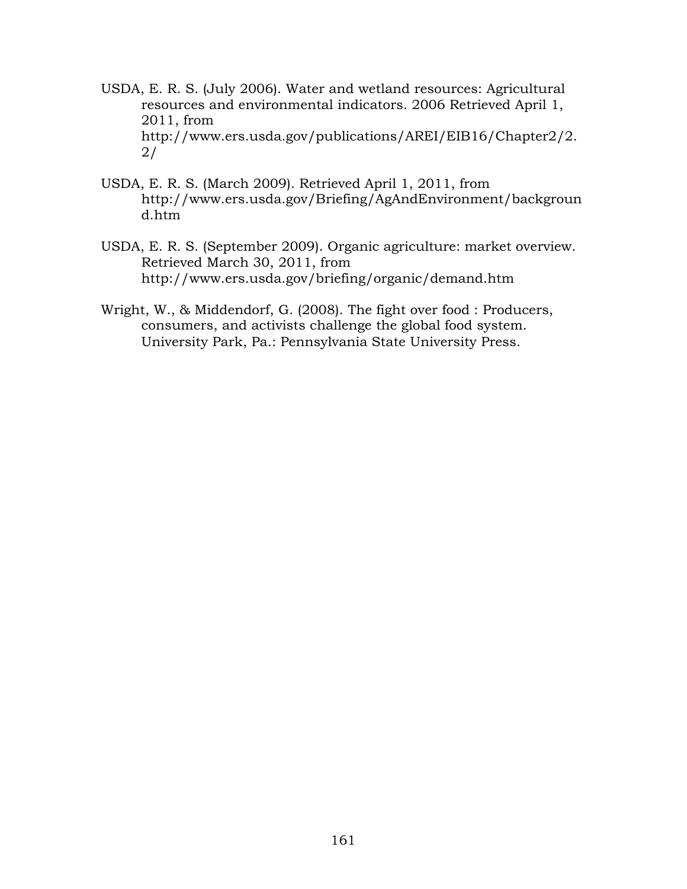USDA, E. R. S. (July 2006). Water and wetland resources: Agricultural resources and environmental indicators. 2006 Retrieved April 1, 2011, from http://www.ers.usda.gov/publications/AREI/EIB16/Chapter2/2.2/

USDA, E. R. S. (March 2009). Retrieved April 1, 2011, from http://www.ers.usda.gov/Briefing/AgAndEnvironment/background.htm

USDA, E. R. S. (September 2009). Organic agriculture: market overview. Retrieved March 30, 2011, from http://www.ers.usda.gov/briefing/organic/demand.htm

Wright, W., & Middendorf, G. (2008). The fight over food : Producers, consumers, and activists challenge the global food system. University Park, Pa.: Pennsylvania State University Press.